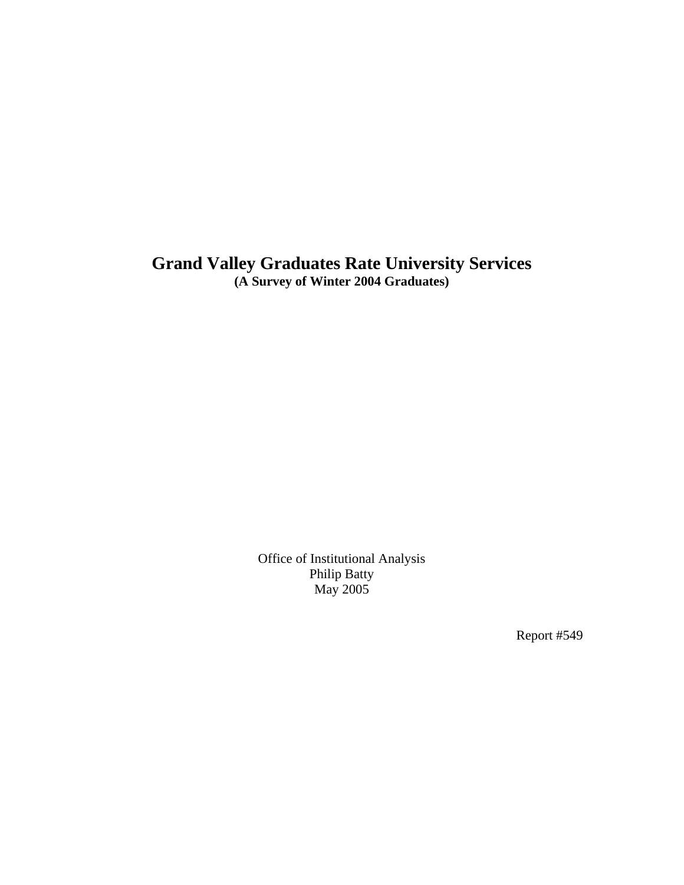# Grand Valley Graduates Rate University Services

**(A Survey of Winter 2004 Graduates)**

Office of Institutional Analysis
Philip Batty
May 2005

Report #549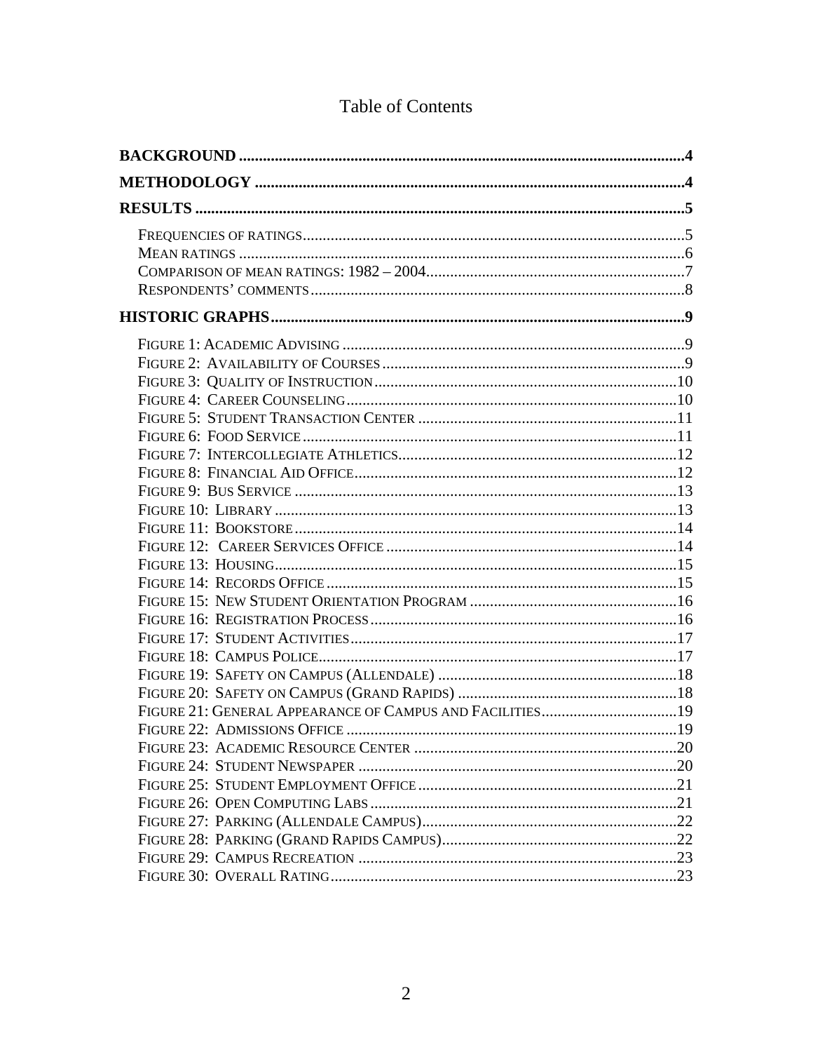# Table of Contents

**BACKGROUND** .....4

**METHODOLOGY** .....4

**RESULTS** .....5

- Frequencies of ratings .....5
- Mean ratings .....6
- Comparison of mean ratings: 1982 – 2004 .....7
- Respondents' comments .....8

**HISTORIC GRAPHS** .....9

- Figure 1: Academic Advising .....9
- Figure 2: Availability of Courses .....9
- Figure 3: Quality of Instruction .....10
- Figure 4: Career Counseling .....10
- Figure 5: Student Transaction Center .....11
- Figure 6: Food Service .....11
- Figure 7: Intercollegiate Athletics .....12
- Figure 8: Financial Aid Office .....12
- Figure 9: Bus Service .....13
- Figure 10: Library .....13
- Figure 11: Bookstore .....14
- Figure 12: Career Services Office .....14
- Figure 13: Housing .....15
- Figure 14: Records Office .....15
- Figure 15: New Student Orientation Program .....16
- Figure 16: Registration Process .....16
- Figure 17: Student Activities .....17
- Figure 18: Campus Police .....17
- Figure 19: Safety on Campus (Allendale) .....18
- Figure 20: Safety on Campus (Grand Rapids) .....18
- Figure 21: General Appearance of Campus and Facilities .....19
- Figure 22: Admissions Office .....19
- Figure 23: Academic Resource Center .....20
- Figure 24: Student Newspaper .....20
- Figure 25: Student Employment Office .....21
- Figure 26: Open Computing Labs .....21
- Figure 27: Parking (Allendale Campus) .....22
- Figure 28: Parking (Grand Rapids Campus) .....22
- Figure 29: Campus Recreation .....23
- Figure 30: Overall Rating .....23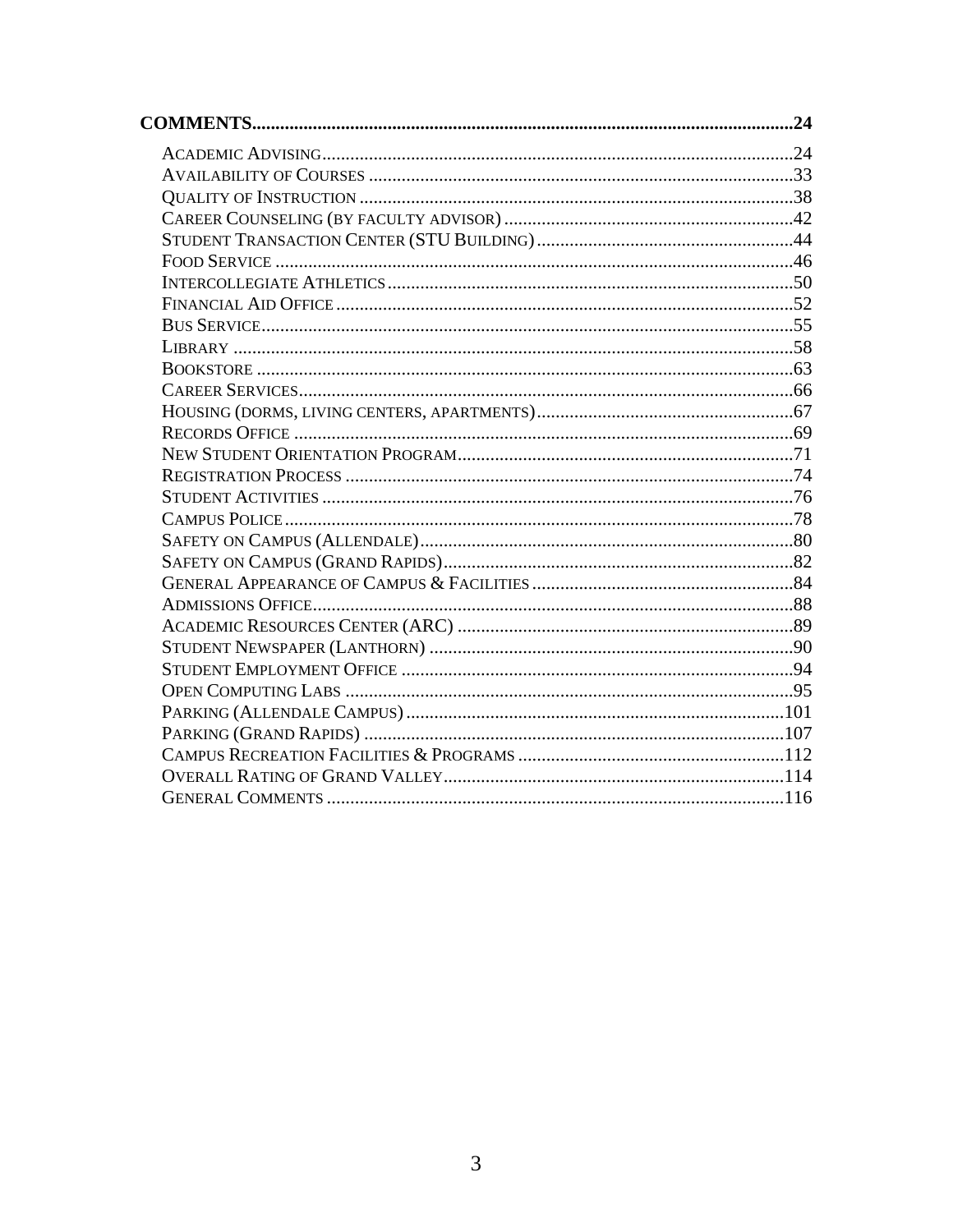**COMMENTS....................................................................................................................24**

- Academic Advising....................................................................................................24
- Availability of Courses ..........................................................................................33
- Quality of Instruction ............................................................................................38
- Career Counseling (by faculty advisor) .............................................................42
- Student Transaction Center (STU Building) .......................................................44
- Food Service ..............................................................................................................46
- Intercollegiate Athletics .......................................................................................50
- Financial Aid Office .................................................................................................52
- Bus Service..................................................................................................................55
- Library .......................................................................................................................58
- Bookstore ...................................................................................................................63
- Career Services..........................................................................................................66
- Housing (dorms, living centers, apartments).......................................................67
- Records Office ...........................................................................................................69
- New Student Orientation Program........................................................................71
- Registration Process ................................................................................................74
- Student Activities ....................................................................................................76
- Campus Police.............................................................................................................78
- Safety on Campus (Allendale)................................................................................80
- Safety on Campus (Grand Rapids)...........................................................................82
- General Appearance of Campus & Facilities ........................................................84
- Admissions Office.......................................................................................................88
- Academic Resources Center (ARC) ........................................................................89
- Student Newspaper (Lanthorn) .............................................................................90
- Student Employment Office ....................................................................................94
- Open Computing Labs ................................................................................................95
- Parking (Allendale Campus) ...................................................................................101
- Parking (Grand Rapids) ...........................................................................................107
- Campus Recreation Facilities & Programs ..........................................................112
- Overall Rating of Grand Valley..............................................................................114
- General Comments ...................................................................................................116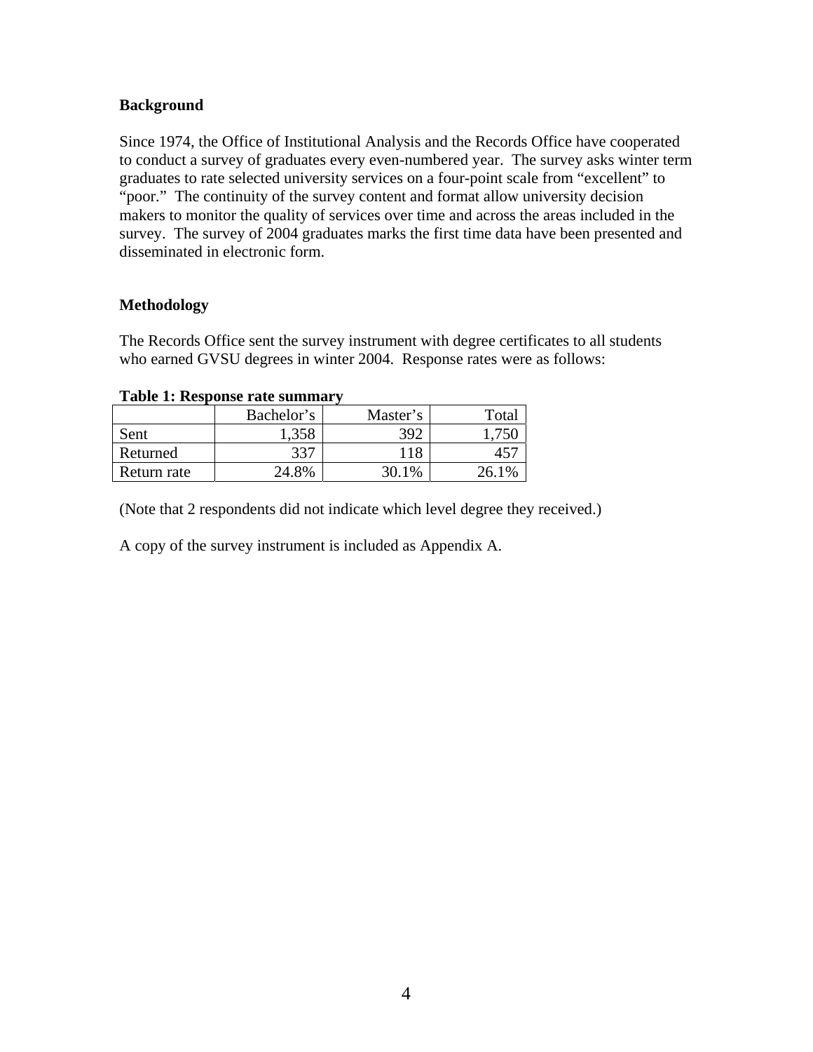## Background

Since 1974, the Office of Institutional Analysis and the Records Office have cooperated to conduct a survey of graduates every even-numbered year. The survey asks winter term graduates to rate selected university services on a four-point scale from "excellent" to "poor." The continuity of the survey content and format allow university decision makers to monitor the quality of services over time and across the areas included in the survey. The survey of 2004 graduates marks the first time data have been presented and disseminated in electronic form.

## Methodology

The Records Office sent the survey instrument with degree certificates to all students who earned GVSU degrees in winter 2004. Response rates were as follows:

**Table 1: Response rate summary**

| | Bachelor's | Master's | Total |
|---|---|---|---|
| Sent | 1,358 | 392 | 1,750 |
| Returned | 337 | 118 | 457 |
| Return rate | 24.8% | 30.1% | 26.1% |

(Note that 2 respondents did not indicate which level degree they received.)

A copy of the survey instrument is included as Appendix A.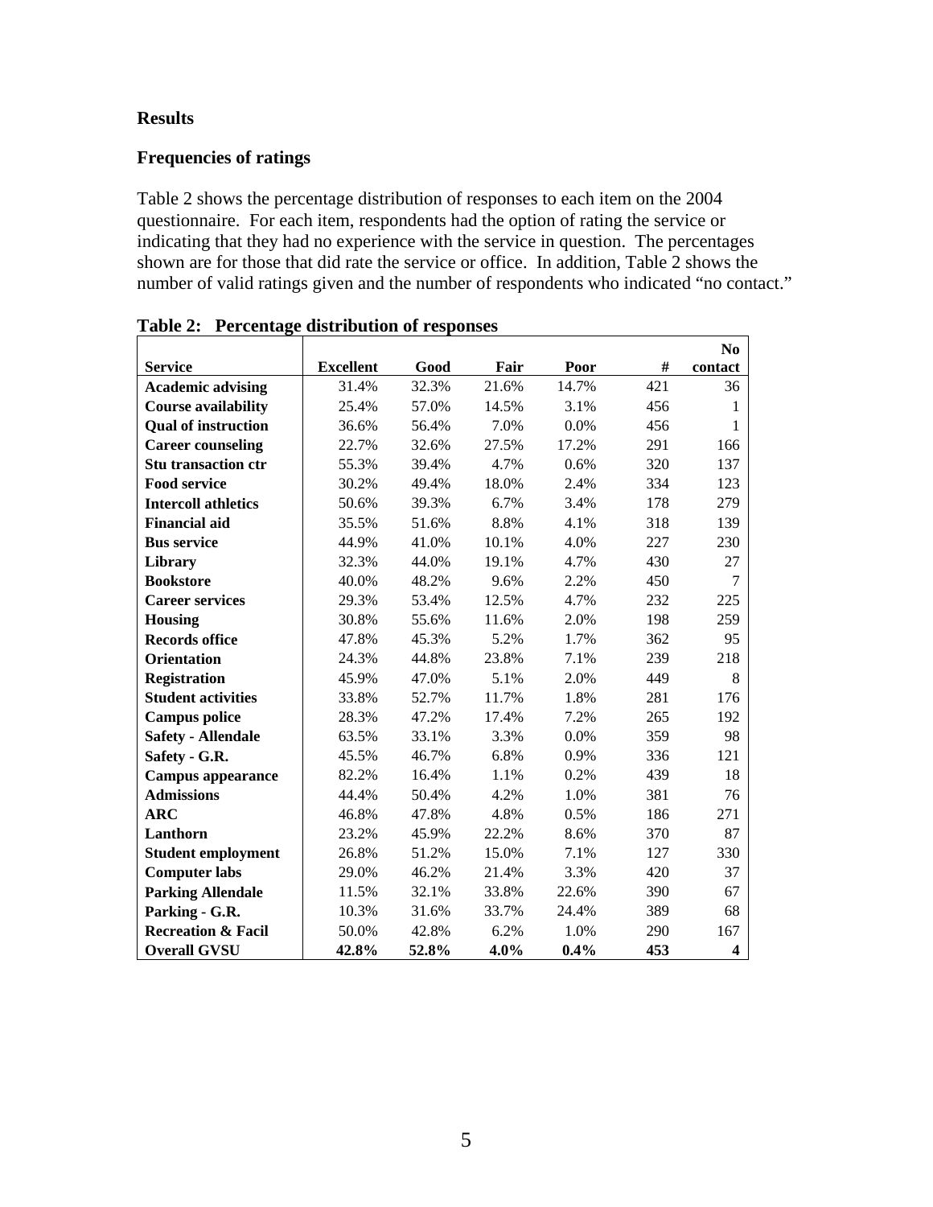## Results

### Frequencies of ratings

Table 2 shows the percentage distribution of responses to each item on the 2004 questionnaire. For each item, respondents had the option of rating the service or indicating that they had no experience with the service in question. The percentages shown are for those that did rate the service or office. In addition, Table 2 shows the number of valid ratings given and the number of respondents who indicated "no contact."

**Table 2: Percentage distribution of responses**

| Service | Excellent | Good | Fair | Poor | # | No contact |
|---|---|---|---|---|---|---|
| **Academic advising** | 31.4% | 32.3% | 21.6% | 14.7% | 421 | 36 |
| **Course availability** | 25.4% | 57.0% | 14.5% | 3.1% | 456 | 1 |
| **Qual of instruction** | 36.6% | 56.4% | 7.0% | 0.0% | 456 | 1 |
| **Career counseling** | 22.7% | 32.6% | 27.5% | 17.2% | 291 | 166 |
| **Stu transaction ctr** | 55.3% | 39.4% | 4.7% | 0.6% | 320 | 137 |
| **Food service** | 30.2% | 49.4% | 18.0% | 2.4% | 334 | 123 |
| **Intercoll athletics** | 50.6% | 39.3% | 6.7% | 3.4% | 178 | 279 |
| **Financial aid** | 35.5% | 51.6% | 8.8% | 4.1% | 318 | 139 |
| **Bus service** | 44.9% | 41.0% | 10.1% | 4.0% | 227 | 230 |
| **Library** | 32.3% | 44.0% | 19.1% | 4.7% | 430 | 27 |
| **Bookstore** | 40.0% | 48.2% | 9.6% | 2.2% | 450 | 7 |
| **Career services** | 29.3% | 53.4% | 12.5% | 4.7% | 232 | 225 |
| **Housing** | 30.8% | 55.6% | 11.6% | 2.0% | 198 | 259 |
| **Records office** | 47.8% | 45.3% | 5.2% | 1.7% | 362 | 95 |
| **Orientation** | 24.3% | 44.8% | 23.8% | 7.1% | 239 | 218 |
| **Registration** | 45.9% | 47.0% | 5.1% | 2.0% | 449 | 8 |
| **Student activities** | 33.8% | 52.7% | 11.7% | 1.8% | 281 | 176 |
| **Campus police** | 28.3% | 47.2% | 17.4% | 7.2% | 265 | 192 |
| **Safety - Allendale** | 63.5% | 33.1% | 3.3% | 0.0% | 359 | 98 |
| **Safety - G.R.** | 45.5% | 46.7% | 6.8% | 0.9% | 336 | 121 |
| **Campus appearance** | 82.2% | 16.4% | 1.1% | 0.2% | 439 | 18 |
| **Admissions** | 44.4% | 50.4% | 4.2% | 1.0% | 381 | 76 |
| **ARC** | 46.8% | 47.8% | 4.8% | 0.5% | 186 | 271 |
| **Lanthorn** | 23.2% | 45.9% | 22.2% | 8.6% | 370 | 87 |
| **Student employment** | 26.8% | 51.2% | 15.0% | 7.1% | 127 | 330 |
| **Computer labs** | 29.0% | 46.2% | 21.4% | 3.3% | 420 | 37 |
| **Parking Allendale** | 11.5% | 32.1% | 33.8% | 22.6% | 390 | 67 |
| **Parking - G.R.** | 10.3% | 31.6% | 33.7% | 24.4% | 389 | 68 |
| **Recreation & Facil** | 50.0% | 42.8% | 6.2% | 1.0% | 290 | 167 |
| **Overall GVSU** | **42.8%** | **52.8%** | **4.0%** | **0.4%** | **453** | **4** |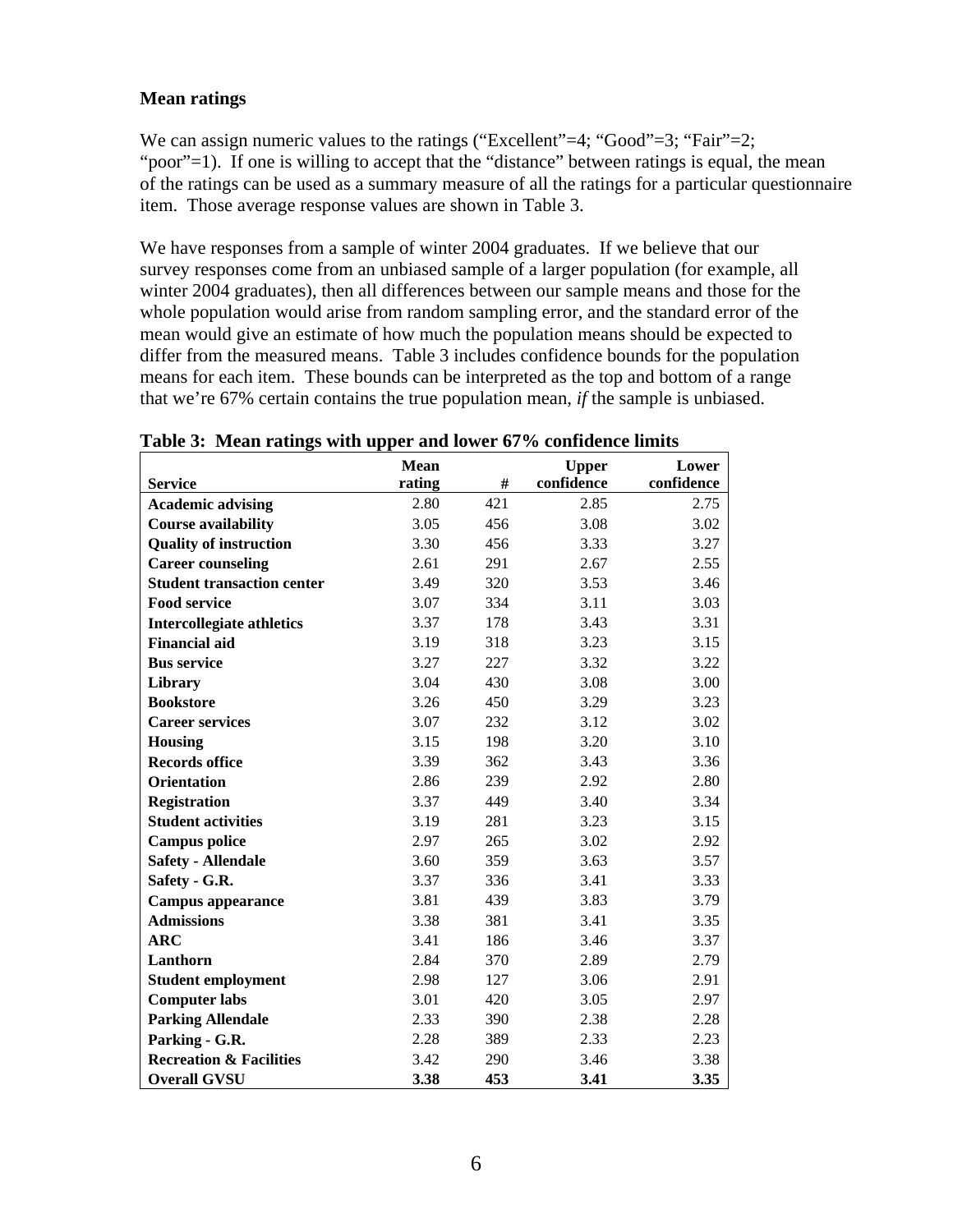## Mean ratings

We can assign numeric values to the ratings ("Excellent"=4; "Good"=3; "Fair"=2; "poor"=1). If one is willing to accept that the "distance" between ratings is equal, the mean of the ratings can be used as a summary measure of all the ratings for a particular questionnaire item. Those average response values are shown in Table 3.

We have responses from a sample of winter 2004 graduates. If we believe that our survey responses come from an unbiased sample of a larger population (for example, all winter 2004 graduates), then all differences between our sample means and those for the whole population would arise from random sampling error, and the standard error of the mean would give an estimate of how much the population means should be expected to differ from the measured means. Table 3 includes confidence bounds for the population means for each item. These bounds can be interpreted as the top and bottom of a range that we're 67% certain contains the true population mean, *if* the sample is unbiased.

**Table 3: Mean ratings with upper and lower 67% confidence limits**

| Service | Mean rating | # | Upper confidence | Lower confidence |
|---|---|---|---|---|
| **Academic advising** | 2.80 | 421 | 2.85 | 2.75 |
| **Course availability** | 3.05 | 456 | 3.08 | 3.02 |
| **Quality of instruction** | 3.30 | 456 | 3.33 | 3.27 |
| **Career counseling** | 2.61 | 291 | 2.67 | 2.55 |
| **Student transaction center** | 3.49 | 320 | 3.53 | 3.46 |
| **Food service** | 3.07 | 334 | 3.11 | 3.03 |
| **Intercollegiate athletics** | 3.37 | 178 | 3.43 | 3.31 |
| **Financial aid** | 3.19 | 318 | 3.23 | 3.15 |
| **Bus service** | 3.27 | 227 | 3.32 | 3.22 |
| **Library** | 3.04 | 430 | 3.08 | 3.00 |
| **Bookstore** | 3.26 | 450 | 3.29 | 3.23 |
| **Career services** | 3.07 | 232 | 3.12 | 3.02 |
| **Housing** | 3.15 | 198 | 3.20 | 3.10 |
| **Records office** | 3.39 | 362 | 3.43 | 3.36 |
| **Orientation** | 2.86 | 239 | 2.92 | 2.80 |
| **Registration** | 3.37 | 449 | 3.40 | 3.34 |
| **Student activities** | 3.19 | 281 | 3.23 | 3.15 |
| **Campus police** | 2.97 | 265 | 3.02 | 2.92 |
| **Safety - Allendale** | 3.60 | 359 | 3.63 | 3.57 |
| **Safety - G.R.** | 3.37 | 336 | 3.41 | 3.33 |
| **Campus appearance** | 3.81 | 439 | 3.83 | 3.79 |
| **Admissions** | 3.38 | 381 | 3.41 | 3.35 |
| **ARC** | 3.41 | 186 | 3.46 | 3.37 |
| **Lanthorn** | 2.84 | 370 | 2.89 | 2.79 |
| **Student employment** | 2.98 | 127 | 3.06 | 2.91 |
| **Computer labs** | 3.01 | 420 | 3.05 | 2.97 |
| **Parking Allendale** | 2.33 | 390 | 2.38 | 2.28 |
| **Parking - G.R.** | 2.28 | 389 | 2.33 | 2.23 |
| **Recreation & Facilities** | 3.42 | 290 | 3.46 | 3.38 |
| **Overall GVSU** | **3.38** | **453** | **3.41** | **3.35** |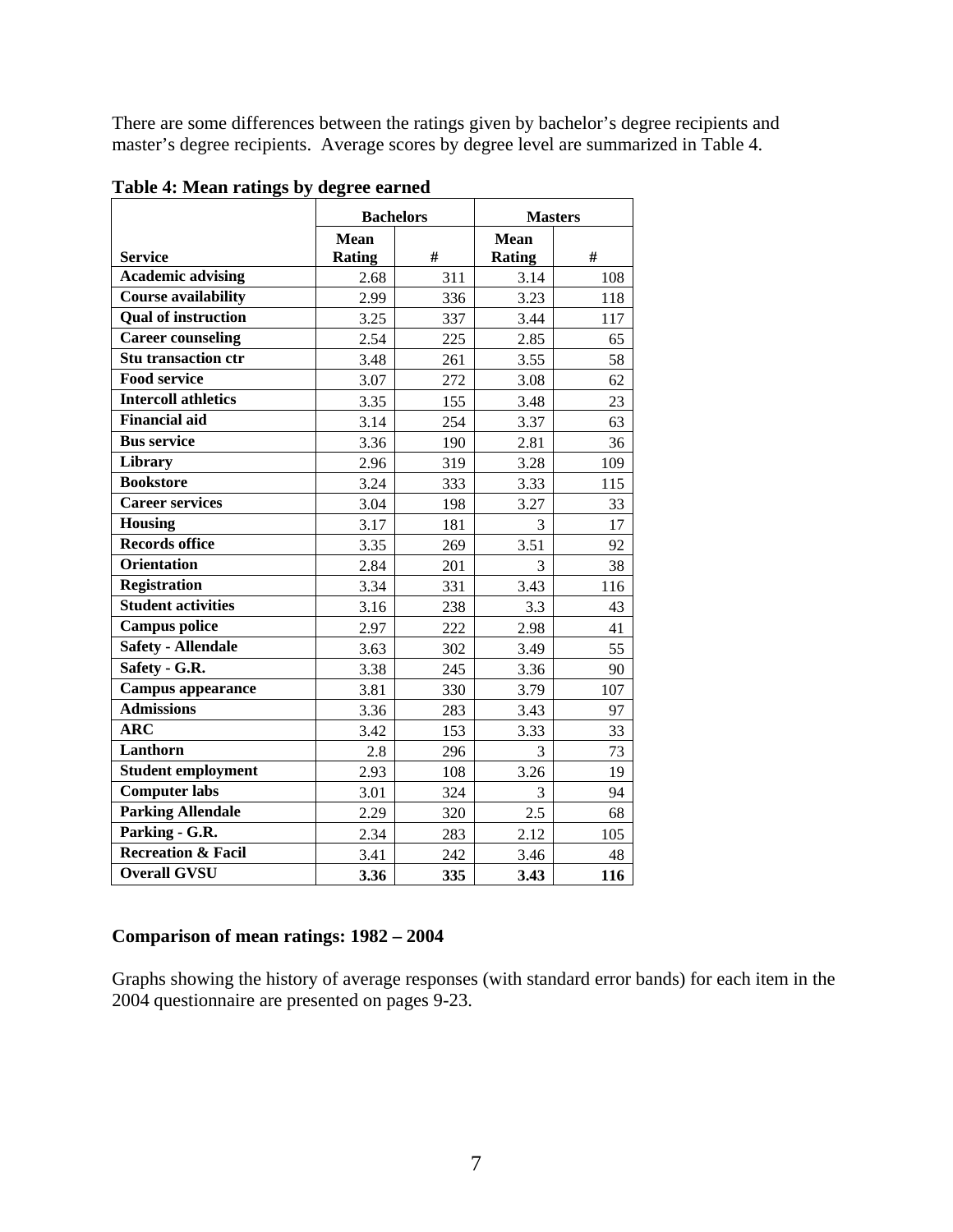There are some differences between the ratings given by bachelor's degree recipients and master's degree recipients. Average scores by degree level are summarized in Table 4.

**Table 4: Mean ratings by degree earned**

| | Bachelors | | Masters | |
|---|---|---|---|---|
| **Service** | **Mean Rating** | **#** | **Mean Rating** | **#** |
| **Academic advising** | 2.68 | 311 | 3.14 | 108 |
| **Course availability** | 2.99 | 336 | 3.23 | 118 |
| **Qual of instruction** | 3.25 | 337 | 3.44 | 117 |
| **Career counseling** | 2.54 | 225 | 2.85 | 65 |
| **Stu transaction ctr** | 3.48 | 261 | 3.55 | 58 |
| **Food service** | 3.07 | 272 | 3.08 | 62 |
| **Intercoll athletics** | 3.35 | 155 | 3.48 | 23 |
| **Financial aid** | 3.14 | 254 | 3.37 | 63 |
| **Bus service** | 3.36 | 190 | 2.81 | 36 |
| **Library** | 2.96 | 319 | 3.28 | 109 |
| **Bookstore** | 3.24 | 333 | 3.33 | 115 |
| **Career services** | 3.04 | 198 | 3.27 | 33 |
| **Housing** | 3.17 | 181 | 3 | 17 |
| **Records office** | 3.35 | 269 | 3.51 | 92 |
| **Orientation** | 2.84 | 201 | 3 | 38 |
| **Registration** | 3.34 | 331 | 3.43 | 116 |
| **Student activities** | 3.16 | 238 | 3.3 | 43 |
| **Campus police** | 2.97 | 222 | 2.98 | 41 |
| **Safety - Allendale** | 3.63 | 302 | 3.49 | 55 |
| **Safety - G.R.** | 3.38 | 245 | 3.36 | 90 |
| **Campus appearance** | 3.81 | 330 | 3.79 | 107 |
| **Admissions** | 3.36 | 283 | 3.43 | 97 |
| **ARC** | 3.42 | 153 | 3.33 | 33 |
| **Lanthorn** | 2.8 | 296 | 3 | 73 |
| **Student employment** | 2.93 | 108 | 3.26 | 19 |
| **Computer labs** | 3.01 | 324 | 3 | 94 |
| **Parking Allendale** | 2.29 | 320 | 2.5 | 68 |
| **Parking - G.R.** | 2.34 | 283 | 2.12 | 105 |
| **Recreation & Facil** | 3.41 | 242 | 3.46 | 48 |
| **Overall GVSU** | **3.36** | **335** | **3.43** | **116** |

### Comparison of mean ratings: 1982 – 2004

Graphs showing the history of average responses (with standard error bands) for each item in the 2004 questionnaire are presented on pages 9-23.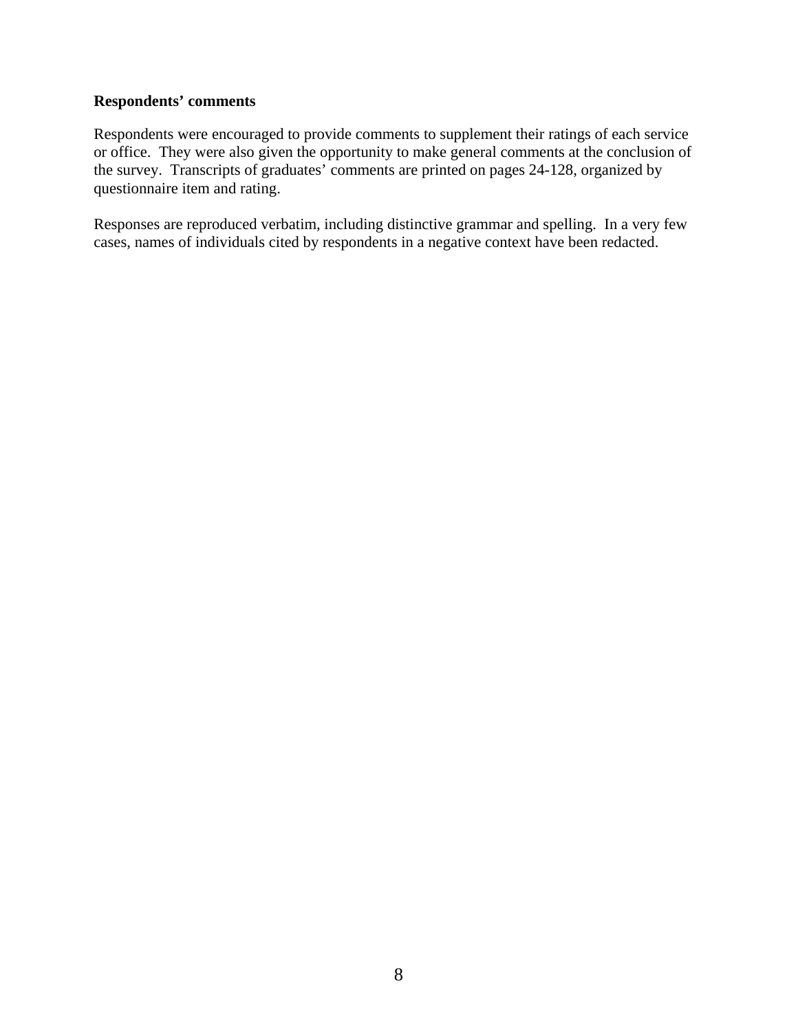**Respondents' comments**

Respondents were encouraged to provide comments to supplement their ratings of each service or office. They were also given the opportunity to make general comments at the conclusion of the survey. Transcripts of graduates' comments are printed on pages 24-128, organized by questionnaire item and rating.

Responses are reproduced verbatim, including distinctive grammar and spelling. In a very few cases, names of individuals cited by respondents in a negative context have been redacted.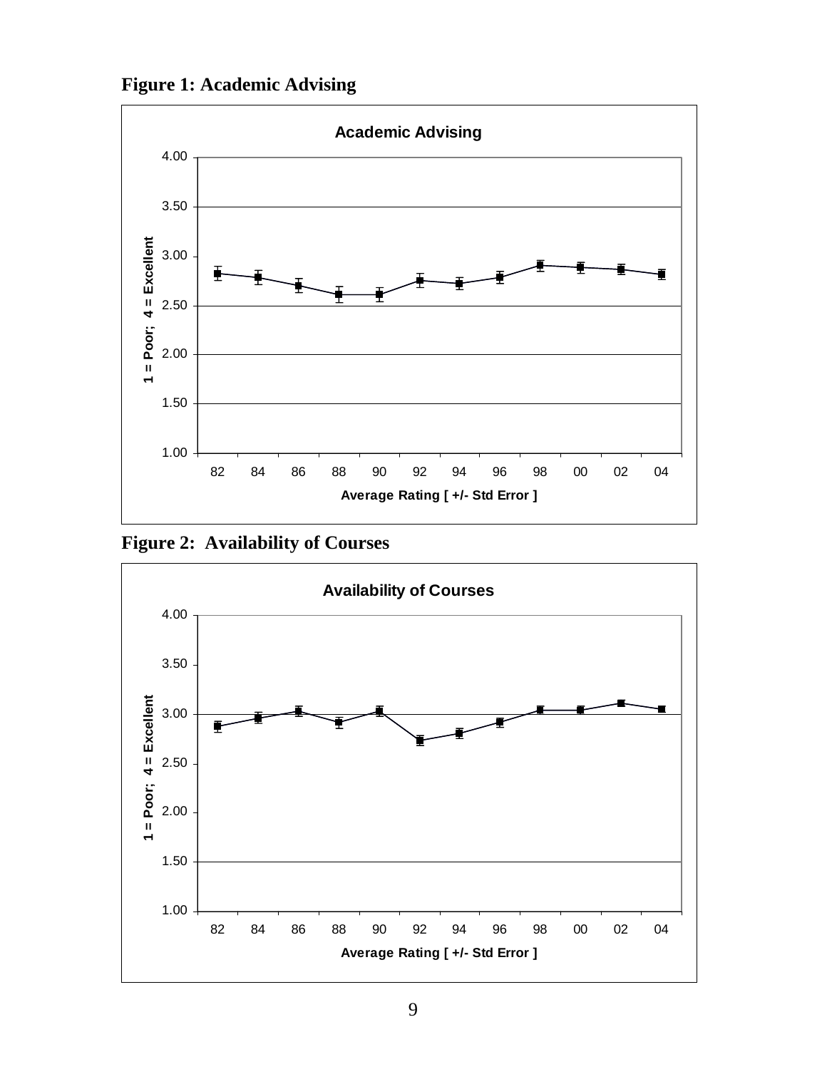**Figure 1: Academic Advising**

**Figure 2: Availability of Courses**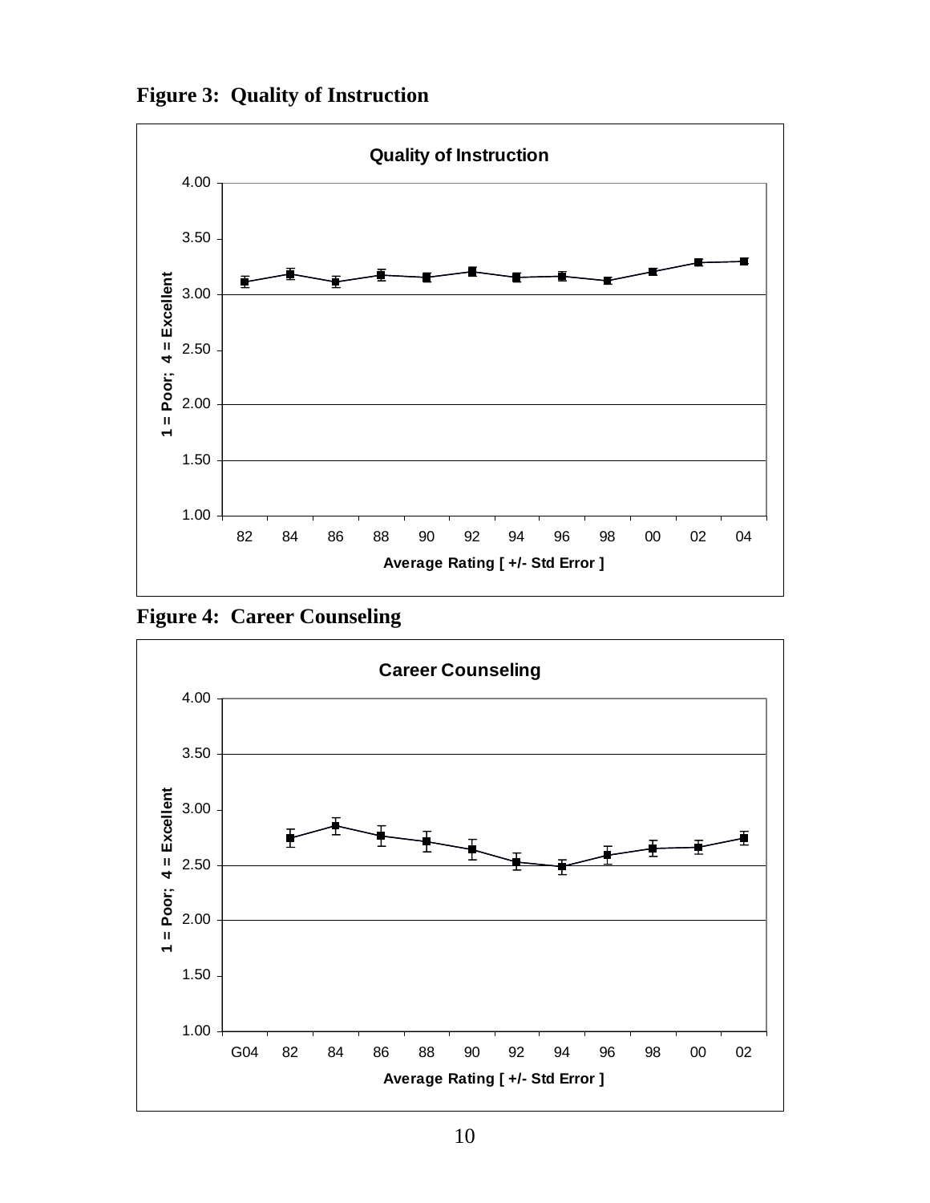**Figure 3: Quality of Instruction**

**Figure 4: Career Counseling**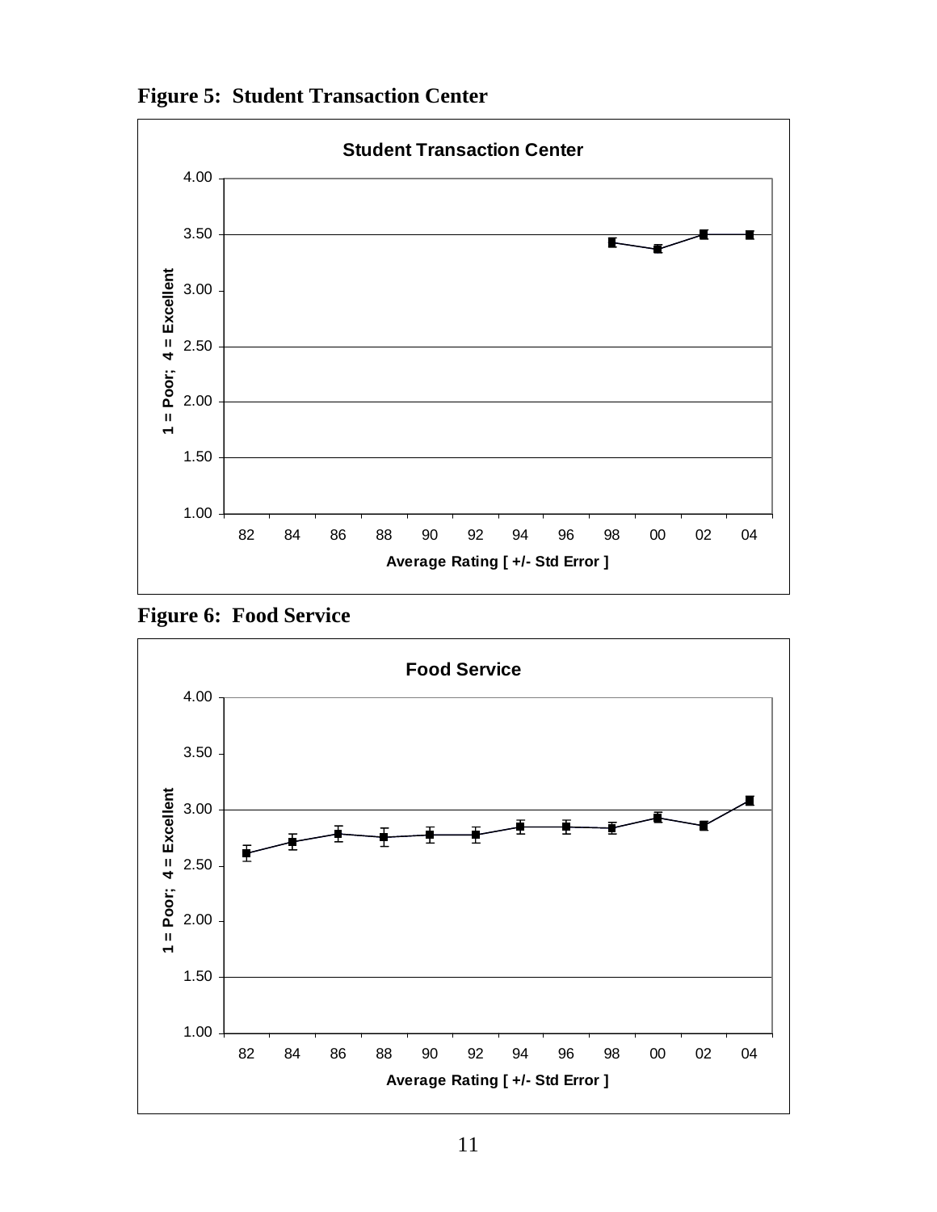**Figure 5: Student Transaction Center**

**Figure 6: Food Service**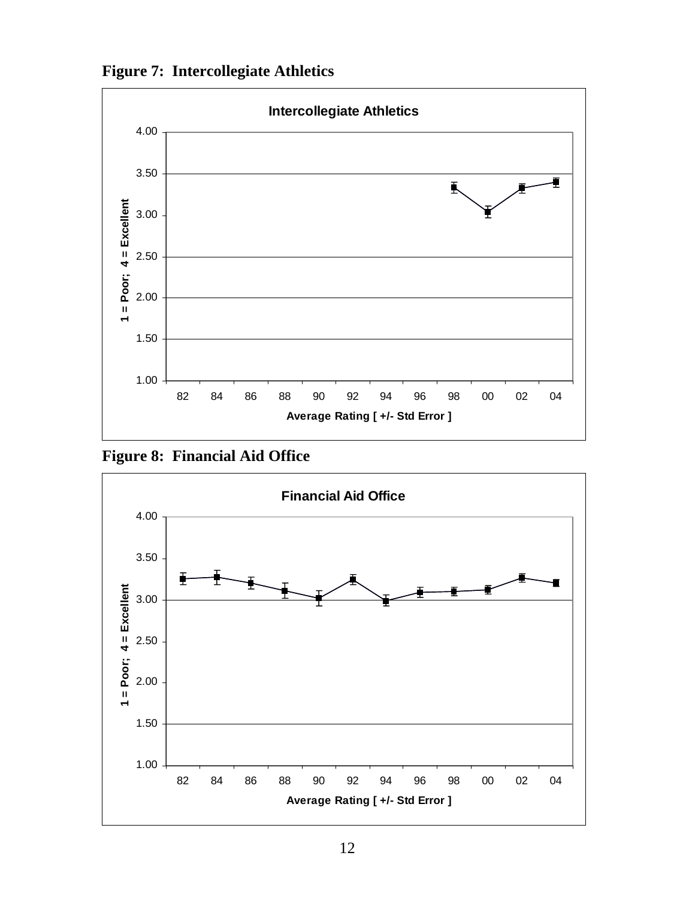**Figure 7: Intercollegiate Athletics**

**Figure 8: Financial Aid Office**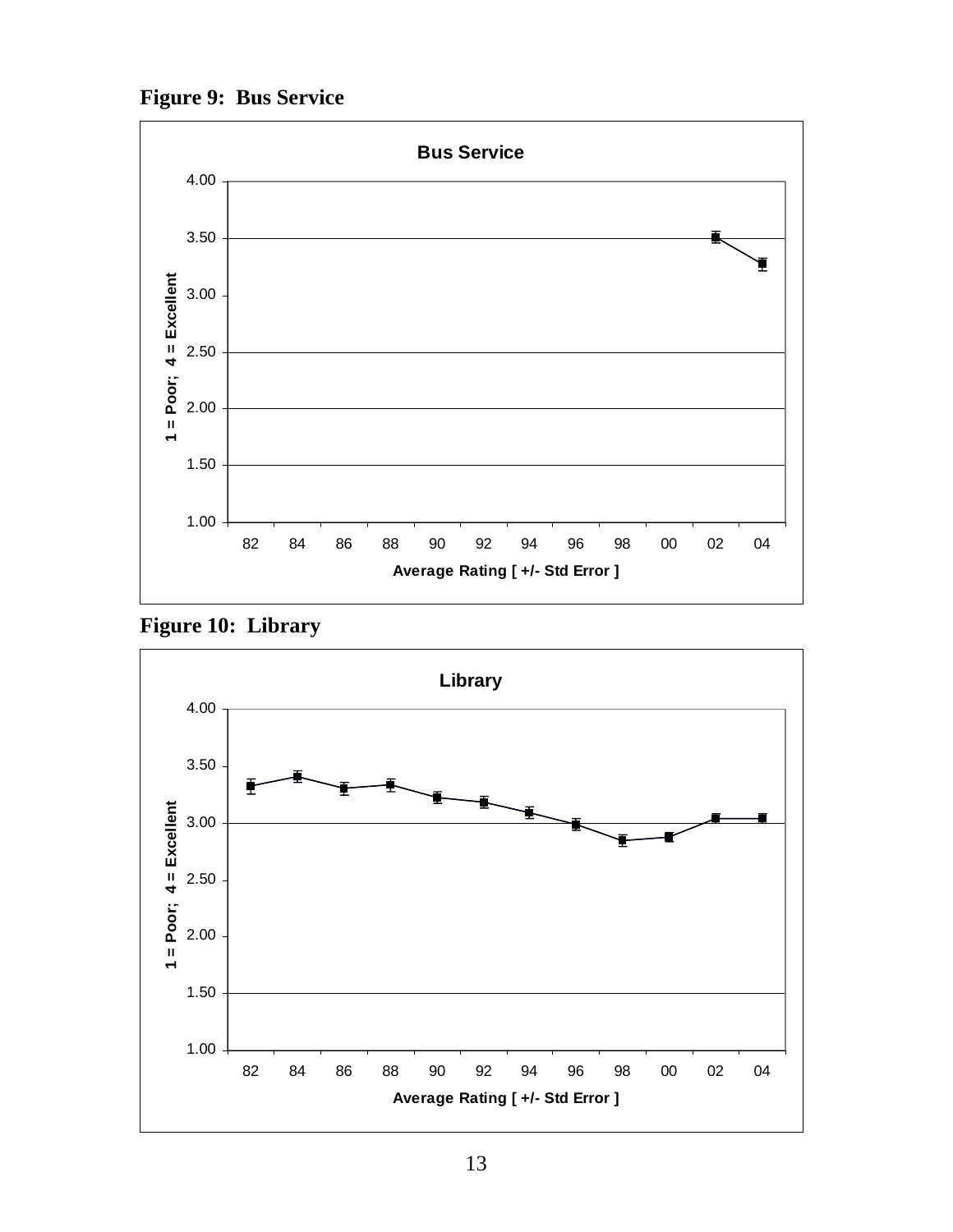**Figure 9: Bus Service**

**Figure 10: Library**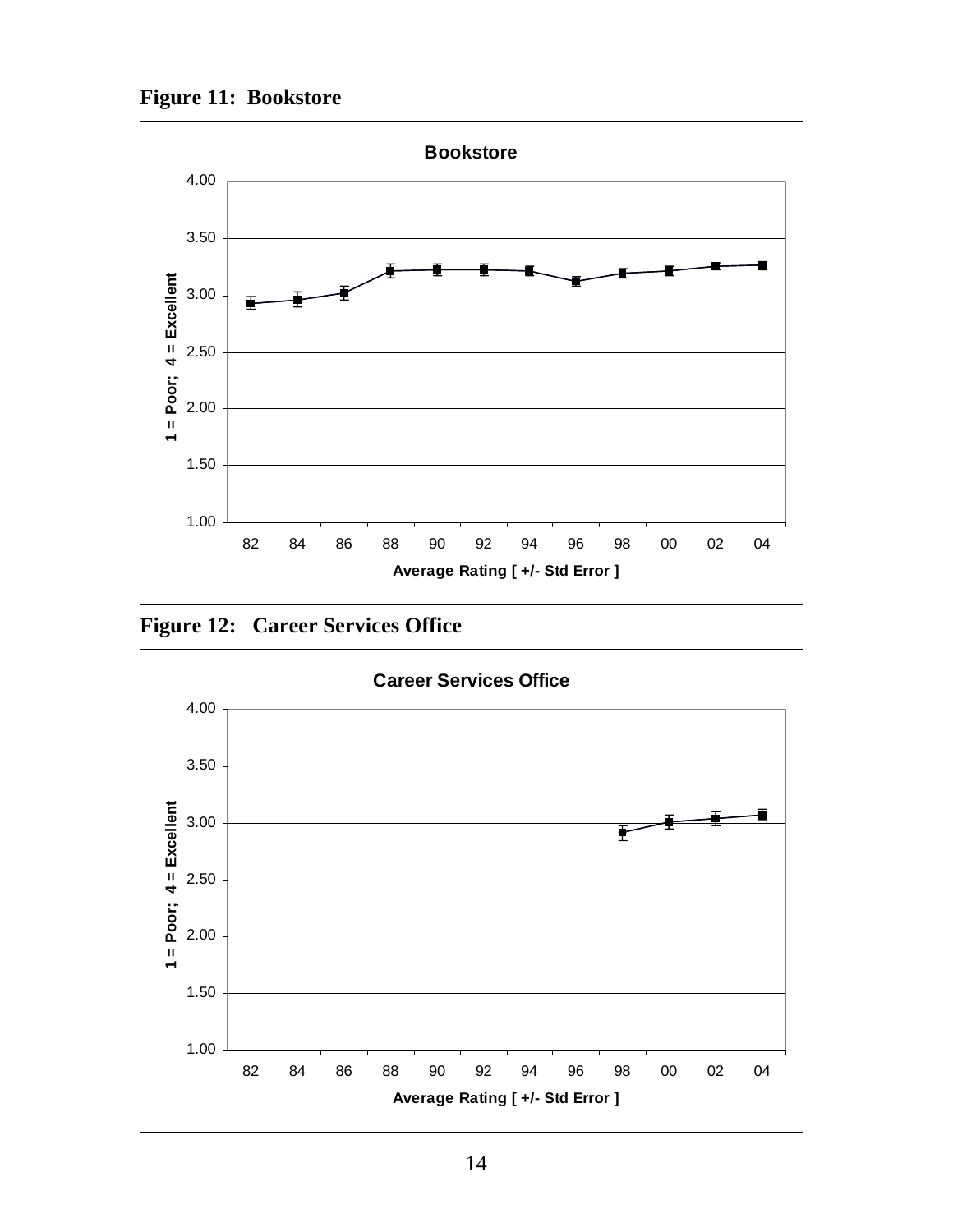**Figure 11: Bookstore**

**Figure 12: Career Services Office**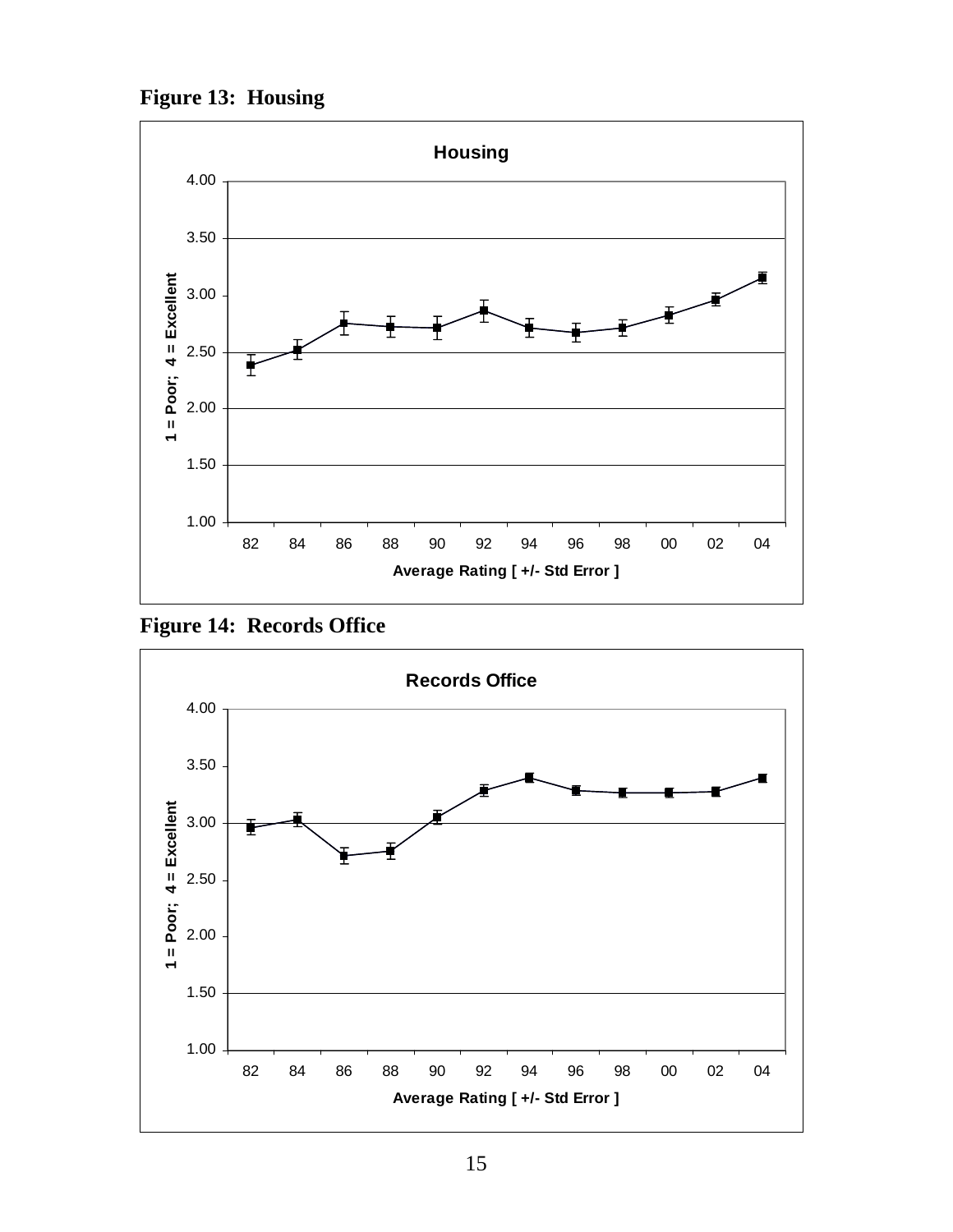**Figure 13: Housing**

**Figure 14: Records Office**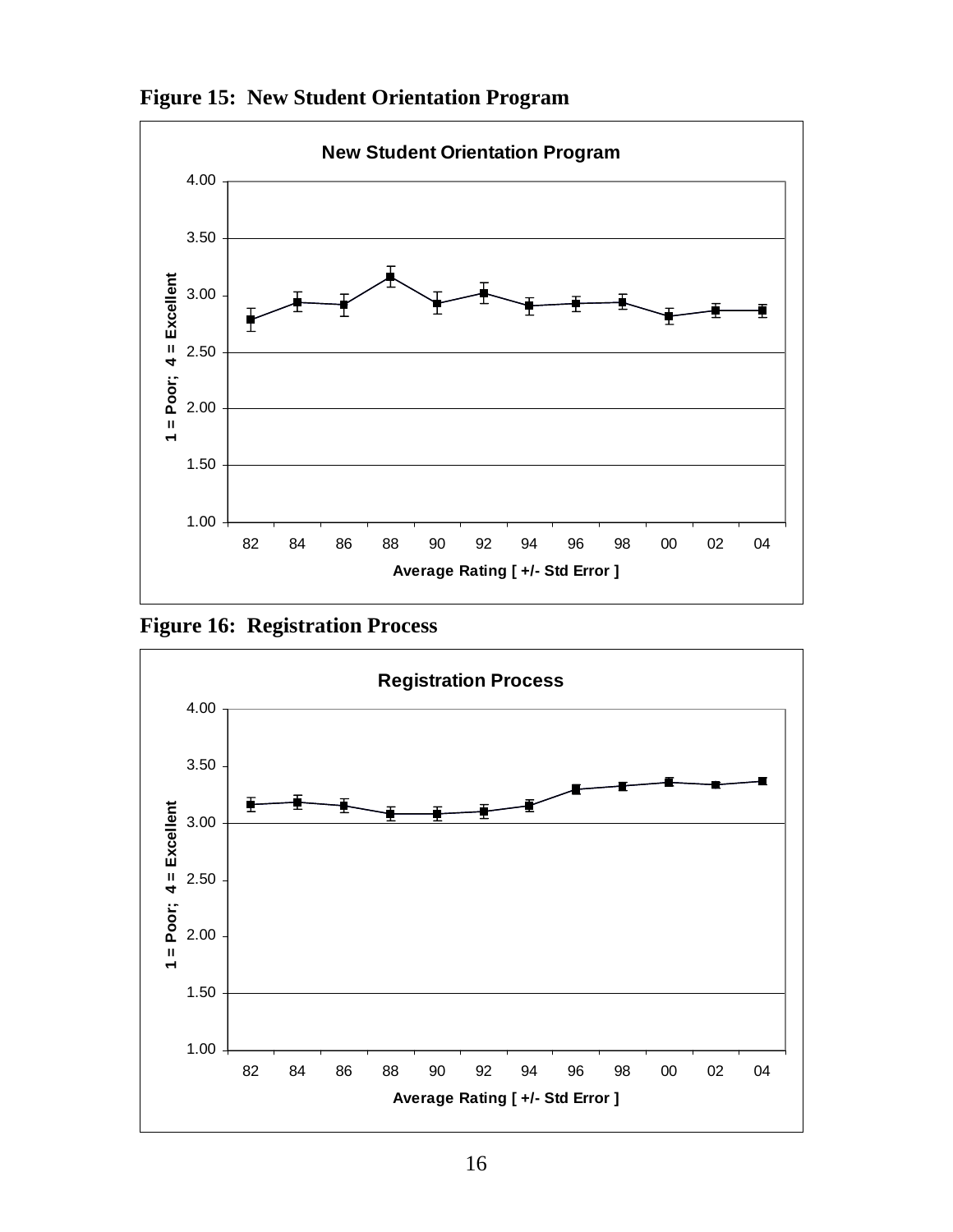**Figure 15: New Student Orientation Program**

**Figure 16: Registration Process**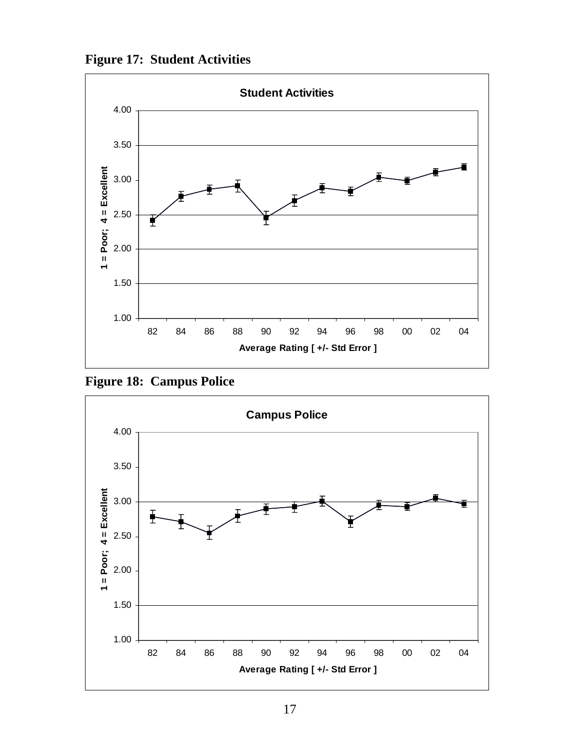**Figure 17: Student Activities**

**Figure 18: Campus Police**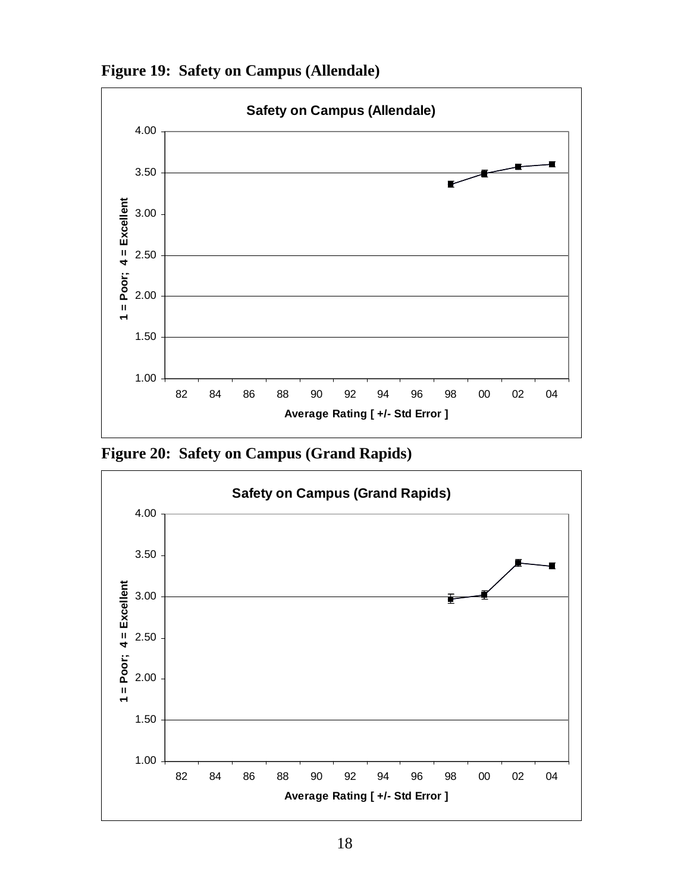**Figure 19: Safety on Campus (Allendale)**

**Figure 20: Safety on Campus (Grand Rapids)**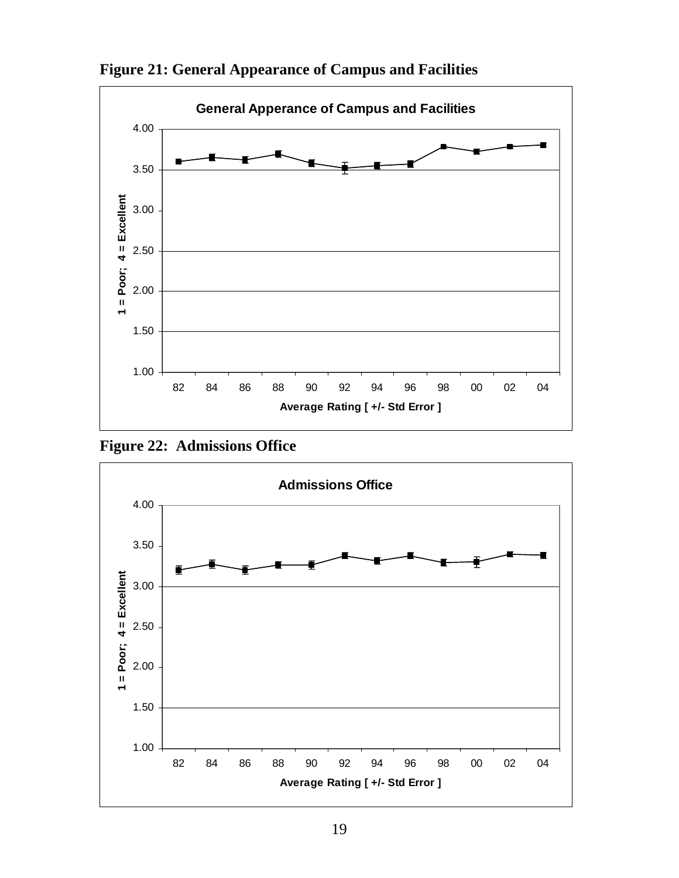**Figure 21: General Appearance of Campus and Facilities**

**Figure 22: Admissions Office**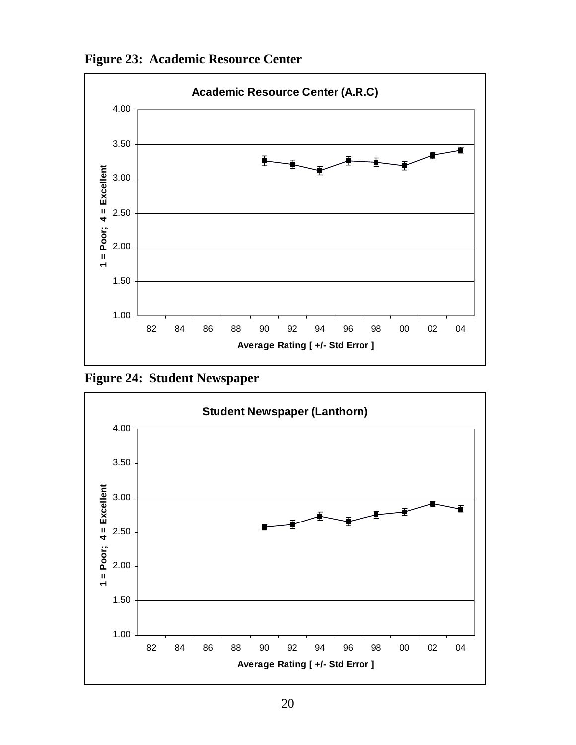**Figure 23: Academic Resource Center**

**Figure 24: Student Newspaper**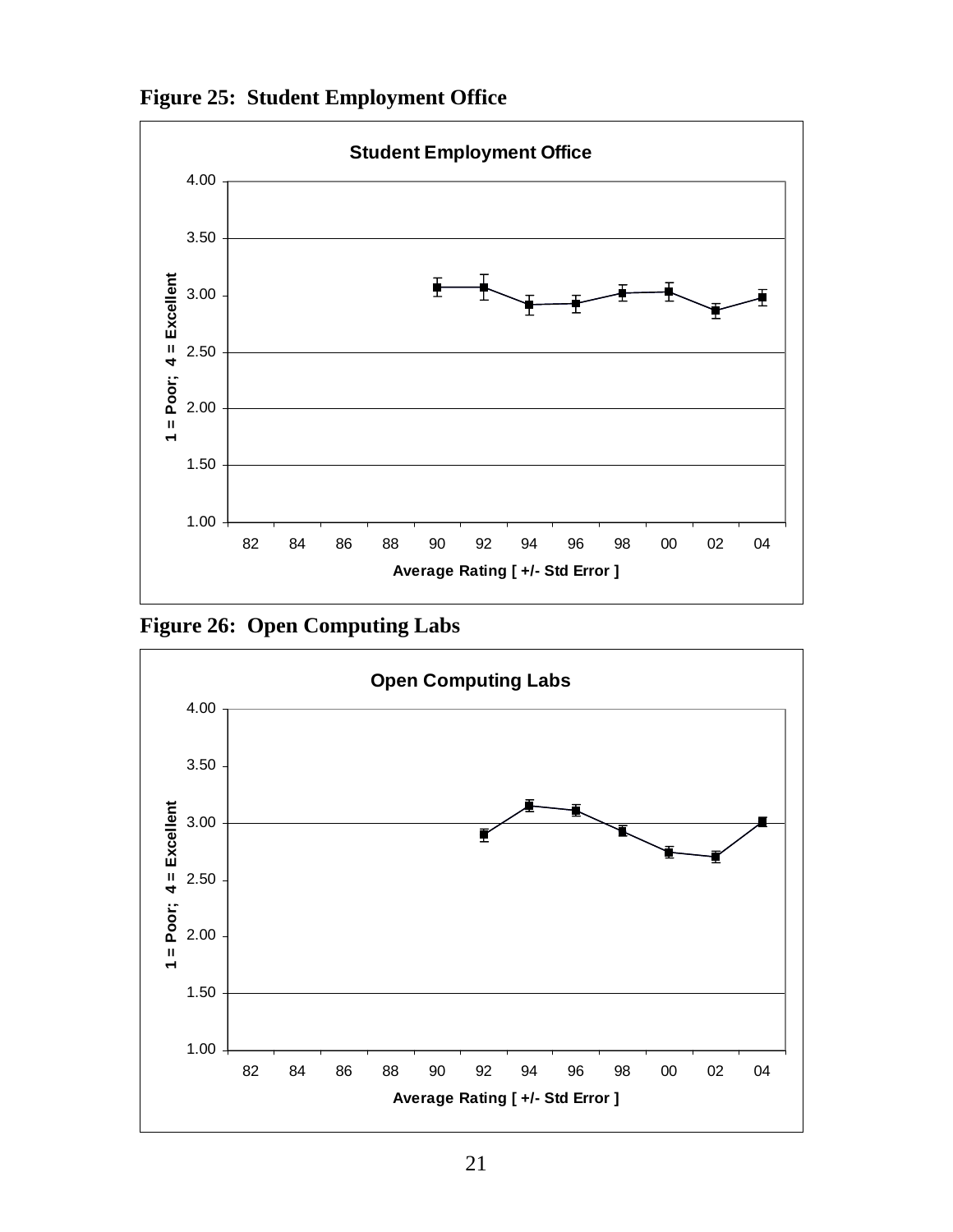**Figure 25: Student Employment Office**

**Figure 26: Open Computing Labs**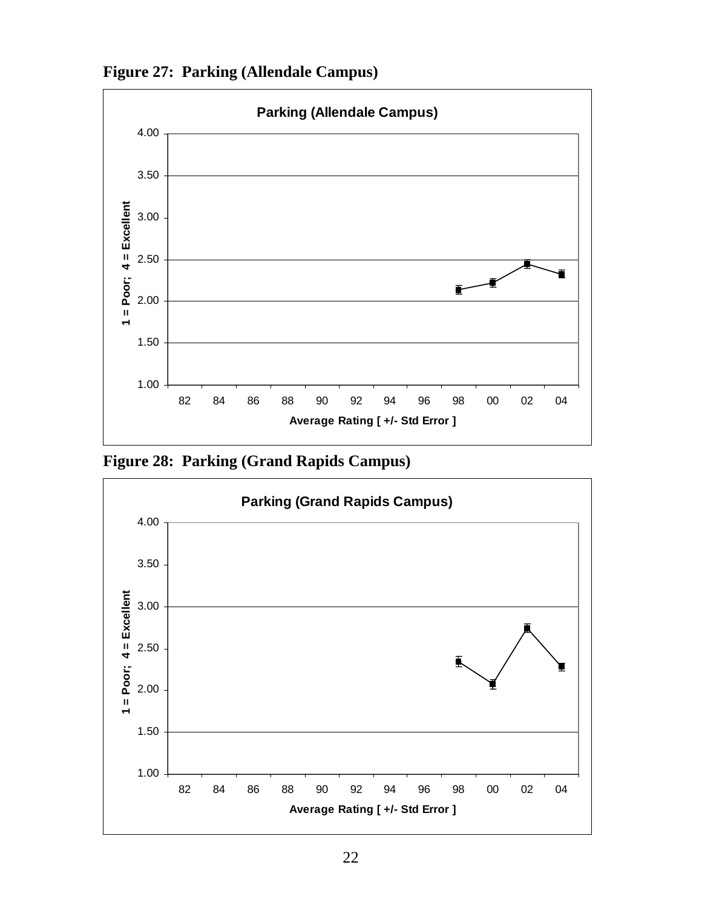**Figure 27: Parking (Allendale Campus)**

**Figure 28: Parking (Grand Rapids Campus)**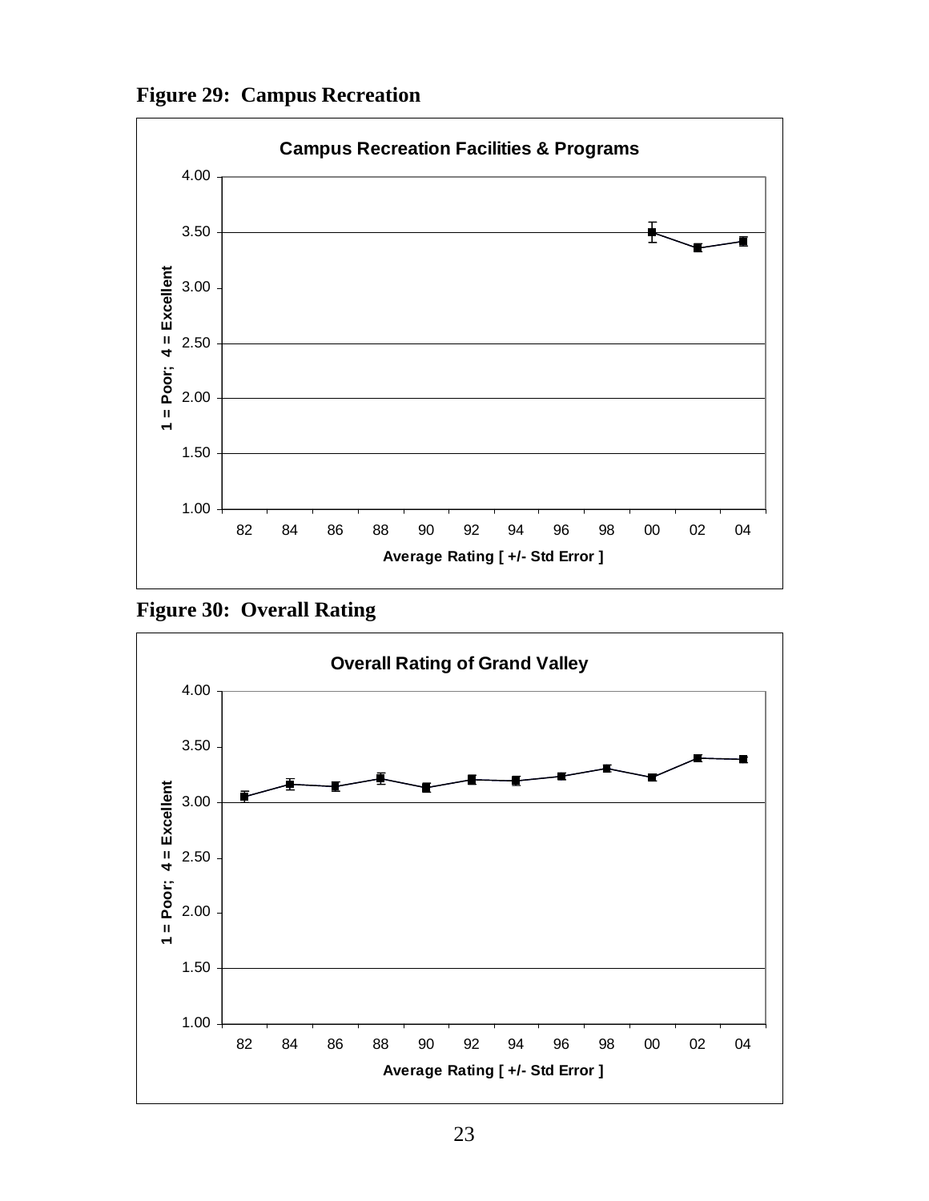**Figure 29: Campus Recreation**

**Campus Recreation Facilities & Programs**

1 = Poor; 4 = Excellent

Average Rating [ +/- Std Error ]

**Figure 30: Overall Rating**

**Overall Rating of Grand Valley**

1 = Poor; 4 = Excellent

Average Rating [ +/- Std Error ]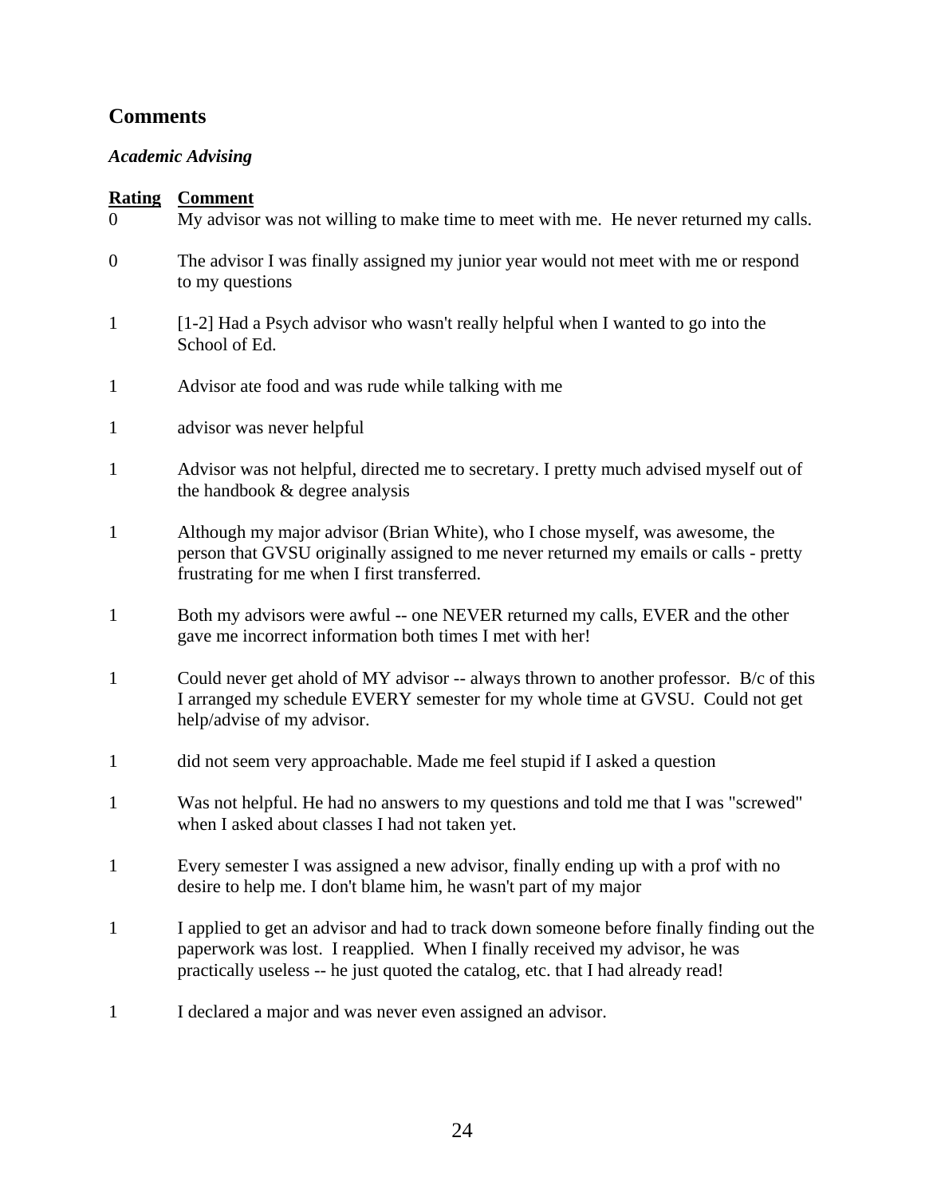## Comments

### *Academic Advising*

| Rating | Comment |
|---|---|
| 0 | My advisor was not willing to make time to meet with me.  He never returned my calls. |
| 0 | The advisor I was finally assigned my junior year would not meet with me or respond to my questions |
| 1 | [1-2] Had a Psych advisor who wasn't really helpful when I wanted to go into the School of Ed. |
| 1 | Advisor ate food and was rude while talking with me |
| 1 | advisor was never helpful |
| 1 | Advisor was not helpful, directed me to secretary. I pretty much advised myself out of the handbook & degree analysis |
| 1 | Although my major advisor (Brian White), who I chose myself, was awesome, the person that GVSU originally assigned to me never returned my emails or calls - pretty frustrating for me when I first transferred. |
| 1 | Both my advisors were awful -- one NEVER returned my calls, EVER and the other gave me incorrect information both times I met with her! |
| 1 | Could never get ahold of MY advisor -- always thrown to another professor.  B/c of this I arranged my schedule EVERY semester for my whole time at GVSU.  Could not get help/advise of my advisor. |
| 1 | did not seem very approachable. Made me feel stupid if I asked a question |
| 1 | Was not helpful. He had no answers to my questions and told me that I was "screwed" when I asked about classes I had not taken yet. |
| 1 | Every semester I was assigned a new advisor, finally ending up with a prof with no desire to help me. I don't blame him, he wasn't part of my major |
| 1 | I applied to get an advisor and had to track down someone before finally finding out the paperwork was lost.  I reapplied.  When I finally received my advisor, he was practically useless -- he just quoted the catalog, etc. that I had already read! |
| 1 | I declared a major and was never even assigned an advisor. |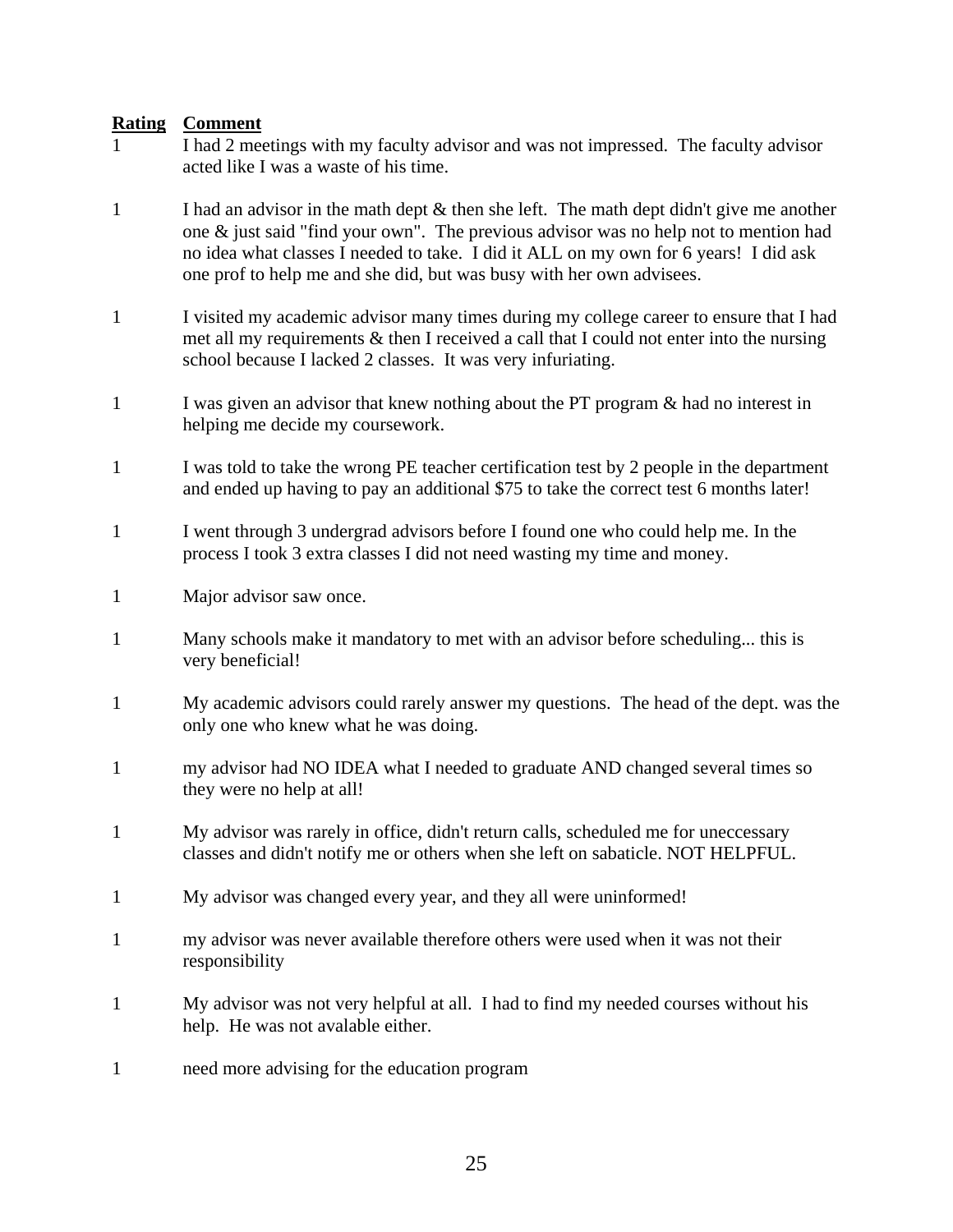| Rating | Comment |
|---|---|
| 1 | I had 2 meetings with my faculty advisor and was not impressed. The faculty advisor acted like I was a waste of his time. |
| 1 | I had an advisor in the math dept & then she left. The math dept didn't give me another one & just said "find your own". The previous advisor was no help not to mention had no idea what classes I needed to take. I did it ALL on my own for 6 years! I did ask one prof to help me and she did, but was busy with her own advisees. |
| 1 | I visited my academic advisor many times during my college career to ensure that I had met all my requirements & then I received a call that I could not enter into the nursing school because I lacked 2 classes. It was very infuriating. |
| 1 | I was given an advisor that knew nothing about the PT program & had no interest in helping me decide my coursework. |
| 1 | I was told to take the wrong PE teacher certification test by 2 people in the department and ended up having to pay an additional $75 to take the correct test 6 months later! |
| 1 | I went through 3 undergrad advisors before I found one who could help me. In the process I took 3 extra classes I did not need wasting my time and money. |
| 1 | Major advisor saw once. |
| 1 | Many schools make it mandatory to met with an advisor before scheduling... this is very beneficial! |
| 1 | My academic advisors could rarely answer my questions. The head of the dept. was the only one who knew what he was doing. |
| 1 | my advisor had NO IDEA what I needed to graduate AND changed several times so they were no help at all! |
| 1 | My advisor was rarely in office, didn't return calls, scheduled me for uneccessary classes and didn't notify me or others when she left on sabaticle. NOT HELPFUL. |
| 1 | My advisor was changed every year, and they all were uninformed! |
| 1 | my advisor was never available therefore others were used when it was not their responsibility |
| 1 | My advisor was not very helpful at all. I had to find my needed courses without his help. He was not avalable either. |
| 1 | need more advising for the education program |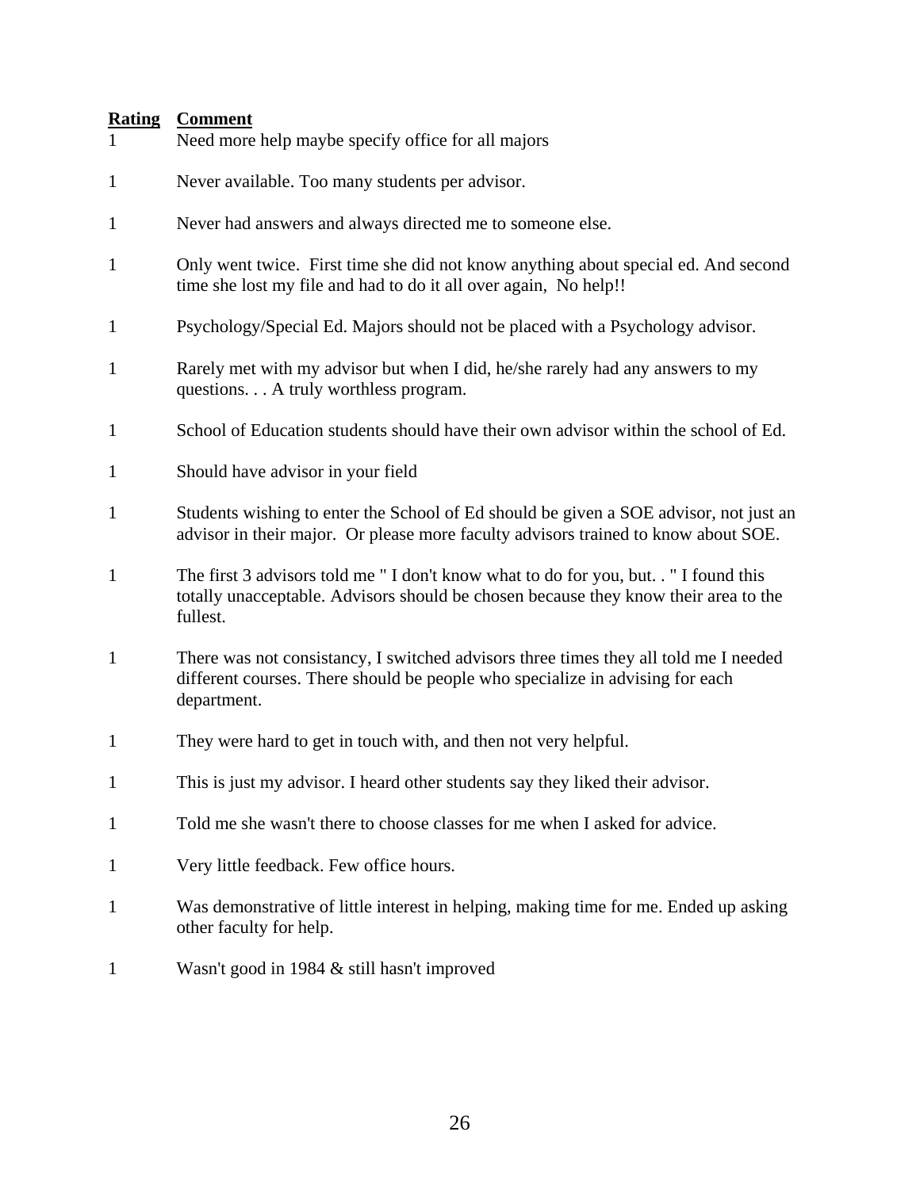| Rating | Comment |
| --- | --- |
| 1 | Need more help maybe specify office for all majors |
| 1 | Never available. Too many students per advisor. |
| 1 | Never had answers and always directed me to someone else. |
| 1 | Only went twice. First time she did not know anything about special ed. And second time she lost my file and had to do it all over again, No help!! |
| 1 | Psychology/Special Ed. Majors should not be placed with a Psychology advisor. |
| 1 | Rarely met with my advisor but when I did, he/she rarely had any answers to my questions. . . A truly worthless program. |
| 1 | School of Education students should have their own advisor within the school of Ed. |
| 1 | Should have advisor in your field |
| 1 | Students wishing to enter the School of Ed should be given a SOE advisor, not just an advisor in their major. Or please more faculty advisors trained to know about SOE. |
| 1 | The first 3 advisors told me " I don't know what to do for you, but. . " I found this totally unacceptable. Advisors should be chosen because they know their area to the fullest. |
| 1 | There was not consistancy, I switched advisors three times they all told me I needed different courses. There should be people who specialize in advising for each department. |
| 1 | They were hard to get in touch with, and then not very helpful. |
| 1 | This is just my advisor. I heard other students say they liked their advisor. |
| 1 | Told me she wasn't there to choose classes for me when I asked for advice. |
| 1 | Very little feedback. Few office hours. |
| 1 | Was demonstrative of little interest in helping, making time for me. Ended up asking other faculty for help. |
| 1 | Wasn't good in 1984 & still hasn't improved |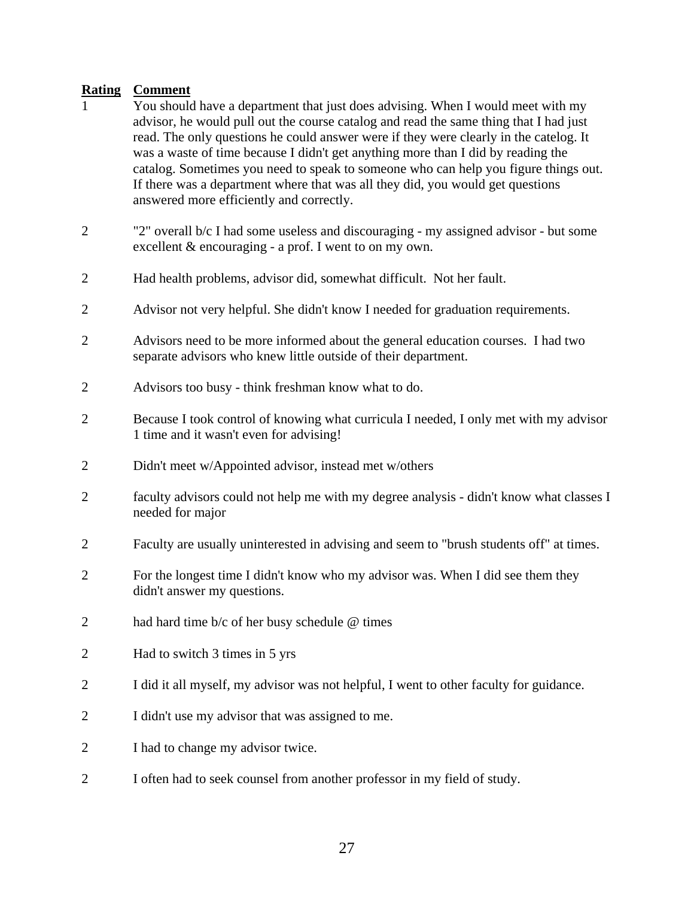| Rating | Comment |
|---|---|
| 1 | You should have a department that just does advising. When I would meet with my advisor, he would pull out the course catalog and read the same thing that I had just read. The only questions he could answer were if they were clearly in the catelog. It was a waste of time because I didn't get anything more than I did by reading the catalog. Sometimes you need to speak to someone who can help you figure things out. If there was a department where that was all they did, you would get questions answered more efficiently and correctly. |
| 2 | "2" overall b/c I had some useless and discouraging - my assigned advisor - but some excellent & encouraging - a prof. I went to on my own. |
| 2 | Had health problems, advisor did, somewhat difficult. Not her fault. |
| 2 | Advisor not very helpful. She didn't know I needed for graduation requirements. |
| 2 | Advisors need to be more informed about the general education courses. I had two separate advisors who knew little outside of their department. |
| 2 | Advisors too busy - think freshman know what to do. |
| 2 | Because I took control of knowing what curricula I needed, I only met with my advisor 1 time and it wasn't even for advising! |
| 2 | Didn't meet w/Appointed advisor, instead met w/others |
| 2 | faculty advisors could not help me with my degree analysis - didn't know what classes I needed for major |
| 2 | Faculty are usually uninterested in advising and seem to "brush students off" at times. |
| 2 | For the longest time I didn't know who my advisor was. When I did see them they didn't answer my questions. |
| 2 | had hard time b/c of her busy schedule @ times |
| 2 | Had to switch 3 times in 5 yrs |
| 2 | I did it all myself, my advisor was not helpful, I went to other faculty for guidance. |
| 2 | I didn't use my advisor that was assigned to me. |
| 2 | I had to change my advisor twice. |
| 2 | I often had to seek counsel from another professor in my field of study. |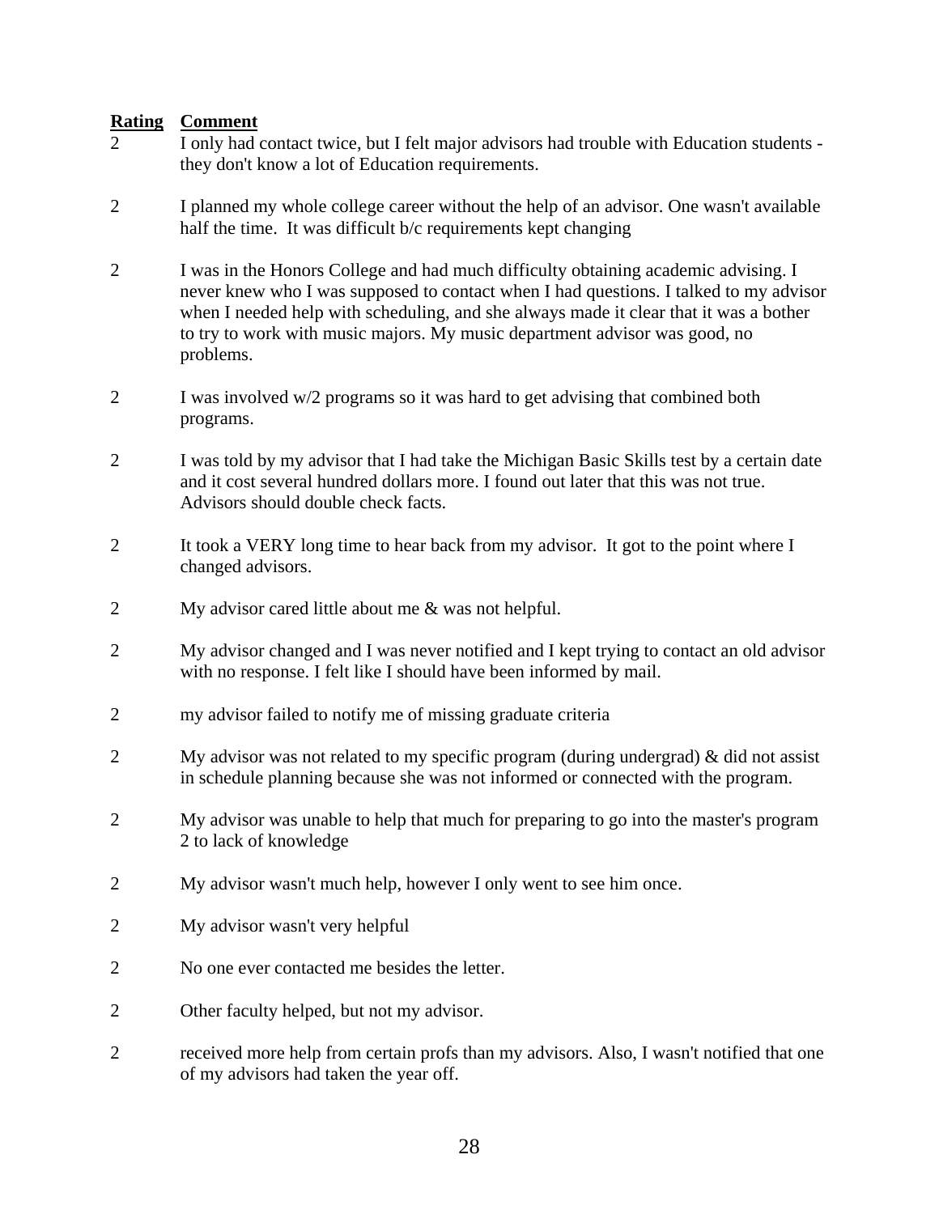| Rating | Comment |
|---|---|
| 2 | I only had contact twice, but I felt major advisors had trouble with Education students - they don't know a lot of Education requirements. |
| 2 | I planned my whole college career without the help of an advisor. One wasn't available half the time. It was difficult b/c requirements kept changing |
| 2 | I was in the Honors College and had much difficulty obtaining academic advising. I never knew who I was supposed to contact when I had questions. I talked to my advisor when I needed help with scheduling, and she always made it clear that it was a bother to try to work with music majors. My music department advisor was good, no problems. |
| 2 | I was involved w/2 programs so it was hard to get advising that combined both programs. |
| 2 | I was told by my advisor that I had take the Michigan Basic Skills test by a certain date and it cost several hundred dollars more. I found out later that this was not true. Advisors should double check facts. |
| 2 | It took a VERY long time to hear back from my advisor. It got to the point where I changed advisors. |
| 2 | My advisor cared little about me & was not helpful. |
| 2 | My advisor changed and I was never notified and I kept trying to contact an old advisor with no response. I felt like I should have been informed by mail. |
| 2 | my advisor failed to notify me of missing graduate criteria |
| 2 | My advisor was not related to my specific program (during undergrad) & did not assist in schedule planning because she was not informed or connected with the program. |
| 2 | My advisor was unable to help that much for preparing to go into the master's program 2 to lack of knowledge |
| 2 | My advisor wasn't much help, however I only went to see him once. |
| 2 | My advisor wasn't very helpful |
| 2 | No one ever contacted me besides the letter. |
| 2 | Other faculty helped, but not my advisor. |
| 2 | received more help from certain profs than my advisors. Also, I wasn't notified that one of my advisors had taken the year off. |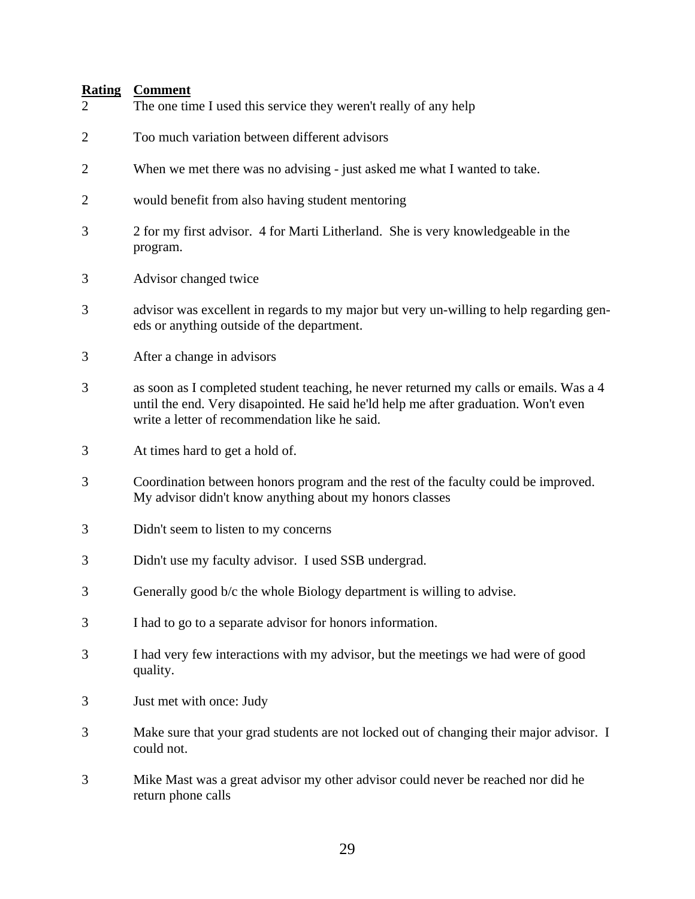| Rating | Comment |
|---|---|
| 2 | The one time I used this service they weren't really of any help |
| 2 | Too much variation between different advisors |
| 2 | When we met there was no advising - just asked me what I wanted to take. |
| 2 | would benefit from also having student mentoring |
| 3 | 2 for my first advisor. 4 for Marti Litherland. She is very knowledgeable in the program. |
| 3 | Advisor changed twice |
| 3 | advisor was excellent in regards to my major but very un-willing to help regarding gen-eds or anything outside of the department. |
| 3 | After a change in advisors |
| 3 | as soon as I completed student teaching, he never returned my calls or emails. Was a 4 until the end. Very disapointed. He said he'ld help me after graduation. Won't even write a letter of recommendation like he said. |
| 3 | At times hard to get a hold of. |
| 3 | Coordination between honors program and the rest of the faculty could be improved. My advisor didn't know anything about my honors classes |
| 3 | Didn't seem to listen to my concerns |
| 3 | Didn't use my faculty advisor. I used SSB undergrad. |
| 3 | Generally good b/c the whole Biology department is willing to advise. |
| 3 | I had to go to a separate advisor for honors information. |
| 3 | I had very few interactions with my advisor, but the meetings we had were of good quality. |
| 3 | Just met with once: Judy |
| 3 | Make sure that your grad students are not locked out of changing their major advisor. I could not. |
| 3 | Mike Mast was a great advisor my other advisor could never be reached nor did he return phone calls |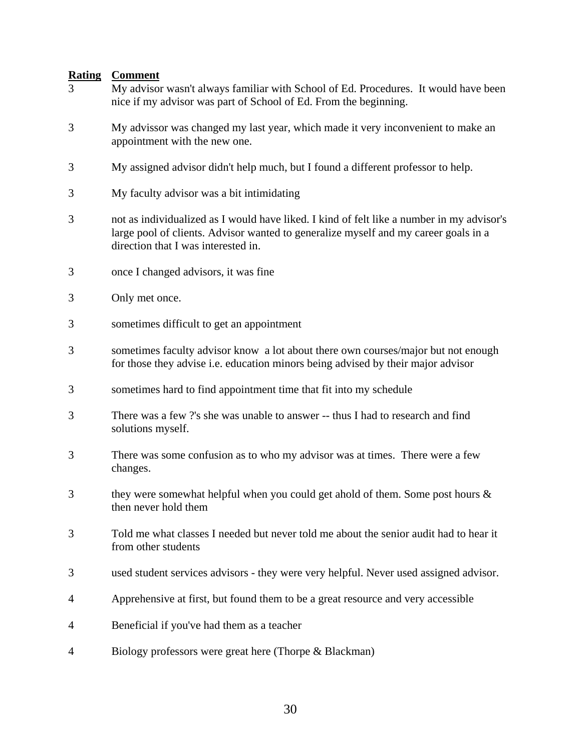| Rating | Comment |
|---|---|
| 3 | My advisor wasn't always familiar with School of Ed. Procedures.  It would have been nice if my advisor was part of School of Ed. From the beginning. |
| 3 | My advissor was changed my last year, which made it very inconvenient to make an appointment with the new one. |
| 3 | My assigned advisor didn't help much, but I found a different professor to help. |
| 3 | My faculty advisor was a bit intimidating |
| 3 | not as individualized as I would have liked. I kind of felt like a number in my advisor's large pool of clients. Advisor wanted to generalize myself and my career goals in a direction that I was interested in. |
| 3 | once I changed advisors, it was fine |
| 3 | Only met once. |
| 3 | sometimes difficult to get an appointment |
| 3 | sometimes faculty advisor know  a lot about there own courses/major but not enough for those they advise i.e. education minors being advised by their major advisor |
| 3 | sometimes hard to find appointment time that fit into my schedule |
| 3 | There was a few ?'s she was unable to answer -- thus I had to research and find solutions myself. |
| 3 | There was some confusion as to who my advisor was at times.  There were a few changes. |
| 3 | they were somewhat helpful when you could get ahold of them. Some post hours & then never hold them |
| 3 | Told me what classes I needed but never told me about the senior audit had to hear it from other students |
| 3 | used student services advisors - they were very helpful. Never used assigned advisor. |
| 4 | Apprehensive at first, but found them to be a great resource and very accessible |
| 4 | Beneficial if you've had them as a teacher |
| 4 | Biology professors were great here (Thorpe & Blackman) |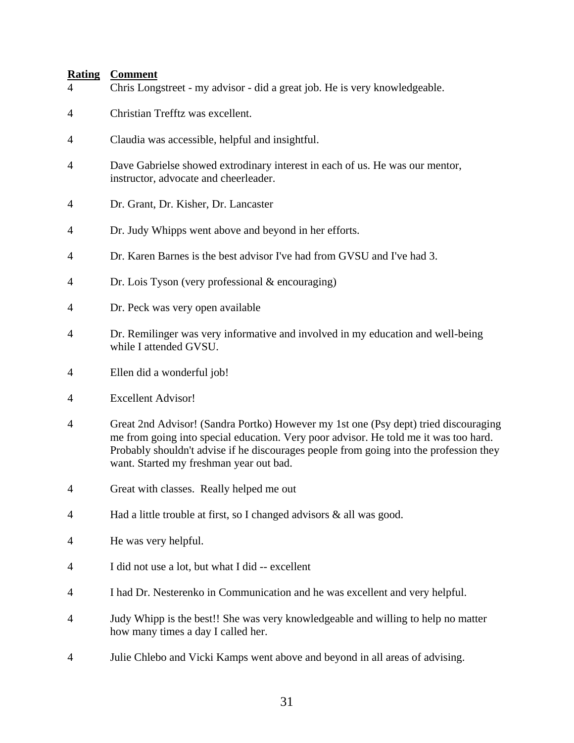| Rating | Comment |
|---|---|
| 4 | Chris Longstreet - my advisor - did a great job. He is very knowledgeable. |
| 4 | Christian Trefftz was excellent. |
| 4 | Claudia was accessible, helpful and insightful. |
| 4 | Dave Gabrielse showed extrodinary interest in each of us. He was our mentor, instructor, advocate and cheerleader. |
| 4 | Dr. Grant, Dr. Kisher, Dr. Lancaster |
| 4 | Dr. Judy Whipps went above and beyond in her efforts. |
| 4 | Dr. Karen Barnes is the best advisor I've had from GVSU and I've had 3. |
| 4 | Dr. Lois Tyson (very professional & encouraging) |
| 4 | Dr. Peck was very open available |
| 4 | Dr. Remilinger was very informative and involved in my education and well-being while I attended GVSU. |
| 4 | Ellen did a wonderful job! |
| 4 | Excellent Advisor! |
| 4 | Great 2nd Advisor! (Sandra Portko) However my 1st one (Psy dept) tried discouraging me from going into special education. Very poor advisor. He told me it was too hard. Probably shouldn't advise if he discourages people from going into the profession they want. Started my freshman year out bad. |
| 4 | Great with classes. Really helped me out |
| 4 | Had a little trouble at first, so I changed advisors & all was good. |
| 4 | He was very helpful. |
| 4 | I did not use a lot, but what I did -- excellent |
| 4 | I had Dr. Nesterenko in Communication and he was excellent and very helpful. |
| 4 | Judy Whipp is the best!! She was very knowledgeable and willing to help no matter how many times a day I called her. |
| 4 | Julie Chlebo and Vicki Kamps went above and beyond in all areas of advising. |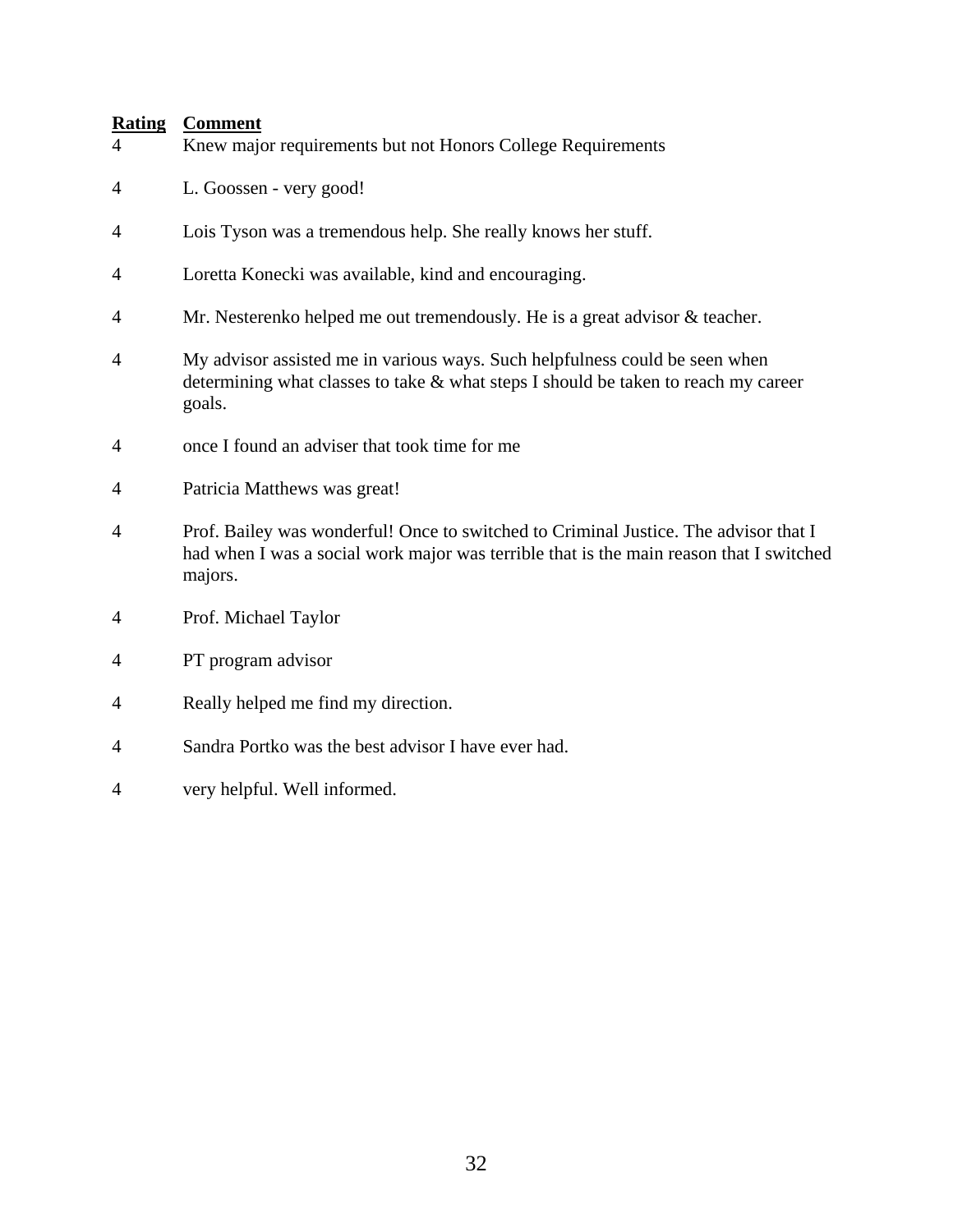| Rating | Comment |
|---|---|
| 4 | Knew major requirements but not Honors College Requirements |
| 4 | L. Goossen - very good! |
| 4 | Lois Tyson was a tremendous help. She really knows her stuff. |
| 4 | Loretta Konecki was available, kind and encouraging. |
| 4 | Mr. Nesterenko helped me out tremendously. He is a great advisor & teacher. |
| 4 | My advisor assisted me in various ways. Such helpfulness could be seen when determining what classes to take & what steps I should be taken to reach my career goals. |
| 4 | once I found an adviser that took time for me |
| 4 | Patricia Matthews was great! |
| 4 | Prof. Bailey was wonderful! Once to switched to Criminal Justice. The advisor that I had when I was a social work major was terrible that is the main reason that I switched majors. |
| 4 | Prof. Michael Taylor |
| 4 | PT program advisor |
| 4 | Really helped me find my direction. |
| 4 | Sandra Portko was the best advisor I have ever had. |
| 4 | very helpful. Well informed. |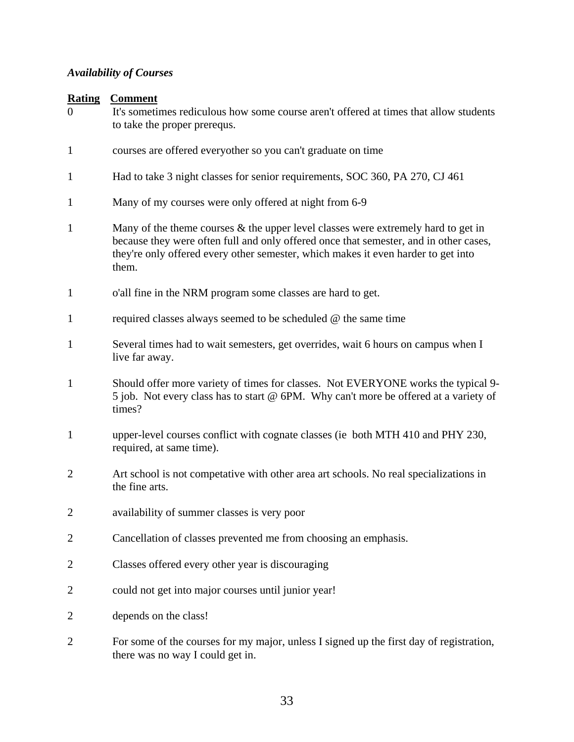*Availability of Courses*

| Rating | Comment |
|---|---|
| 0 | It's sometimes rediculous how some course aren't offered at times that allow students to take the proper prerequs. |
| 1 | courses are offered everyother so you can't graduate on time |
| 1 | Had to take 3 night classes for senior requirements, SOC 360, PA 270, CJ 461 |
| 1 | Many of my courses were only offered at night from 6-9 |
| 1 | Many of the theme courses & the upper level classes were extremely hard to get in because they were often full and only offered once that semester, and in other cases, they're only offered every other semester, which makes it even harder to get into them. |
| 1 | o'all fine in the NRM program some classes are hard to get. |
| 1 | required classes always seemed to be scheduled @ the same time |
| 1 | Several times had to wait semesters, get overrides, wait 6 hours on campus when I live far away. |
| 1 | Should offer more variety of times for classes. Not EVERYONE works the typical 9-5 job. Not every class has to start @ 6PM. Why can't more be offered at a variety of times? |
| 1 | upper-level courses conflict with cognate classes (ie both MTH 410 and PHY 230, required, at same time). |
| 2 | Art school is not competative with other area art schools. No real specializations in the fine arts. |
| 2 | availability of summer classes is very poor |
| 2 | Cancellation of classes prevented me from choosing an emphasis. |
| 2 | Classes offered every other year is discouraging |
| 2 | could not get into major courses until junior year! |
| 2 | depends on the class! |
| 2 | For some of the courses for my major, unless I signed up the first day of registration, there was no way I could get in. |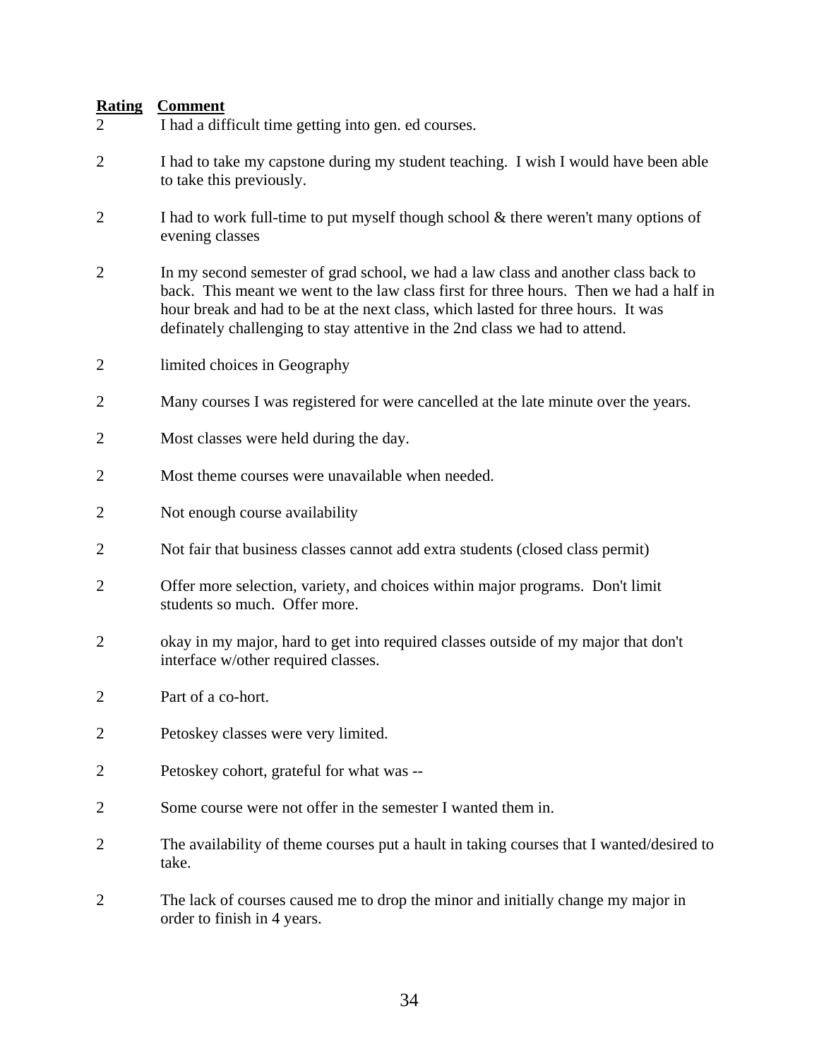| Rating | Comment |
|---|---|
| 2 | I had a difficult time getting into gen. ed courses. |
| 2 | I had to take my capstone during my student teaching. I wish I would have been able to take this previously. |
| 2 | I had to work full-time to put myself though school & there weren't many options of evening classes |
| 2 | In my second semester of grad school, we had a law class and another class back to back. This meant we went to the law class first for three hours. Then we had a half in hour break and had to be at the next class, which lasted for three hours. It was definately challenging to stay attentive in the 2nd class we had to attend. |
| 2 | limited choices in Geography |
| 2 | Many courses I was registered for were cancelled at the late minute over the years. |
| 2 | Most classes were held during the day. |
| 2 | Most theme courses were unavailable when needed. |
| 2 | Not enough course availability |
| 2 | Not fair that business classes cannot add extra students (closed class permit) |
| 2 | Offer more selection, variety, and choices within major programs. Don't limit students so much. Offer more. |
| 2 | okay in my major, hard to get into required classes outside of my major that don't interface w/other required classes. |
| 2 | Part of a co-hort. |
| 2 | Petoskey classes were very limited. |
| 2 | Petoskey cohort, grateful for what was -- |
| 2 | Some course were not offer in the semester I wanted them in. |
| 2 | The availability of theme courses put a hault in taking courses that I wanted/desired to take. |
| 2 | The lack of courses caused me to drop the minor and initially change my major in order to finish in 4 years. |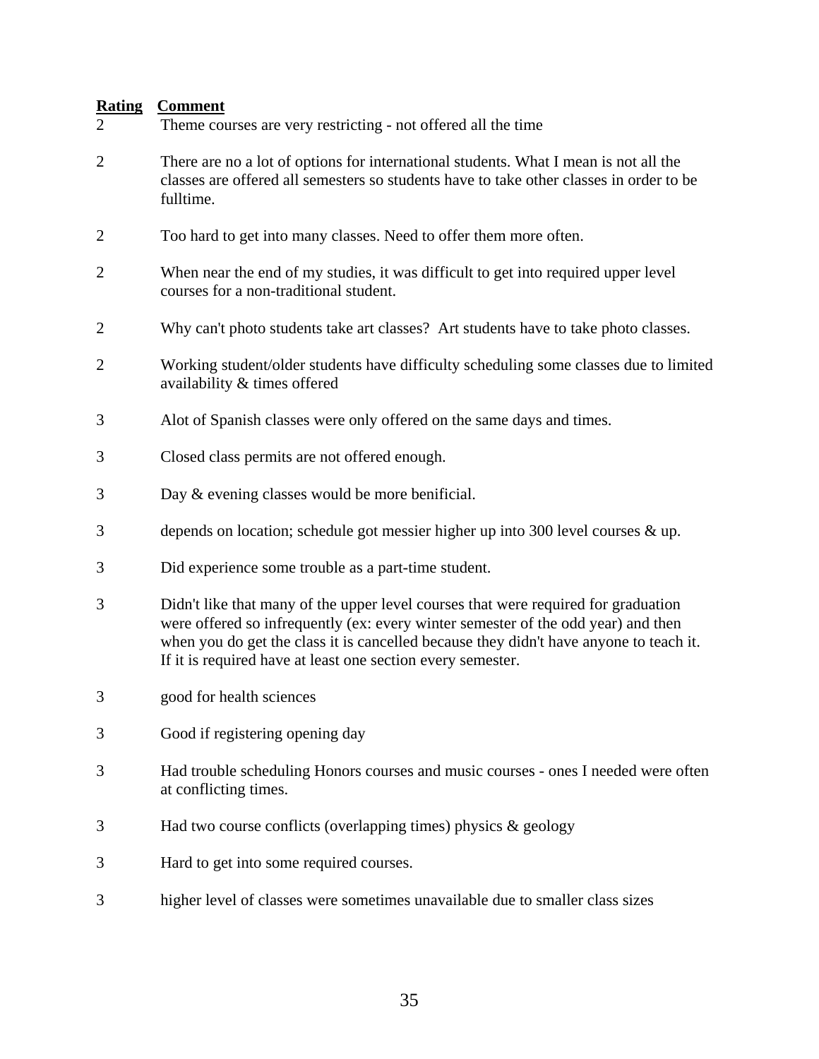| Rating | Comment |
|---|---|
| 2 | Theme courses are very restricting - not offered all the time |
| 2 | There are no a lot of options for international students. What I mean is not all the classes are offered all semesters so students have to take other classes in order to be fulltime. |
| 2 | Too hard to get into many classes. Need to offer them more often. |
| 2 | When near the end of my studies, it was difficult to get into required upper level courses for a non-traditional student. |
| 2 | Why can't photo students take art classes? Art students have to take photo classes. |
| 2 | Working student/older students have difficulty scheduling some classes due to limited availability & times offered |
| 3 | Alot of Spanish classes were only offered on the same days and times. |
| 3 | Closed class permits are not offered enough. |
| 3 | Day & evening classes would be more benificial. |
| 3 | depends on location; schedule got messier higher up into 300 level courses & up. |
| 3 | Did experience some trouble as a part-time student. |
| 3 | Didn't like that many of the upper level courses that were required for graduation were offered so infrequently (ex: every winter semester of the odd year) and then when you do get the class it is cancelled because they didn't have anyone to teach it. If it is required have at least one section every semester. |
| 3 | good for health sciences |
| 3 | Good if registering opening day |
| 3 | Had trouble scheduling Honors courses and music courses - ones I needed were often at conflicting times. |
| 3 | Had two course conflicts (overlapping times) physics & geology |
| 3 | Hard to get into some required courses. |
| 3 | higher level of classes were sometimes unavailable due to smaller class sizes |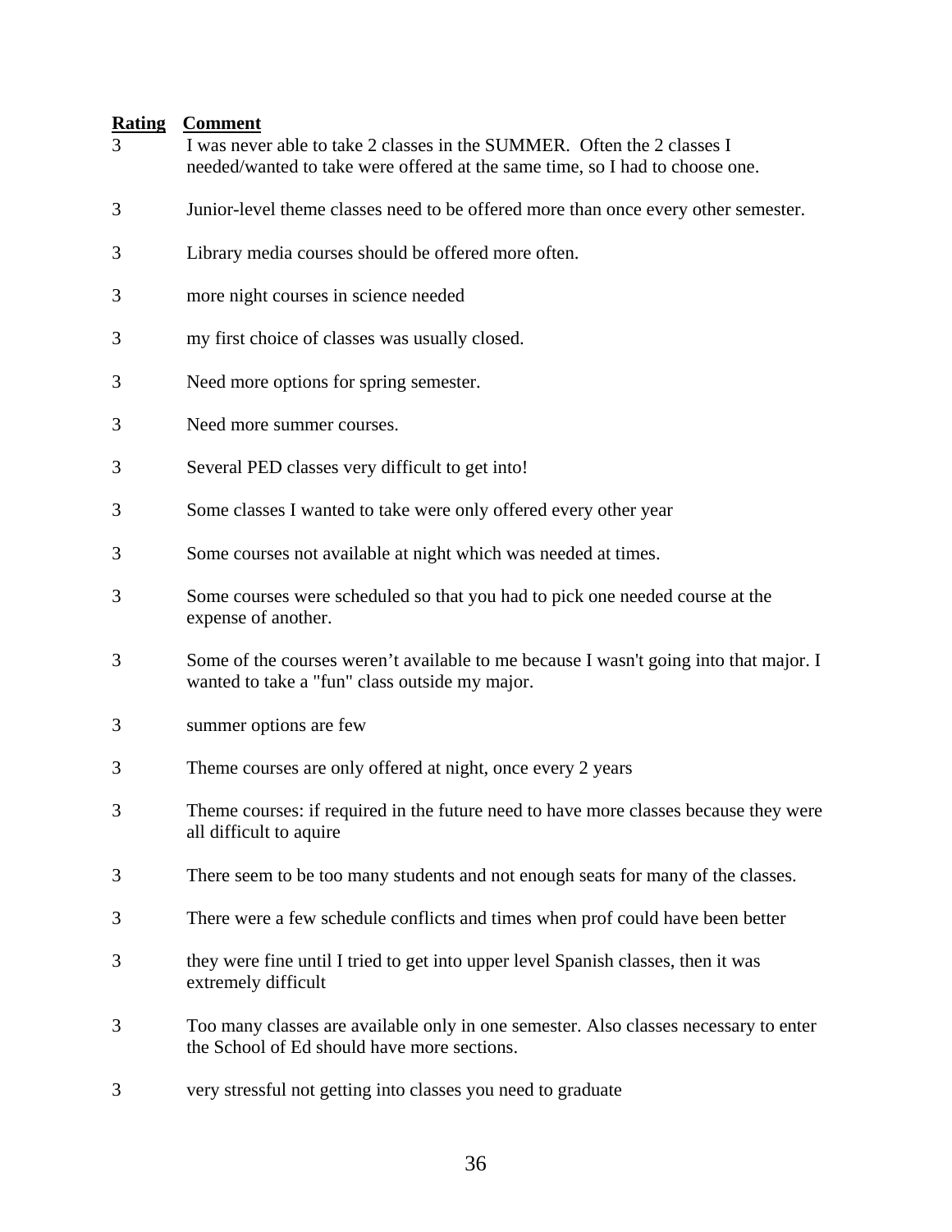| Rating | Comment |
| --- | --- |
| 3 | I was never able to take 2 classes in the SUMMER.  Often the 2 classes I needed/wanted to take were offered at the same time, so I had to choose one. |
| 3 | Junior-level theme classes need to be offered more than once every other semester. |
| 3 | Library media courses should be offered more often. |
| 3 | more night courses in science needed |
| 3 | my first choice of classes was usually closed. |
| 3 | Need more options for spring semester. |
| 3 | Need more summer courses. |
| 3 | Several PED classes very difficult to get into! |
| 3 | Some classes I wanted to take were only offered every other year |
| 3 | Some courses not available at night which was needed at times. |
| 3 | Some courses were scheduled so that you had to pick one needed course at the expense of another. |
| 3 | Some of the courses weren’t available to me because I wasn't going into that major. I wanted to take a "fun" class outside my major. |
| 3 | summer options are few |
| 3 | Theme courses are only offered at night, once every 2 years |
| 3 | Theme courses: if required in the future need to have more classes because they were all difficult to aquire |
| 3 | There seem to be too many students and not enough seats for many of the classes. |
| 3 | There were a few schedule conflicts and times when prof could have been better |
| 3 | they were fine until I tried to get into upper level Spanish classes, then it was extremely difficult |
| 3 | Too many classes are available only in one semester. Also classes necessary to enter the School of Ed should have more sections. |
| 3 | very stressful not getting into classes you need to graduate |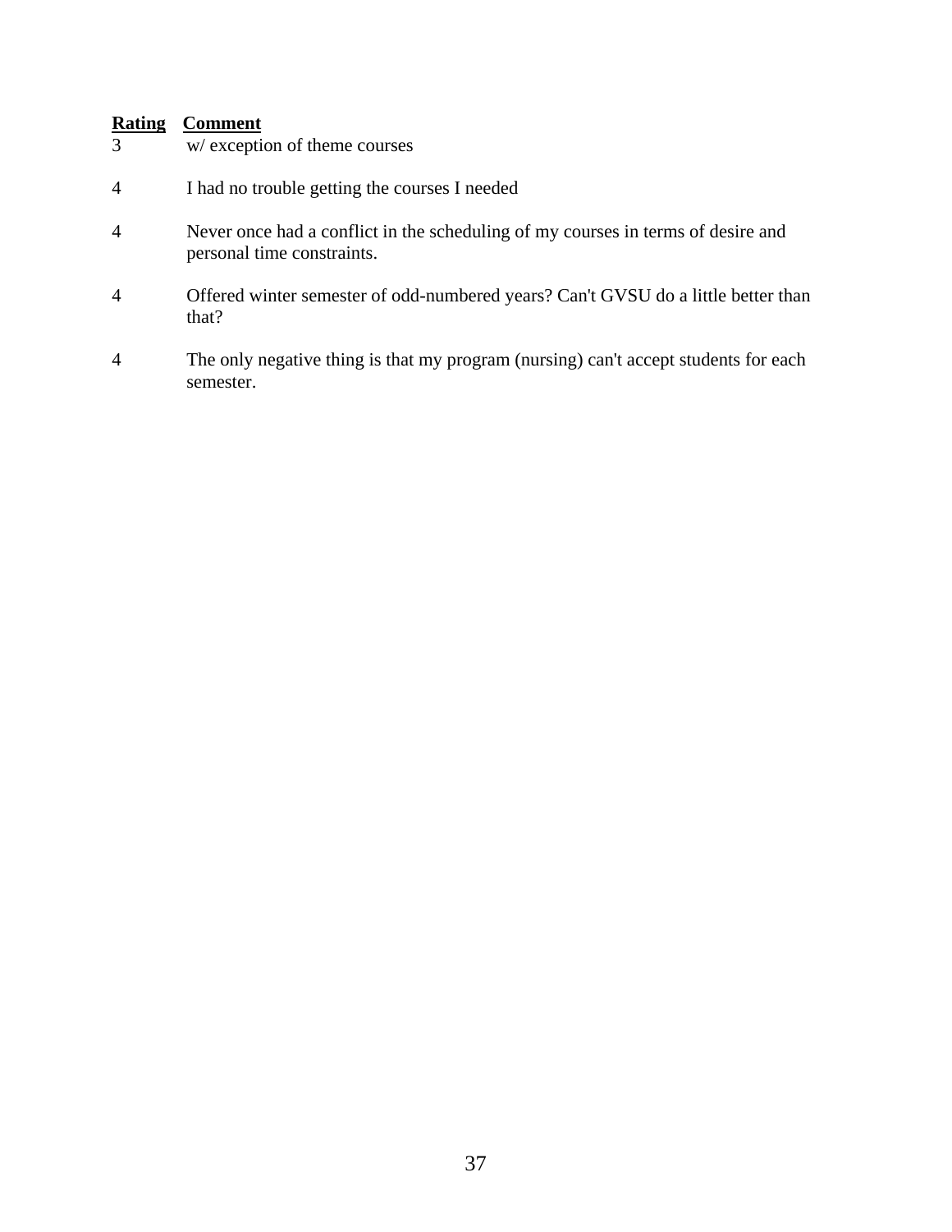| Rating | Comment |
|---|---|
| 3 | w/ exception of theme courses |
| 4 | I had no trouble getting the courses I needed |
| 4 | Never once had a conflict in the scheduling of my courses in terms of desire and personal time constraints. |
| 4 | Offered winter semester of odd-numbered years? Can't GVSU do a little better than that? |
| 4 | The only negative thing is that my program (nursing) can't accept students for each semester. |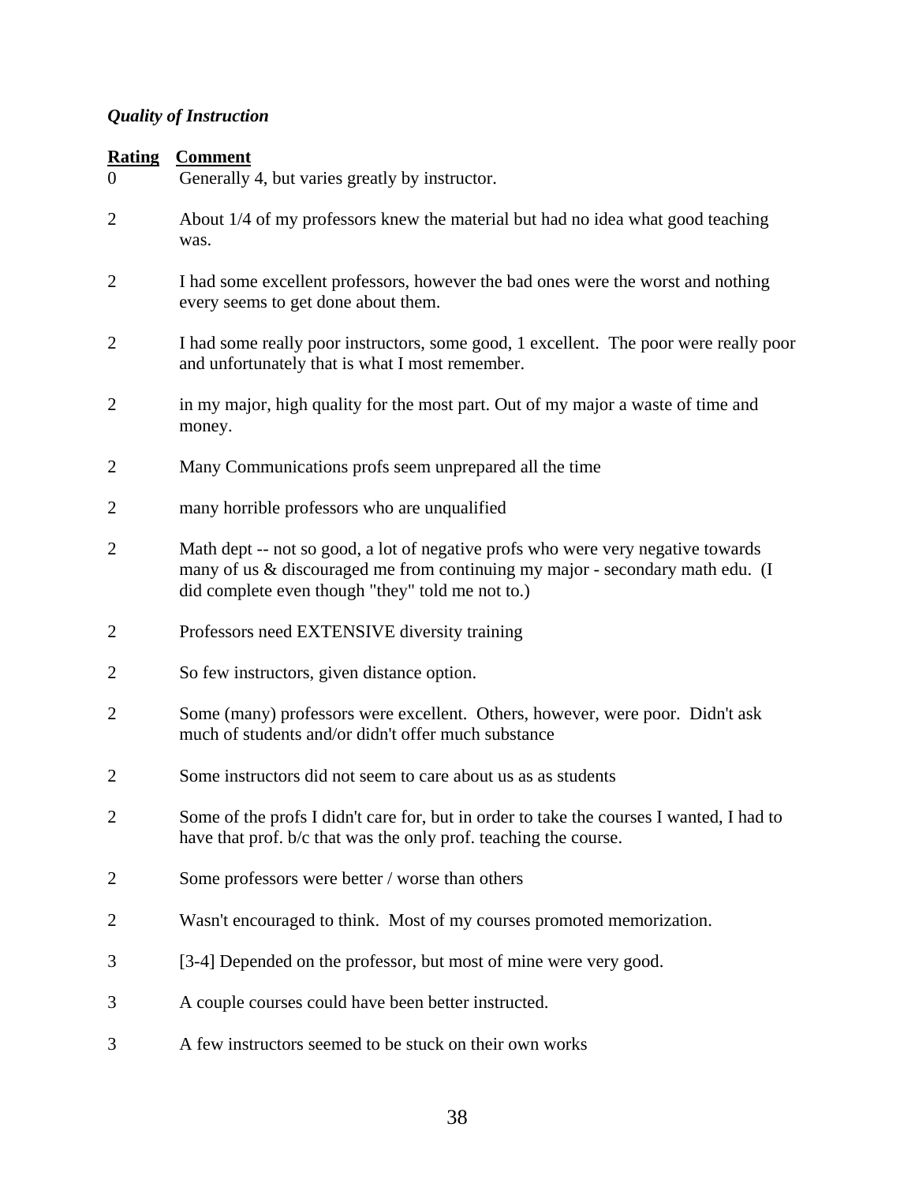*Quality of Instruction*

| Rating | Comment |
|---|---|
| 0 | Generally 4, but varies greatly by instructor. |
| 2 | About 1/4 of my professors knew the material but had no idea what good teaching was. |
| 2 | I had some excellent professors, however the bad ones were the worst and nothing every seems to get done about them. |
| 2 | I had some really poor instructors, some good, 1 excellent. The poor were really poor and unfortunately that is what I most remember. |
| 2 | in my major, high quality for the most part. Out of my major a waste of time and money. |
| 2 | Many Communications profs seem unprepared all the time |
| 2 | many horrible professors who are unqualified |
| 2 | Math dept -- not so good, a lot of negative profs who were very negative towards many of us & discouraged me from continuing my major - secondary math edu. (I did complete even though "they" told me not to.) |
| 2 | Professors need EXTENSIVE diversity training |
| 2 | So few instructors, given distance option. |
| 2 | Some (many) professors were excellent. Others, however, were poor. Didn't ask much of students and/or didn't offer much substance |
| 2 | Some instructors did not seem to care about us as as students |
| 2 | Some of the profs I didn't care for, but in order to take the courses I wanted, I had to have that prof. b/c that was the only prof. teaching the course. |
| 2 | Some professors were better / worse than others |
| 2 | Wasn't encouraged to think. Most of my courses promoted memorization. |
| 3 | [3-4] Depended on the professor, but most of mine were very good. |
| 3 | A couple courses could have been better instructed. |
| 3 | A few instructors seemed to be stuck on their own works |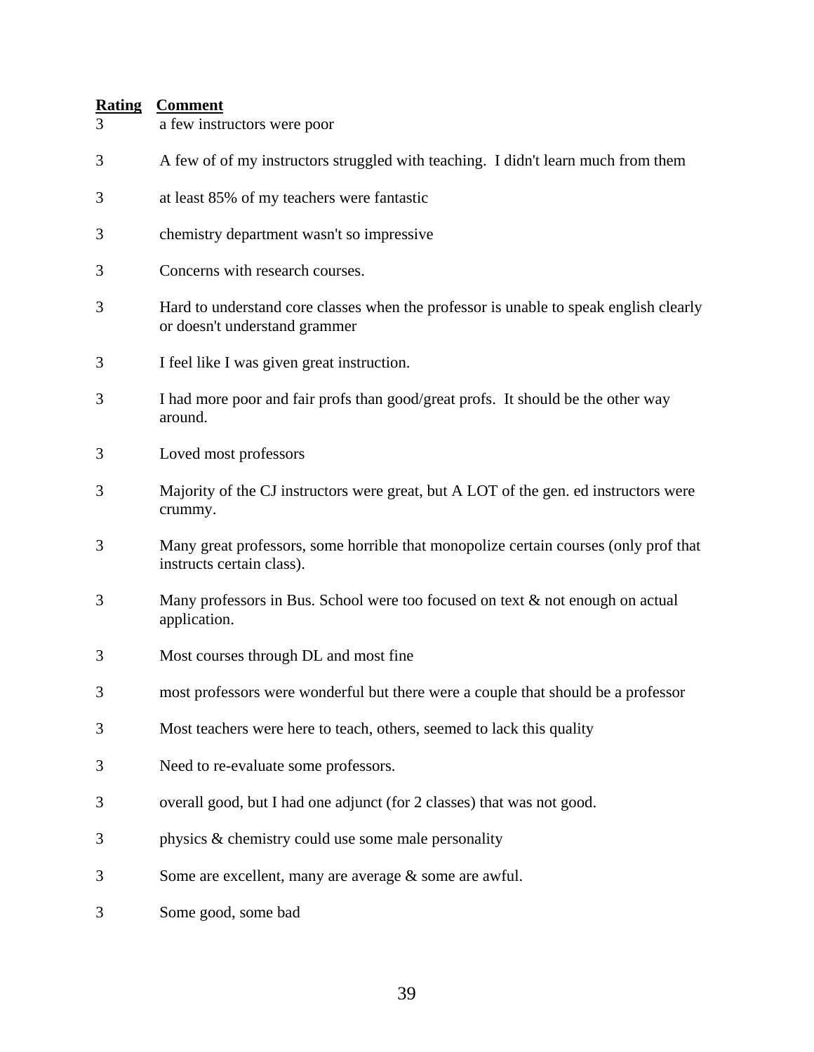| Rating | Comment |
|---|---|
| 3 | a few instructors were poor |
| 3 | A few of of my instructors struggled with teaching. I didn't learn much from them |
| 3 | at least 85% of my teachers were fantastic |
| 3 | chemistry department wasn't so impressive |
| 3 | Concerns with research courses. |
| 3 | Hard to understand core classes when the professor is unable to speak english clearly or doesn't understand grammer |
| 3 | I feel like I was given great instruction. |
| 3 | I had more poor and fair profs than good/great profs. It should be the other way around. |
| 3 | Loved most professors |
| 3 | Majority of the CJ instructors were great, but A LOT of the gen. ed instructors were crummy. |
| 3 | Many great professors, some horrible that monopolize certain courses (only prof that instructs certain class). |
| 3 | Many professors in Bus. School were too focused on text & not enough on actual application. |
| 3 | Most courses through DL and most fine |
| 3 | most professors were wonderful but there were a couple that should be a professor |
| 3 | Most teachers were here to teach, others, seemed to lack this quality |
| 3 | Need to re-evaluate some professors. |
| 3 | overall good, but I had one adjunct (for 2 classes) that was not good. |
| 3 | physics & chemistry could use some male personality |
| 3 | Some are excellent, many are average & some are awful. |
| 3 | Some good, some bad |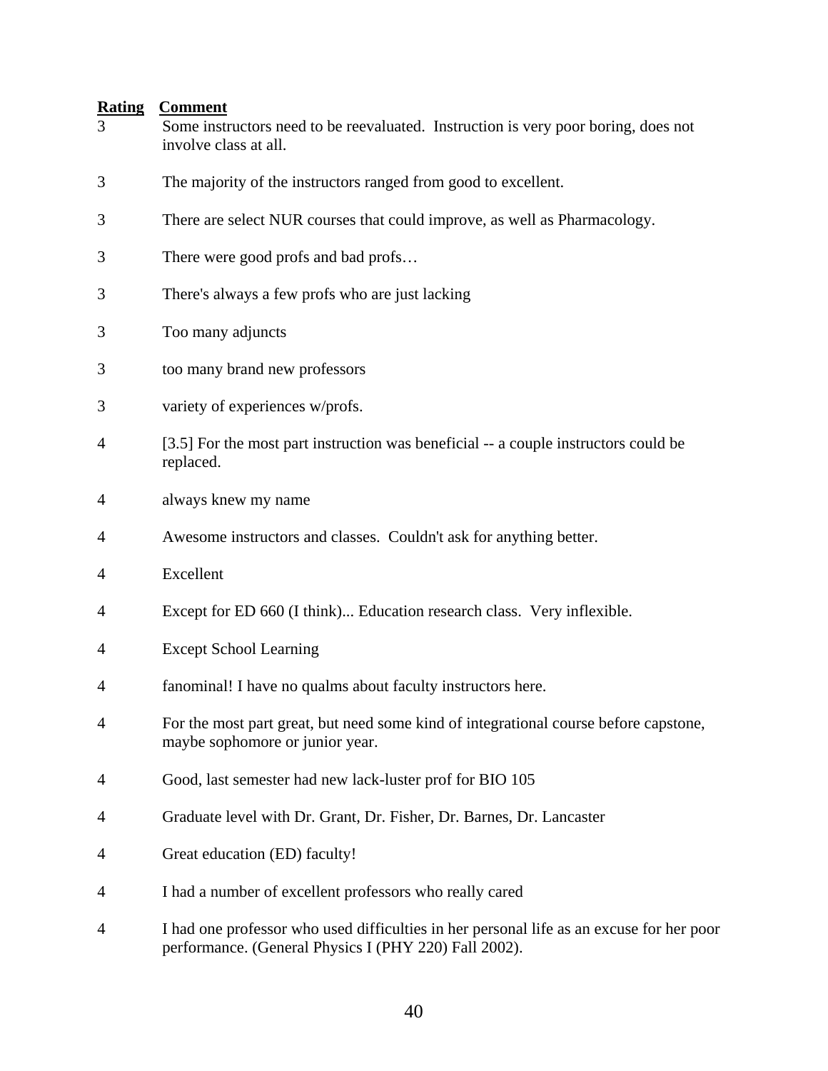| Rating | Comment |
|---|---|
| 3 | Some instructors need to be reevaluated. Instruction is very poor boring, does not involve class at all. |
| 3 | The majority of the instructors ranged from good to excellent. |
| 3 | There are select NUR courses that could improve, as well as Pharmacology. |
| 3 | There were good profs and bad profs… |
| 3 | There's always a few profs who are just lacking |
| 3 | Too many adjuncts |
| 3 | too many brand new professors |
| 3 | variety of experiences w/profs. |
| 4 | [3.5] For the most part instruction was beneficial -- a couple instructors could be replaced. |
| 4 | always knew my name |
| 4 | Awesome instructors and classes. Couldn't ask for anything better. |
| 4 | Excellent |
| 4 | Except for ED 660 (I think)... Education research class. Very inflexible. |
| 4 | Except School Learning |
| 4 | fanominal! I have no qualms about faculty instructors here. |
| 4 | For the most part great, but need some kind of integrational course before capstone, maybe sophomore or junior year. |
| 4 | Good, last semester had new lack-luster prof for BIO 105 |
| 4 | Graduate level with Dr. Grant, Dr. Fisher, Dr. Barnes, Dr. Lancaster |
| 4 | Great education (ED) faculty! |
| 4 | I had a number of excellent professors who really cared |
| 4 | I had one professor who used difficulties in her personal life as an excuse for her poor performance. (General Physics I (PHY 220) Fall 2002). |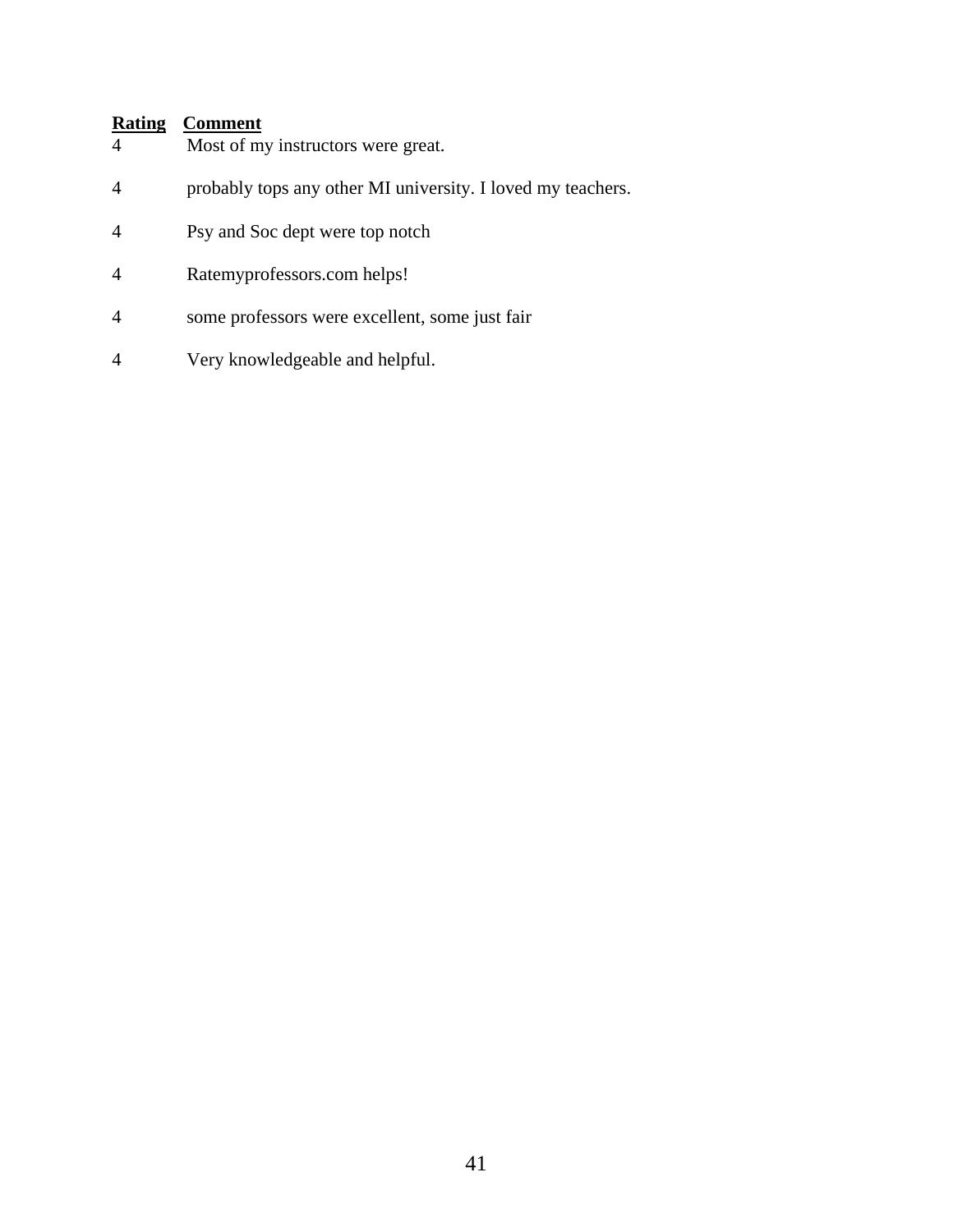| Rating | Comment |
|---|---|
| 4 | Most of my instructors were great. |
| 4 | probably tops any other MI university. I loved my teachers. |
| 4 | Psy and Soc dept were top notch |
| 4 | Ratemyprofessors.com helps! |
| 4 | some professors were excellent, some just fair |
| 4 | Very knowledgeable and helpful. |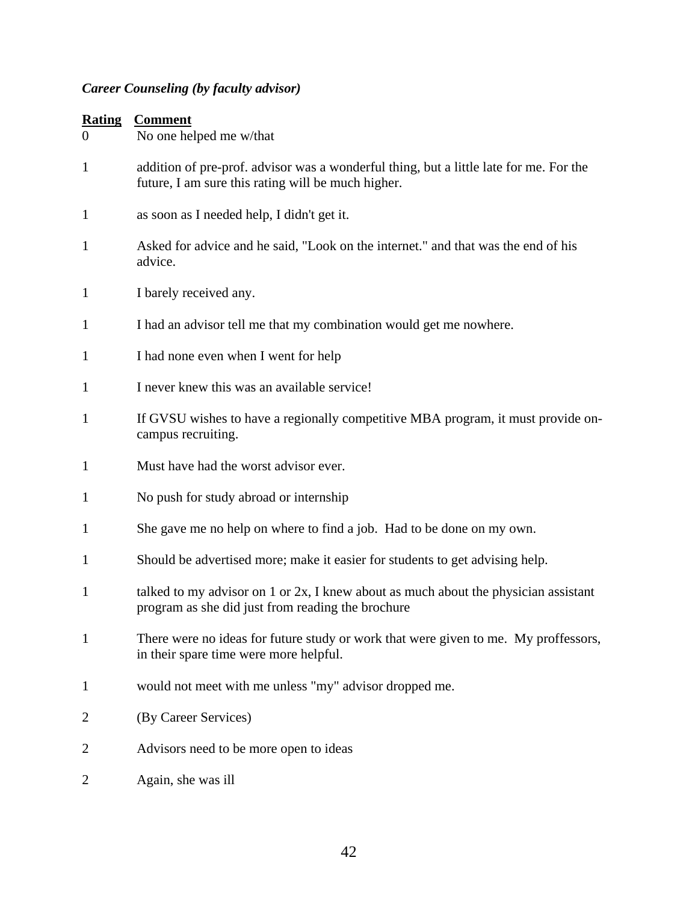***Career Counseling (by faculty advisor)***

| Rating | Comment |
|---|---|
| 0 | No one helped me w/that |
| 1 | addition of pre-prof. advisor was a wonderful thing, but a little late for me. For the future, I am sure this rating will be much higher. |
| 1 | as soon as I needed help, I didn't get it. |
| 1 | Asked for advice and he said, "Look on the internet." and that was the end of his advice. |
| 1 | I barely received any. |
| 1 | I had an advisor tell me that my combination would get me nowhere. |
| 1 | I had none even when I went for help |
| 1 | I never knew this was an available service! |
| 1 | If GVSU wishes to have a regionally competitive MBA program, it must provide on-campus recruiting. |
| 1 | Must have had the worst advisor ever. |
| 1 | No push for study abroad or internship |
| 1 | She gave me no help on where to find a job. Had to be done on my own. |
| 1 | Should be advertised more; make it easier for students to get advising help. |
| 1 | talked to my advisor on 1 or 2x, I knew about as much about the physician assistant program as she did just from reading the brochure |
| 1 | There were no ideas for future study or work that were given to me. My proffessors, in their spare time were more helpful. |
| 1 | would not meet with me unless "my" advisor dropped me. |
| 2 | (By Career Services) |
| 2 | Advisors need to be more open to ideas |
| 2 | Again, she was ill |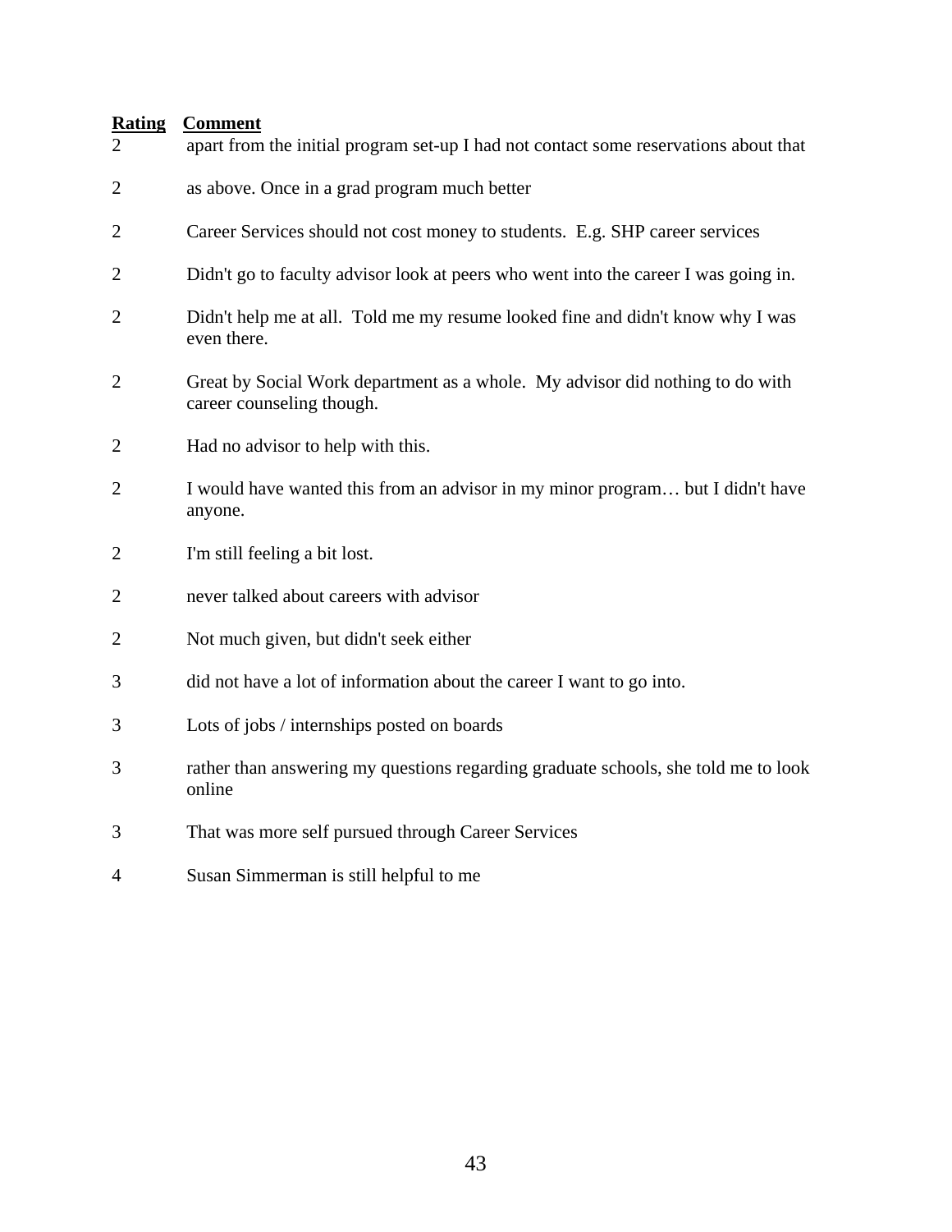| Rating | Comment |
|---|---|
| 2 | apart from the initial program set-up I had not contact some reservations about that |
| 2 | as above. Once in a grad program much better |
| 2 | Career Services should not cost money to students. E.g. SHP career services |
| 2 | Didn't go to faculty advisor look at peers who went into the career I was going in. |
| 2 | Didn't help me at all. Told me my resume looked fine and didn't know why I was even there. |
| 2 | Great by Social Work department as a whole. My advisor did nothing to do with career counseling though. |
| 2 | Had no advisor to help with this. |
| 2 | I would have wanted this from an advisor in my minor program… but I didn't have anyone. |
| 2 | I'm still feeling a bit lost. |
| 2 | never talked about careers with advisor |
| 2 | Not much given, but didn't seek either |
| 3 | did not have a lot of information about the career I want to go into. |
| 3 | Lots of jobs / internships posted on boards |
| 3 | rather than answering my questions regarding graduate schools, she told me to look online |
| 3 | That was more self pursued through Career Services |
| 4 | Susan Simmerman is still helpful to me |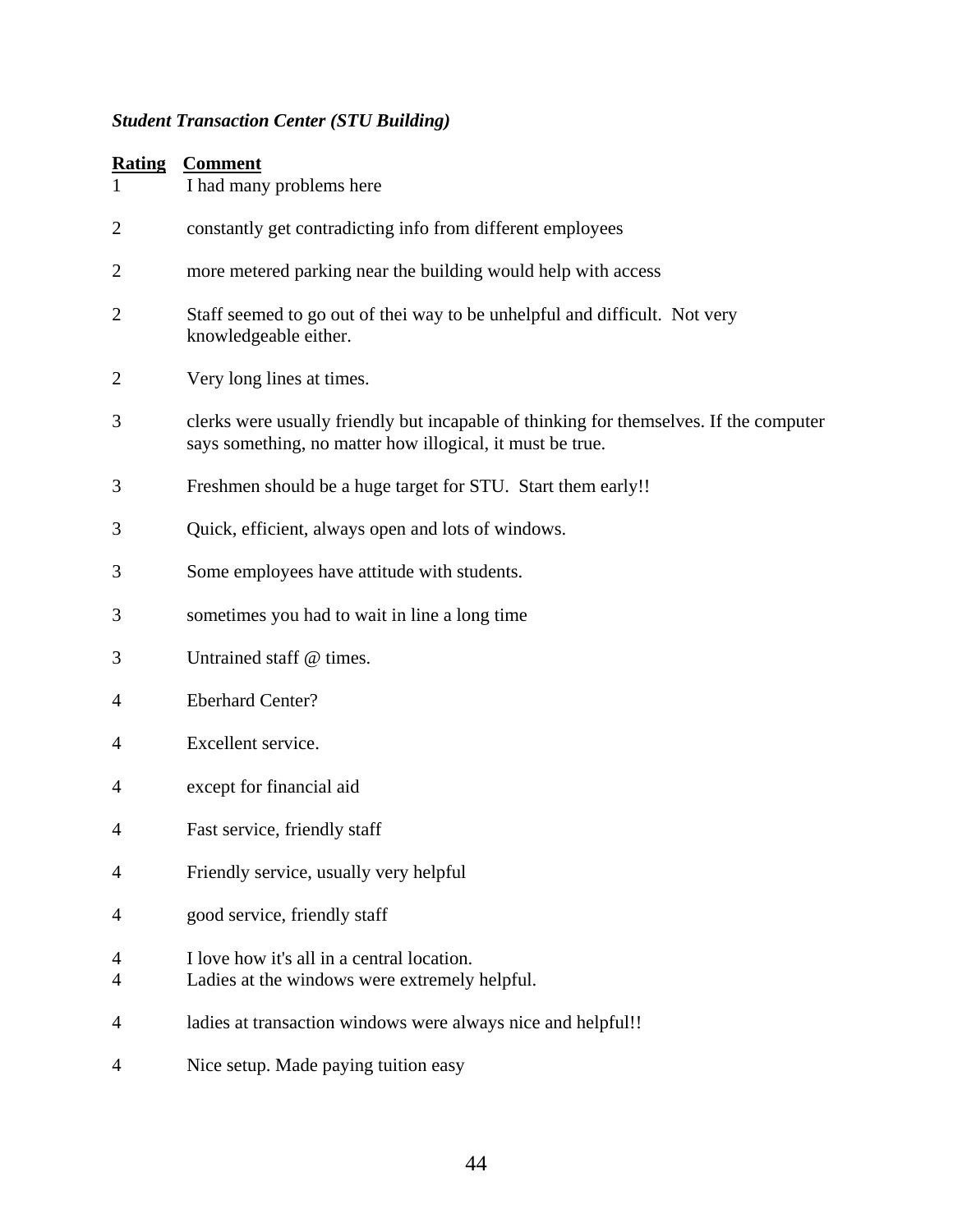*Student Transaction Center (STU Building)*

| Rating | Comment |
|---|---|
| 1 | I had many problems here |
| 2 | constantly get contradicting info from different employees |
| 2 | more metered parking near the building would help with access |
| 2 | Staff seemed to go out of thei way to be unhelpful and difficult. Not very knowledgeable either. |
| 2 | Very long lines at times. |
| 3 | clerks were usually friendly but incapable of thinking for themselves. If the computer says something, no matter how illogical, it must be true. |
| 3 | Freshmen should be a huge target for STU. Start them early!! |
| 3 | Quick, efficient, always open and lots of windows. |
| 3 | Some employees have attitude with students. |
| 3 | sometimes you had to wait in line a long time |
| 3 | Untrained staff @ times. |
| 4 | Eberhard Center? |
| 4 | Excellent service. |
| 4 | except for financial aid |
| 4 | Fast service, friendly staff |
| 4 | Friendly service, usually very helpful |
| 4 | good service, friendly staff |
| 4 | I love how it's all in a central location. |
| 4 | Ladies at the windows were extremely helpful. |
| 4 | ladies at transaction windows were always nice and helpful!! |
| 4 | Nice setup. Made paying tuition easy |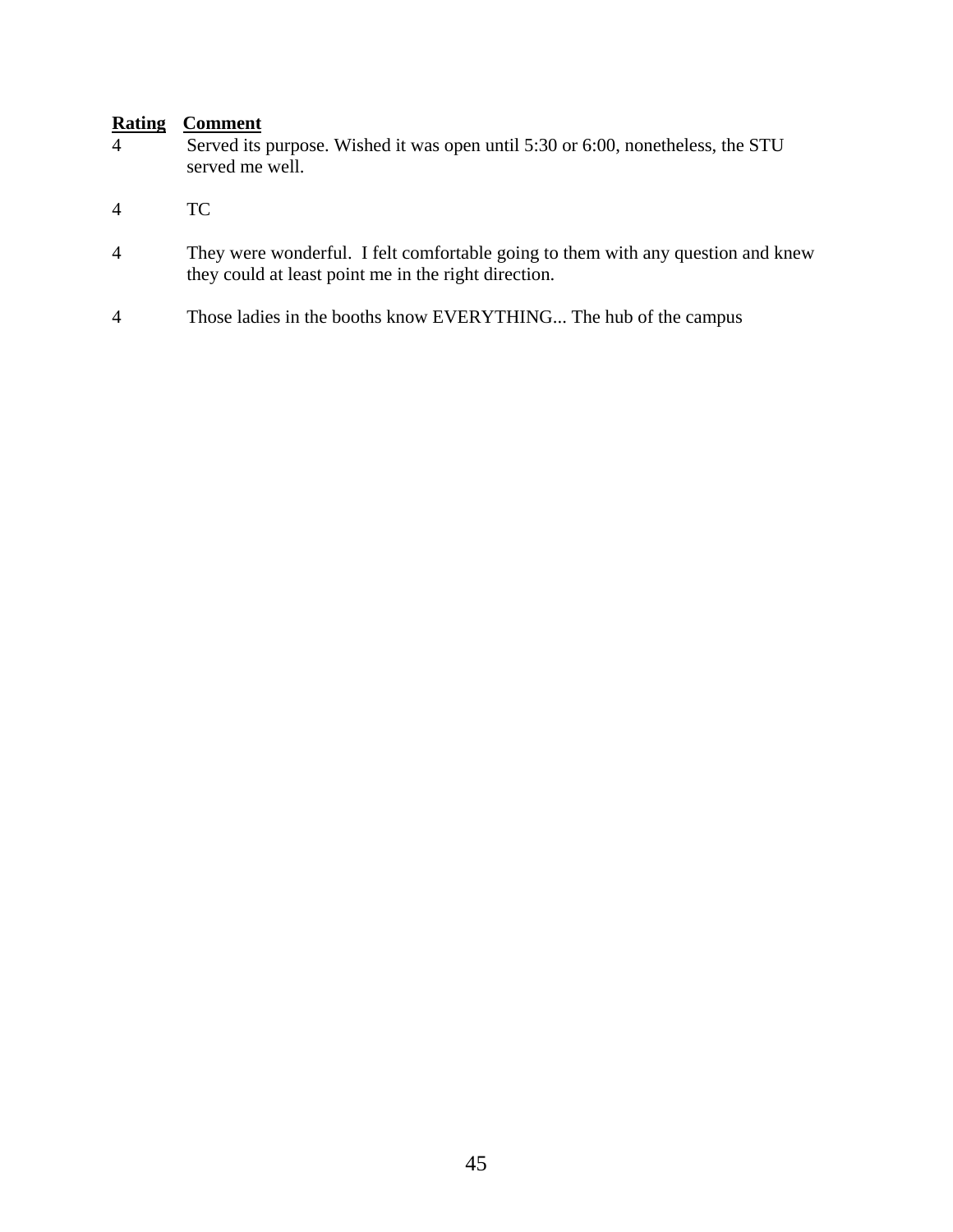| Rating | Comment |
|---|---|
| 4 | Served its purpose. Wished it was open until 5:30 or 6:00, nonetheless, the STU served me well. |
| 4 | TC |
| 4 | They were wonderful. I felt comfortable going to them with any question and knew they could at least point me in the right direction. |
| 4 | Those ladies in the booths know EVERYTHING... The hub of the campus |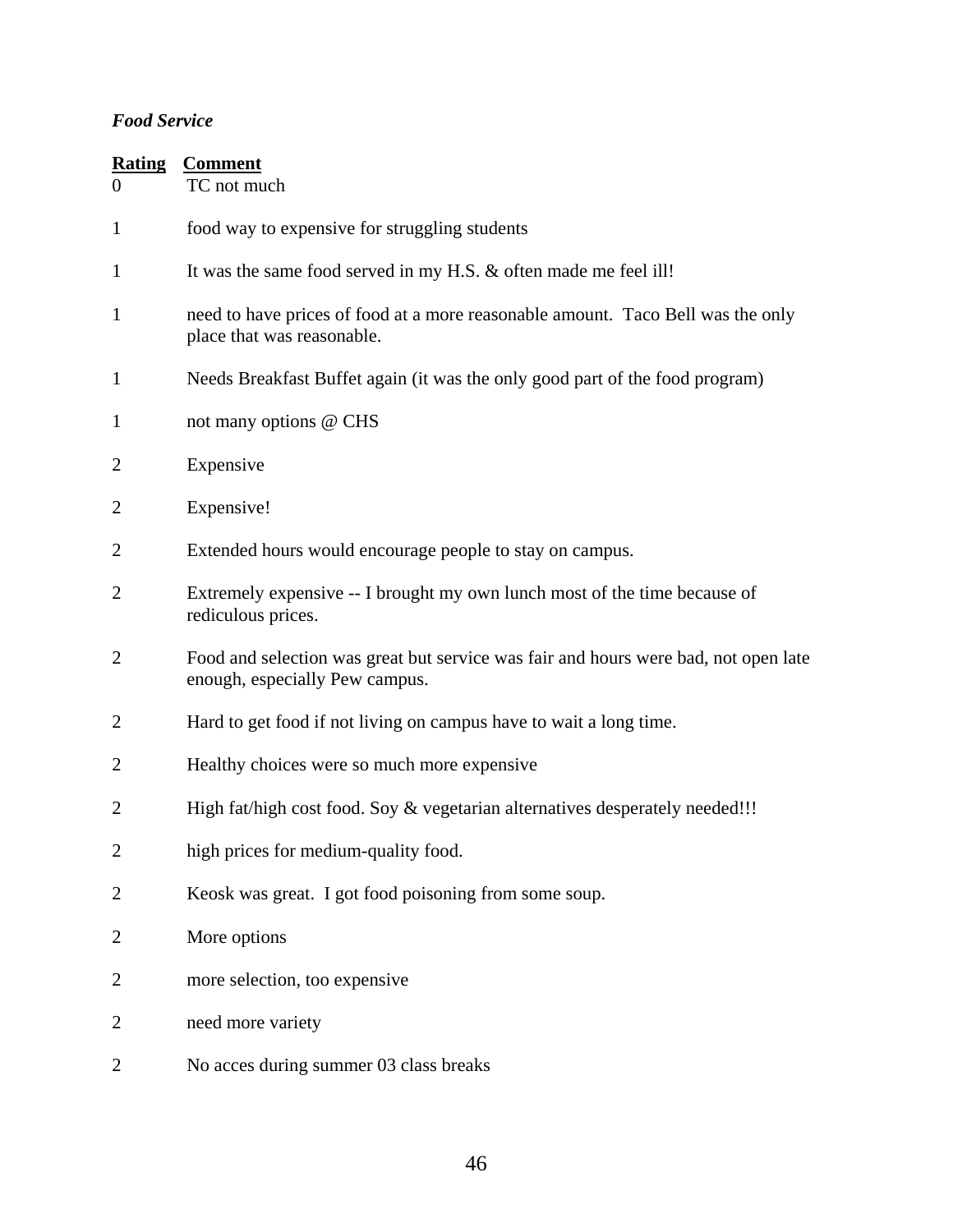*Food Service*

| Rating | Comment |
|---|---|
| 0 | TC not much |
| 1 | food way to expensive for struggling students |
| 1 | It was the same food served in my H.S. & often made me feel ill! |
| 1 | need to have prices of food at a more reasonable amount. Taco Bell was the only place that was reasonable. |
| 1 | Needs Breakfast Buffet again (it was the only good part of the food program) |
| 1 | not many options @ CHS |
| 2 | Expensive |
| 2 | Expensive! |
| 2 | Extended hours would encourage people to stay on campus. |
| 2 | Extremely expensive -- I brought my own lunch most of the time because of rediculous prices. |
| 2 | Food and selection was great but service was fair and hours were bad, not open late enough, especially Pew campus. |
| 2 | Hard to get food if not living on campus have to wait a long time. |
| 2 | Healthy choices were so much more expensive |
| 2 | High fat/high cost food. Soy & vegetarian alternatives desperately needed!!! |
| 2 | high prices for medium-quality food. |
| 2 | Keosk was great. I got food poisoning from some soup. |
| 2 | More options |
| 2 | more selection, too expensive |
| 2 | need more variety |
| 2 | No acces during summer 03 class breaks |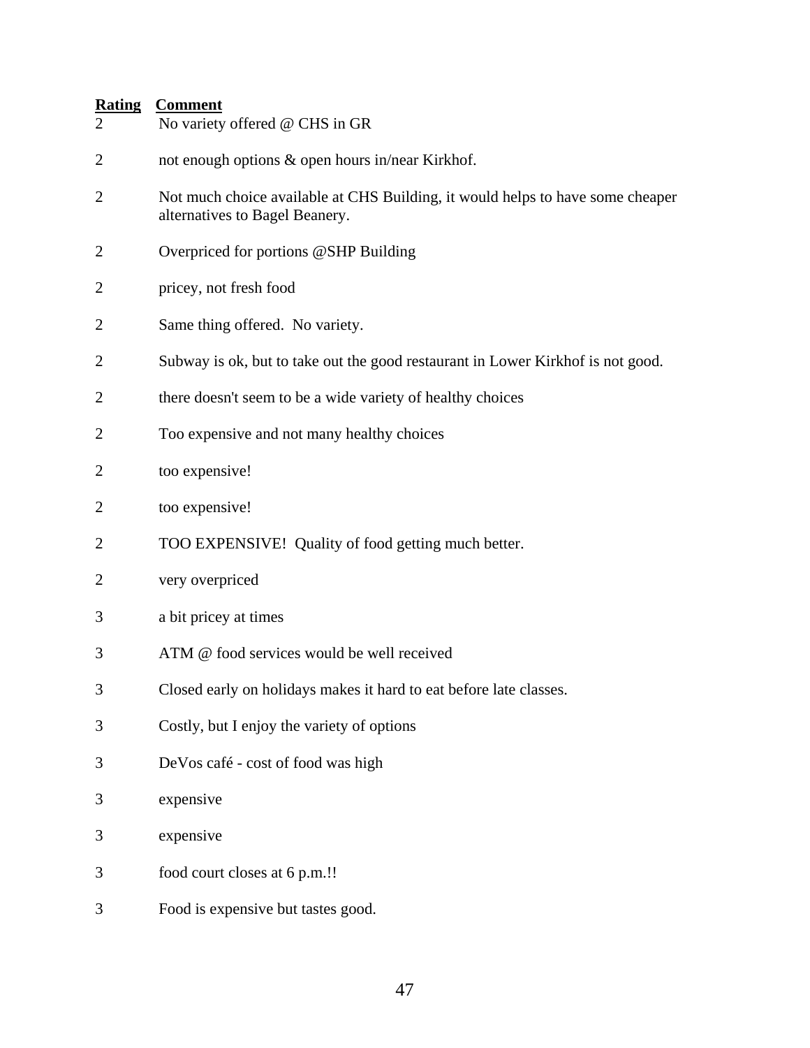| Rating | Comment |
| --- | --- |
| 2 | No variety offered @ CHS in GR |
| 2 | not enough options & open hours in/near Kirkhof. |
| 2 | Not much choice available at CHS Building, it would helps to have some cheaper alternatives to Bagel Beanery. |
| 2 | Overpriced for portions @SHP Building |
| 2 | pricey, not fresh food |
| 2 | Same thing offered.  No variety. |
| 2 | Subway is ok, but to take out the good restaurant in Lower Kirkhof is not good. |
| 2 | there doesn't seem to be a wide variety of healthy choices |
| 2 | Too expensive and not many healthy choices |
| 2 | too expensive! |
| 2 | too expensive! |
| 2 | TOO EXPENSIVE!  Quality of food getting much better. |
| 2 | very overpriced |
| 3 | a bit pricey at times |
| 3 | ATM @ food services would be well received |
| 3 | Closed early on holidays makes it hard to eat before late classes. |
| 3 | Costly, but I enjoy the variety of options |
| 3 | DeVos café - cost of food was high |
| 3 | expensive |
| 3 | expensive |
| 3 | food court closes at 6 p.m.!! |
| 3 | Food is expensive but tastes good. |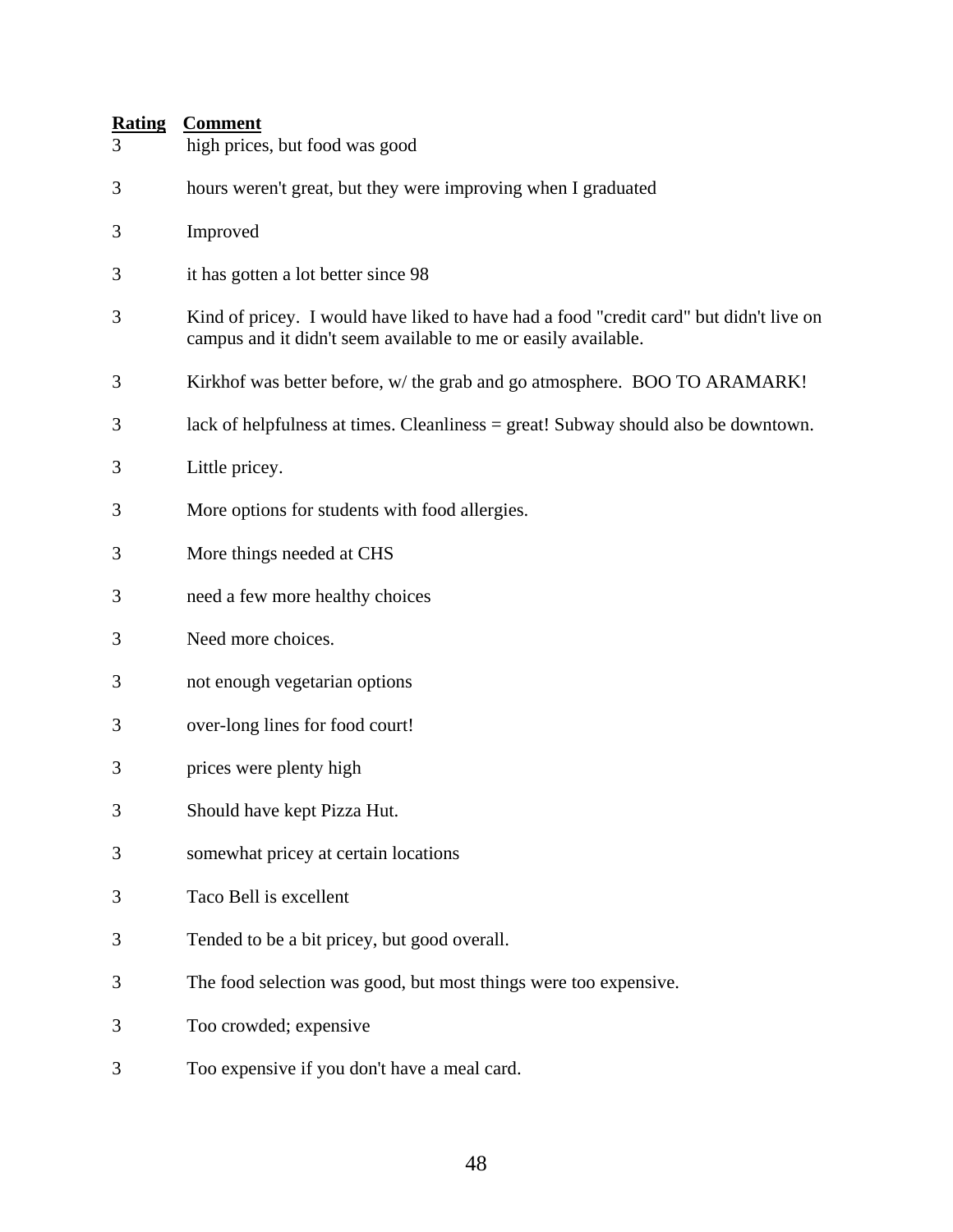| Rating | Comment |
|---|---|
| 3 | high prices, but food was good |
| 3 | hours weren't great, but they were improving when I graduated |
| 3 | Improved |
| 3 | it has gotten a lot better since 98 |
| 3 | Kind of pricey. I would have liked to have had a food "credit card" but didn't live on campus and it didn't seem available to me or easily available. |
| 3 | Kirkhof was better before, w/ the grab and go atmosphere. BOO TO ARAMARK! |
| 3 | lack of helpfulness at times. Cleanliness = great! Subway should also be downtown. |
| 3 | Little pricey. |
| 3 | More options for students with food allergies. |
| 3 | More things needed at CHS |
| 3 | need a few more healthy choices |
| 3 | Need more choices. |
| 3 | not enough vegetarian options |
| 3 | over-long lines for food court! |
| 3 | prices were plenty high |
| 3 | Should have kept Pizza Hut. |
| 3 | somewhat pricey at certain locations |
| 3 | Taco Bell is excellent |
| 3 | Tended to be a bit pricey, but good overall. |
| 3 | The food selection was good, but most things were too expensive. |
| 3 | Too crowded; expensive |
| 3 | Too expensive if you don't have a meal card. |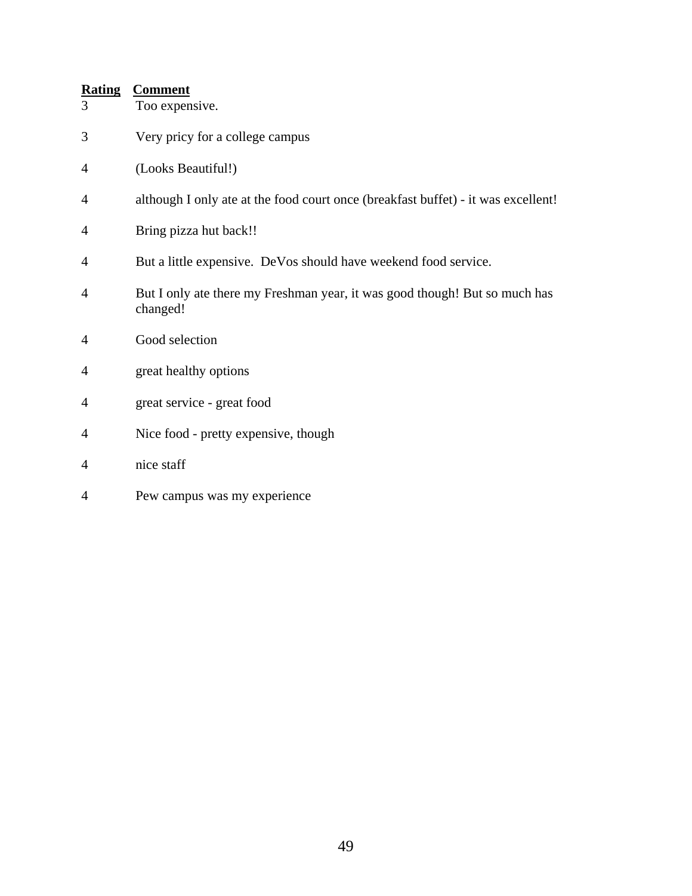| Rating | Comment |
| --- | --- |
| 3 | Too expensive. |
| 3 | Very pricy for a college campus |
| 4 | (Looks Beautiful!) |
| 4 | although I only ate at the food court once (breakfast buffet) - it was excellent! |
| 4 | Bring pizza hut back!! |
| 4 | But a little expensive.  DeVos should have weekend food service. |
| 4 | But I only ate there my Freshman year, it was good though! But so much has changed! |
| 4 | Good selection |
| 4 | great healthy options |
| 4 | great service - great food |
| 4 | Nice food - pretty expensive, though |
| 4 | nice staff |
| 4 | Pew campus was my experience |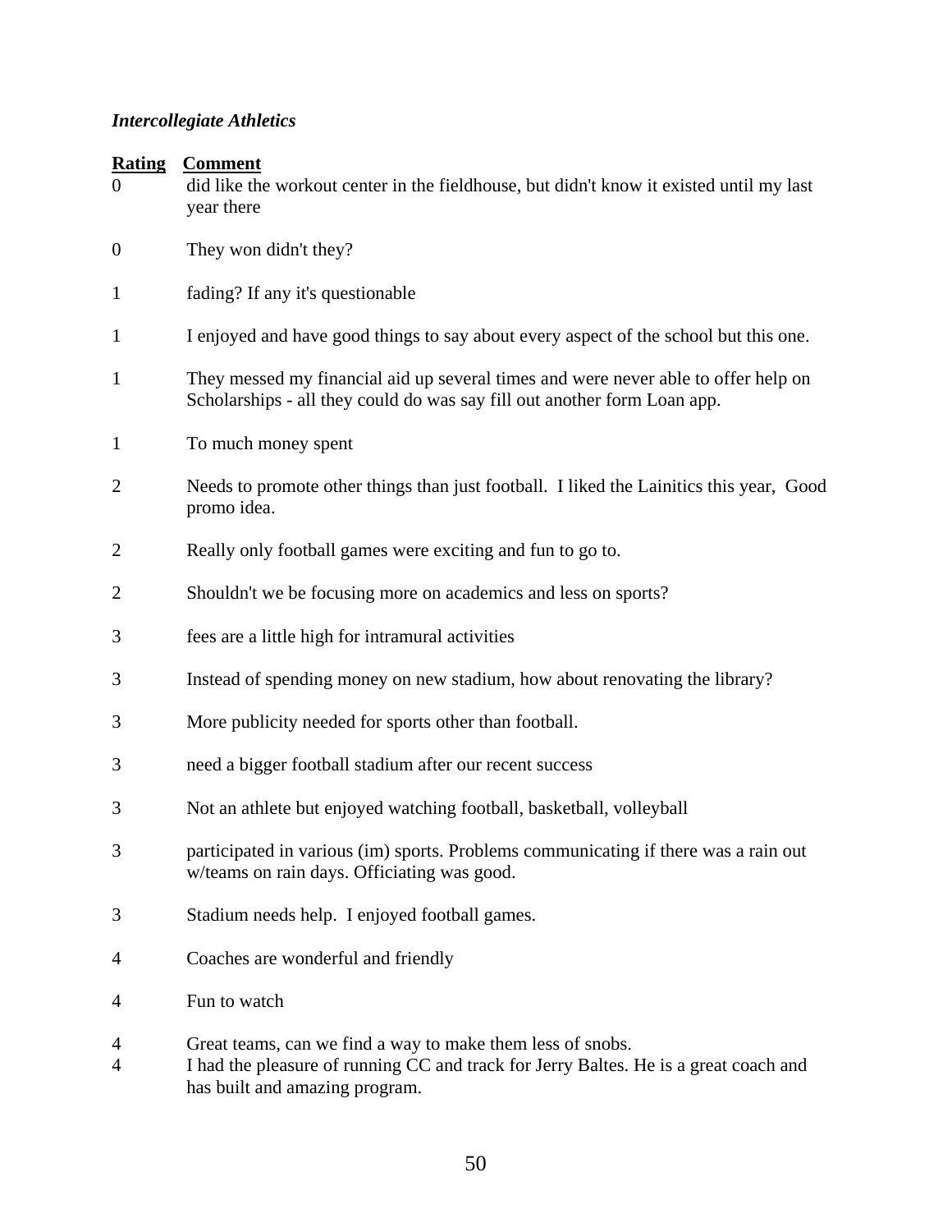*Intercollegiate Athletics*

| Rating | Comment |
|---|---|
| 0 | did like the workout center in the fieldhouse, but didn't know it existed until my last year there |
| 0 | They won didn't they? |
| 1 | fading? If any it's questionable |
| 1 | I enjoyed and have good things to say about every aspect of the school but this one. |
| 1 | They messed my financial aid up several times and were never able to offer help on Scholarships - all they could do was say fill out another form Loan app. |
| 1 | To much money spent |
| 2 | Needs to promote other things than just football. I liked the Lainitics this year, Good promo idea. |
| 2 | Really only football games were exciting and fun to go to. |
| 2 | Shouldn't we be focusing more on academics and less on sports? |
| 3 | fees are a little high for intramural activities |
| 3 | Instead of spending money on new stadium, how about renovating the library? |
| 3 | More publicity needed for sports other than football. |
| 3 | need a bigger football stadium after our recent success |
| 3 | Not an athlete but enjoyed watching football, basketball, volleyball |
| 3 | participated in various (im) sports. Problems communicating if there was a rain out w/teams on rain days. Officiating was good. |
| 3 | Stadium needs help. I enjoyed football games. |
| 4 | Coaches are wonderful and friendly |
| 4 | Fun to watch |
| 4 | Great teams, can we find a way to make them less of snobs. |
| 4 | I had the pleasure of running CC and track for Jerry Baltes. He is a great coach and has built and amazing program. |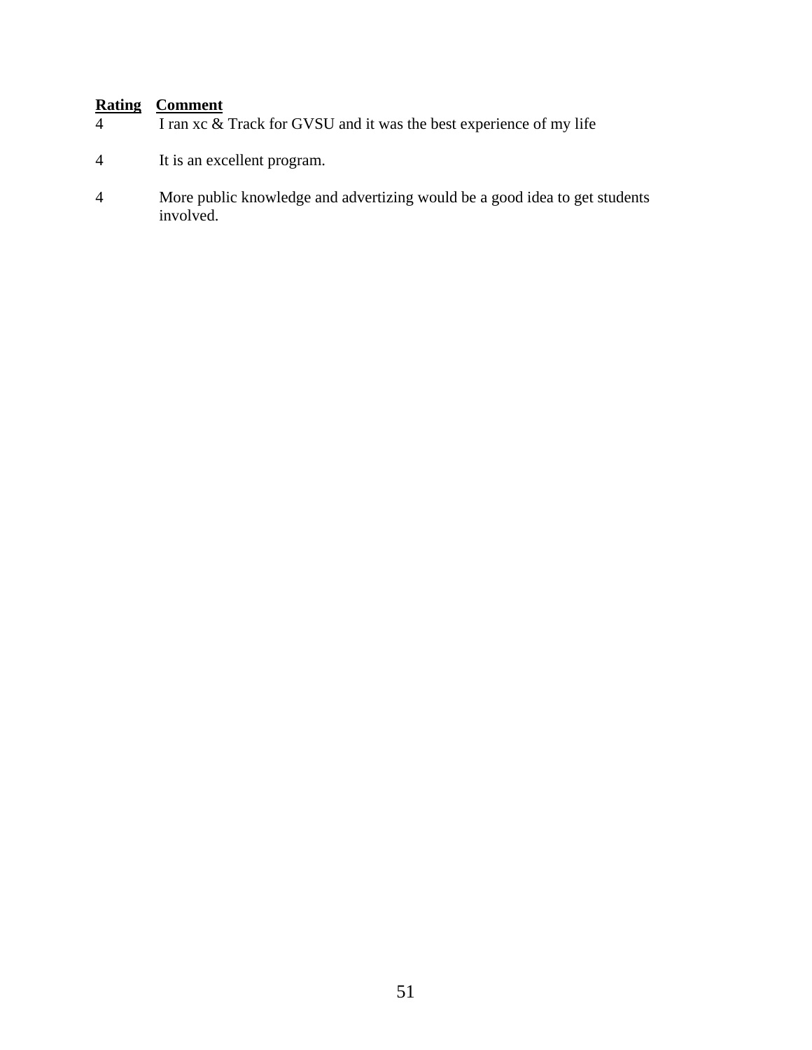| Rating | Comment |
|---|---|
| 4 | I ran xc & Track for GVSU and it was the best experience of my life |
| 4 | It is an excellent program. |
| 4 | More public knowledge and advertizing would be a good idea to get students involved. |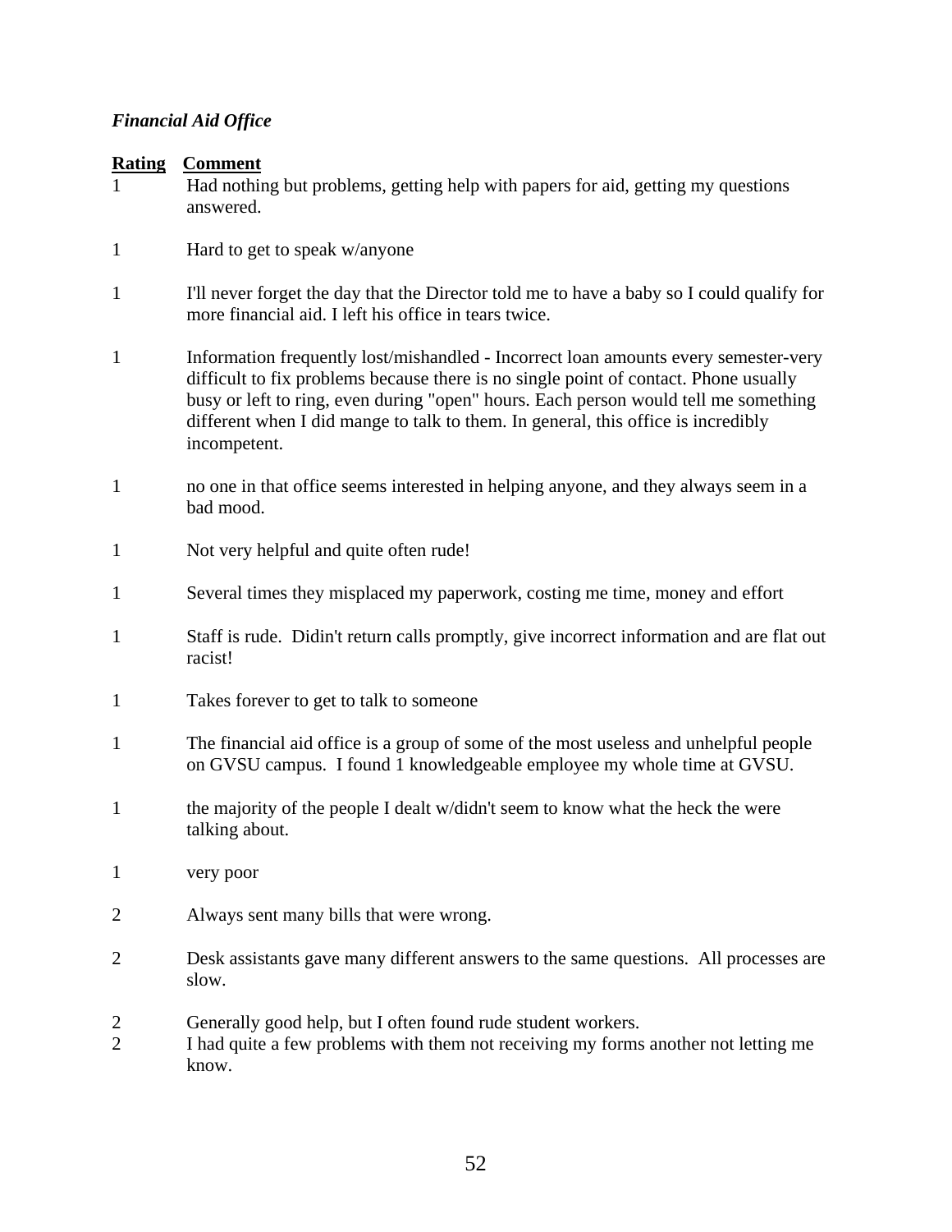*Financial Aid Office*

| Rating | Comment |
|---|---|
| 1 | Had nothing but problems, getting help with papers for aid, getting my questions answered. |
| 1 | Hard to get to speak w/anyone |
| 1 | I'll never forget the day that the Director told me to have a baby so I could qualify for more financial aid. I left his office in tears twice. |
| 1 | Information frequently lost/mishandled - Incorrect loan amounts every semester-very difficult to fix problems because there is no single point of contact. Phone usually busy or left to ring, even during "open" hours. Each person would tell me something different when I did mange to talk to them. In general, this office is incredibly incompetent. |
| 1 | no one in that office seems interested in helping anyone, and they always seem in a bad mood. |
| 1 | Not very helpful and quite often rude! |
| 1 | Several times they misplaced my paperwork, costing me time, money and effort |
| 1 | Staff is rude. Didin't return calls promptly, give incorrect information and are flat out racist! |
| 1 | Takes forever to get to talk to someone |
| 1 | The financial aid office is a group of some of the most useless and unhelpful people on GVSU campus. I found 1 knowledgeable employee my whole time at GVSU. |
| 1 | the majority of the people I dealt w/didn't seem to know what the heck the were talking about. |
| 1 | very poor |
| 2 | Always sent many bills that were wrong. |
| 2 | Desk assistants gave many different answers to the same questions. All processes are slow. |
| 2 | Generally good help, but I often found rude student workers. |
| 2 | I had quite a few problems with them not receiving my forms another not letting me know. |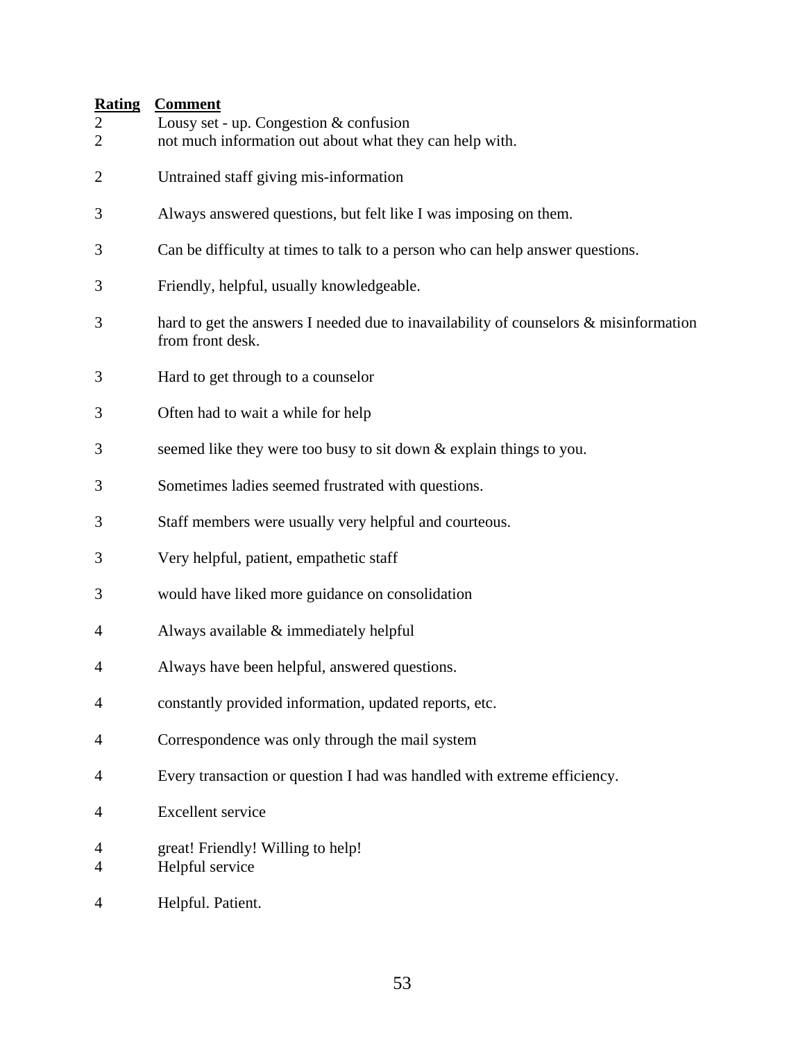| Rating | Comment |
|---|---|
| 2 | Lousy set - up. Congestion & confusion |
| 2 | not much information out about what they can help with. |
| 2 | Untrained staff giving mis-information |
| 3 | Always answered questions, but felt like I was imposing on them. |
| 3 | Can be difficulty at times to talk to a person who can help answer questions. |
| 3 | Friendly, helpful, usually knowledgeable. |
| 3 | hard to get the answers I needed due to inavailability of counselors & misinformation from front desk. |
| 3 | Hard to get through to a counselor |
| 3 | Often had to wait a while for help |
| 3 | seemed like they were too busy to sit down & explain things to you. |
| 3 | Sometimes ladies seemed frustrated with questions. |
| 3 | Staff members were usually very helpful and courteous. |
| 3 | Very helpful, patient, empathetic staff |
| 3 | would have liked more guidance on consolidation |
| 4 | Always available & immediately helpful |
| 4 | Always have been helpful, answered questions. |
| 4 | constantly provided information, updated reports, etc. |
| 4 | Correspondence was only through the mail system |
| 4 | Every transaction or question I had was handled with extreme efficiency. |
| 4 | Excellent service |
| 4 | great! Friendly! Willing to help! |
| 4 | Helpful service |
| 4 | Helpful. Patient. |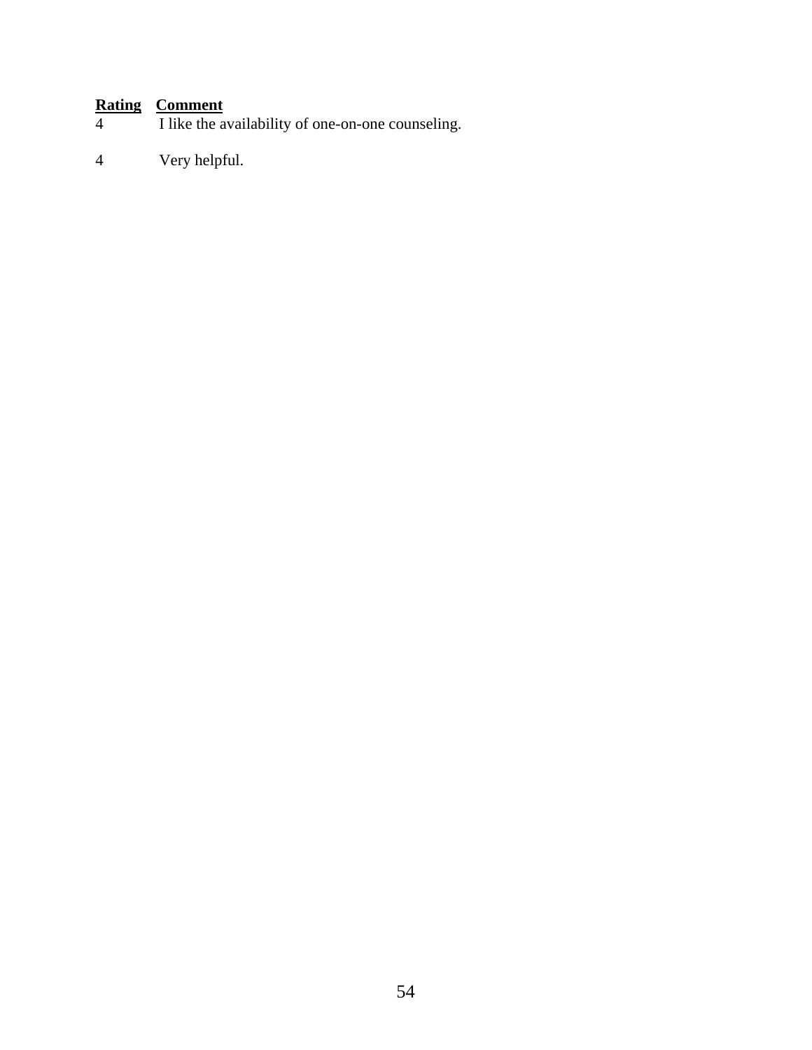| Rating | Comment |
|---|---|
| 4 | I like the availability of one-on-one counseling. |
| 4 | Very helpful. |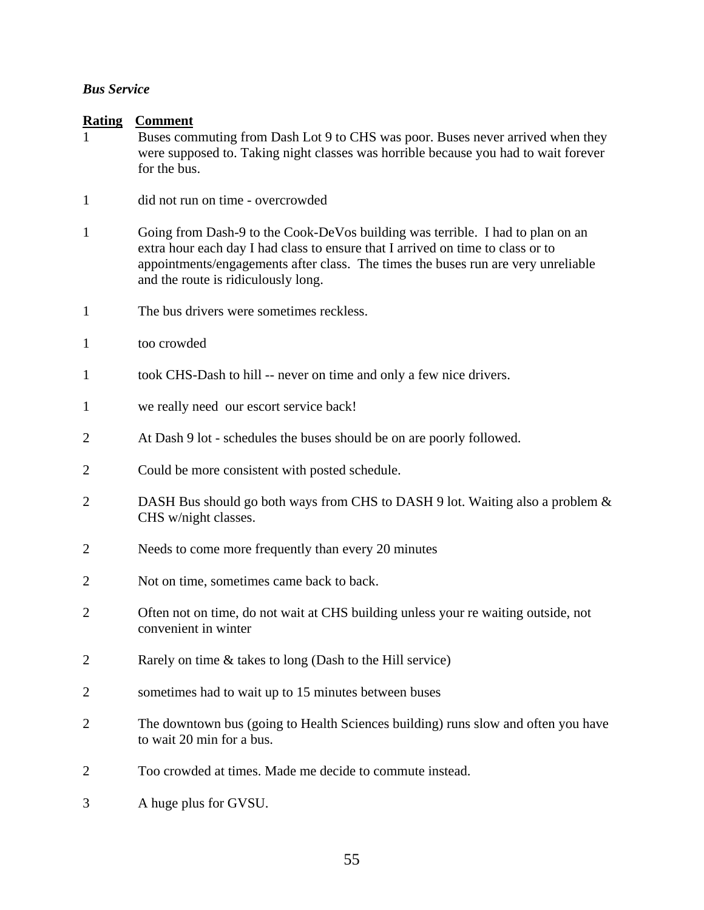*Bus Service*

| Rating | Comment |
|---|---|
| 1 | Buses commuting from Dash Lot 9 to CHS was poor. Buses never arrived when they were supposed to. Taking night classes was horrible because you had to wait forever for the bus. |
| 1 | did not run on time - overcrowded |
| 1 | Going from Dash-9 to the Cook-DeVos building was terrible. I had to plan on an extra hour each day I had class to ensure that I arrived on time to class or to appointments/engagements after class. The times the buses run are very unreliable and the route is ridiculously long. |
| 1 | The bus drivers were sometimes reckless. |
| 1 | too crowded |
| 1 | took CHS-Dash to hill -- never on time and only a few nice drivers. |
| 1 | we really need our escort service back! |
| 2 | At Dash 9 lot - schedules the buses should be on are poorly followed. |
| 2 | Could be more consistent with posted schedule. |
| 2 | DASH Bus should go both ways from CHS to DASH 9 lot. Waiting also a problem & CHS w/night classes. |
| 2 | Needs to come more frequently than every 20 minutes |
| 2 | Not on time, sometimes came back to back. |
| 2 | Often not on time, do not wait at CHS building unless your re waiting outside, not convenient in winter |
| 2 | Rarely on time & takes to long (Dash to the Hill service) |
| 2 | sometimes had to wait up to 15 minutes between buses |
| 2 | The downtown bus (going to Health Sciences building) runs slow and often you have to wait 20 min for a bus. |
| 2 | Too crowded at times. Made me decide to commute instead. |
| 3 | A huge plus for GVSU. |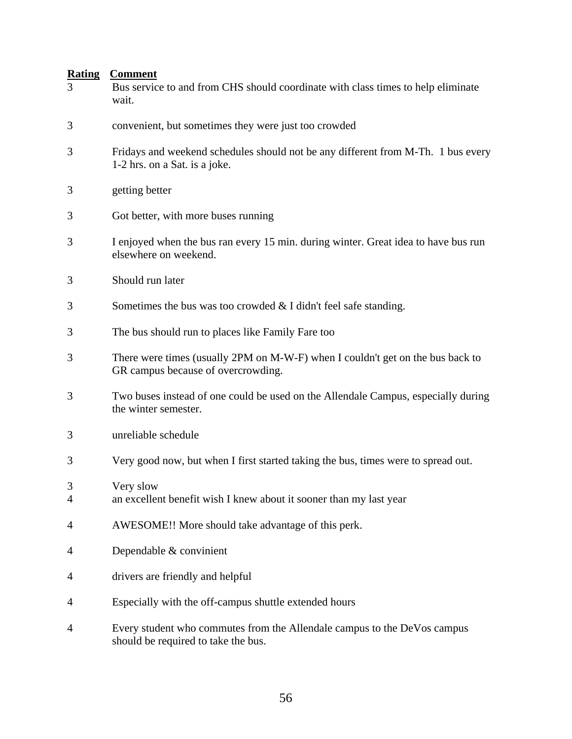| Rating | Comment |
|---|---|
| 3 | Bus service to and from CHS should coordinate with class times to help eliminate wait. |
| 3 | convenient, but sometimes they were just too crowded |
| 3 | Fridays and weekend schedules should not be any different from M-Th. 1 bus every 1-2 hrs. on a Sat. is a joke. |
| 3 | getting better |
| 3 | Got better, with more buses running |
| 3 | I enjoyed when the bus ran every 15 min. during winter. Great idea to have bus run elsewhere on weekend. |
| 3 | Should run later |
| 3 | Sometimes the bus was too crowded & I didn't feel safe standing. |
| 3 | The bus should run to places like Family Fare too |
| 3 | There were times (usually 2PM on M-W-F) when I couldn't get on the bus back to GR campus because of overcrowding. |
| 3 | Two buses instead of one could be used on the Allendale Campus, especially during the winter semester. |
| 3 | unreliable schedule |
| 3 | Very good now, but when I first started taking the bus, times were to spread out. |
| 3 | Very slow |
| 4 | an excellent benefit wish I knew about it sooner than my last year |
| 4 | AWESOME!! More should take advantage of this perk. |
| 4 | Dependable & convinient |
| 4 | drivers are friendly and helpful |
| 4 | Especially with the off-campus shuttle extended hours |
| 4 | Every student who commutes from the Allendale campus to the DeVos campus should be required to take the bus. |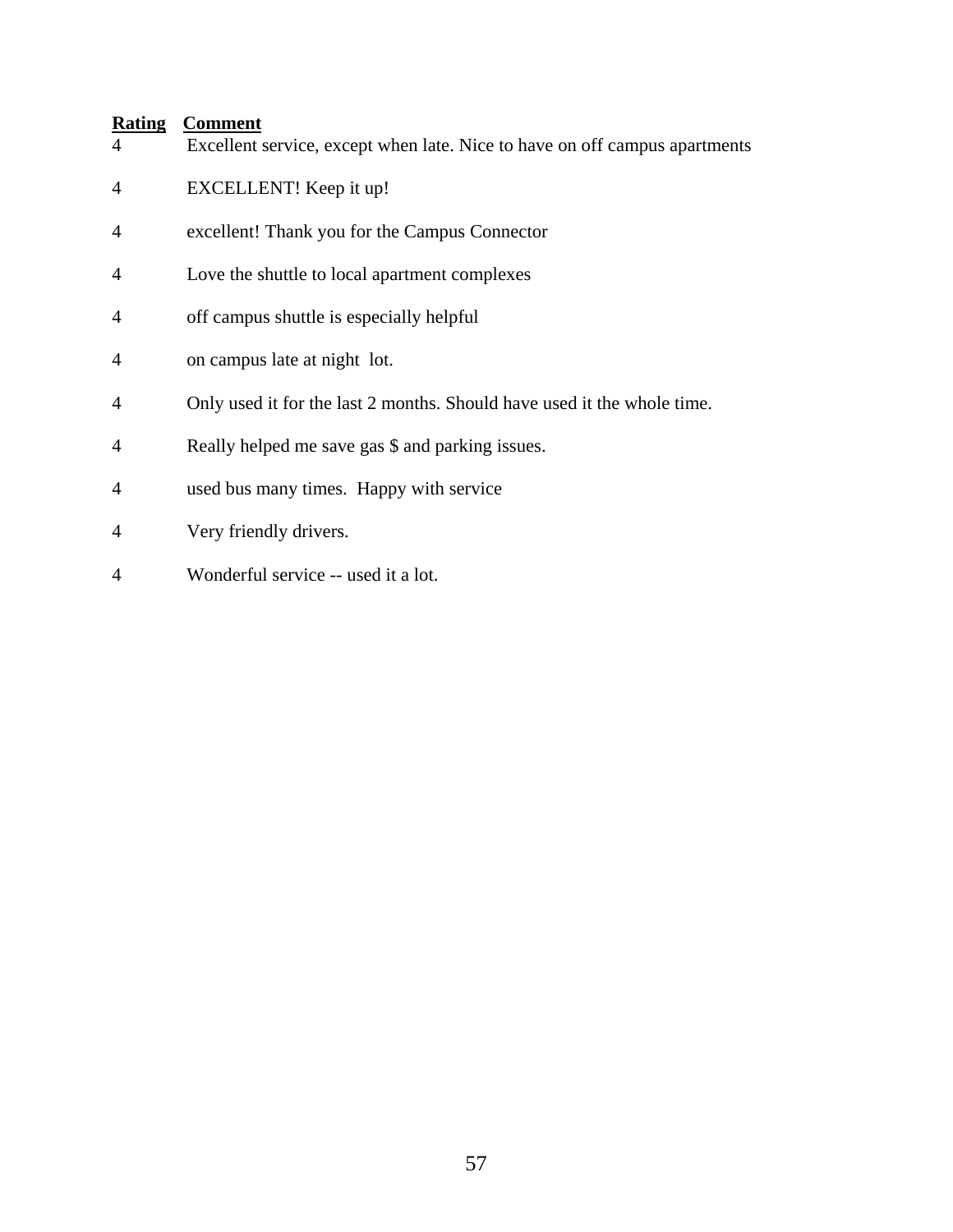| Rating | Comment |
|---|---|
| 4 | Excellent service, except when late. Nice to have on off campus apartments |
| 4 | EXCELLENT! Keep it up! |
| 4 | excellent! Thank you for the Campus Connector |
| 4 | Love the shuttle to local apartment complexes |
| 4 | off campus shuttle is especially helpful |
| 4 | on campus late at night lot. |
| 4 | Only used it for the last 2 months. Should have used it the whole time. |
| 4 | Really helped me save gas $ and parking issues. |
| 4 | used bus many times. Happy with service |
| 4 | Very friendly drivers. |
| 4 | Wonderful service -- used it a lot. |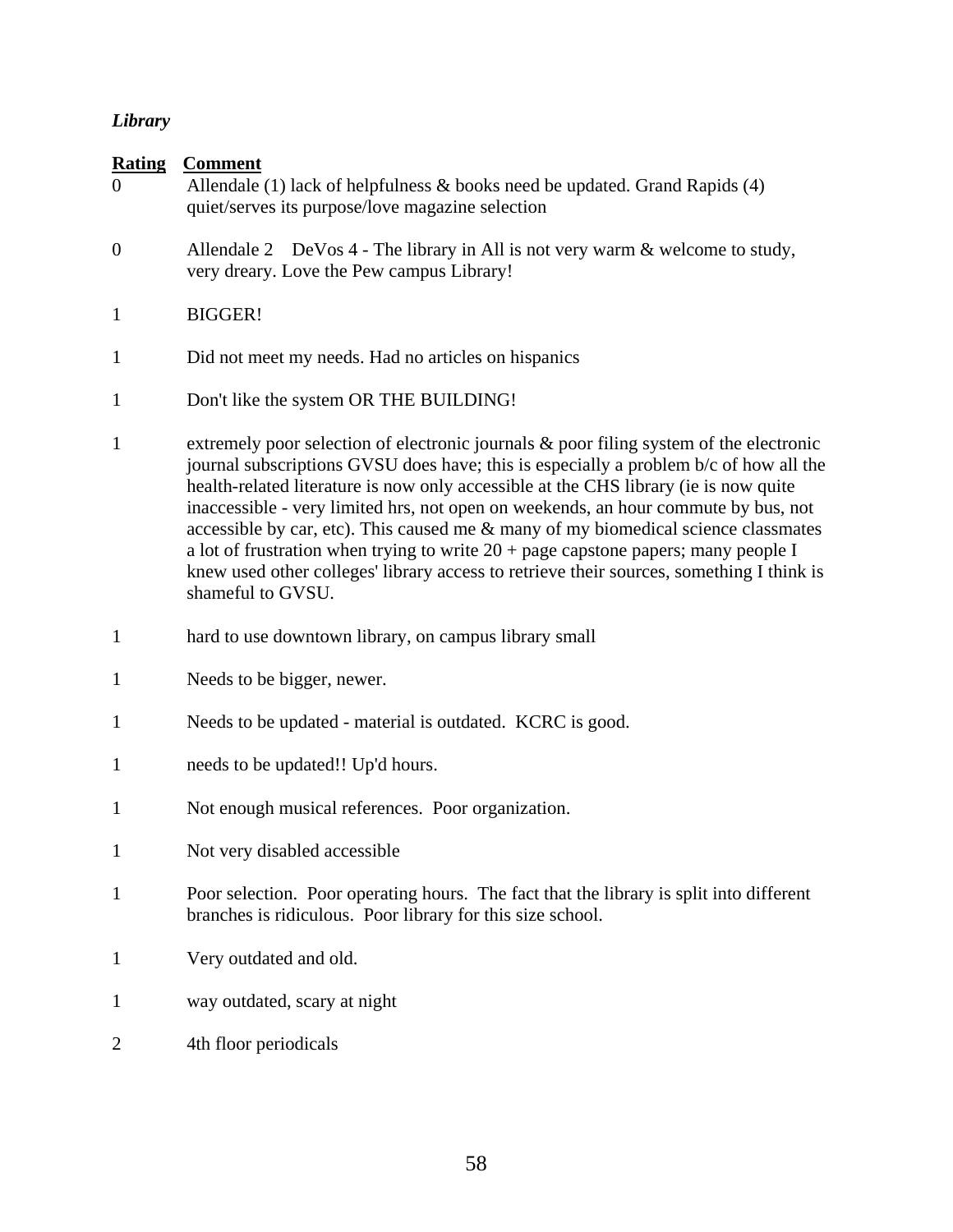*Library*

| Rating | Comment |
|---|---|
| 0 | Allendale (1) lack of helpfulness & books need be updated. Grand Rapids (4) quiet/serves its purpose/love magazine selection |
| 0 | Allendale 2 DeVos 4 - The library in All is not very warm & welcome to study, very dreary. Love the Pew campus Library! |
| 1 | BIGGER! |
| 1 | Did not meet my needs. Had no articles on hispanics |
| 1 | Don't like the system OR THE BUILDING! |
| 1 | extremely poor selection of electronic journals & poor filing system of the electronic journal subscriptions GVSU does have; this is especially a problem b/c of how all the health-related literature is now only accessible at the CHS library (ie is now quite inaccessible - very limited hrs, not open on weekends, an hour commute by bus, not accessible by car, etc). This caused me & many of my biomedical science classmates a lot of frustration when trying to write 20 + page capstone papers; many people I knew used other colleges' library access to retrieve their sources, something I think is shameful to GVSU. |
| 1 | hard to use downtown library, on campus library small |
| 1 | Needs to be bigger, newer. |
| 1 | Needs to be updated - material is outdated. KCRC is good. |
| 1 | needs to be updated!! Up'd hours. |
| 1 | Not enough musical references. Poor organization. |
| 1 | Not very disabled accessible |
| 1 | Poor selection. Poor operating hours. The fact that the library is split into different branches is ridiculous. Poor library for this size school. |
| 1 | Very outdated and old. |
| 1 | way outdated, scary at night |
| 2 | 4th floor periodicals |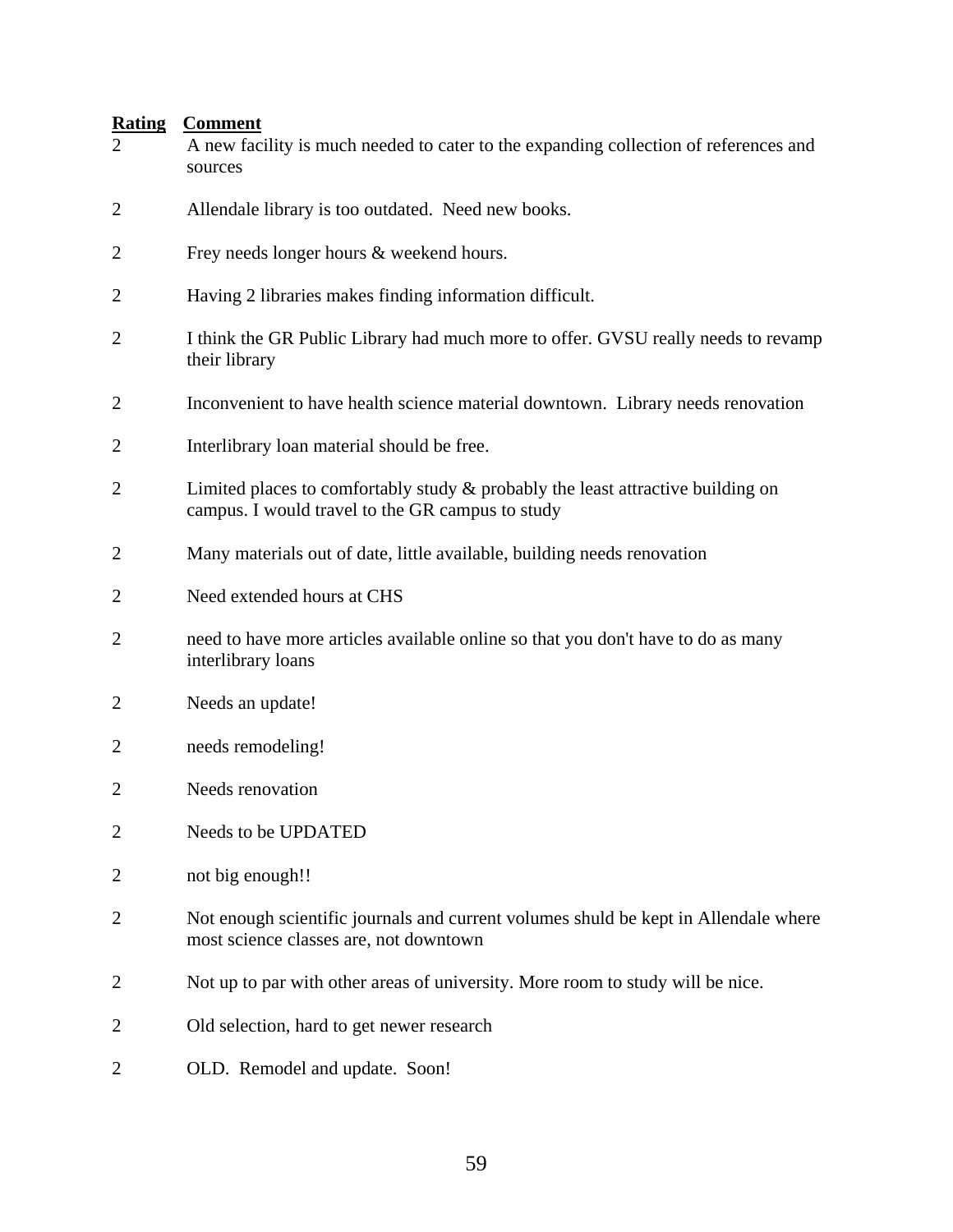| Rating | Comment |
|---|---|
| 2 | A new facility is much needed to cater to the expanding collection of references and sources |
| 2 | Allendale library is too outdated. Need new books. |
| 2 | Frey needs longer hours & weekend hours. |
| 2 | Having 2 libraries makes finding information difficult. |
| 2 | I think the GR Public Library had much more to offer. GVSU really needs to revamp their library |
| 2 | Inconvenient to have health science material downtown. Library needs renovation |
| 2 | Interlibrary loan material should be free. |
| 2 | Limited places to comfortably study & probably the least attractive building on campus. I would travel to the GR campus to study |
| 2 | Many materials out of date, little available, building needs renovation |
| 2 | Need extended hours at CHS |
| 2 | need to have more articles available online so that you don't have to do as many interlibrary loans |
| 2 | Needs an update! |
| 2 | needs remodeling! |
| 2 | Needs renovation |
| 2 | Needs to be UPDATED |
| 2 | not big enough!! |
| 2 | Not enough scientific journals and current volumes shuld be kept in Allendale where most science classes are, not downtown |
| 2 | Not up to par with other areas of university. More room to study will be nice. |
| 2 | Old selection, hard to get newer research |
| 2 | OLD. Remodel and update. Soon! |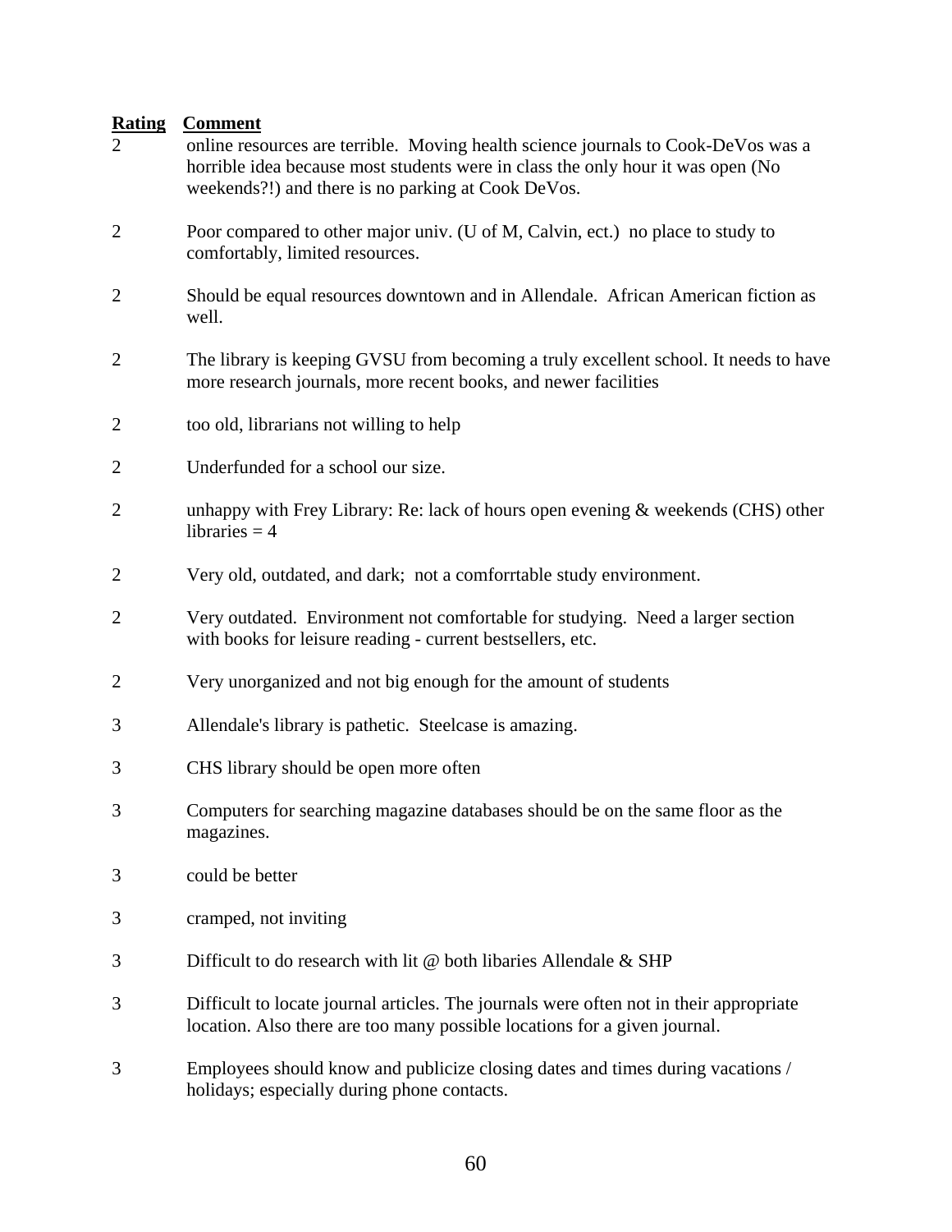| Rating | Comment |
|---|---|
| 2 | online resources are terrible. Moving health science journals to Cook-DeVos was a horrible idea because most students were in class the only hour it was open (No weekends?!) and there is no parking at Cook DeVos. |
| 2 | Poor compared to other major univ. (U of M, Calvin, ect.) no place to study to comfortably, limited resources. |
| 2 | Should be equal resources downtown and in Allendale. African American fiction as well. |
| 2 | The library is keeping GVSU from becoming a truly excellent school. It needs to have more research journals, more recent books, and newer facilities |
| 2 | too old, librarians not willing to help |
| 2 | Underfunded for a school our size. |
| 2 | unhappy with Frey Library: Re: lack of hours open evening & weekends (CHS) other libraries = 4 |
| 2 | Very old, outdated, and dark; not a comforrtable study environment. |
| 2 | Very outdated. Environment not comfortable for studying. Need a larger section with books for leisure reading - current bestsellers, etc. |
| 2 | Very unorganized and not big enough for the amount of students |
| 3 | Allendale's library is pathetic. Steelcase is amazing. |
| 3 | CHS library should be open more often |
| 3 | Computers for searching magazine databases should be on the same floor as the magazines. |
| 3 | could be better |
| 3 | cramped, not inviting |
| 3 | Difficult to do research with lit @ both libaries Allendale & SHP |
| 3 | Difficult to locate journal articles. The journals were often not in their appropriate location. Also there are too many possible locations for a given journal. |
| 3 | Employees should know and publicize closing dates and times during vacations / holidays; especially during phone contacts. |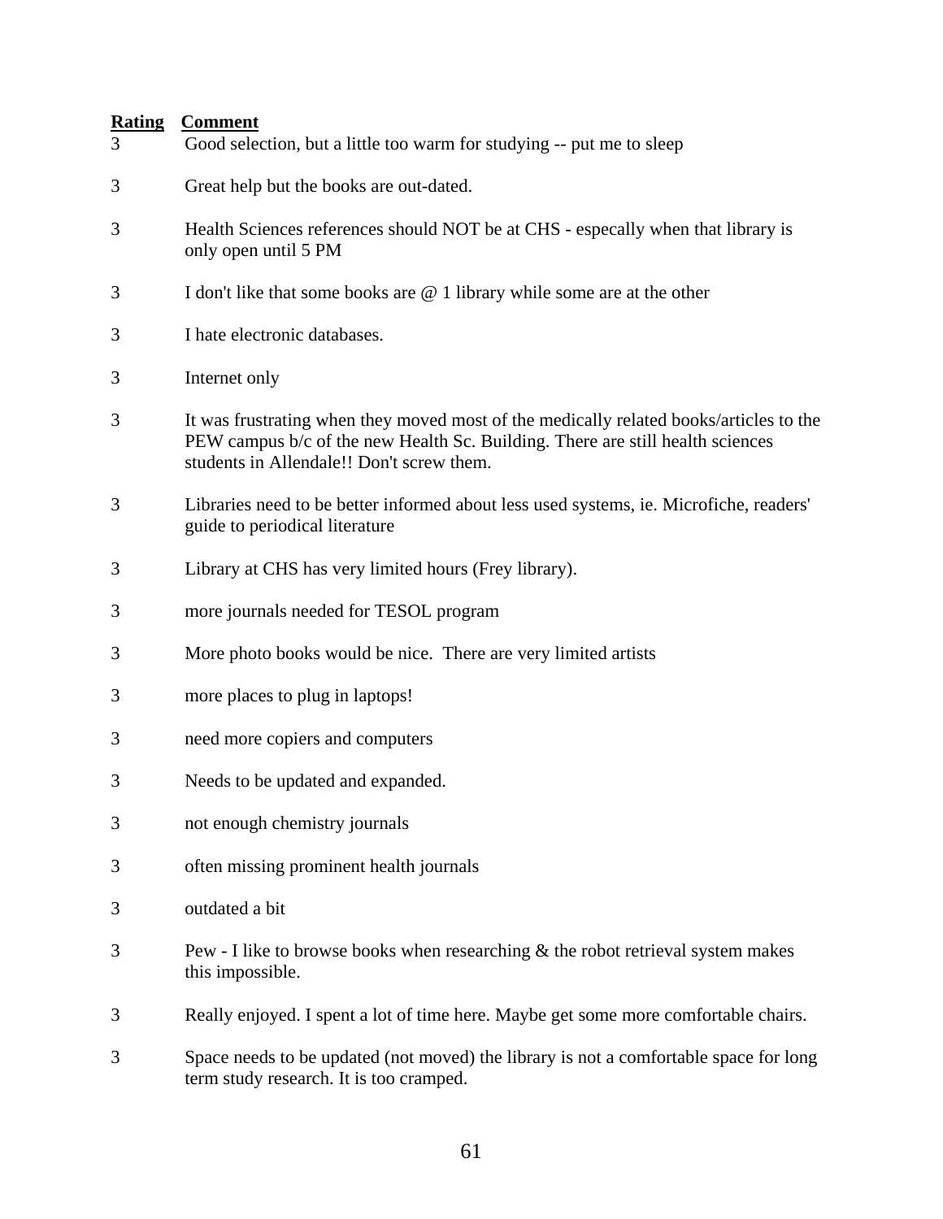| Rating | Comment |
| --- | --- |
| 3 | Good selection, but a little too warm for studying -- put me to sleep |
| 3 | Great help but the books are out-dated. |
| 3 | Health Sciences references should NOT be at CHS - especally when that library is only open until 5 PM |
| 3 | I don't like that some books are @ 1 library while some are at the other |
| 3 | I hate electronic databases. |
| 3 | Internet only |
| 3 | It was frustrating when they moved most of the medically related books/articles to the PEW campus b/c of the new Health Sc. Building. There are still health sciences students in Allendale!! Don't screw them. |
| 3 | Libraries need to be better informed about less used systems, ie. Microfiche, readers' guide to periodical literature |
| 3 | Library at CHS has very limited hours (Frey library). |
| 3 | more journals needed for TESOL program |
| 3 | More photo books would be nice. There are very limited artists |
| 3 | more places to plug in laptops! |
| 3 | need more copiers and computers |
| 3 | Needs to be updated and expanded. |
| 3 | not enough chemistry journals |
| 3 | often missing prominent health journals |
| 3 | outdated a bit |
| 3 | Pew - I like to browse books when researching & the robot retrieval system makes this impossible. |
| 3 | Really enjoyed. I spent a lot of time here. Maybe get some more comfortable chairs. |
| 3 | Space needs to be updated (not moved) the library is not a comfortable space for long term study research. It is too cramped. |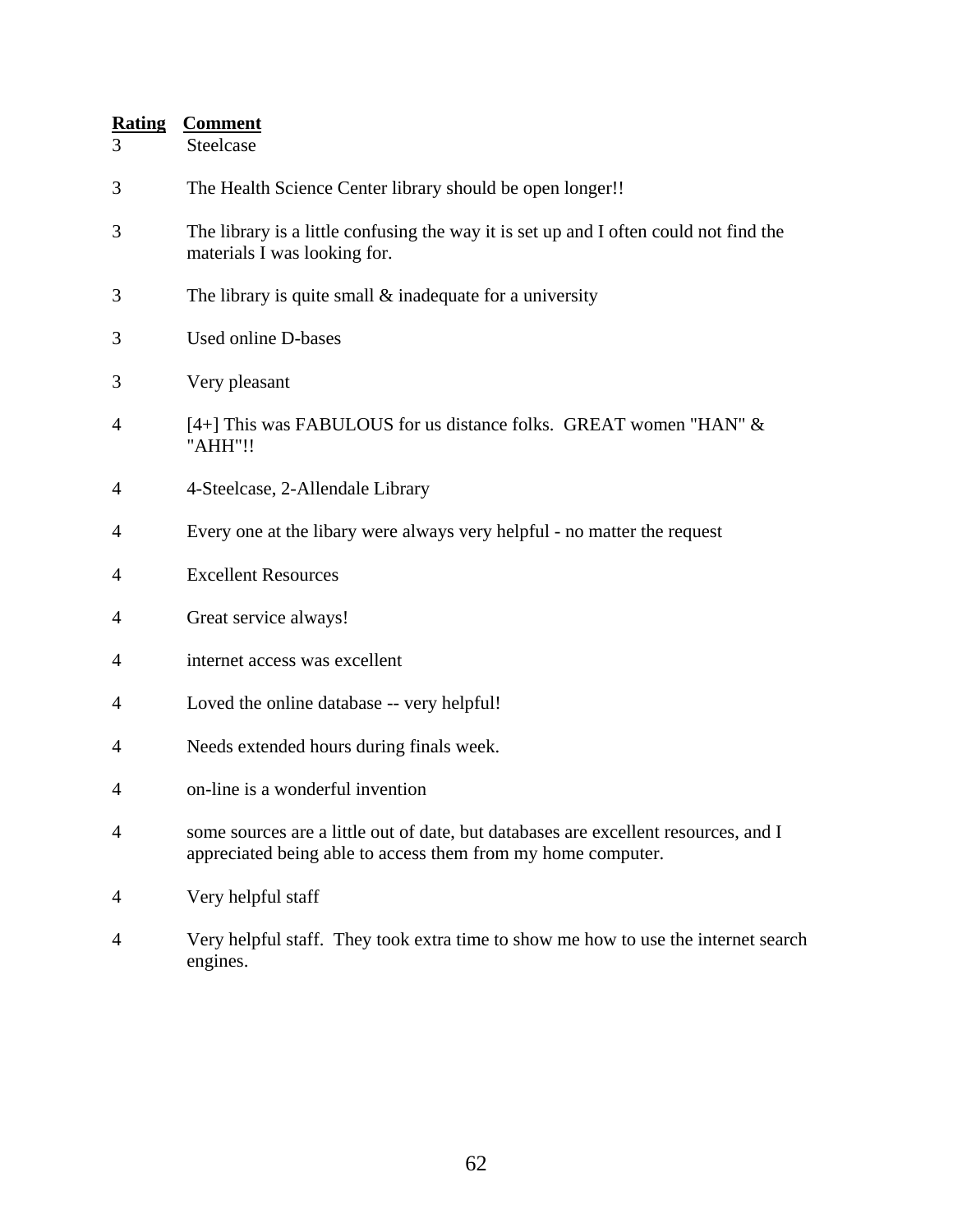| Rating | Comment |
|---|---|
| 3 | Steelcase |
| 3 | The Health Science Center library should be open longer!! |
| 3 | The library is a little confusing the way it is set up and I often could not find the materials I was looking for. |
| 3 | The library is quite small & inadequate for a university |
| 3 | Used online D-bases |
| 3 | Very pleasant |
| 4 | [4+] This was FABULOUS for us distance folks. GREAT women "HAN" & "AHH"!! |
| 4 | 4-Steelcase, 2-Allendale Library |
| 4 | Every one at the libary were always very helpful - no matter the request |
| 4 | Excellent Resources |
| 4 | Great service always! |
| 4 | internet access was excellent |
| 4 | Loved the online database -- very helpful! |
| 4 | Needs extended hours during finals week. |
| 4 | on-line is a wonderful invention |
| 4 | some sources are a little out of date, but databases are excellent resources, and I appreciated being able to access them from my home computer. |
| 4 | Very helpful staff |
| 4 | Very helpful staff. They took extra time to show me how to use the internet search engines. |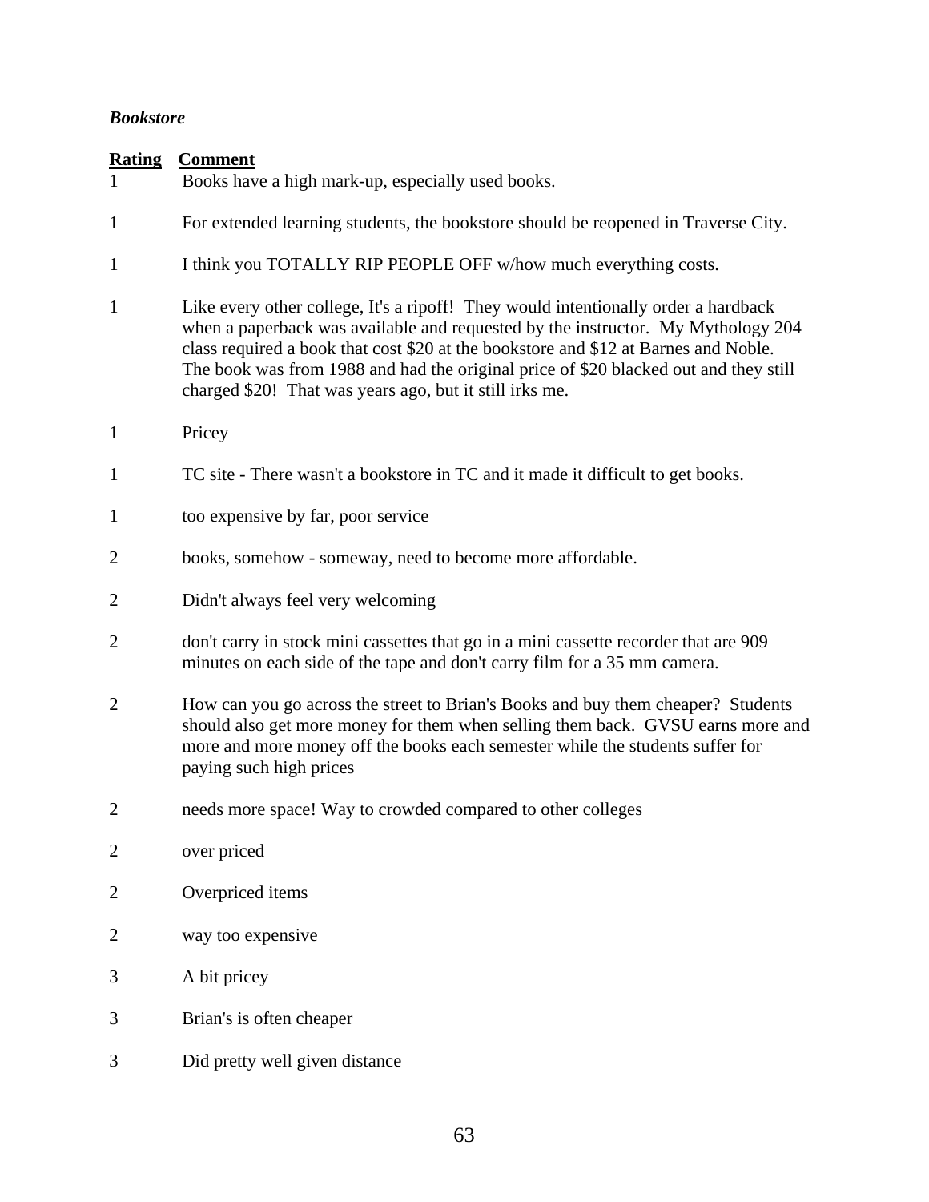***Bookstore***

| Rating | Comment |
|---|---|
| 1 | Books have a high mark-up, especially used books. |
| 1 | For extended learning students, the bookstore should be reopened in Traverse City. |
| 1 | I think you TOTALLY RIP PEOPLE OFF w/how much everything costs. |
| 1 | Like every other college, It's a ripoff! They would intentionally order a hardback when a paperback was available and requested by the instructor. My Mythology 204 class required a book that cost $20 at the bookstore and $12 at Barnes and Noble. The book was from 1988 and had the original price of $20 blacked out and they still charged $20! That was years ago, but it still irks me. |
| 1 | Pricey |
| 1 | TC site - There wasn't a bookstore in TC and it made it difficult to get books. |
| 1 | too expensive by far, poor service |
| 2 | books, somehow - someway, need to become more affordable. |
| 2 | Didn't always feel very welcoming |
| 2 | don't carry in stock mini cassettes that go in a mini cassette recorder that are 909 minutes on each side of the tape and don't carry film for a 35 mm camera. |
| 2 | How can you go across the street to Brian's Books and buy them cheaper? Students should also get more money for them when selling them back. GVSU earns more and more and more money off the books each semester while the students suffer for paying such high prices |
| 2 | needs more space! Way to crowded compared to other colleges |
| 2 | over priced |
| 2 | Overpriced items |
| 2 | way too expensive |
| 3 | A bit pricey |
| 3 | Brian's is often cheaper |
| 3 | Did pretty well given distance |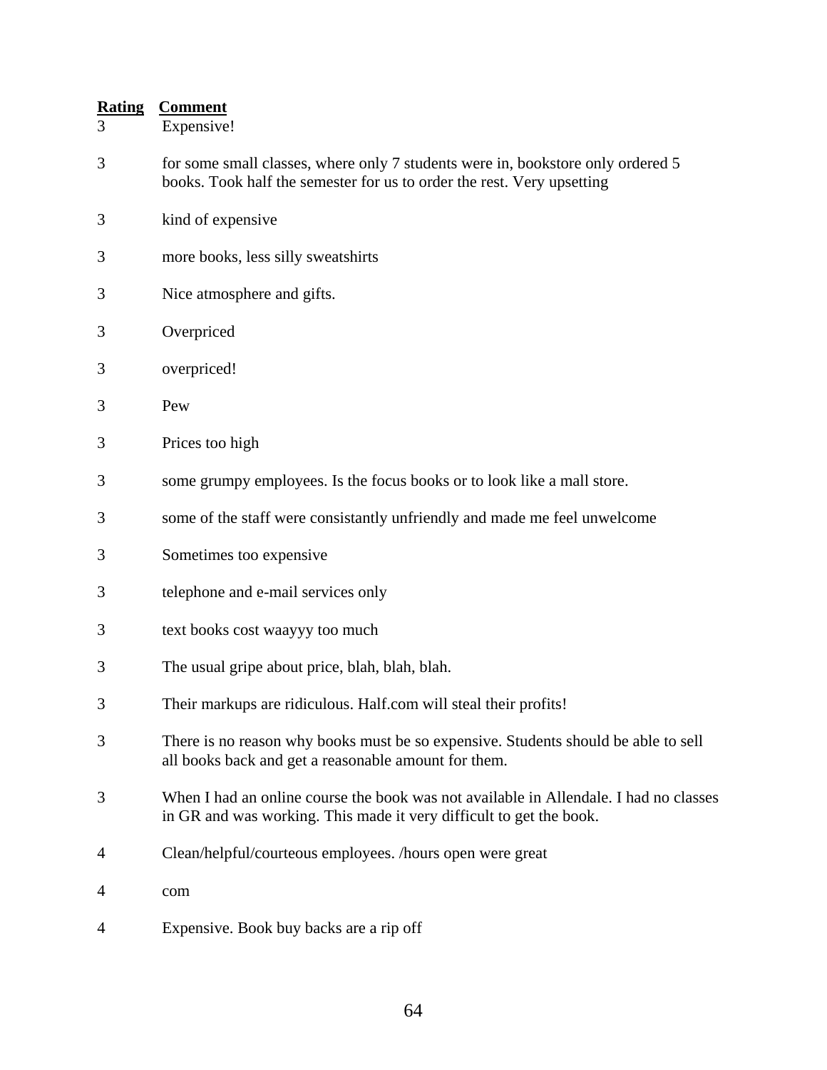| Rating | Comment |
|---|---|
| 3 | Expensive! |
| 3 | for some small classes, where only 7 students were in, bookstore only ordered 5 books. Took half the semester for us to order the rest. Very upsetting |
| 3 | kind of expensive |
| 3 | more books, less silly sweatshirts |
| 3 | Nice atmosphere and gifts. |
| 3 | Overpriced |
| 3 | overpriced! |
| 3 | Pew |
| 3 | Prices too high |
| 3 | some grumpy employees. Is the focus books or to look like a mall store. |
| 3 | some of the staff were consistantly unfriendly and made me feel unwelcome |
| 3 | Sometimes too expensive |
| 3 | telephone and e-mail services only |
| 3 | text books cost waayyy too much |
| 3 | The usual gripe about price, blah, blah, blah. |
| 3 | Their markups are ridiculous. Half.com will steal their profits! |
| 3 | There is no reason why books must be so expensive. Students should be able to sell all books back and get a reasonable amount for them. |
| 3 | When I had an online course the book was not available in Allendale. I had no classes in GR and was working. This made it very difficult to get the book. |
| 4 | Clean/helpful/courteous employees. /hours open were great |
| 4 | com |
| 4 | Expensive. Book buy backs are a rip off |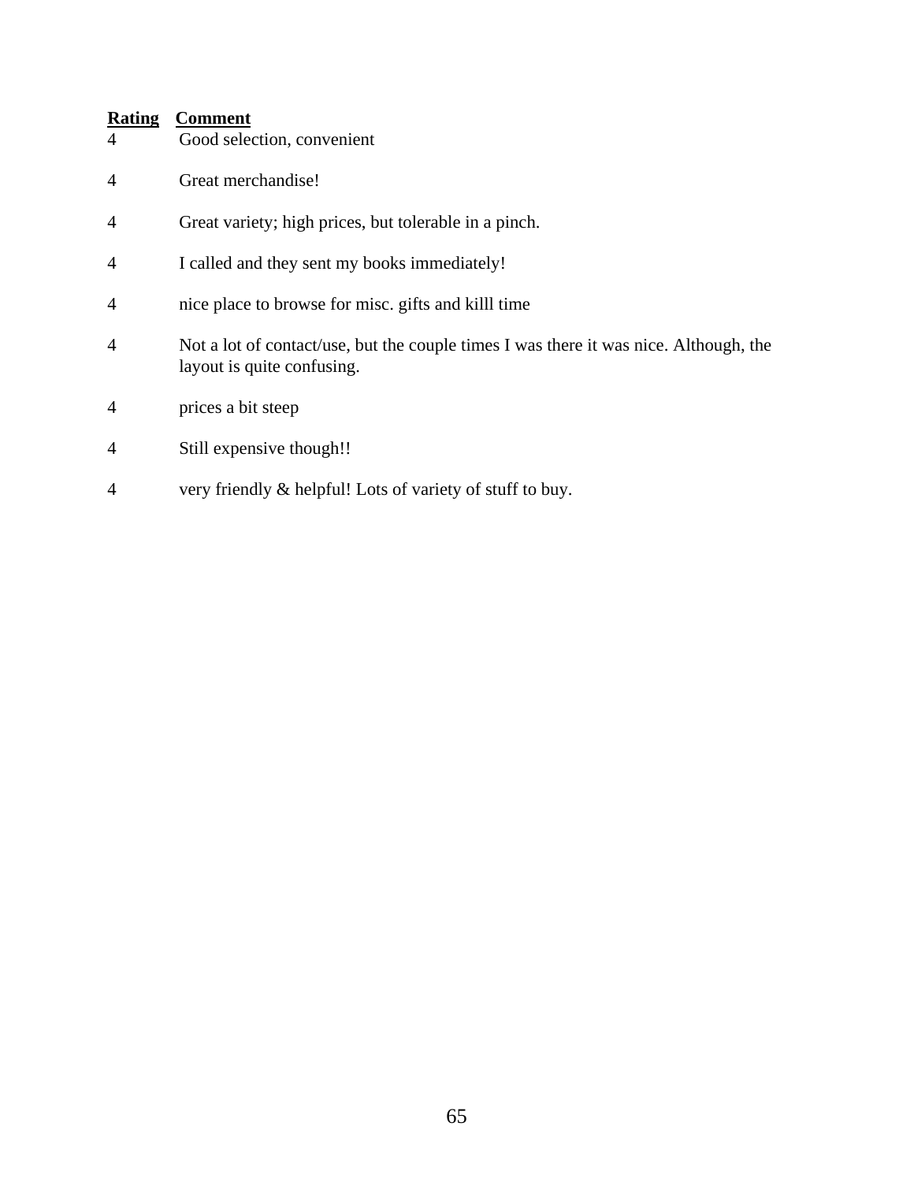| Rating | Comment |
| --- | --- |
| 4 | Good selection, convenient |
| 4 | Great merchandise! |
| 4 | Great variety; high prices, but tolerable in a pinch. |
| 4 | I called and they sent my books immediately! |
| 4 | nice place to browse for misc. gifts and killl time |
| 4 | Not a lot of contact/use, but the couple times I was there it was nice. Although, the layout is quite confusing. |
| 4 | prices a bit steep |
| 4 | Still expensive though!! |
| 4 | very friendly & helpful! Lots of variety of stuff to buy. |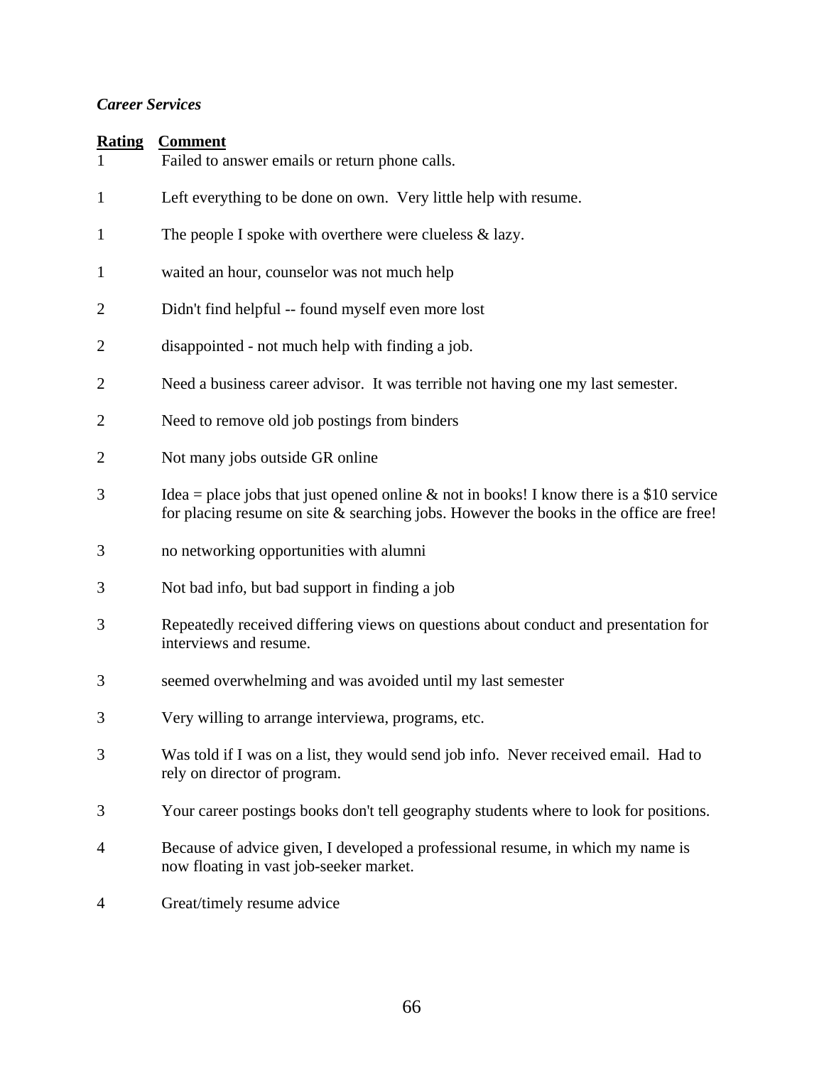*Career Services*

| Rating | Comment |
|---|---|
| 1 | Failed to answer emails or return phone calls. |
| 1 | Left everything to be done on own. Very little help with resume. |
| 1 | The people I spoke with overthere were clueless & lazy. |
| 1 | waited an hour, counselor was not much help |
| 2 | Didn't find helpful -- found myself even more lost |
| 2 | disappointed - not much help with finding a job. |
| 2 | Need a business career advisor. It was terrible not having one my last semester. |
| 2 | Need to remove old job postings from binders |
| 2 | Not many jobs outside GR online |
| 3 | Idea = place jobs that just opened online & not in books! I know there is a $10 service for placing resume on site & searching jobs. However the books in the office are free! |
| 3 | no networking opportunities with alumni |
| 3 | Not bad info, but bad support in finding a job |
| 3 | Repeatedly received differing views on questions about conduct and presentation for interviews and resume. |
| 3 | seemed overwhelming and was avoided until my last semester |
| 3 | Very willing to arrange interviewa, programs, etc. |
| 3 | Was told if I was on a list, they would send job info. Never received email. Had to rely on director of program. |
| 3 | Your career postings books don't tell geography students where to look for positions. |
| 4 | Because of advice given, I developed a professional resume, in which my name is now floating in vast job-seeker market. |
| 4 | Great/timely resume advice |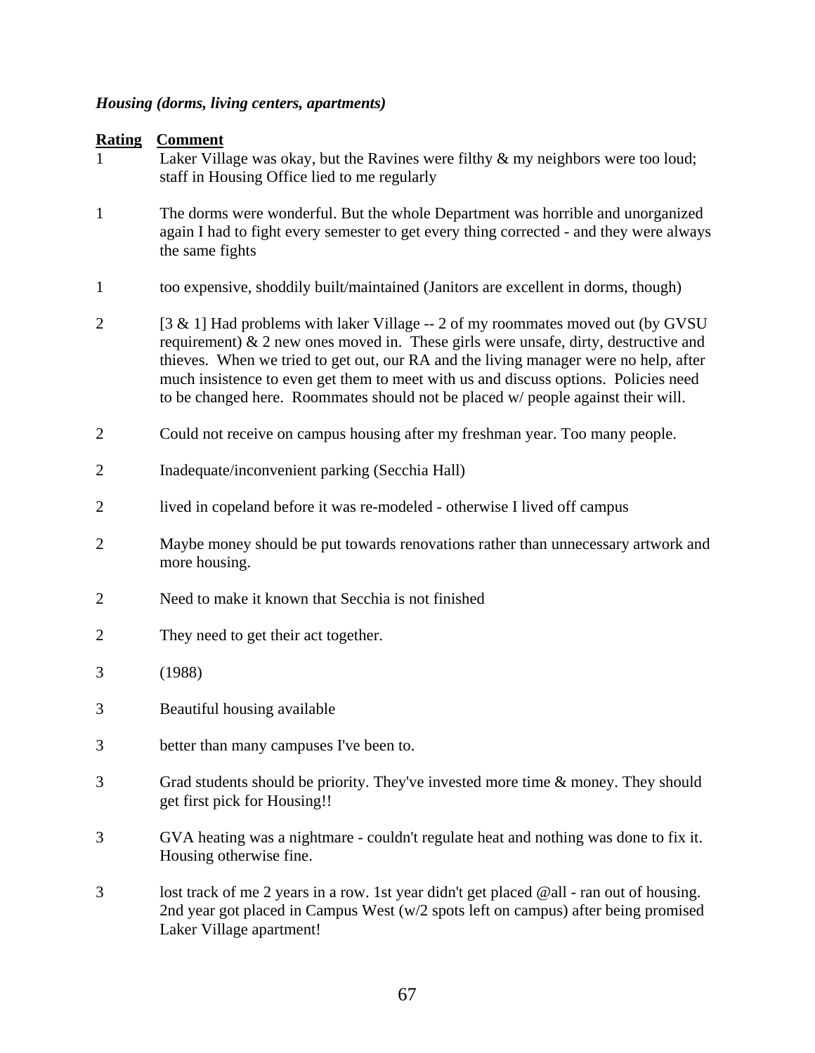***Housing (dorms, living centers, apartments)***

| Rating | Comment |
|---|---|
| 1 | Laker Village was okay, but the Ravines were filthy & my neighbors were too loud; staff in Housing Office lied to me regularly |
| 1 | The dorms were wonderful. But the whole Department was horrible and unorganized again I had to fight every semester to get every thing corrected - and they were always the same fights |
| 1 | too expensive, shoddily built/maintained (Janitors are excellent in dorms, though) |
| 2 | [3 & 1] Had problems with laker Village -- 2 of my roommates moved out (by GVSU requirement) & 2 new ones moved in. These girls were unsafe, dirty, destructive and thieves. When we tried to get out, our RA and the living manager were no help, after much insistence to even get them to meet with us and discuss options. Policies need to be changed here. Roommates should not be placed w/ people against their will. |
| 2 | Could not receive on campus housing after my freshman year. Too many people. |
| 2 | Inadequate/inconvenient parking (Secchia Hall) |
| 2 | lived in copeland before it was re-modeled - otherwise I lived off campus |
| 2 | Maybe money should be put towards renovations rather than unnecessary artwork and more housing. |
| 2 | Need to make it known that Secchia is not finished |
| 2 | They need to get their act together. |
| 3 | (1988) |
| 3 | Beautiful housing available |
| 3 | better than many campuses I've been to. |
| 3 | Grad students should be priority. They've invested more time & money. They should get first pick for Housing!! |
| 3 | GVA heating was a nightmare - couldn't regulate heat and nothing was done to fix it. Housing otherwise fine. |
| 3 | lost track of me 2 years in a row. 1st year didn't get placed @all - ran out of housing. 2nd year got placed in Campus West (w/2 spots left on campus) after being promised Laker Village apartment! |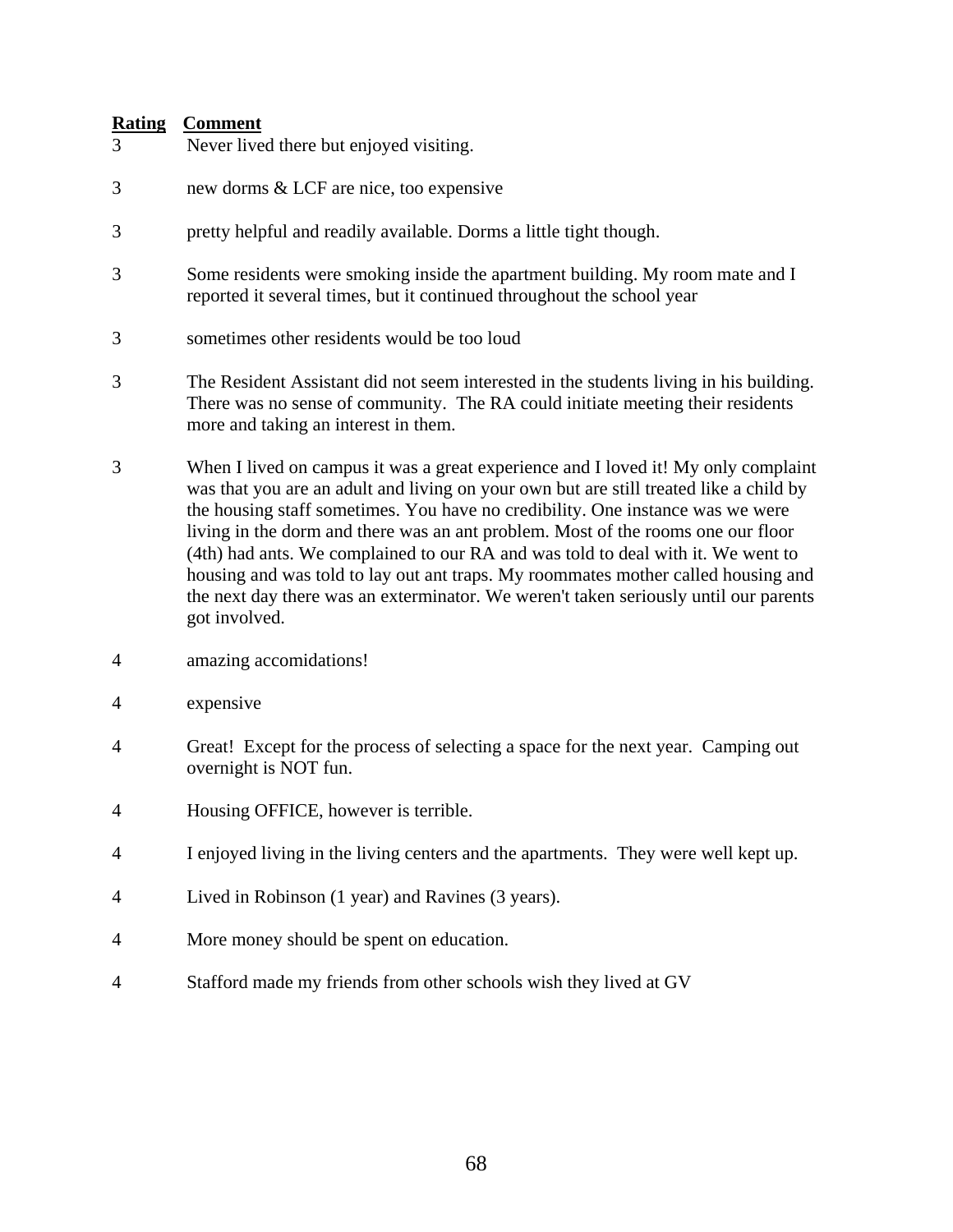| Rating | Comment |
| --- | --- |
| 3 | Never lived there but enjoyed visiting. |
| 3 | new dorms & LCF are nice, too expensive |
| 3 | pretty helpful and readily available. Dorms a little tight though. |
| 3 | Some residents were smoking inside the apartment building. My room mate and I reported it several times, but it continued throughout the school year |
| 3 | sometimes other residents would be too loud |
| 3 | The Resident Assistant did not seem interested in the students living in his building. There was no sense of community. The RA could initiate meeting their residents more and taking an interest in them. |
| 3 | When I lived on campus it was a great experience and I loved it! My only complaint was that you are an adult and living on your own but are still treated like a child by the housing staff sometimes. You have no credibility. One instance was we were living in the dorm and there was an ant problem. Most of the rooms one our floor (4th) had ants. We complained to our RA and was told to deal with it. We went to housing and was told to lay out ant traps. My roommates mother called housing and the next day there was an exterminator. We weren't taken seriously until our parents got involved. |
| 4 | amazing accomidations! |
| 4 | expensive |
| 4 | Great! Except for the process of selecting a space for the next year. Camping out overnight is NOT fun. |
| 4 | Housing OFFICE, however is terrible. |
| 4 | I enjoyed living in the living centers and the apartments. They were well kept up. |
| 4 | Lived in Robinson (1 year) and Ravines (3 years). |
| 4 | More money should be spent on education. |
| 4 | Stafford made my friends from other schools wish they lived at GV |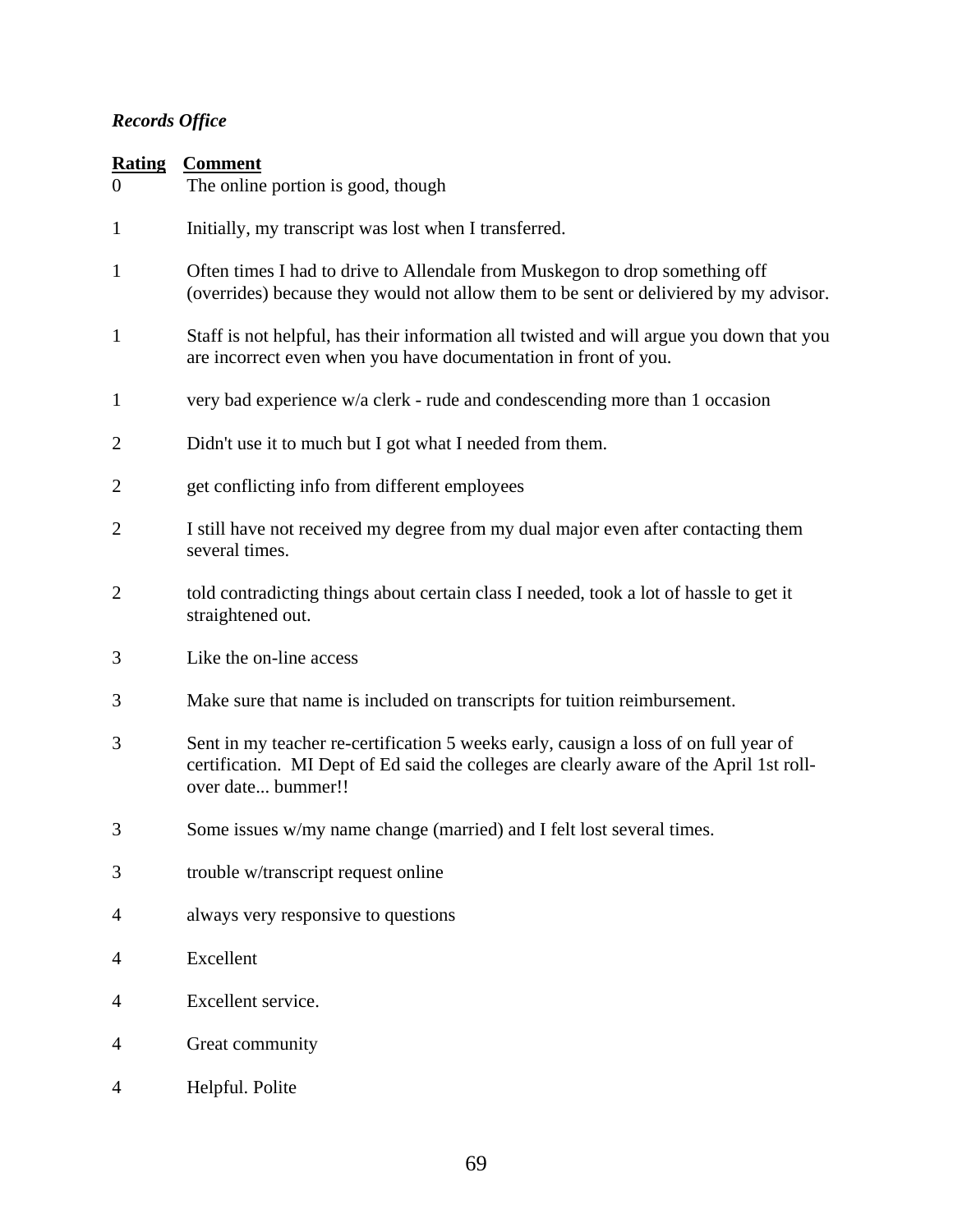*Records Office*

| Rating | Comment |
|---|---|
| 0 | The online portion is good, though |
| 1 | Initially, my transcript was lost when I transferred. |
| 1 | Often times I had to drive to Allendale from Muskegon to drop something off (overrides) because they would not allow them to be sent or deliviered by my advisor. |
| 1 | Staff is not helpful, has their information all twisted and will argue you down that you are incorrect even when you have documentation in front of you. |
| 1 | very bad experience w/a clerk - rude and condescending more than 1 occasion |
| 2 | Didn't use it to much but I got what I needed from them. |
| 2 | get conflicting info from different employees |
| 2 | I still have not received my degree from my dual major even after contacting them several times. |
| 2 | told contradicting things about certain class I needed, took a lot of hassle to get it straightened out. |
| 3 | Like the on-line access |
| 3 | Make sure that name is included on transcripts for tuition reimbursement. |
| 3 | Sent in my teacher re-certification 5 weeks early, causign a loss of on full year of certification. MI Dept of Ed said the colleges are clearly aware of the April 1st roll-over date... bummer!! |
| 3 | Some issues w/my name change (married) and I felt lost several times. |
| 3 | trouble w/transcript request online |
| 4 | always very responsive to questions |
| 4 | Excellent |
| 4 | Excellent service. |
| 4 | Great community |
| 4 | Helpful. Polite |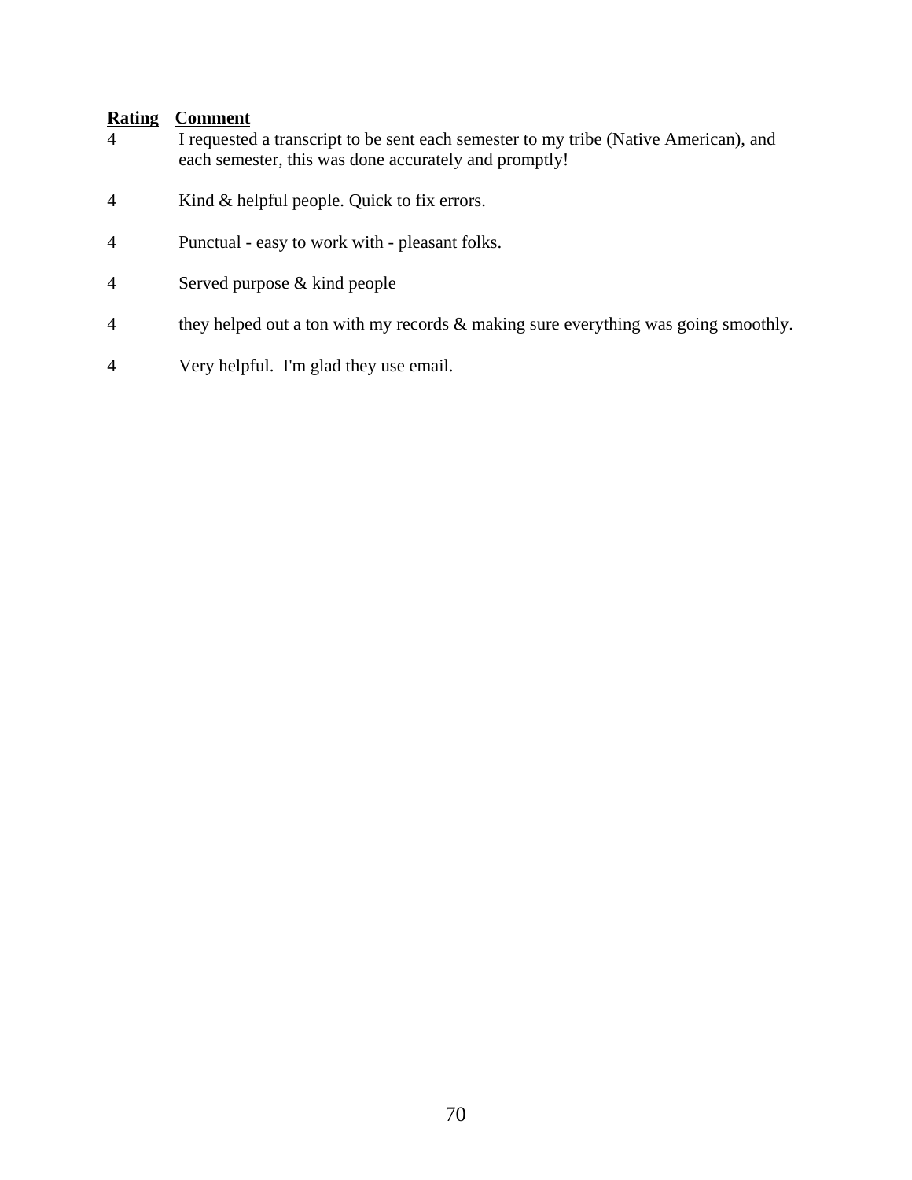| Rating | Comment |
|---|---|
| 4 | I requested a transcript to be sent each semester to my tribe (Native American), and each semester, this was done accurately and promptly! |
| 4 | Kind & helpful people. Quick to fix errors. |
| 4 | Punctual - easy to work with - pleasant folks. |
| 4 | Served purpose & kind people |
| 4 | they helped out a ton with my records & making sure everything was going smoothly. |
| 4 | Very helpful.  I'm glad they use email. |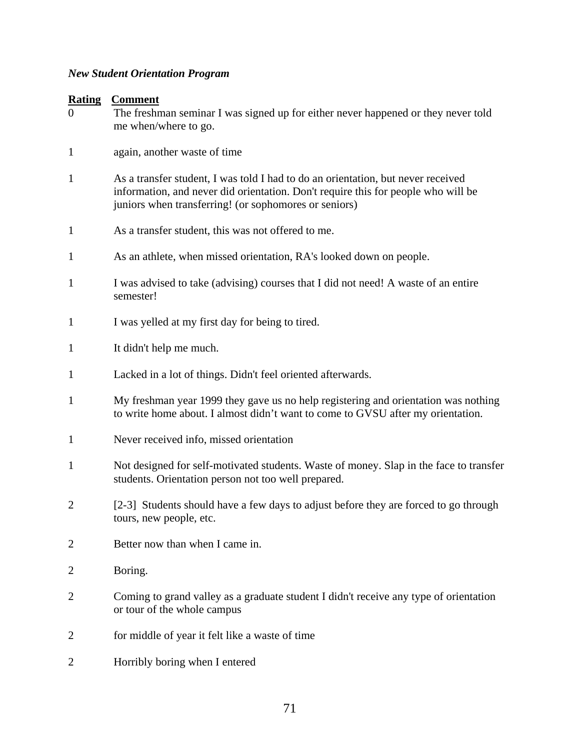*New Student Orientation Program*

| Rating | Comment |
|---|---|
| 0 | The freshman seminar I was signed up for either never happened or they never told me when/where to go. |
| 1 | again, another waste of time |
| 1 | As a transfer student, I was told I had to do an orientation, but never received information, and never did orientation. Don't require this for people who will be juniors when transferring! (or sophomores or seniors) |
| 1 | As a transfer student, this was not offered to me. |
| 1 | As an athlete, when missed orientation, RA's looked down on people. |
| 1 | I was advised to take (advising) courses that I did not need! A waste of an entire semester! |
| 1 | I was yelled at my first day for being to tired. |
| 1 | It didn't help me much. |
| 1 | Lacked in a lot of things. Didn't feel oriented afterwards. |
| 1 | My freshman year 1999 they gave us no help registering and orientation was nothing to write home about. I almost didn't want to come to GVSU after my orientation. |
| 1 | Never received info, missed orientation |
| 1 | Not designed for self-motivated students. Waste of money. Slap in the face to transfer students. Orientation person not too well prepared. |
| 2 | [2-3] Students should have a few days to adjust before they are forced to go through tours, new people, etc. |
| 2 | Better now than when I came in. |
| 2 | Boring. |
| 2 | Coming to grand valley as a graduate student I didn't receive any type of orientation or tour of the whole campus |
| 2 | for middle of year it felt like a waste of time |
| 2 | Horribly boring when I entered |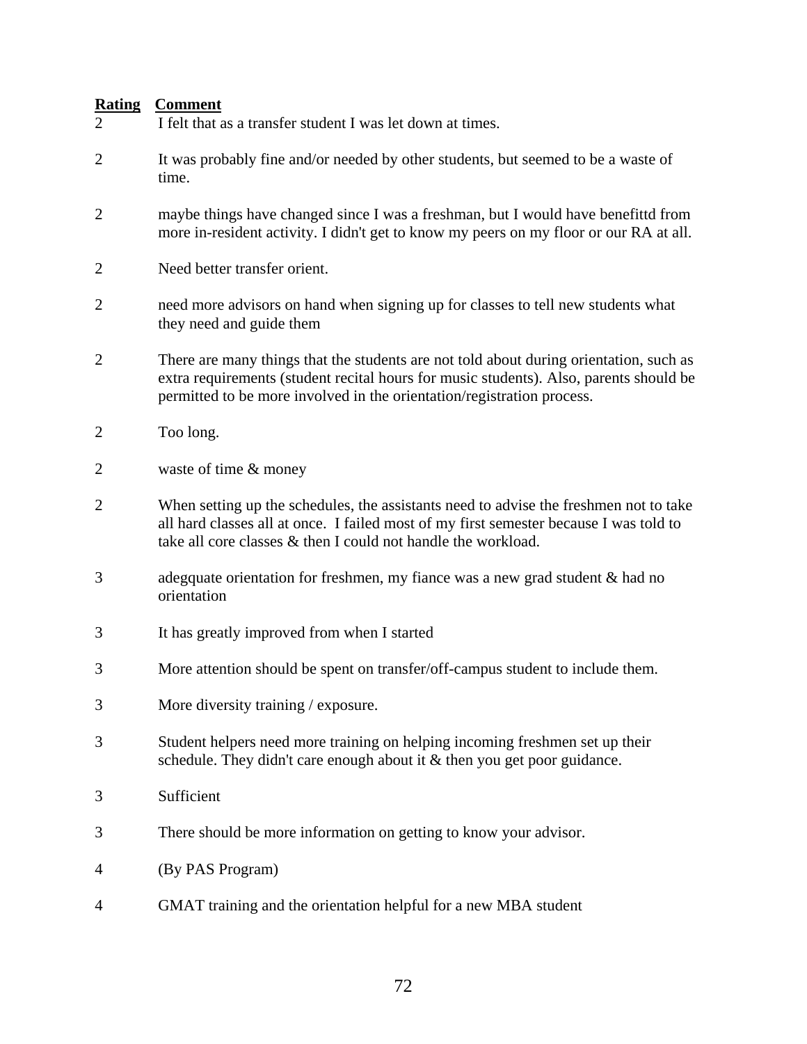| Rating | Comment |
| --- | --- |
| 2 | I felt that as a transfer student I was let down at times. |
| 2 | It was probably fine and/or needed by other students, but seemed to be a waste of time. |
| 2 | maybe things have changed since I was a freshman, but I would have benefittd from more in-resident activity. I didn't get to know my peers on my floor or our RA at all. |
| 2 | Need better transfer orient. |
| 2 | need more advisors on hand when signing up for classes to tell new students what they need and guide them |
| 2 | There are many things that the students are not told about during orientation, such as extra requirements (student recital hours for music students). Also, parents should be permitted to be more involved in the orientation/registration process. |
| 2 | Too long. |
| 2 | waste of time & money |
| 2 | When setting up the schedules, the assistants need to advise the freshmen not to take all hard classes all at once. I failed most of my first semester because I was told to take all core classes & then I could not handle the workload. |
| 3 | adegquate orientation for freshmen, my fiance was a new grad student & had no orientation |
| 3 | It has greatly improved from when I started |
| 3 | More attention should be spent on transfer/off-campus student to include them. |
| 3 | More diversity training / exposure. |
| 3 | Student helpers need more training on helping incoming freshmen set up their schedule. They didn't care enough about it & then you get poor guidance. |
| 3 | Sufficient |
| 3 | There should be more information on getting to know your advisor. |
| 4 | (By PAS Program) |
| 4 | GMAT training and the orientation helpful for a new MBA student |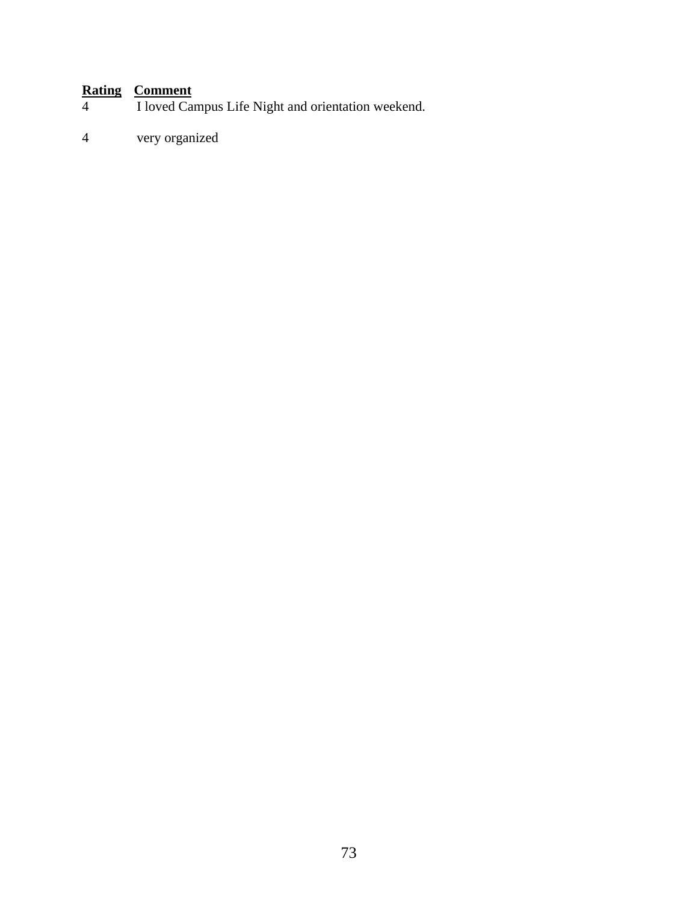| Rating | Comment |
|---|---|
| 4 | I loved Campus Life Night and orientation weekend. |
| 4 | very organized |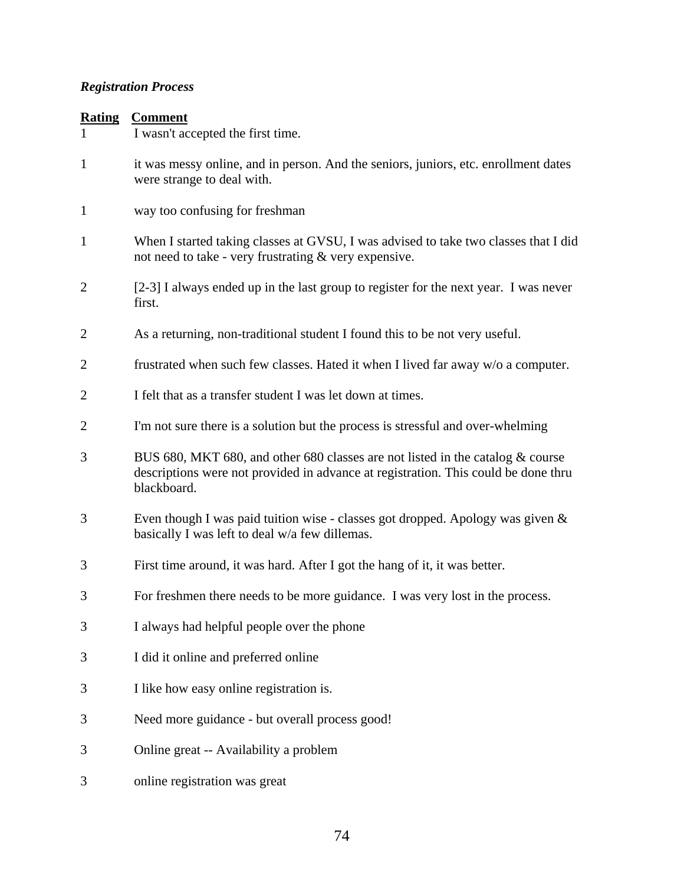*Registration Process*

| Rating | Comment |
|---|---|
| 1 | I wasn't accepted the first time. |
| 1 | it was messy online, and in person. And the seniors, juniors, etc. enrollment dates were strange to deal with. |
| 1 | way too confusing for freshman |
| 1 | When I started taking classes at GVSU, I was advised to take two classes that I did not need to take - very frustrating & very expensive. |
| 2 | [2-3] I always ended up in the last group to register for the next year. I was never first. |
| 2 | As a returning, non-traditional student I found this to be not very useful. |
| 2 | frustrated when such few classes. Hated it when I lived far away w/o a computer. |
| 2 | I felt that as a transfer student I was let down at times. |
| 2 | I'm not sure there is a solution but the process is stressful and over-whelming |
| 3 | BUS 680, MKT 680, and other 680 classes are not listed in the catalog & course descriptions were not provided in advance at registration. This could be done thru blackboard. |
| 3 | Even though I was paid tuition wise - classes got dropped. Apology was given & basically I was left to deal w/a few dillemas. |
| 3 | First time around, it was hard. After I got the hang of it, it was better. |
| 3 | For freshmen there needs to be more guidance. I was very lost in the process. |
| 3 | I always had helpful people over the phone |
| 3 | I did it online and preferred online |
| 3 | I like how easy online registration is. |
| 3 | Need more guidance - but overall process good! |
| 3 | Online great -- Availability a problem |
| 3 | online registration was great |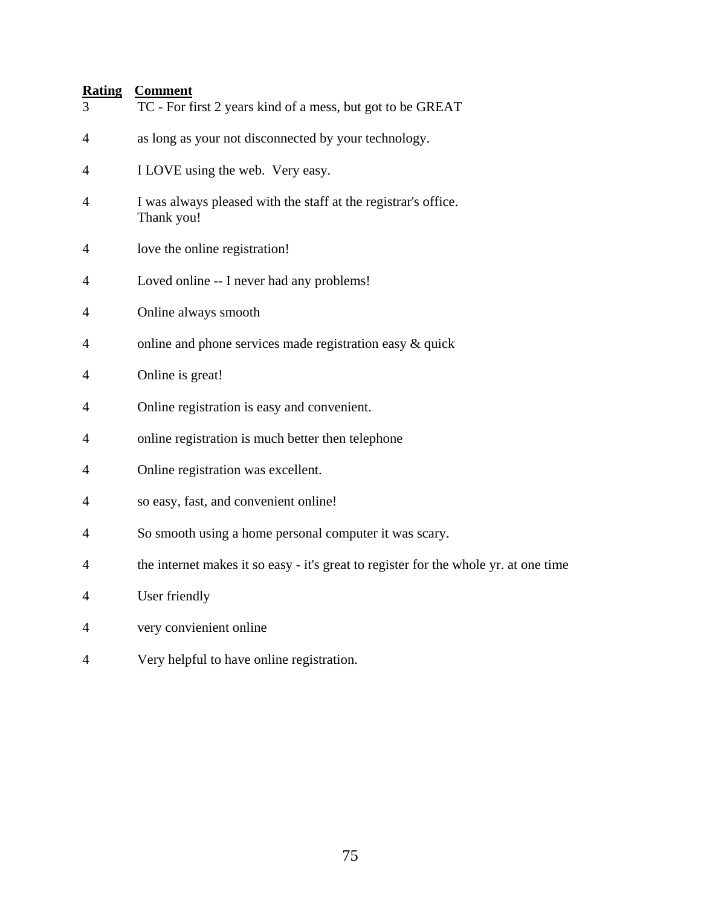| Rating | Comment |
|---|---|
| 3 | TC - For first 2 years kind of a mess, but got to be GREAT |
| 4 | as long as your not disconnected by your technology. |
| 4 | I LOVE using the web. Very easy. |
| 4 | I was always pleased with the staff at the registrar's office. Thank you! |
| 4 | love the online registration! |
| 4 | Loved online -- I never had any problems! |
| 4 | Online always smooth |
| 4 | online and phone services made registration easy & quick |
| 4 | Online is great! |
| 4 | Online registration is easy and convenient. |
| 4 | online registration is much better then telephone |
| 4 | Online registration was excellent. |
| 4 | so easy, fast, and convenient online! |
| 4 | So smooth using a home personal computer it was scary. |
| 4 | the internet makes it so easy - it's great to register for the whole yr. at one time |
| 4 | User friendly |
| 4 | very convienient online |
| 4 | Very helpful to have online registration. |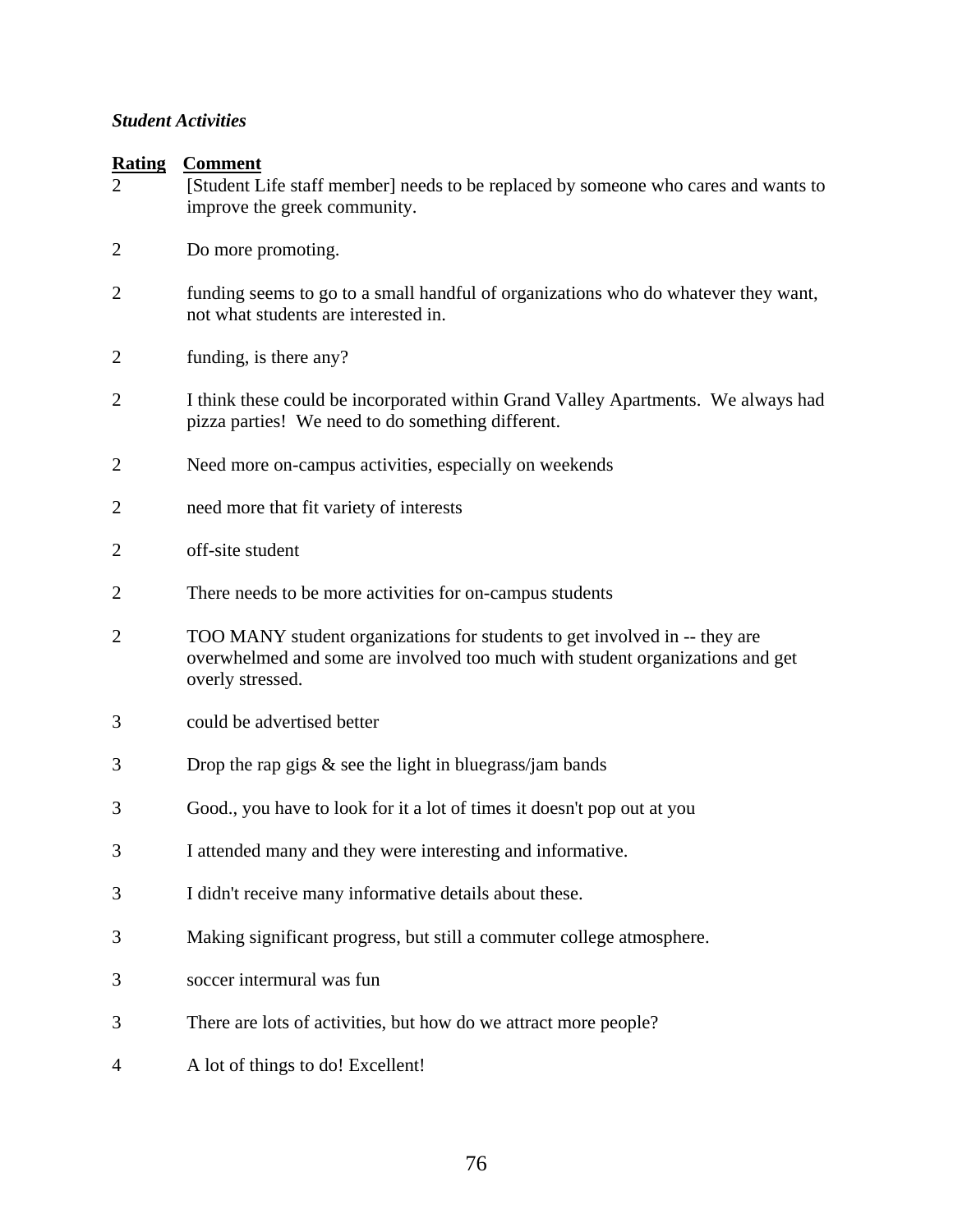*Student Activities*

| Rating | Comment |
|---|---|
| 2 | [Student Life staff member] needs to be replaced by someone who cares and wants to improve the greek community. |
| 2 | Do more promoting. |
| 2 | funding seems to go to a small handful of organizations who do whatever they want, not what students are interested in. |
| 2 | funding, is there any? |
| 2 | I think these could be incorporated within Grand Valley Apartments. We always had pizza parties! We need to do something different. |
| 2 | Need more on-campus activities, especially on weekends |
| 2 | need more that fit variety of interests |
| 2 | off-site student |
| 2 | There needs to be more activities for on-campus students |
| 2 | TOO MANY student organizations for students to get involved in -- they are overwhelmed and some are involved too much with student organizations and get overly stressed. |
| 3 | could be advertised better |
| 3 | Drop the rap gigs & see the light in bluegrass/jam bands |
| 3 | Good., you have to look for it a lot of times it doesn't pop out at you |
| 3 | I attended many and they were interesting and informative. |
| 3 | I didn't receive many informative details about these. |
| 3 | Making significant progress, but still a commuter college atmosphere. |
| 3 | soccer intermural was fun |
| 3 | There are lots of activities, but how do we attract more people? |
| 4 | A lot of things to do! Excellent! |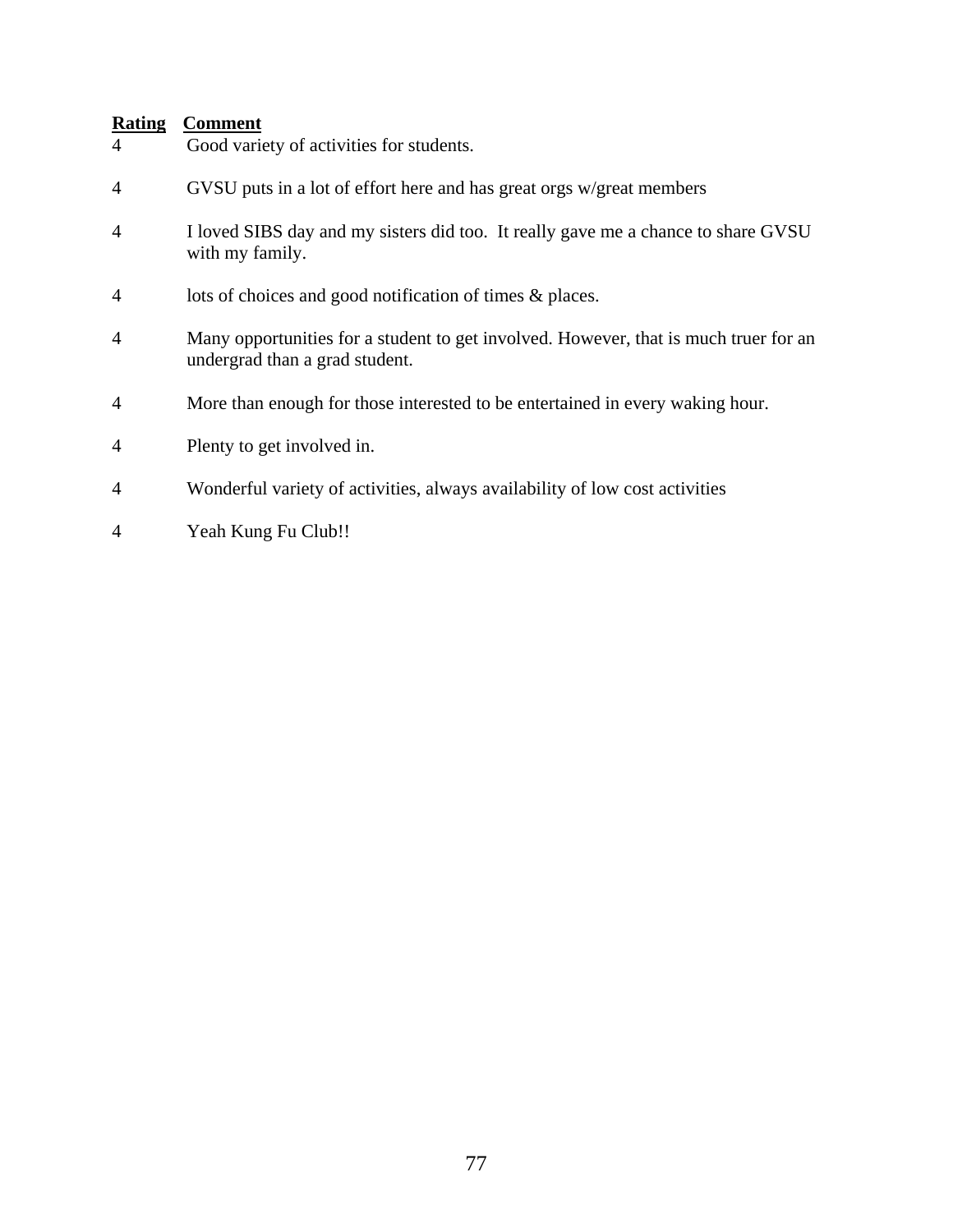| Rating | Comment |
|---|---|
| 4 | Good variety of activities for students. |
| 4 | GVSU puts in a lot of effort here and has great orgs w/great members |
| 4 | I loved SIBS day and my sisters did too. It really gave me a chance to share GVSU with my family. |
| 4 | lots of choices and good notification of times & places. |
| 4 | Many opportunities for a student to get involved. However, that is much truer for an undergrad than a grad student. |
| 4 | More than enough for those interested to be entertained in every waking hour. |
| 4 | Plenty to get involved in. |
| 4 | Wonderful variety of activities, always availability of low cost activities |
| 4 | Yeah Kung Fu Club!! |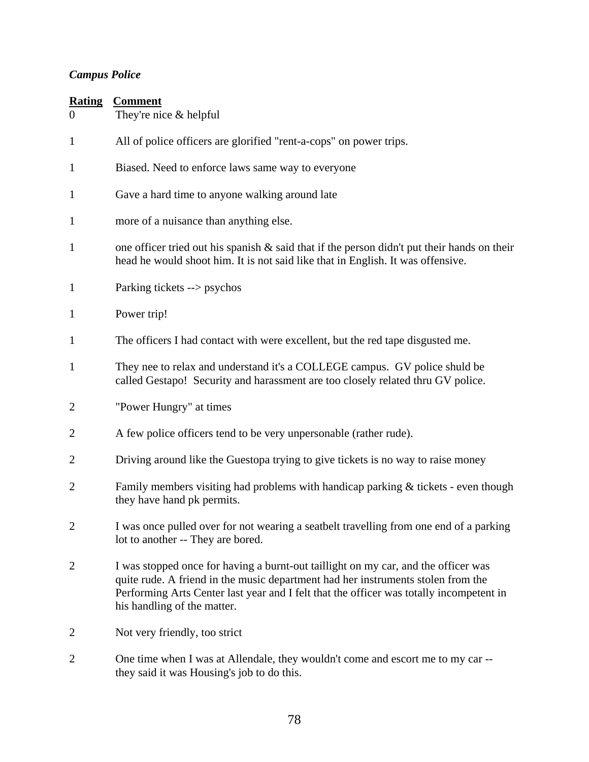*Campus Police*

| Rating | Comment |
|---|---|
| 0 | They're nice & helpful |
| 1 | All of police officers are glorified "rent-a-cops" on power trips. |
| 1 | Biased. Need to enforce laws same way to everyone |
| 1 | Gave a hard time to anyone walking around late |
| 1 | more of a nuisance than anything else. |
| 1 | one officer tried out his spanish & said that if the person didn't put their hands on their head he would shoot him. It is not said like that in English. It was offensive. |
| 1 | Parking tickets --> psychos |
| 1 | Power trip! |
| 1 | The officers I had contact with were excellent, but the red tape disgusted me. |
| 1 | They nee to relax and understand it's a COLLEGE campus. GV police shuld be called Gestapo! Security and harassment are too closely related thru GV police. |
| 2 | "Power Hungry" at times |
| 2 | A few police officers tend to be very unpersonable (rather rude). |
| 2 | Driving around like the Guestopa trying to give tickets is no way to raise money |
| 2 | Family members visiting had problems with handicap parking & tickets - even though they have hand pk permits. |
| 2 | I was once pulled over for not wearing a seatbelt travelling from one end of a parking lot to another -- They are bored. |
| 2 | I was stopped once for having a burnt-out taillight on my car, and the officer was quite rude. A friend in the music department had her instruments stolen from the Performing Arts Center last year and I felt that the officer was totally incompetent in his handling of the matter. |
| 2 | Not very friendly, too strict |
| 2 | One time when I was at Allendale, they wouldn't come and escort me to my car -- they said it was Housing's job to do this. |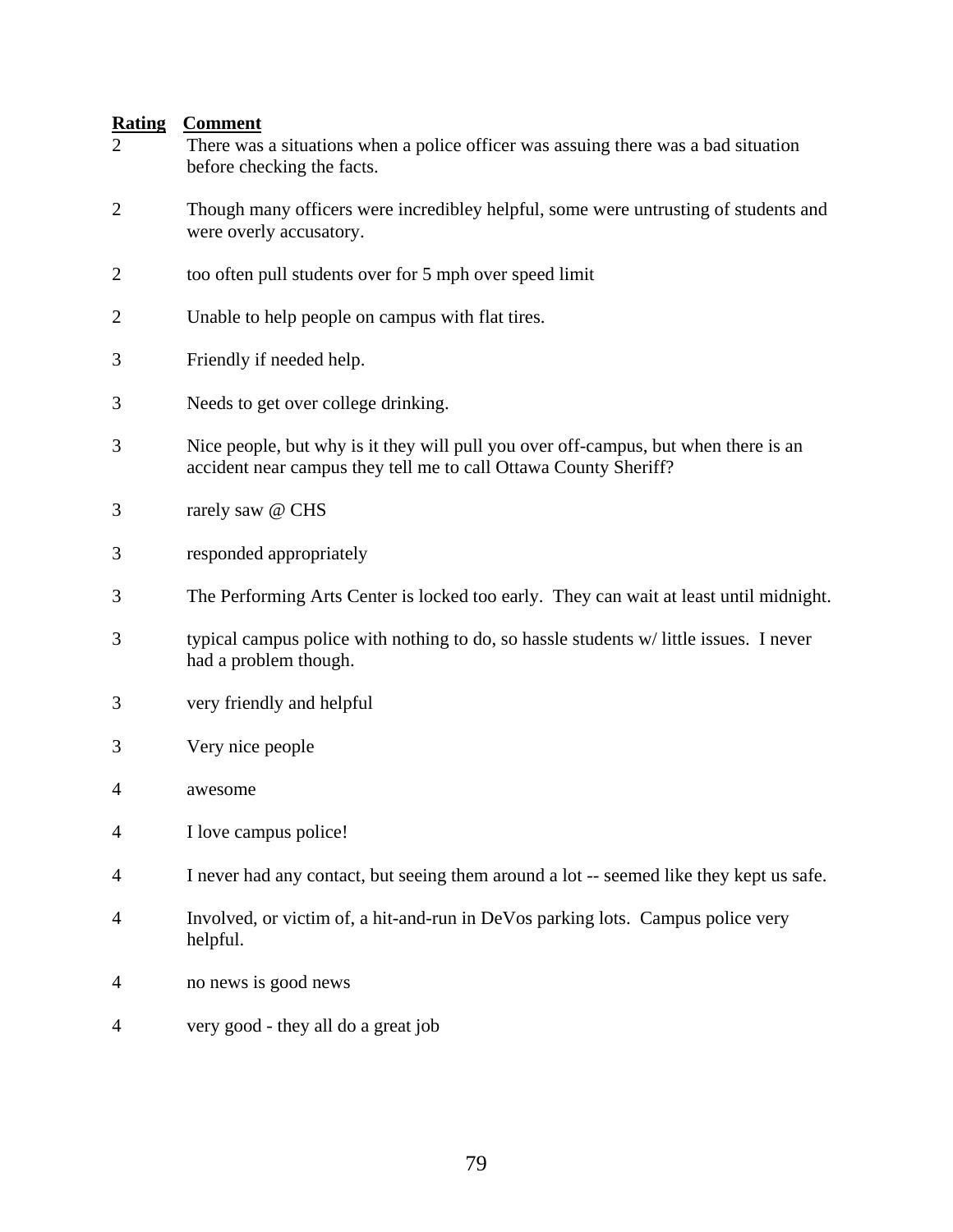| Rating | Comment |
|---|---|
| 2 | There was a situations when a police officer was assuing there was a bad situation before checking the facts. |
| 2 | Though many officers were incredibley helpful, some were untrusting of students and were overly accusatory. |
| 2 | too often pull students over for 5 mph over speed limit |
| 2 | Unable to help people on campus with flat tires. |
| 3 | Friendly if needed help. |
| 3 | Needs to get over college drinking. |
| 3 | Nice people, but why is it they will pull you over off-campus, but when there is an accident near campus they tell me to call Ottawa County Sheriff? |
| 3 | rarely saw @ CHS |
| 3 | responded appropriately |
| 3 | The Performing Arts Center is locked too early. They can wait at least until midnight. |
| 3 | typical campus police with nothing to do, so hassle students w/ little issues. I never had a problem though. |
| 3 | very friendly and helpful |
| 3 | Very nice people |
| 4 | awesome |
| 4 | I love campus police! |
| 4 | I never had any contact, but seeing them around a lot -- seemed like they kept us safe. |
| 4 | Involved, or victim of, a hit-and-run in DeVos parking lots. Campus police very helpful. |
| 4 | no news is good news |
| 4 | very good - they all do a great job |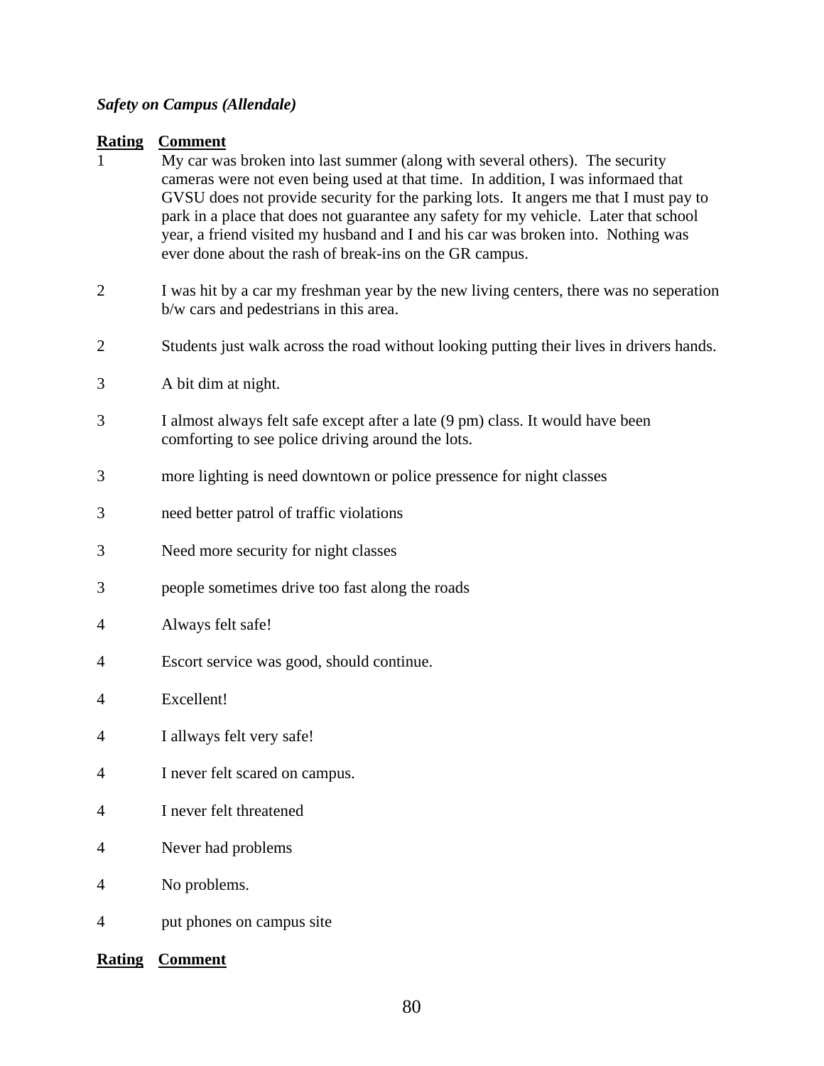***Safety on Campus (Allendale)***

| Rating | Comment |
|---|---|
| 1 | My car was broken into last summer (along with several others).  The security cameras were not even being used at that time.  In addition, I was informaed that GVSU does not provide security for the parking lots.  It angers me that I must pay to park in a place that does not guarantee any safety for my vehicle.  Later that school year, a friend visited my husband and I and his car was broken into.  Nothing was ever done about the rash of break-ins on the GR campus. |
| 2 | I was hit by a car my freshman year by the new living centers, there was no seperation b/w cars and pedestrians in this area. |
| 2 | Students just walk across the road without looking putting their lives in drivers hands. |
| 3 | A bit dim at night. |
| 3 | I almost always felt safe except after a late (9 pm) class. It would have been comforting to see police driving around the lots. |
| 3 | more lighting is need downtown or police pressence for night classes |
| 3 | need better patrol of traffic violations |
| 3 | Need more security for night classes |
| 3 | people sometimes drive too fast along the roads |
| 4 | Always felt safe! |
| 4 | Escort service was good, should continue. |
| 4 | Excellent! |
| 4 | I allways felt very safe! |
| 4 | I never felt scared on campus. |
| 4 | I never felt threatened |
| 4 | Never had problems |
| 4 | No problems. |
| 4 | put phones on campus site |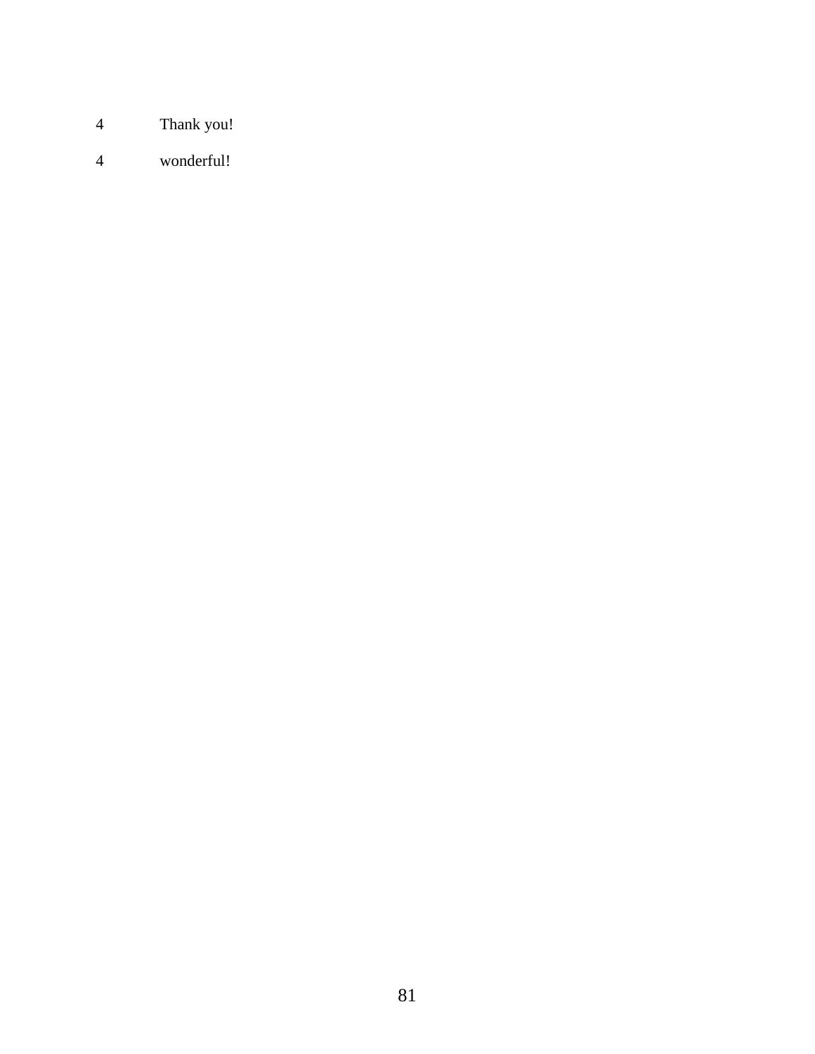| | |
|---|---|
| 4 | Thank you! |
| 4 | wonderful! |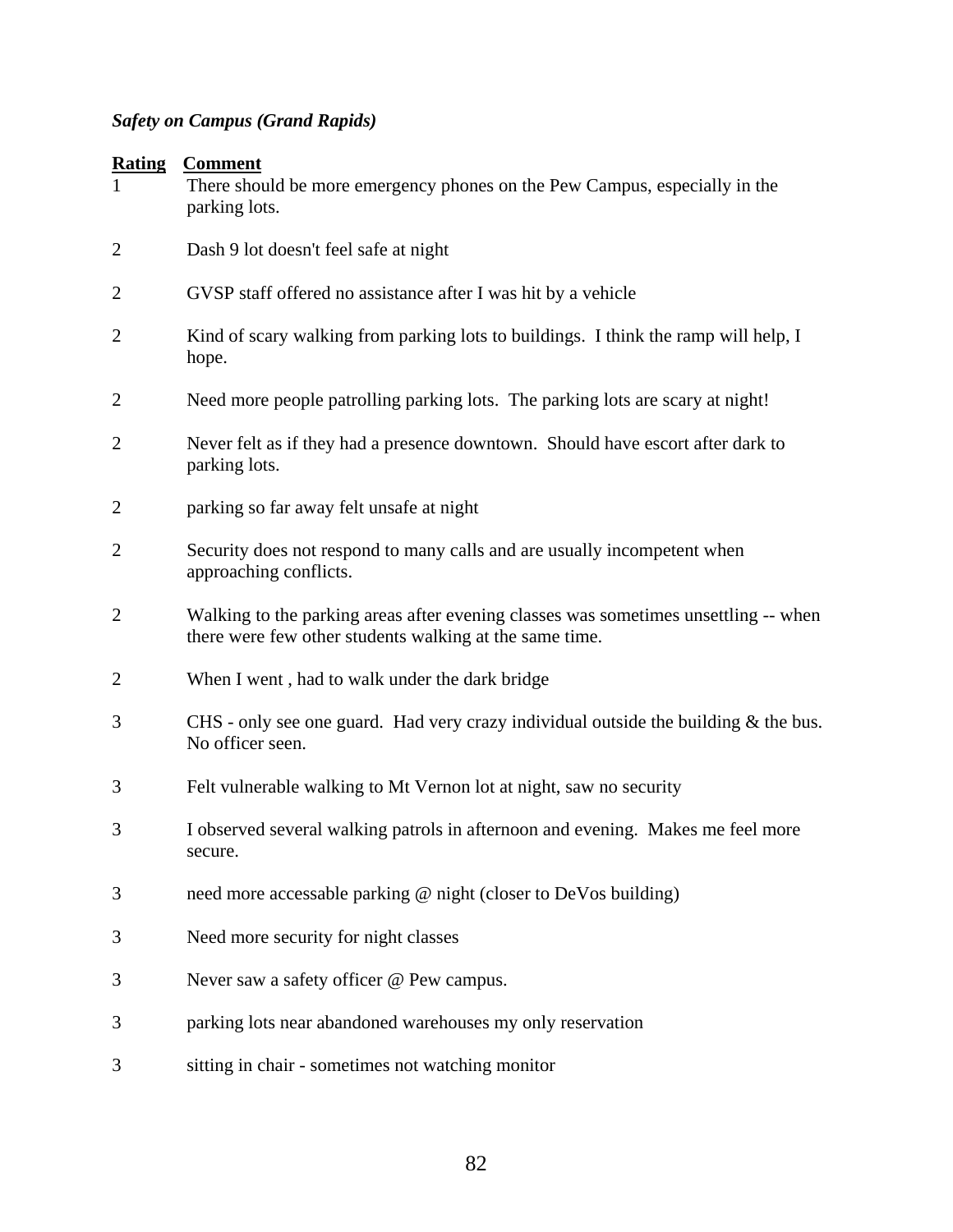*Safety on Campus (Grand Rapids)*

| Rating | Comment |
|---|---|
| 1 | There should be more emergency phones on the Pew Campus, especially in the parking lots. |
| 2 | Dash 9 lot doesn't feel safe at night |
| 2 | GVSP staff offered no assistance after I was hit by a vehicle |
| 2 | Kind of scary walking from parking lots to buildings. I think the ramp will help, I hope. |
| 2 | Need more people patrolling parking lots. The parking lots are scary at night! |
| 2 | Never felt as if they had a presence downtown. Should have escort after dark to parking lots. |
| 2 | parking so far away felt unsafe at night |
| 2 | Security does not respond to many calls and are usually incompetent when approaching conflicts. |
| 2 | Walking to the parking areas after evening classes was sometimes unsettling -- when there were few other students walking at the same time. |
| 2 | When I went , had to walk under the dark bridge |
| 3 | CHS - only see one guard. Had very crazy individual outside the building & the bus. No officer seen. |
| 3 | Felt vulnerable walking to Mt Vernon lot at night, saw no security |
| 3 | I observed several walking patrols in afternoon and evening. Makes me feel more secure. |
| 3 | need more accessable parking @ night (closer to DeVos building) |
| 3 | Need more security for night classes |
| 3 | Never saw a safety officer @ Pew campus. |
| 3 | parking lots near abandoned warehouses my only reservation |
| 3 | sitting in chair - sometimes not watching monitor |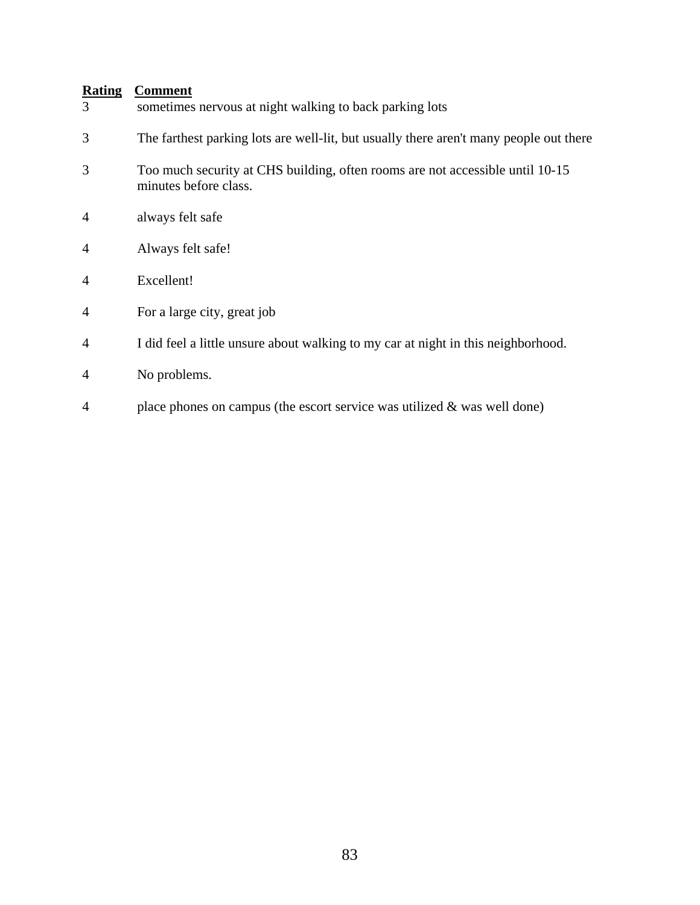| Rating | Comment |
| --- | --- |
| 3 | sometimes nervous at night walking to back parking lots |
| 3 | The farthest parking lots are well-lit, but usually there aren't many people out there |
| 3 | Too much security at CHS building, often rooms are not accessible until 10-15 minutes before class. |
| 4 | always felt safe |
| 4 | Always felt safe! |
| 4 | Excellent! |
| 4 | For a large city, great job |
| 4 | I did feel a little unsure about walking to my car at night in this neighborhood. |
| 4 | No problems. |
| 4 | place phones on campus (the escort service was utilized & was well done) |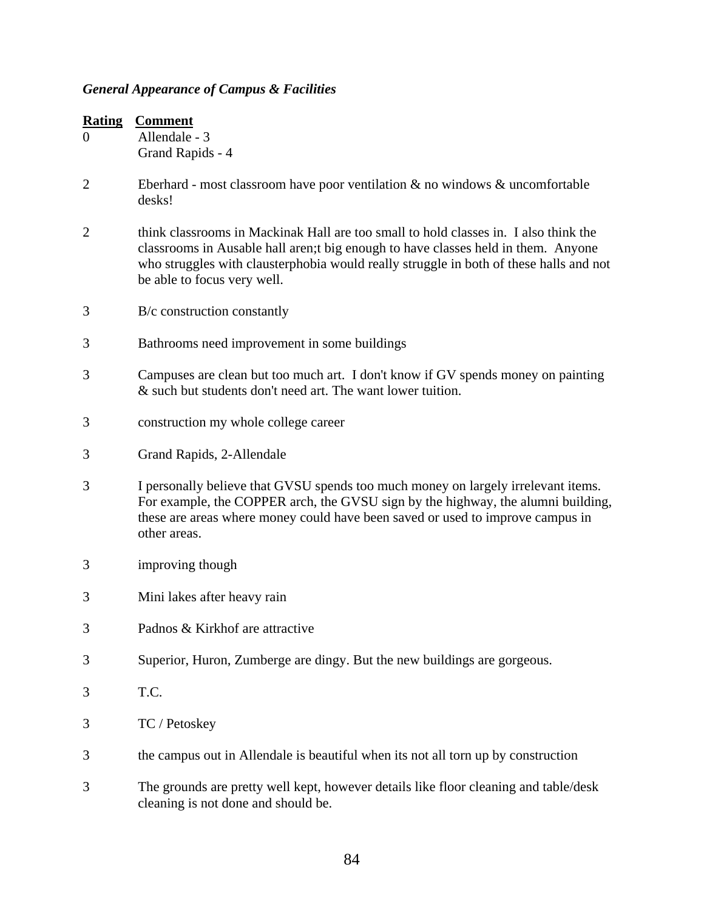### *General Appearance of Campus & Facilities*

| Rating | Comment |
|---|---|
| 0 | Allendale - 3<br>Grand Rapids - 4 |
| 2 | Eberhard - most classroom have poor ventilation & no windows & uncomfortable desks! |
| 2 | think classrooms in Mackinak Hall are too small to hold classes in. I also think the classrooms in Ausable hall aren;t big enough to have classes held in them. Anyone who struggles with clausterphobia would really struggle in both of these halls and not be able to focus very well. |
| 3 | B/c construction constantly |
| 3 | Bathrooms need improvement in some buildings |
| 3 | Campuses are clean but too much art. I don't know if GV spends money on painting & such but students don't need art. The want lower tuition. |
| 3 | construction my whole college career |
| 3 | Grand Rapids, 2-Allendale |
| 3 | I personally believe that GVSU spends too much money on largely irrelevant items. For example, the COPPER arch, the GVSU sign by the highway, the alumni building, these are areas where money could have been saved or used to improve campus in other areas. |
| 3 | improving though |
| 3 | Mini lakes after heavy rain |
| 3 | Padnos & Kirkhof are attractive |
| 3 | Superior, Huron, Zumberge are dingy. But the new buildings are gorgeous. |
| 3 | T.C. |
| 3 | TC / Petoskey |
| 3 | the campus out in Allendale is beautiful when its not all torn up by construction |
| 3 | The grounds are pretty well kept, however details like floor cleaning and table/desk cleaning is not done and should be. |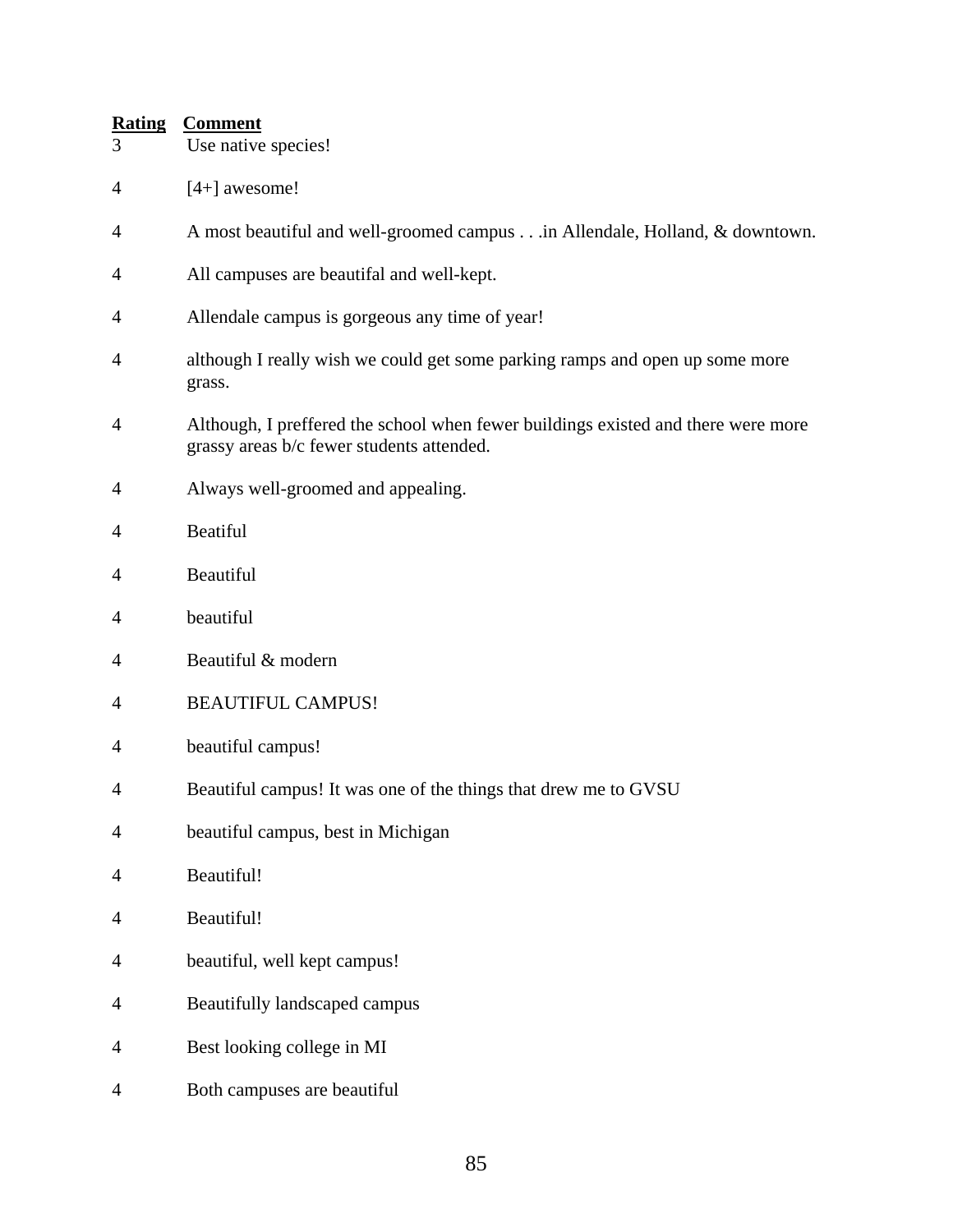| Rating | Comment |
|---|---|
| 3 | Use native species! |
| 4 | [4+] awesome! |
| 4 | A most beautiful and well-groomed campus . . .in Allendale, Holland, & downtown. |
| 4 | All campuses are beautifal and well-kept. |
| 4 | Allendale campus is gorgeous any time of year! |
| 4 | although I really wish we could get some parking ramps and open up some more grass. |
| 4 | Although, I preffered the school when fewer buildings existed and there were more grassy areas b/c fewer students attended. |
| 4 | Always well-groomed and appealing. |
| 4 | Beatiful |
| 4 | Beautiful |
| 4 | beautiful |
| 4 | Beautiful & modern |
| 4 | BEAUTIFUL CAMPUS! |
| 4 | beautiful campus! |
| 4 | Beautiful campus! It was one of the things that drew me to GVSU |
| 4 | beautiful campus, best in Michigan |
| 4 | Beautiful! |
| 4 | Beautiful! |
| 4 | beautiful, well kept campus! |
| 4 | Beautifully landscaped campus |
| 4 | Best looking college in MI |
| 4 | Both campuses are beautiful |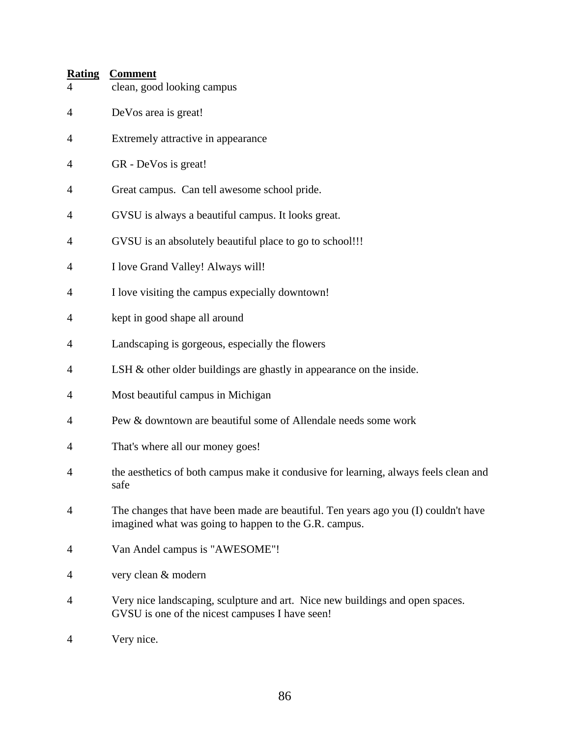| Rating | Comment |
| --- | --- |
| 4 | clean, good looking campus |
| 4 | DeVos area is great! |
| 4 | Extremely attractive in appearance |
| 4 | GR - DeVos is great! |
| 4 | Great campus.  Can tell awesome school pride. |
| 4 | GVSU is always a beautiful campus. It looks great. |
| 4 | GVSU is an absolutely beautiful place to go to school!!! |
| 4 | I love Grand Valley! Always will! |
| 4 | I love visiting the campus expecially downtown! |
| 4 | kept in good shape all around |
| 4 | Landscaping is gorgeous, especially the flowers |
| 4 | LSH & other older buildings are ghastly in appearance on the inside. |
| 4 | Most beautiful campus in Michigan |
| 4 | Pew & downtown are beautiful some of Allendale needs some work |
| 4 | That's where all our money goes! |
| 4 | the aesthetics of both campus make it condusive for learning, always feels clean and safe |
| 4 | The changes that have been made are beautiful. Ten years ago you (I) couldn't have imagined what was going to happen to the G.R. campus. |
| 4 | Van Andel campus is "AWESOME"! |
| 4 | very clean & modern |
| 4 | Very nice landscaping, sculpture and art.  Nice new buildings and open spaces. GVSU is one of the nicest campuses I have seen! |
| 4 | Very nice. |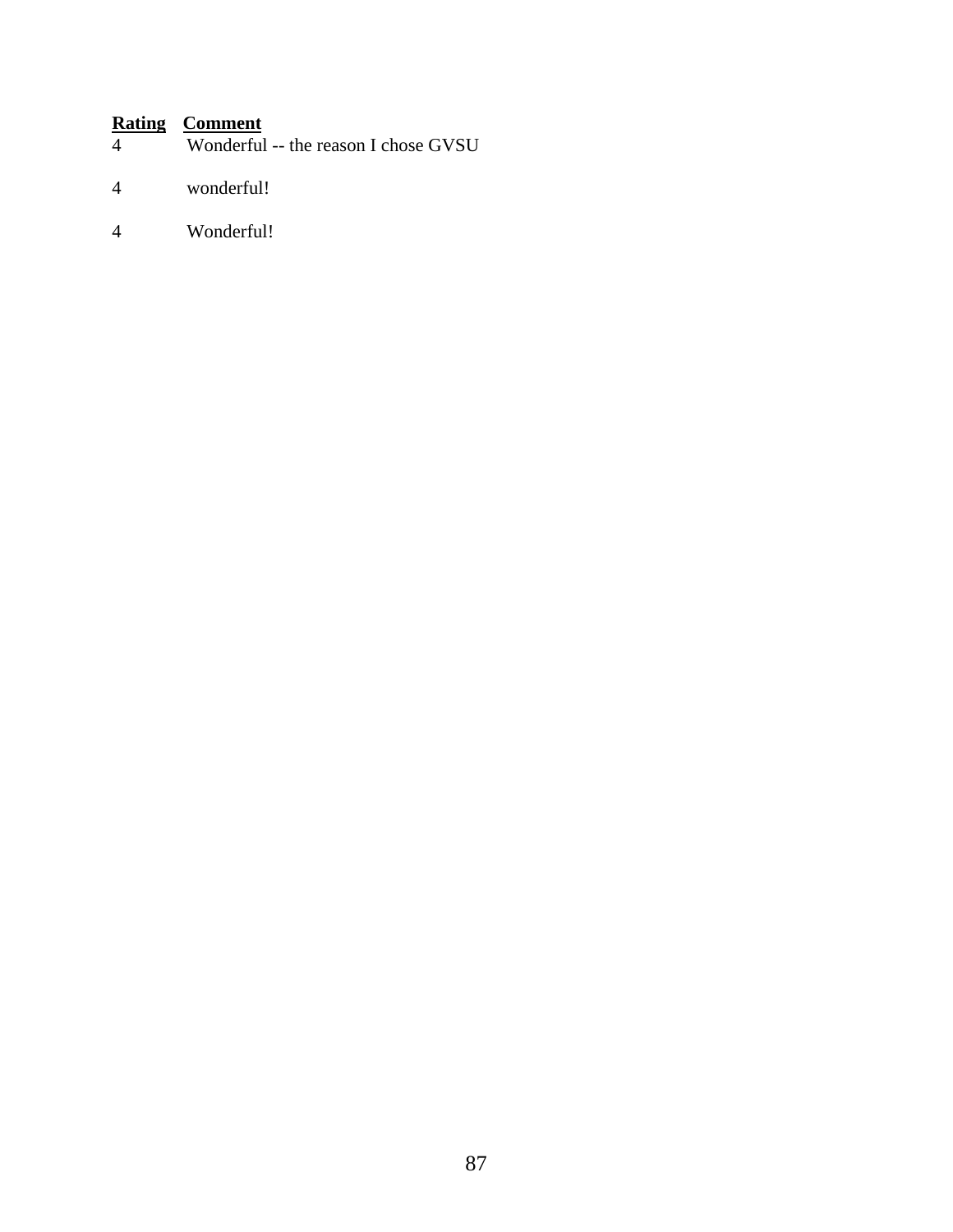| Rating | Comment |
|---|---|
| 4 | Wonderful -- the reason I chose GVSU |
| 4 | wonderful! |
| 4 | Wonderful! |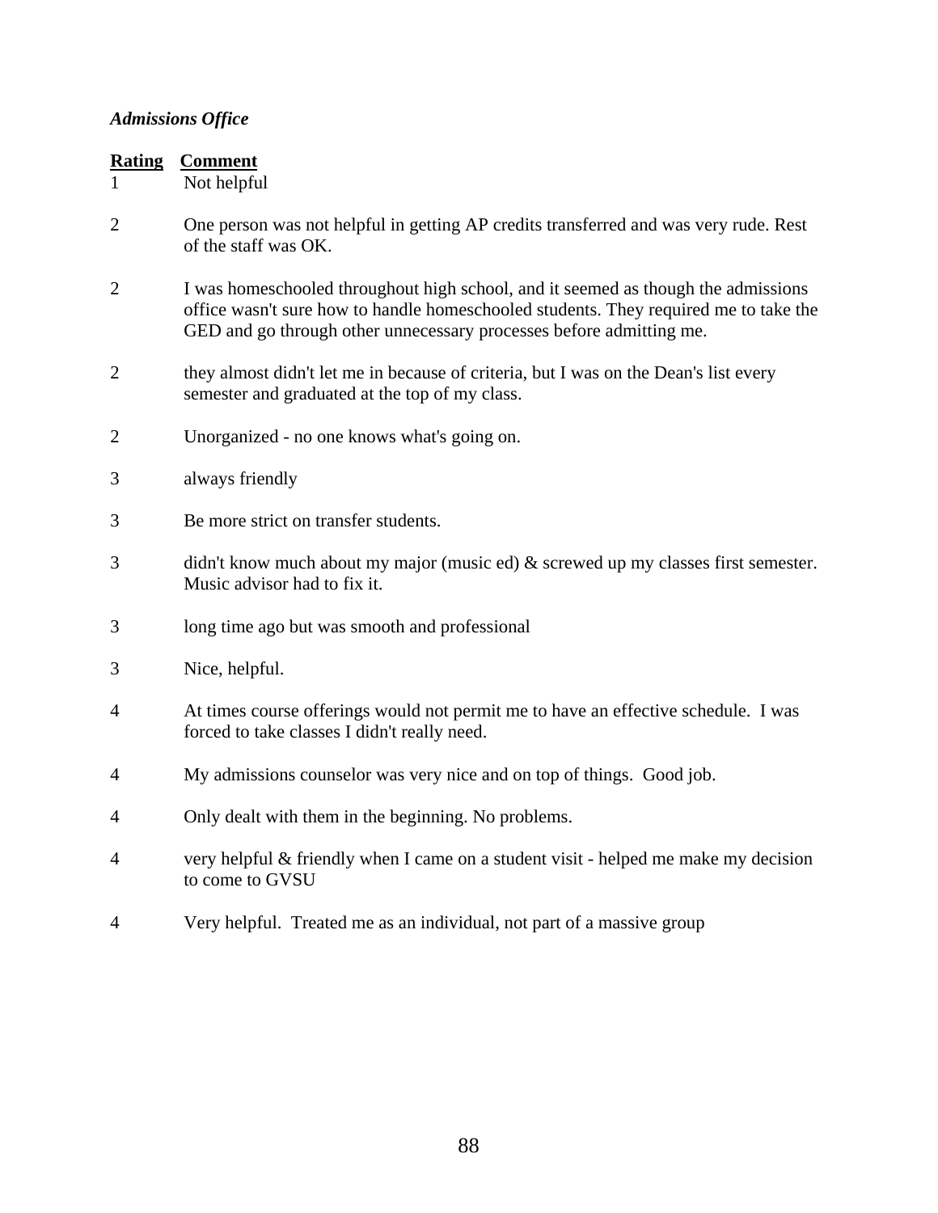*Admissions Office*

| Rating | Comment |
|---|---|
| 1 | Not helpful |
| 2 | One person was not helpful in getting AP credits transferred and was very rude. Rest of the staff was OK. |
| 2 | I was homeschooled throughout high school, and it seemed as though the admissions office wasn't sure how to handle homeschooled students. They required me to take the GED and go through other unnecessary processes before admitting me. |
| 2 | they almost didn't let me in because of criteria, but I was on the Dean's list every semester and graduated at the top of my class. |
| 2 | Unorganized - no one knows what's going on. |
| 3 | always friendly |
| 3 | Be more strict on transfer students. |
| 3 | didn't know much about my major (music ed) & screwed up my classes first semester. Music advisor had to fix it. |
| 3 | long time ago but was smooth and professional |
| 3 | Nice, helpful. |
| 4 | At times course offerings would not permit me to have an effective schedule. I was forced to take classes I didn't really need. |
| 4 | My admissions counselor was very nice and on top of things. Good job. |
| 4 | Only dealt with them in the beginning. No problems. |
| 4 | very helpful & friendly when I came on a student visit - helped me make my decision to come to GVSU |
| 4 | Very helpful. Treated me as an individual, not part of a massive group |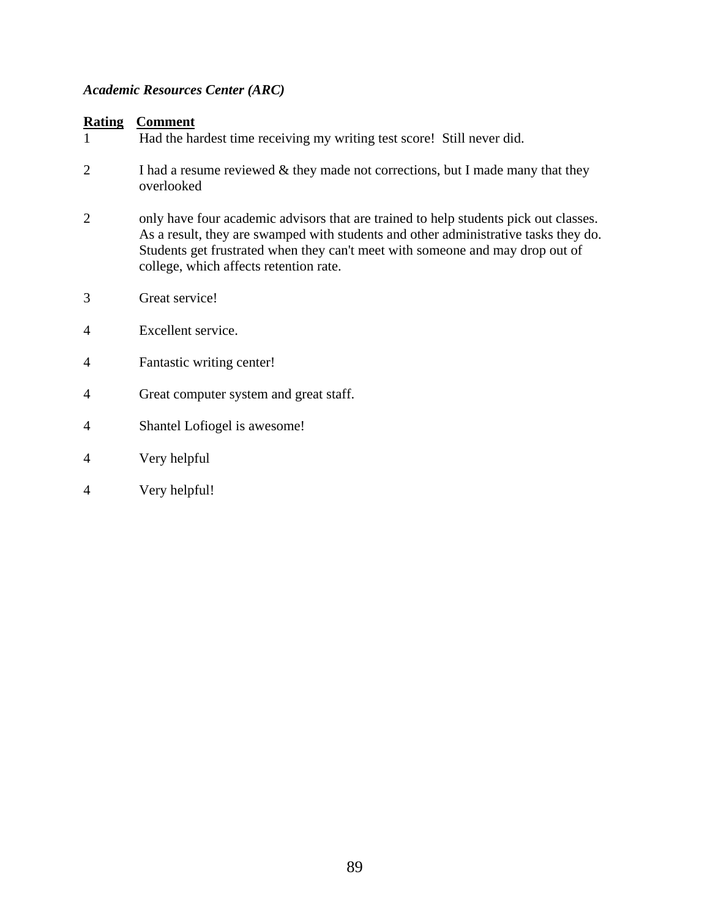*Academic Resources Center (ARC)*

| Rating | Comment |
|---|---|
| 1 | Had the hardest time receiving my writing test score! Still never did. |
| 2 | I had a resume reviewed & they made not corrections, but I made many that they overlooked |
| 2 | only have four academic advisors that are trained to help students pick out classes. As a result, they are swamped with students and other administrative tasks they do. Students get frustrated when they can't meet with someone and may drop out of college, which affects retention rate. |
| 3 | Great service! |
| 4 | Excellent service. |
| 4 | Fantastic writing center! |
| 4 | Great computer system and great staff. |
| 4 | Shantel Lofiogel is awesome! |
| 4 | Very helpful |
| 4 | Very helpful! |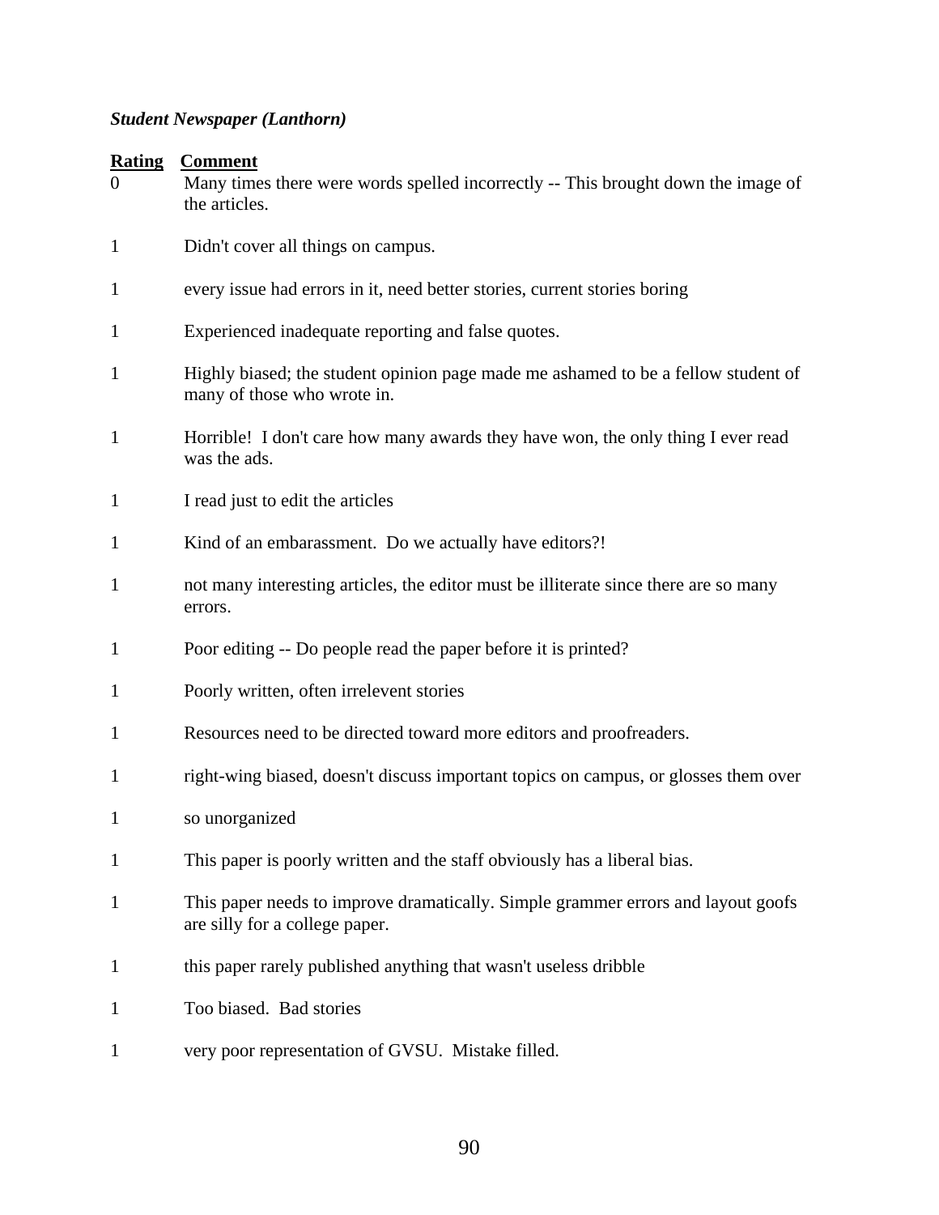***Student Newspaper (Lanthorn)***

| Rating | Comment |
|---|---|
| 0 | Many times there were words spelled incorrectly -- This brought down the image of the articles. |
| 1 | Didn't cover all things on campus. |
| 1 | every issue had errors in it, need better stories, current stories boring |
| 1 | Experienced inadequate reporting and false quotes. |
| 1 | Highly biased; the student opinion page made me ashamed to be a fellow student of many of those who wrote in. |
| 1 | Horrible!  I don't care how many awards they have won, the only thing I ever read was the ads. |
| 1 | I read just to edit the articles |
| 1 | Kind of an embarassment.  Do we actually have editors?! |
| 1 | not many interesting articles, the editor must be illiterate since there are so many errors. |
| 1 | Poor editing -- Do people read the paper before it is printed? |
| 1 | Poorly written, often irrelevent stories |
| 1 | Resources need to be directed toward more editors and proofreaders. |
| 1 | right-wing biased, doesn't discuss important topics on campus, or glosses them over |
| 1 | so unorganized |
| 1 | This paper is poorly written and the staff obviously has a liberal bias. |
| 1 | This paper needs to improve dramatically. Simple grammer errors and layout goofs are silly for a college paper. |
| 1 | this paper rarely published anything that wasn't useless dribble |
| 1 | Too biased.  Bad stories |
| 1 | very poor representation of GVSU.  Mistake filled. |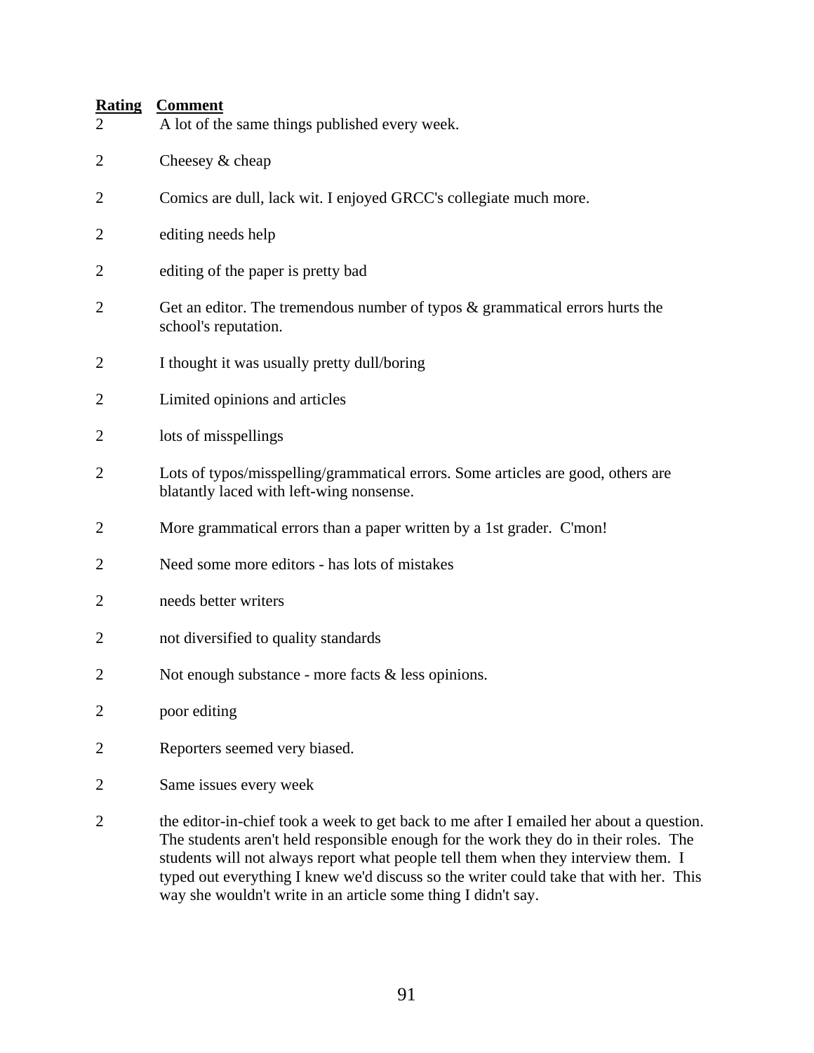| Rating | Comment |
|---|---|
| 2 | A lot of the same things published every week. |
| 2 | Cheesey & cheap |
| 2 | Comics are dull, lack wit. I enjoyed GRCC's collegiate much more. |
| 2 | editing needs help |
| 2 | editing of the paper is pretty bad |
| 2 | Get an editor. The tremendous number of typos & grammatical errors hurts the school's reputation. |
| 2 | I thought it was usually pretty dull/boring |
| 2 | Limited opinions and articles |
| 2 | lots of misspellings |
| 2 | Lots of typos/misspelling/grammatical errors. Some articles are good, others are blatantly laced with left-wing nonsense. |
| 2 | More grammatical errors than a paper written by a 1st grader.  C'mon! |
| 2 | Need some more editors - has lots of mistakes |
| 2 | needs better writers |
| 2 | not diversified to quality standards |
| 2 | Not enough substance - more facts & less opinions. |
| 2 | poor editing |
| 2 | Reporters seemed very biased. |
| 2 | Same issues every week |
| 2 | the editor-in-chief took a week to get back to me after I emailed her about a question. The students aren't held responsible enough for the work they do in their roles.  The students will not always report what people tell them when they interview them.  I typed out everything I knew we'd discuss so the writer could take that with her.  This way she wouldn't write in an article some thing I didn't say. |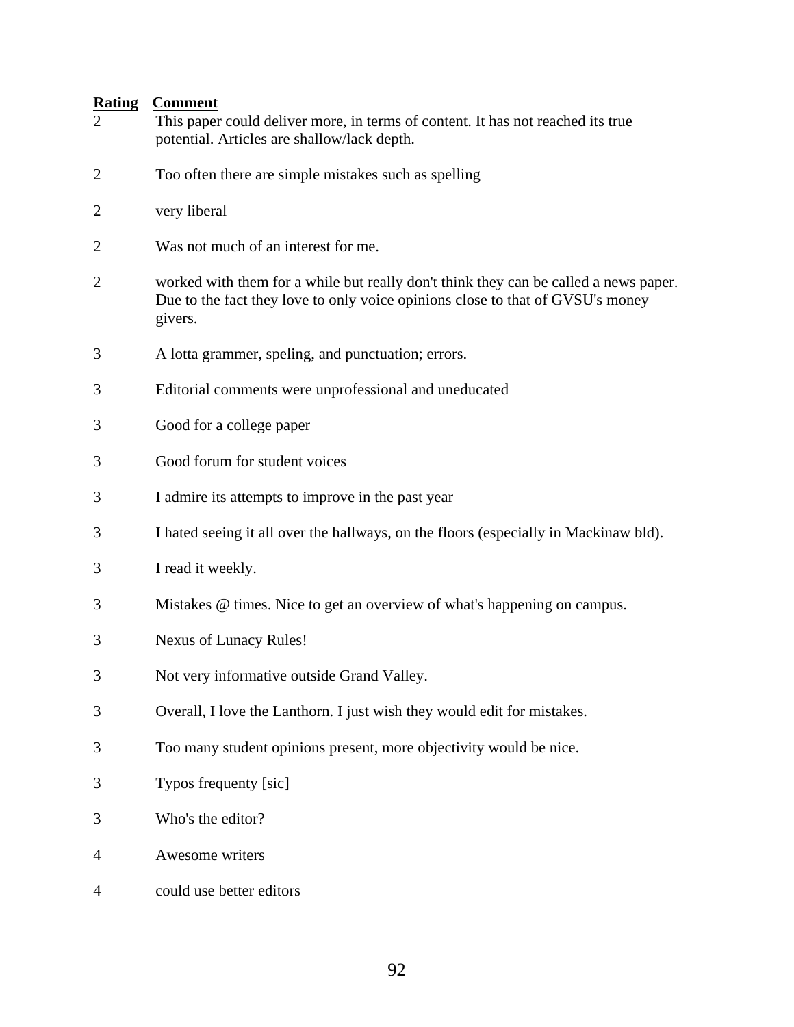| Rating | Comment |
|---|---|
| 2 | This paper could deliver more, in terms of content. It has not reached its true potential. Articles are shallow/lack depth. |
| 2 | Too often there are simple mistakes such as spelling |
| 2 | very liberal |
| 2 | Was not much of an interest for me. |
| 2 | worked with them for a while but really don't think they can be called a news paper. Due to the fact they love to only voice opinions close to that of GVSU's money givers. |
| 3 | A lotta grammer, speling, and punctuation; errors. |
| 3 | Editorial comments were unprofessional and uneducated |
| 3 | Good for a college paper |
| 3 | Good forum for student voices |
| 3 | I admire its attempts to improve in the past year |
| 3 | I hated seeing it all over the hallways, on the floors (especially in Mackinaw bld). |
| 3 | I read it weekly. |
| 3 | Mistakes @ times. Nice to get an overview of what's happening on campus. |
| 3 | Nexus of Lunacy Rules! |
| 3 | Not very informative outside Grand Valley. |
| 3 | Overall, I love the Lanthorn. I just wish they would edit for mistakes. |
| 3 | Too many student opinions present, more objectivity would be nice. |
| 3 | Typos frequenty [sic] |
| 3 | Who's the editor? |
| 4 | Awesome writers |
| 4 | could use better editors |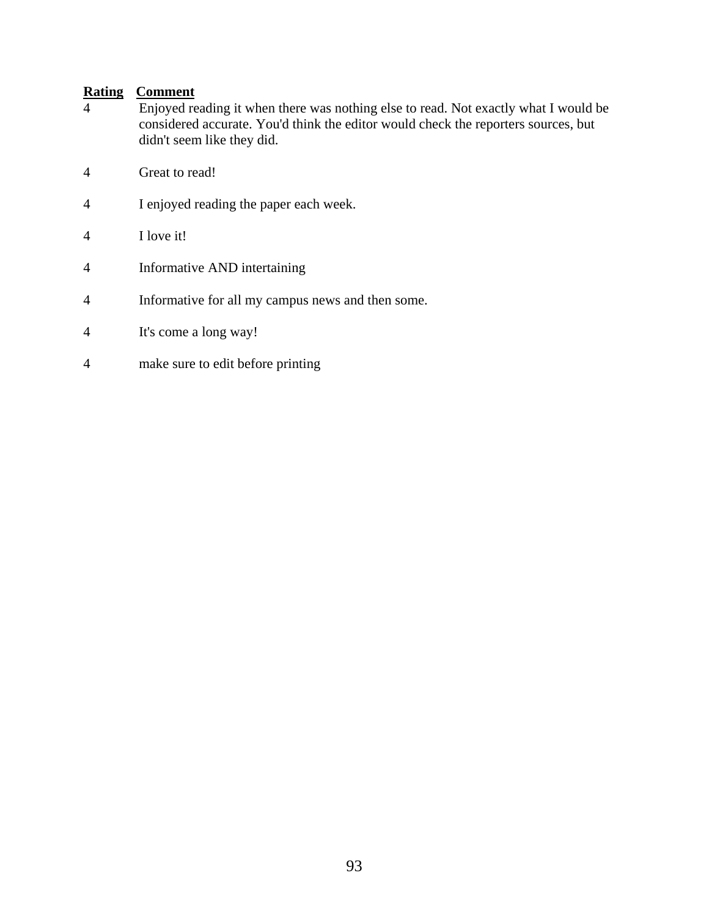| Rating | Comment |
|---|---|
| 4 | Enjoyed reading it when there was nothing else to read. Not exactly what I would be considered accurate. You'd think the editor would check the reporters sources, but didn't seem like they did. |
| 4 | Great to read! |
| 4 | I enjoyed reading the paper each week. |
| 4 | I love it! |
| 4 | Informative AND intertaining |
| 4 | Informative for all my campus news and then some. |
| 4 | It's come a long way! |
| 4 | make sure to edit before printing |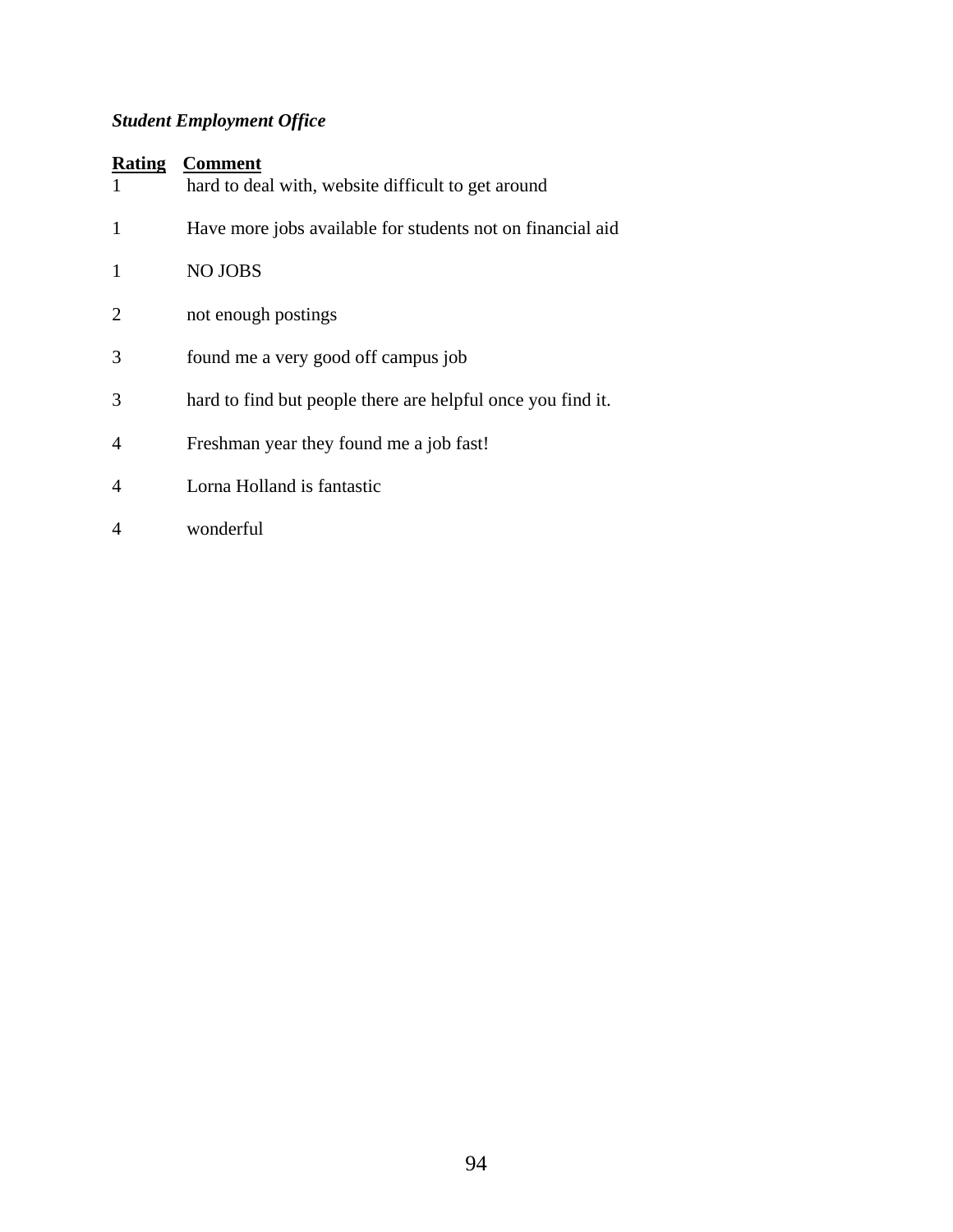***Student Employment Office***

| Rating | Comment |
|---|---|
| 1 | hard to deal with, website difficult to get around |
| 1 | Have more jobs available for students not on financial aid |
| 1 | NO JOBS |
| 2 | not enough postings |
| 3 | found me a very good off campus job |
| 3 | hard to find but people there are helpful once you find it. |
| 4 | Freshman year they found me a job fast! |
| 4 | Lorna Holland is fantastic |
| 4 | wonderful |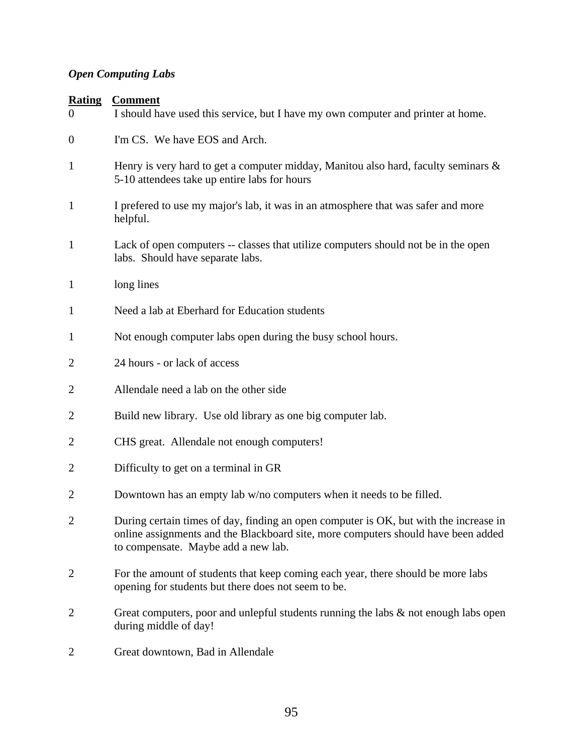***Open Computing Labs***

| Rating | Comment |
|---|---|
| 0 | I should have used this service, but I have my own computer and printer at home. |
| 0 | I'm CS. We have EOS and Arch. |
| 1 | Henry is very hard to get a computer midday, Manitou also hard, faculty seminars & 5-10 attendees take up entire labs for hours |
| 1 | I prefered to use my major's lab, it was in an atmosphere that was safer and more helpful. |
| 1 | Lack of open computers -- classes that utilize computers should not be in the open labs. Should have separate labs. |
| 1 | long lines |
| 1 | Need a lab at Eberhard for Education students |
| 1 | Not enough computer labs open during the busy school hours. |
| 2 | 24 hours - or lack of access |
| 2 | Allendale need a lab on the other side |
| 2 | Build new library. Use old library as one big computer lab. |
| 2 | CHS great. Allendale not enough computers! |
| 2 | Difficulty to get on a terminal in GR |
| 2 | Downtown has an empty lab w/no computers when it needs to be filled. |
| 2 | During certain times of day, finding an open computer is OK, but with the increase in online assignments and the Blackboard site, more computers should have been added to compensate. Maybe add a new lab. |
| 2 | For the amount of students that keep coming each year, there should be more labs opening for students but there does not seem to be. |
| 2 | Great computers, poor and unlepful students running the labs & not enough labs open during middle of day! |
| 2 | Great downtown, Bad in Allendale |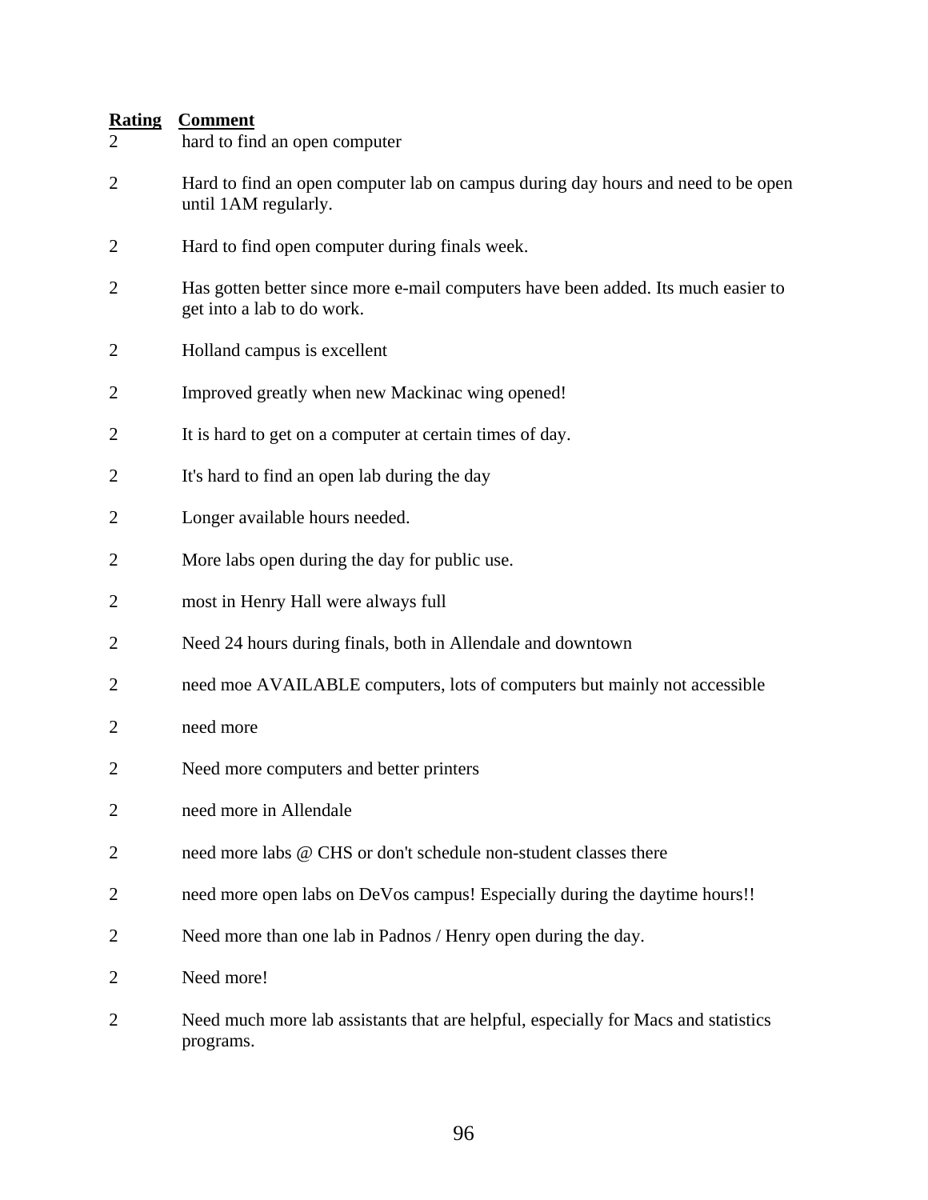| Rating | Comment |
|---|---|
| 2 | hard to find an open computer |
| 2 | Hard to find an open computer lab on campus during day hours and need to be open until 1AM regularly. |
| 2 | Hard to find open computer during finals week. |
| 2 | Has gotten better since more e-mail computers have been added. Its much easier to get into a lab to do work. |
| 2 | Holland campus is excellent |
| 2 | Improved greatly when new Mackinac wing opened! |
| 2 | It is hard to get on a computer at certain times of day. |
| 2 | It's hard to find an open lab during the day |
| 2 | Longer available hours needed. |
| 2 | More labs open during the day for public use. |
| 2 | most in Henry Hall were always full |
| 2 | Need 24 hours during finals, both in Allendale and downtown |
| 2 | need moe AVAILABLE computers, lots of computers but mainly not accessible |
| 2 | need more |
| 2 | Need more computers and better printers |
| 2 | need more in Allendale |
| 2 | need more labs @ CHS or don't schedule non-student classes there |
| 2 | need more open labs on DeVos campus! Especially during the daytime hours!! |
| 2 | Need more than one lab in Padnos / Henry open during the day. |
| 2 | Need more! |
| 2 | Need much more lab assistants that are helpful, especially for Macs and statistics programs. |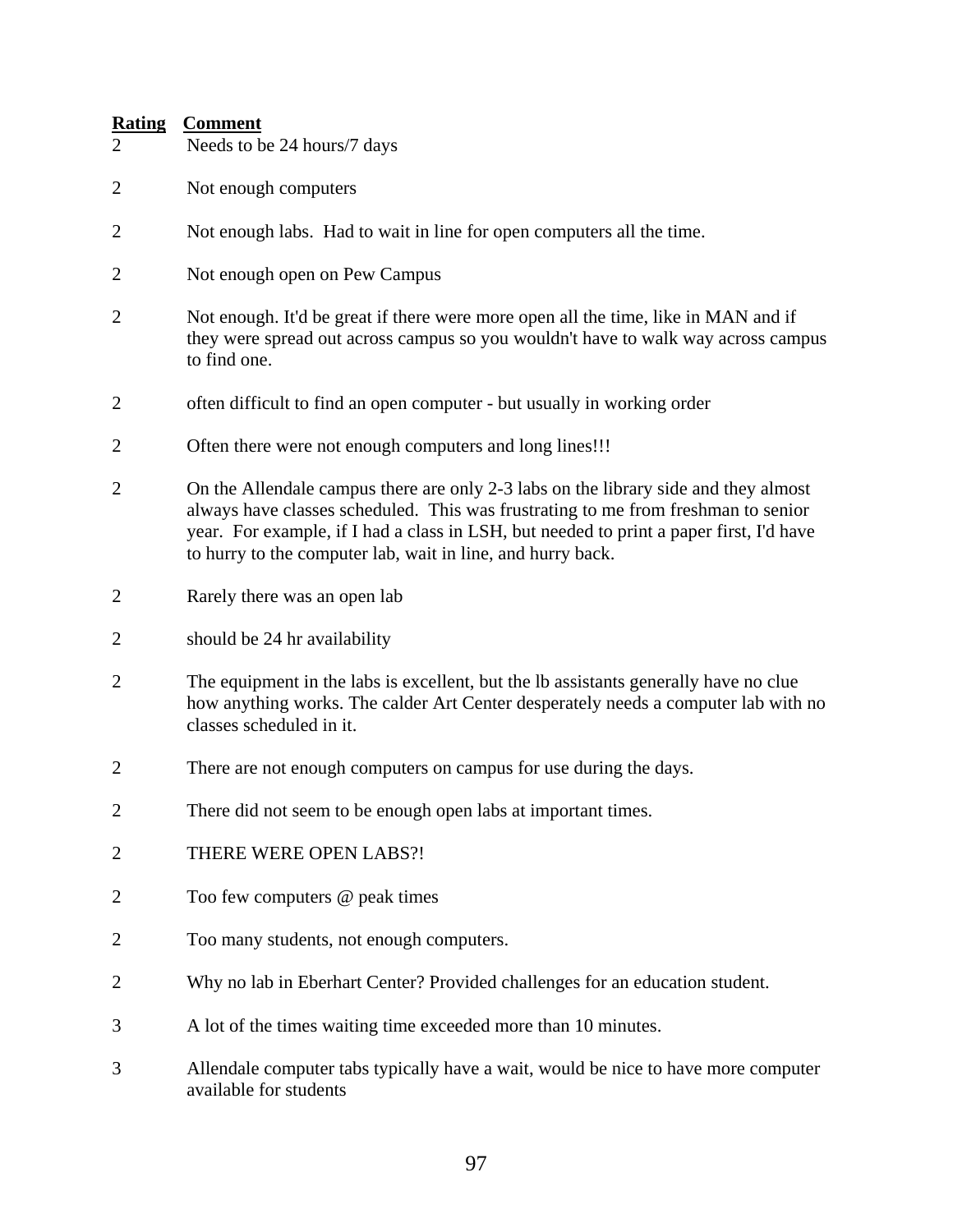| Rating | Comment |
|---|---|
| 2 | Needs to be 24 hours/7 days |
| 2 | Not enough computers |
| 2 | Not enough labs. Had to wait in line for open computers all the time. |
| 2 | Not enough open on Pew Campus |
| 2 | Not enough. It'd be great if there were more open all the time, like in MAN and if they were spread out across campus so you wouldn't have to walk way across campus to find one. |
| 2 | often difficult to find an open computer - but usually in working order |
| 2 | Often there were not enough computers and long lines!!! |
| 2 | On the Allendale campus there are only 2-3 labs on the library side and they almost always have classes scheduled. This was frustrating to me from freshman to senior year. For example, if I had a class in LSH, but needed to print a paper first, I'd have to hurry to the computer lab, wait in line, and hurry back. |
| 2 | Rarely there was an open lab |
| 2 | should be 24 hr availability |
| 2 | The equipment in the labs is excellent, but the lb assistants generally have no clue how anything works. The calder Art Center desperately needs a computer lab with no classes scheduled in it. |
| 2 | There are not enough computers on campus for use during the days. |
| 2 | There did not seem to be enough open labs at important times. |
| 2 | THERE WERE OPEN LABS?! |
| 2 | Too few computers @ peak times |
| 2 | Too many students, not enough computers. |
| 2 | Why no lab in Eberhart Center? Provided challenges for an education student. |
| 3 | A lot of the times waiting time exceeded more than 10 minutes. |
| 3 | Allendale computer tabs typically have a wait, would be nice to have more computer available for students |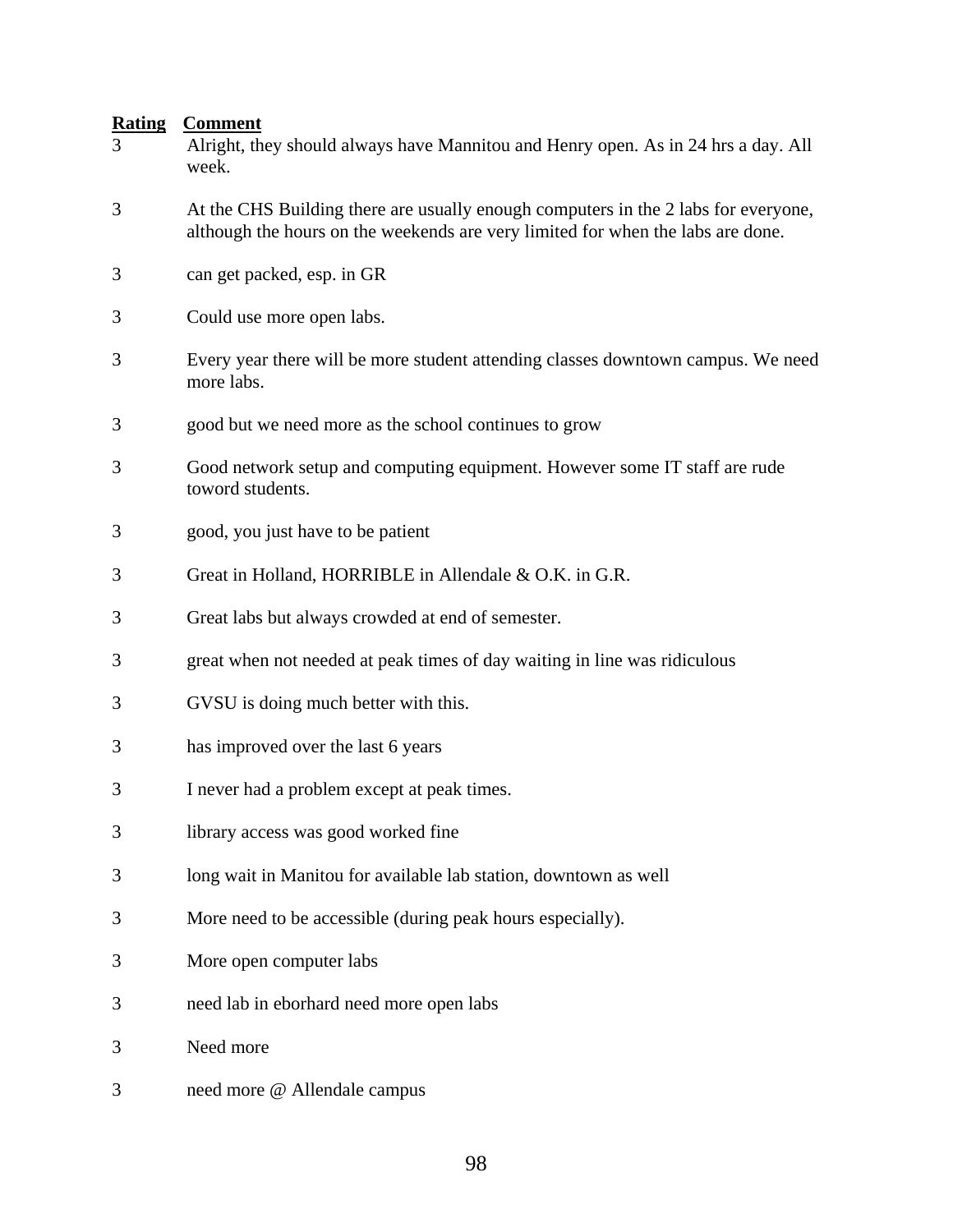| Rating | Comment |
|---|---|
| 3 | Alright, they should always have Mannitou and Henry open. As in 24 hrs a day. All week. |
| 3 | At the CHS Building there are usually enough computers in the 2 labs for everyone, although the hours on the weekends are very limited for when the labs are done. |
| 3 | can get packed, esp. in GR |
| 3 | Could use more open labs. |
| 3 | Every year there will be more student attending classes downtown campus. We need more labs. |
| 3 | good but we need more as the school continues to grow |
| 3 | Good network setup and computing equipment. However some IT staff are rude toword students. |
| 3 | good, you just have to be patient |
| 3 | Great in Holland, HORRIBLE in Allendale & O.K. in G.R. |
| 3 | Great labs but always crowded at end of semester. |
| 3 | great when not needed at peak times of day waiting in line was ridiculous |
| 3 | GVSU is doing much better with this. |
| 3 | has improved over the last 6 years |
| 3 | I never had a problem except at peak times. |
| 3 | library access was good worked fine |
| 3 | long wait in Manitou for available lab station, downtown as well |
| 3 | More need to be accessible (during peak hours especially). |
| 3 | More open computer labs |
| 3 | need lab in eborhard need more open labs |
| 3 | Need more |
| 3 | need more @ Allendale campus |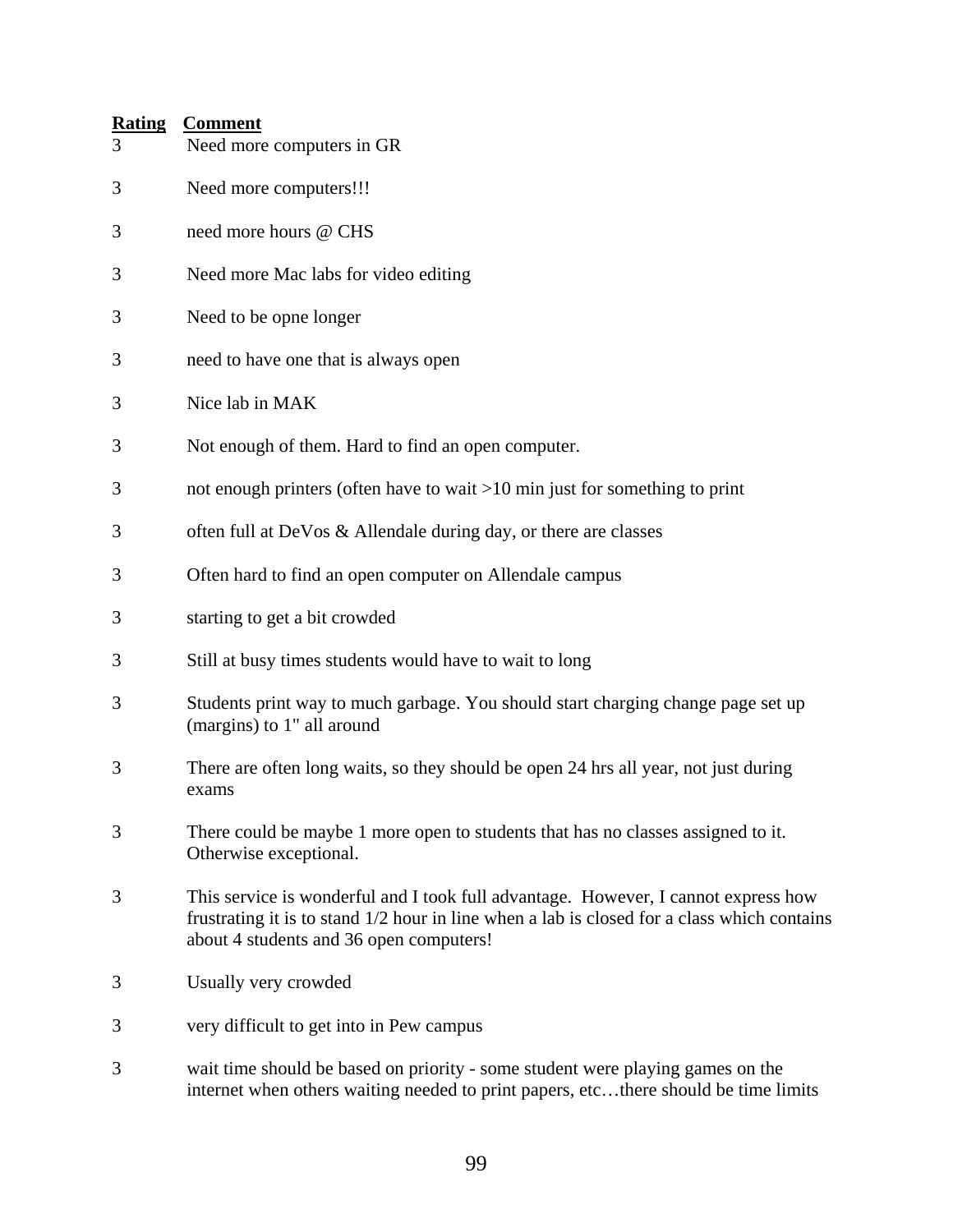| Rating | Comment |
|---|---|
| 3 | Need more computers in GR |
| 3 | Need more computers!!! |
| 3 | need more hours @ CHS |
| 3 | Need more Mac labs for video editing |
| 3 | Need to be opne longer |
| 3 | need to have one that is always open |
| 3 | Nice lab in MAK |
| 3 | Not enough of them. Hard to find an open computer. |
| 3 | not enough printers (often have to wait >10 min just for something to print |
| 3 | often full at DeVos & Allendale during day, or there are classes |
| 3 | Often hard to find an open computer on Allendale campus |
| 3 | starting to get a bit crowded |
| 3 | Still at busy times students would have to wait to long |
| 3 | Students print way to much garbage. You should start charging change page set up (margins) to 1" all around |
| 3 | There are often long waits, so they should be open 24 hrs all year, not just during exams |
| 3 | There could be maybe 1 more open to students that has no classes assigned to it. Otherwise exceptional. |
| 3 | This service is wonderful and I took full advantage. However, I cannot express how frustrating it is to stand 1/2 hour in line when a lab is closed for a class which contains about 4 students and 36 open computers! |
| 3 | Usually very crowded |
| 3 | very difficult to get into in Pew campus |
| 3 | wait time should be based on priority - some student were playing games on the internet when others waiting needed to print papers, etc…there should be time limits |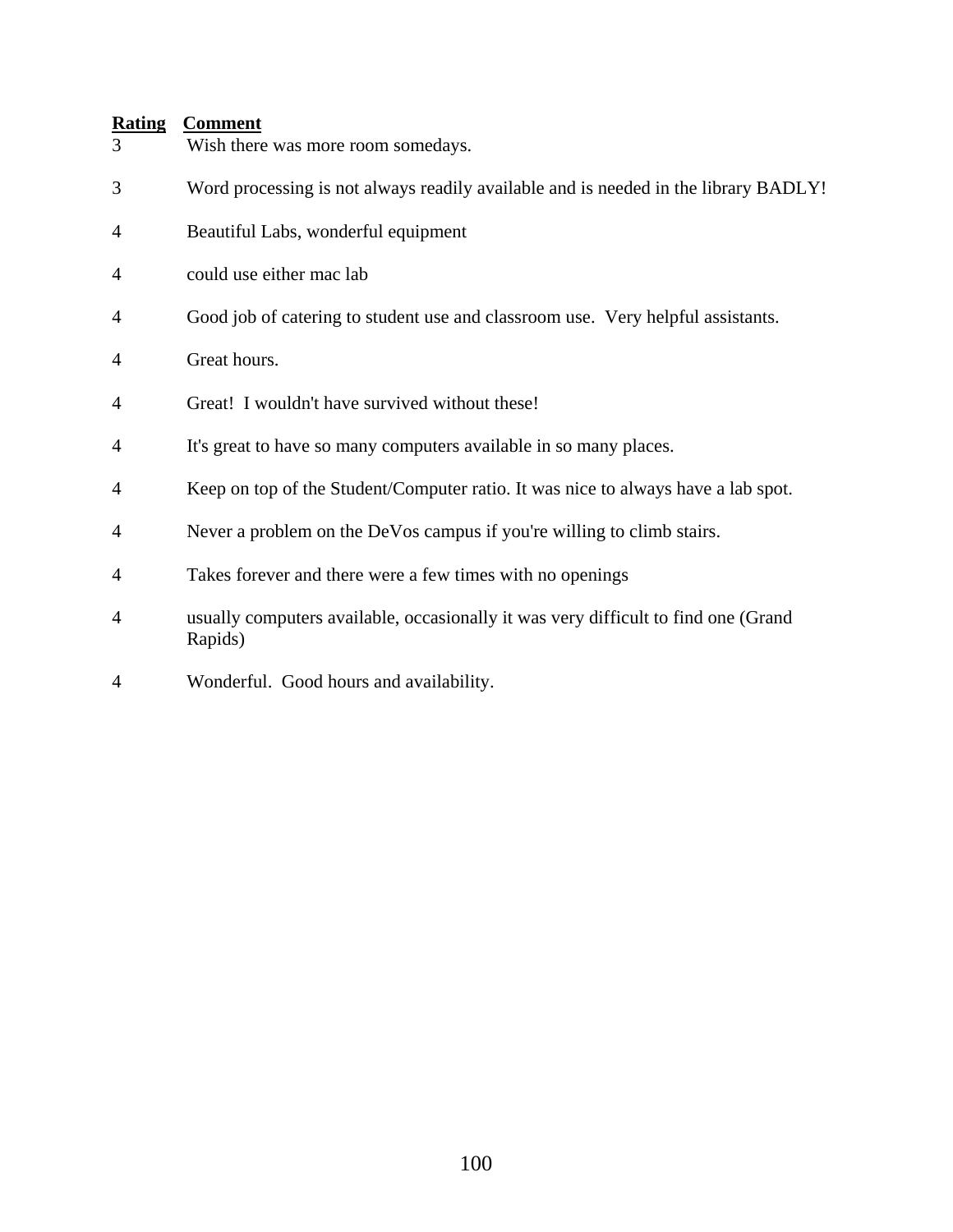| Rating | Comment |
| --- | --- |
| 3 | Wish there was more room somedays. |
| 3 | Word processing is not always readily available and is needed in the library BADLY! |
| 4 | Beautiful Labs, wonderful equipment |
| 4 | could use either mac lab |
| 4 | Good job of catering to student use and classroom use.  Very helpful assistants. |
| 4 | Great hours. |
| 4 | Great!  I wouldn't have survived without these! |
| 4 | It's great to have so many computers available in so many places. |
| 4 | Keep on top of the Student/Computer ratio. It was nice to always have a lab spot. |
| 4 | Never a problem on the DeVos campus if you're willing to climb stairs. |
| 4 | Takes forever and there were a few times with no openings |
| 4 | usually computers available, occasionally it was very difficult to find one (Grand Rapids) |
| 4 | Wonderful.  Good hours and availability. |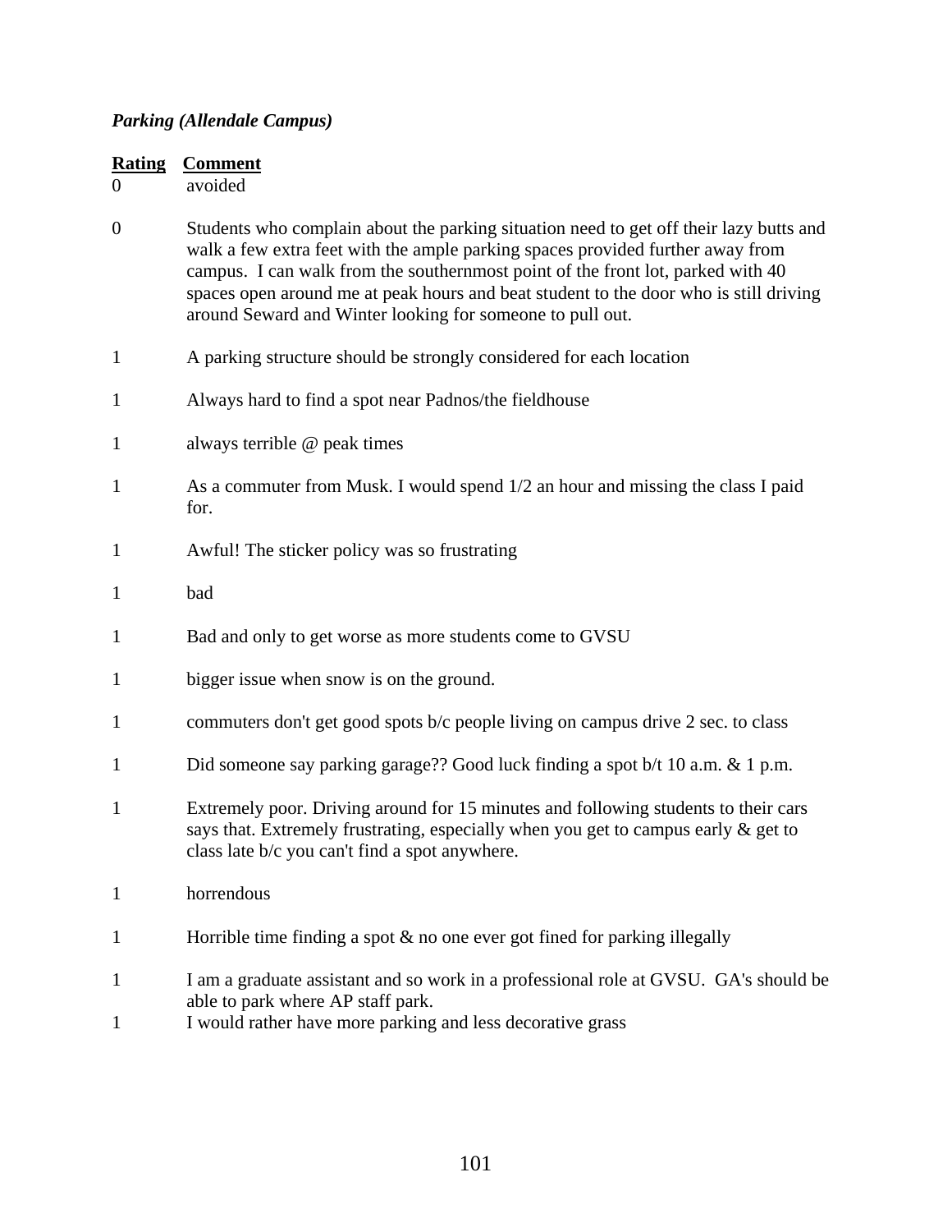***Parking (Allendale Campus)***

| Rating | Comment |
|---|---|
| 0 | avoided |
| 0 | Students who complain about the parking situation need to get off their lazy butts and walk a few extra feet with the ample parking spaces provided further away from campus. I can walk from the southernmost point of the front lot, parked with 40 spaces open around me at peak hours and beat student to the door who is still driving around Seward and Winter looking for someone to pull out. |
| 1 | A parking structure should be strongly considered for each location |
| 1 | Always hard to find a spot near Padnos/the fieldhouse |
| 1 | always terrible @ peak times |
| 1 | As a commuter from Musk. I would spend 1/2 an hour and missing the class I paid for. |
| 1 | Awful! The sticker policy was so frustrating |
| 1 | bad |
| 1 | Bad and only to get worse as more students come to GVSU |
| 1 | bigger issue when snow is on the ground. |
| 1 | commuters don't get good spots b/c people living on campus drive 2 sec. to class |
| 1 | Did someone say parking garage?? Good luck finding a spot b/t 10 a.m. & 1 p.m. |
| 1 | Extremely poor. Driving around for 15 minutes and following students to their cars says that. Extremely frustrating, especially when you get to campus early & get to class late b/c you can't find a spot anywhere. |
| 1 | horrendous |
| 1 | Horrible time finding a spot & no one ever got fined for parking illegally |
| 1 | I am a graduate assistant and so work in a professional role at GVSU. GA's should be able to park where AP staff park. |
| 1 | I would rather have more parking and less decorative grass |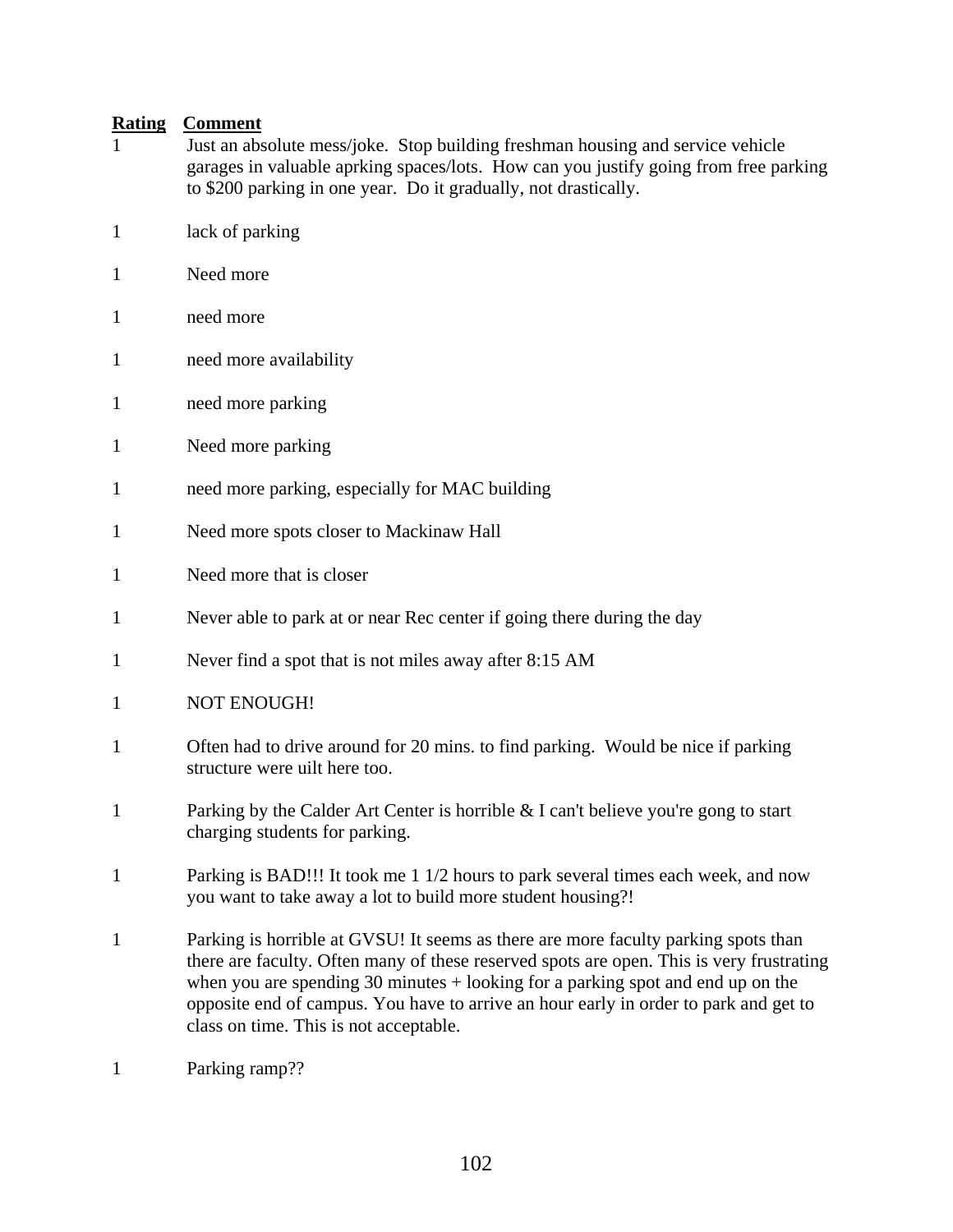| Rating | Comment |
|---|---|
| 1 | Just an absolute mess/joke. Stop building freshman housing and service vehicle garages in valuable aprking spaces/lots. How can you justify going from free parking to $200 parking in one year. Do it gradually, not drastically. |
| 1 | lack of parking |
| 1 | Need more |
| 1 | need more |
| 1 | need more availability |
| 1 | need more parking |
| 1 | Need more parking |
| 1 | need more parking, especially for MAC building |
| 1 | Need more spots closer to Mackinaw Hall |
| 1 | Need more that is closer |
| 1 | Never able to park at or near Rec center if going there during the day |
| 1 | Never find a spot that is not miles away after 8:15 AM |
| 1 | NOT ENOUGH! |
| 1 | Often had to drive around for 20 mins. to find parking. Would be nice if parking structure were uilt here too. |
| 1 | Parking by the Calder Art Center is horrible & I can't believe you're gong to start charging students for parking. |
| 1 | Parking is BAD!!! It took me 1 1/2 hours to park several times each week, and now you want to take away a lot to build more student housing?! |
| 1 | Parking is horrible at GVSU! It seems as there are more faculty parking spots than there are faculty. Often many of these reserved spots are open. This is very frustrating when you are spending 30 minutes + looking for a parking spot and end up on the opposite end of campus. You have to arrive an hour early in order to park and get to class on time. This is not acceptable. |
| 1 | Parking ramp?? |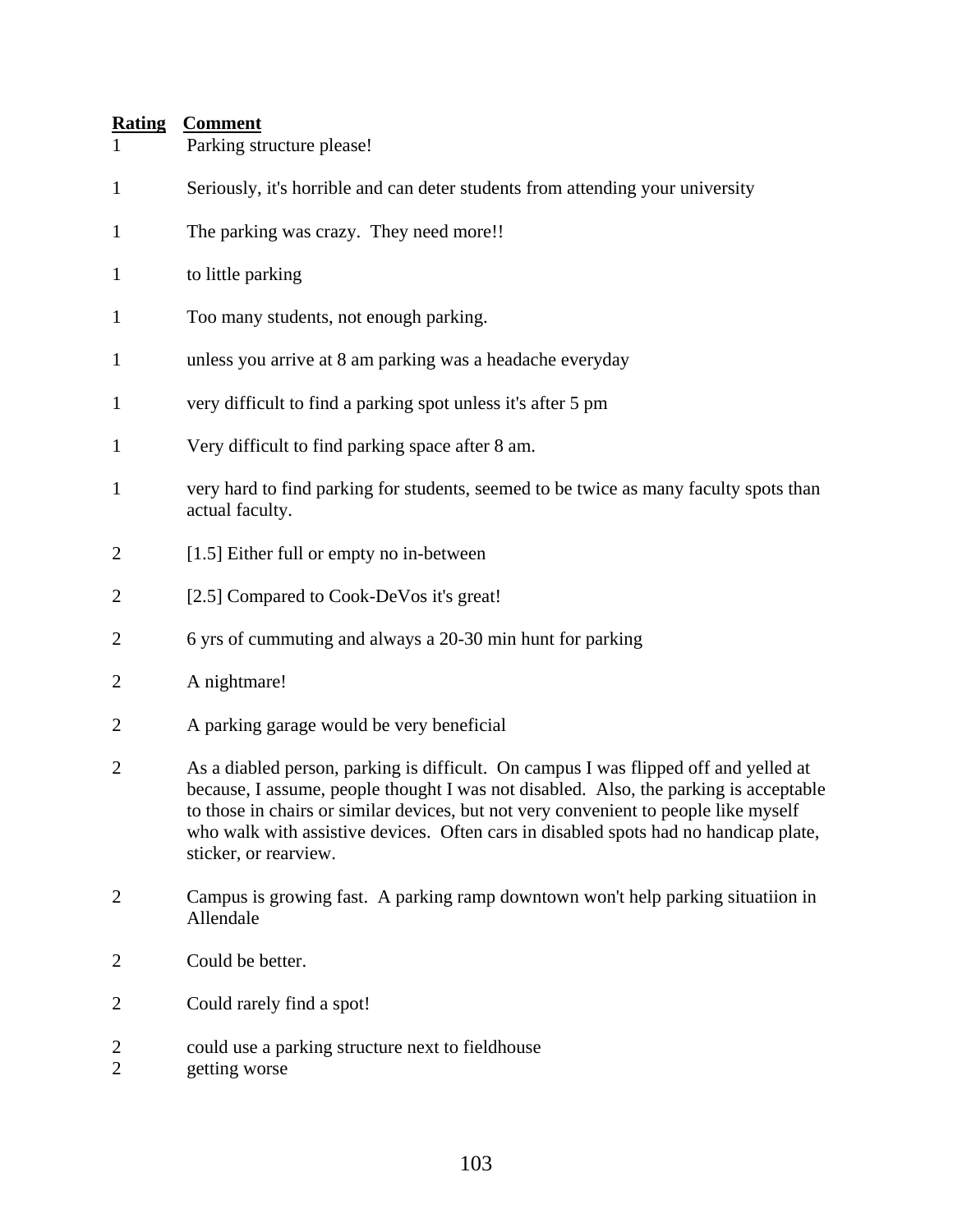| Rating | Comment |
|---|---|
| 1 | Parking structure please! |
| 1 | Seriously, it's horrible and can deter students from attending your university |
| 1 | The parking was crazy. They need more!! |
| 1 | to little parking |
| 1 | Too many students, not enough parking. |
| 1 | unless you arrive at 8 am parking was a headache everyday |
| 1 | very difficult to find a parking spot unless it's after 5 pm |
| 1 | Very difficult to find parking space after 8 am. |
| 1 | very hard to find parking for students, seemed to be twice as many faculty spots than actual faculty. |
| 2 | [1.5] Either full or empty no in-between |
| 2 | [2.5] Compared to Cook-DeVos it's great! |
| 2 | 6 yrs of cummuting and always a 20-30 min hunt for parking |
| 2 | A nightmare! |
| 2 | A parking garage would be very beneficial |
| 2 | As a diabled person, parking is difficult. On campus I was flipped off and yelled at because, I assume, people thought I was not disabled. Also, the parking is acceptable to those in chairs or similar devices, but not very convenient to people like myself who walk with assistive devices. Often cars in disabled spots had no handicap plate, sticker, or rearview. |
| 2 | Campus is growing fast. A parking ramp downtown won't help parking situatiion in Allendale |
| 2 | Could be better. |
| 2 | Could rarely find a spot! |
| 2 | could use a parking structure next to fieldhouse |
| 2 | getting worse |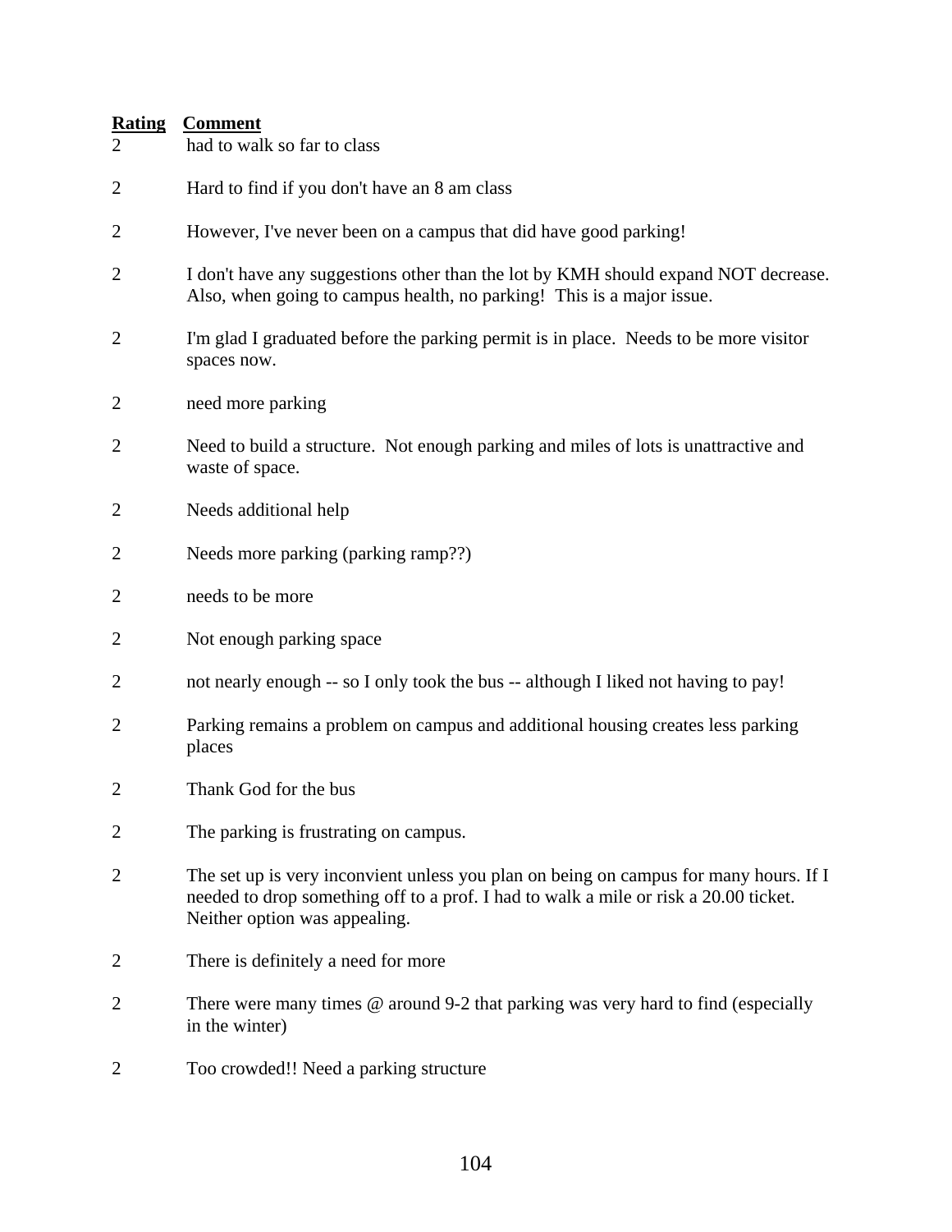| Rating | Comment |
|---|---|
| 2 | had to walk so far to class |
| 2 | Hard to find if you don't have an 8 am class |
| 2 | However, I've never been on a campus that did have good parking! |
| 2 | I don't have any suggestions other than the lot by KMH should expand NOT decrease. Also, when going to campus health, no parking! This is a major issue. |
| 2 | I'm glad I graduated before the parking permit is in place. Needs to be more visitor spaces now. |
| 2 | need more parking |
| 2 | Need to build a structure. Not enough parking and miles of lots is unattractive and waste of space. |
| 2 | Needs additional help |
| 2 | Needs more parking (parking ramp??) |
| 2 | needs to be more |
| 2 | Not enough parking space |
| 2 | not nearly enough -- so I only took the bus -- although I liked not having to pay! |
| 2 | Parking remains a problem on campus and additional housing creates less parking places |
| 2 | Thank God for the bus |
| 2 | The parking is frustrating on campus. |
| 2 | The set up is very inconvient unless you plan on being on campus for many hours. If I needed to drop something off to a prof. I had to walk a mile or risk a 20.00 ticket. Neither option was appealing. |
| 2 | There is definitely a need for more |
| 2 | There were many times @ around 9-2 that parking was very hard to find (especially in the winter) |
| 2 | Too crowded!! Need a parking structure |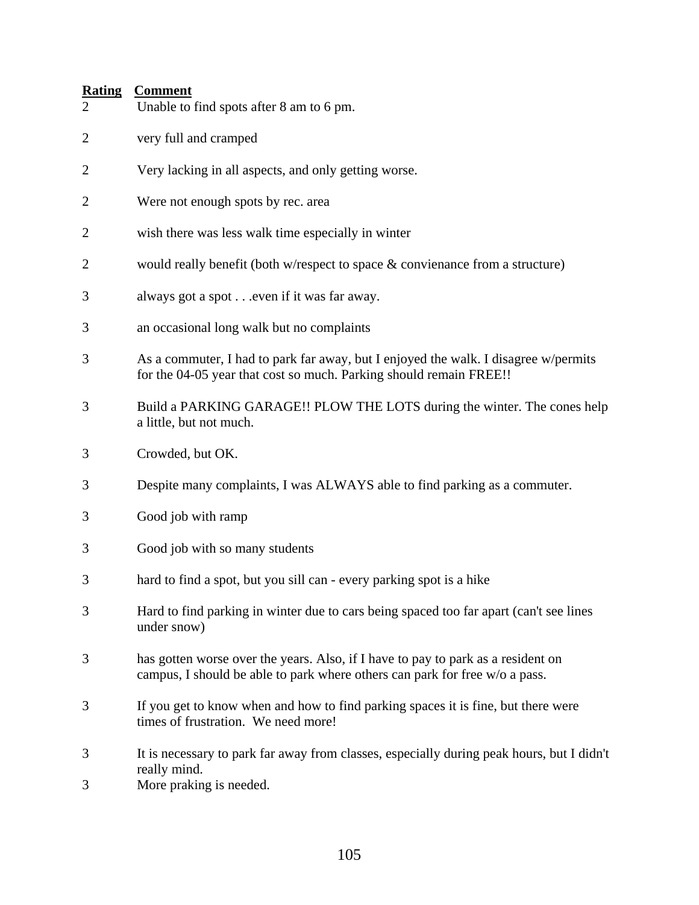| Rating | Comment |
|---|---|
| 2 | Unable to find spots after 8 am to 6 pm. |
| 2 | very full and cramped |
| 2 | Very lacking in all aspects, and only getting worse. |
| 2 | Were not enough spots by rec. area |
| 2 | wish there was less walk time especially in winter |
| 2 | would really benefit (both w/respect to space & convienance from a structure) |
| 3 | always got a spot . . .even if it was far away. |
| 3 | an occasional long walk but no complaints |
| 3 | As a commuter, I had to park far away, but I enjoyed the walk. I disagree w/permits for the 04-05 year that cost so much. Parking should remain FREE!! |
| 3 | Build a PARKING GARAGE!! PLOW THE LOTS during the winter. The cones help a little, but not much. |
| 3 | Crowded, but OK. |
| 3 | Despite many complaints, I was ALWAYS able to find parking as a commuter. |
| 3 | Good job with ramp |
| 3 | Good job with so many students |
| 3 | hard to find a spot, but you sill can - every parking spot is a hike |
| 3 | Hard to find parking in winter due to cars being spaced too far apart (can't see lines under snow) |
| 3 | has gotten worse over the years. Also, if I have to pay to park as a resident on campus, I should be able to park where others can park for free w/o a pass. |
| 3 | If you get to know when and how to find parking spaces it is fine, but there were times of frustration. We need more! |
| 3 | It is necessary to park far away from classes, especially during peak hours, but I didn't really mind. |
| 3 | More praking is needed. |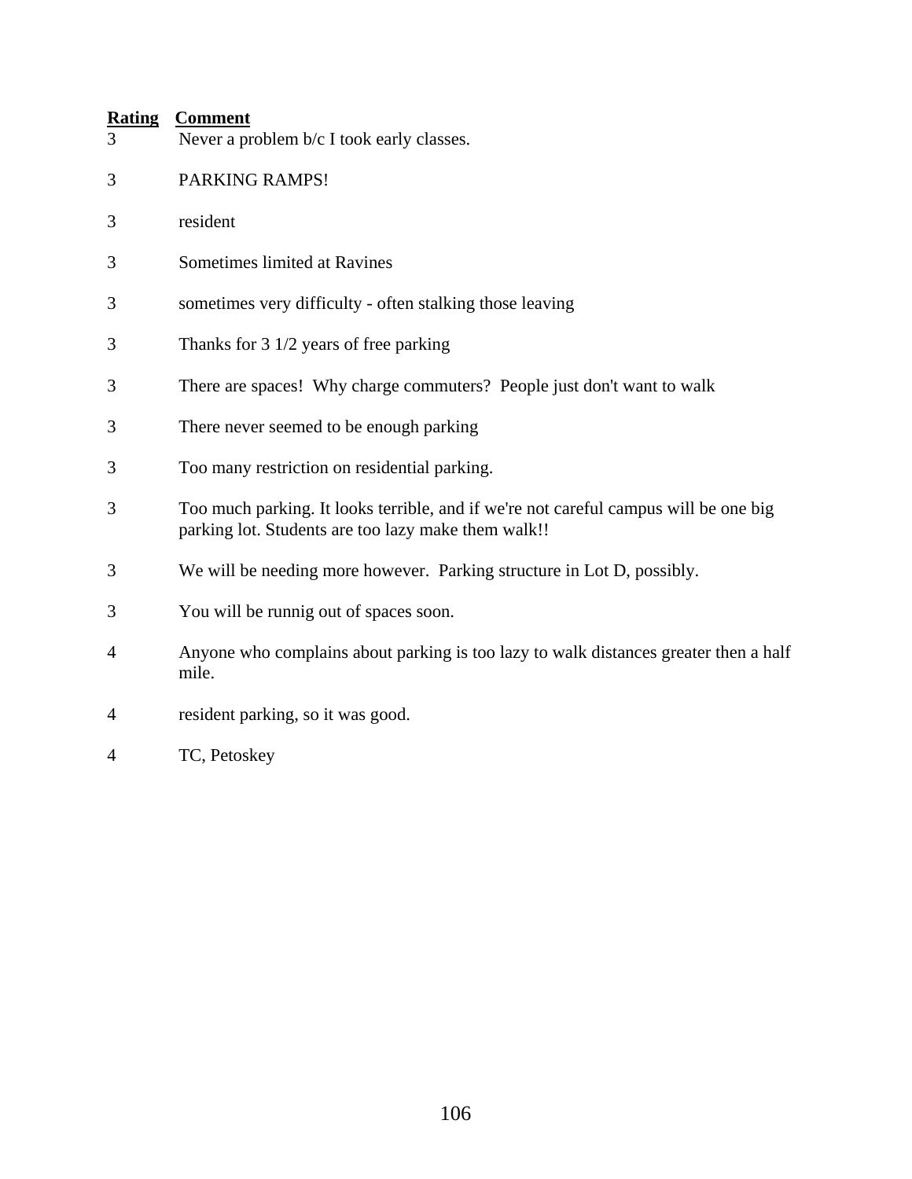| Rating | Comment |
|---|---|
| 3 | Never a problem b/c I took early classes. |
| 3 | PARKING RAMPS! |
| 3 | resident |
| 3 | Sometimes limited at Ravines |
| 3 | sometimes very difficulty - often stalking those leaving |
| 3 | Thanks for 3 1/2 years of free parking |
| 3 | There are spaces! Why charge commuters? People just don't want to walk |
| 3 | There never seemed to be enough parking |
| 3 | Too many restriction on residential parking. |
| 3 | Too much parking. It looks terrible, and if we're not careful campus will be one big parking lot. Students are too lazy make them walk!! |
| 3 | We will be needing more however. Parking structure in Lot D, possibly. |
| 3 | You will be runnig out of spaces soon. |
| 4 | Anyone who complains about parking is too lazy to walk distances greater then a half mile. |
| 4 | resident parking, so it was good. |
| 4 | TC, Petoskey |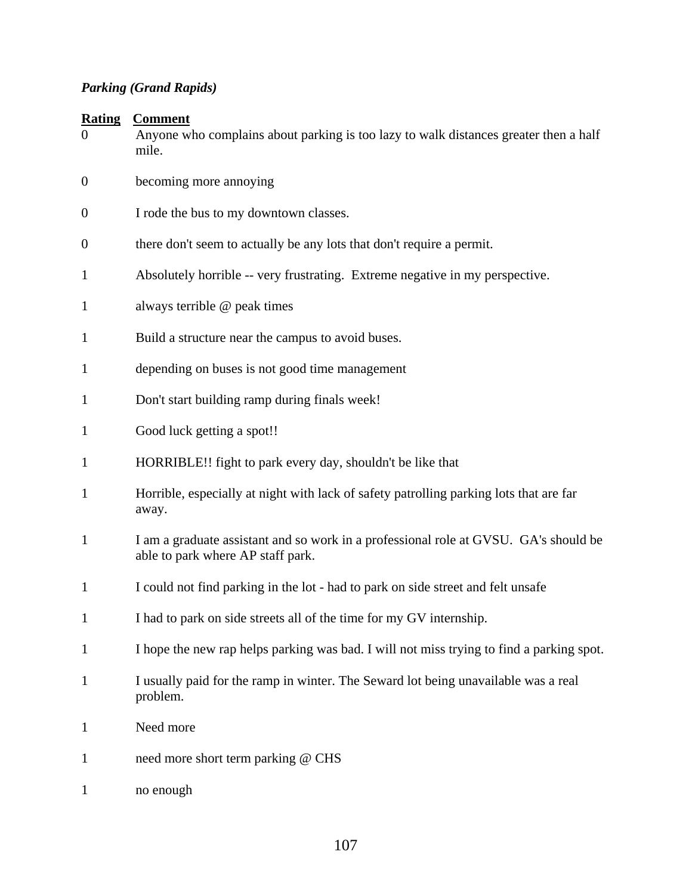***Parking (Grand Rapids)***

| Rating | Comment |
|---|---|
| 0 | Anyone who complains about parking is too lazy to walk distances greater then a half mile. |
| 0 | becoming more annoying |
| 0 | I rode the bus to my downtown classes. |
| 0 | there don't seem to actually be any lots that don't require a permit. |
| 1 | Absolutely horrible -- very frustrating.  Extreme negative in my perspective. |
| 1 | always terrible @ peak times |
| 1 | Build a structure near the campus to avoid buses. |
| 1 | depending on buses is not good time management |
| 1 | Don't start building ramp during finals week! |
| 1 | Good luck getting a spot!! |
| 1 | HORRIBLE!! fight to park every day, shouldn't be like that |
| 1 | Horrible, especially at night with lack of safety patrolling parking lots that are far away. |
| 1 | I am a graduate assistant and so work in a professional role at GVSU.  GA's should be able to park where AP staff park. |
| 1 | I could not find parking in the lot - had to park on side street and felt unsafe |
| 1 | I had to park on side streets all of the time for my GV internship. |
| 1 | I hope the new rap helps parking was bad. I will not miss trying to find a parking spot. |
| 1 | I usually paid for the ramp in winter. The Seward lot being unavailable was a real problem. |
| 1 | Need more |
| 1 | need more short term parking @ CHS |
| 1 | no enough |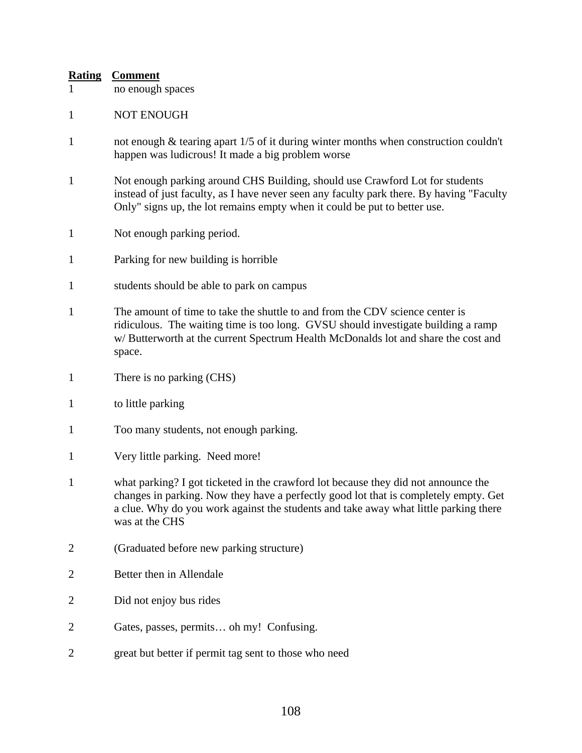| Rating | Comment |
|---|---|
| 1 | no enough spaces |
| 1 | NOT ENOUGH |
| 1 | not enough & tearing apart 1/5 of it during winter months when construction couldn't happen was ludicrous! It made a big problem worse |
| 1 | Not enough parking around CHS Building, should use Crawford Lot for students instead of just faculty, as I have never seen any faculty park there. By having "Faculty Only" signs up, the lot remains empty when it could be put to better use. |
| 1 | Not enough parking period. |
| 1 | Parking for new building is horrible |
| 1 | students should be able to park on campus |
| 1 | The amount of time to take the shuttle to and from the CDV science center is ridiculous. The waiting time is too long. GVSU should investigate building a ramp w/ Butterworth at the current Spectrum Health McDonalds lot and share the cost and space. |
| 1 | There is no parking (CHS) |
| 1 | to little parking |
| 1 | Too many students, not enough parking. |
| 1 | Very little parking. Need more! |
| 1 | what parking? I got ticketed in the crawford lot because they did not announce the changes in parking. Now they have a perfectly good lot that is completely empty. Get a clue. Why do you work against the students and take away what little parking there was at the CHS |
| 2 | (Graduated before new parking structure) |
| 2 | Better then in Allendale |
| 2 | Did not enjoy bus rides |
| 2 | Gates, passes, permits… oh my! Confusing. |
| 2 | great but better if permit tag sent to those who need |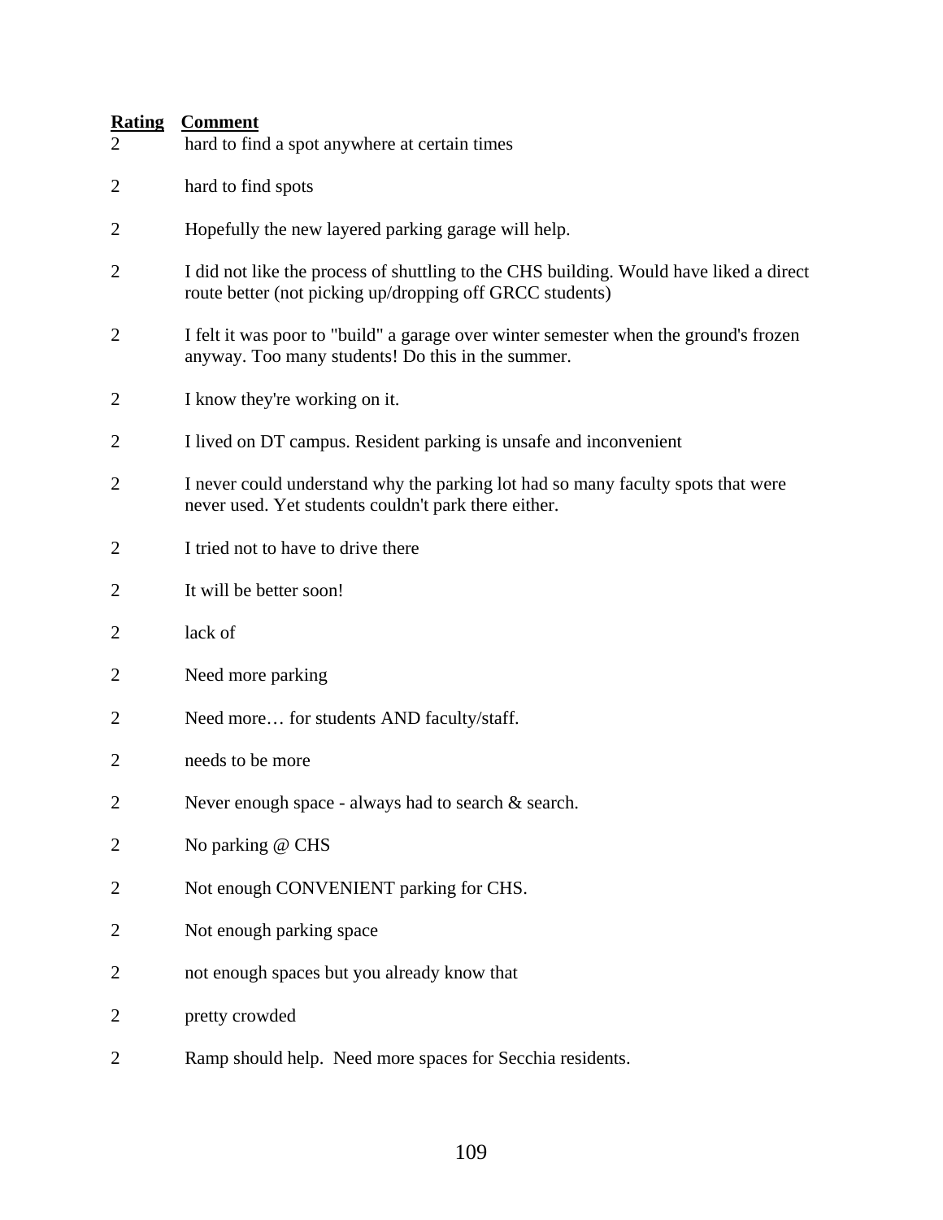| Rating | Comment |
|---|---|
| 2 | hard to find a spot anywhere at certain times |
| 2 | hard to find spots |
| 2 | Hopefully the new layered parking garage will help. |
| 2 | I did not like the process of shuttling to the CHS building. Would have liked a direct route better (not picking up/dropping off GRCC students) |
| 2 | I felt it was poor to "build" a garage over winter semester when the ground's frozen anyway. Too many students! Do this in the summer. |
| 2 | I know they're working on it. |
| 2 | I lived on DT campus. Resident parking is unsafe and inconvenient |
| 2 | I never could understand why the parking lot had so many faculty spots that were never used. Yet students couldn't park there either. |
| 2 | I tried not to have to drive there |
| 2 | It will be better soon! |
| 2 | lack of |
| 2 | Need more parking |
| 2 | Need more… for students AND faculty/staff. |
| 2 | needs to be more |
| 2 | Never enough space - always had to search & search. |
| 2 | No parking @ CHS |
| 2 | Not enough CONVENIENT parking for CHS. |
| 2 | Not enough parking space |
| 2 | not enough spaces but you already know that |
| 2 | pretty crowded |
| 2 | Ramp should help. Need more spaces for Secchia residents. |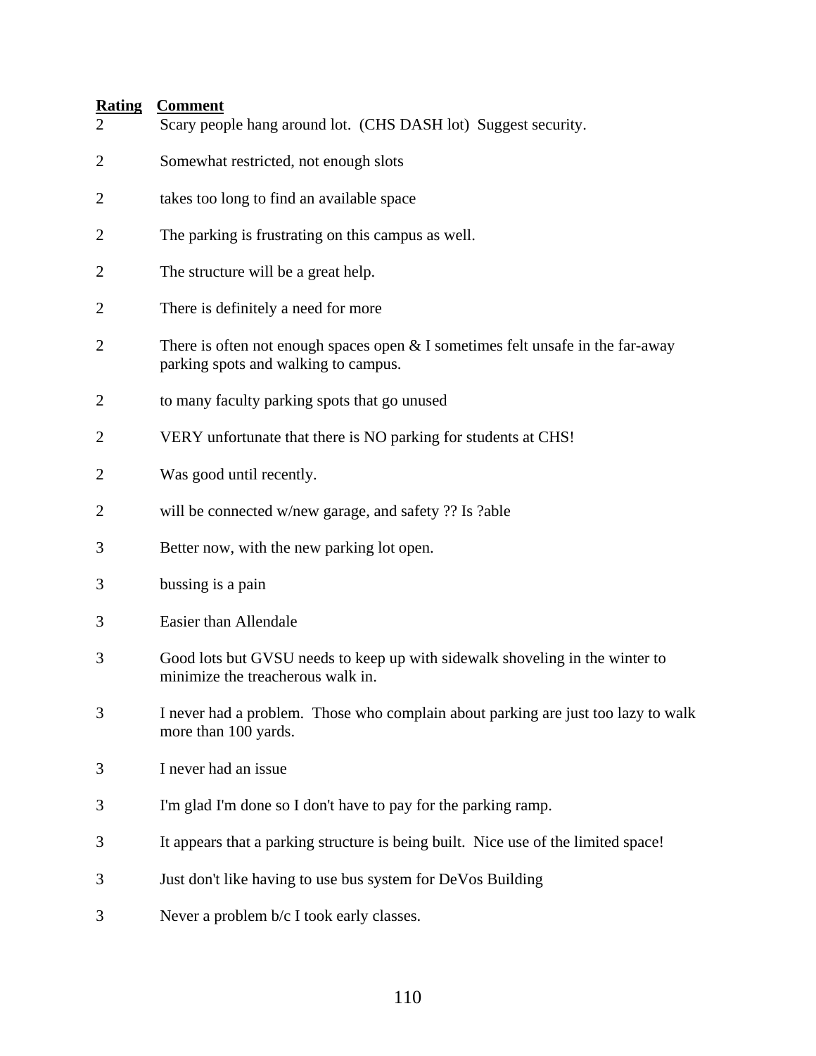| Rating | Comment |
| --- | --- |
| 2 | Scary people hang around lot. (CHS DASH lot) Suggest security. |
| 2 | Somewhat restricted, not enough slots |
| 2 | takes too long to find an available space |
| 2 | The parking is frustrating on this campus as well. |
| 2 | The structure will be a great help. |
| 2 | There is definitely a need for more |
| 2 | There is often not enough spaces open & I sometimes felt unsafe in the far-away parking spots and walking to campus. |
| 2 | to many faculty parking spots that go unused |
| 2 | VERY unfortunate that there is NO parking for students at CHS! |
| 2 | Was good until recently. |
| 2 | will be connected w/new garage, and safety ?? Is ?able |
| 3 | Better now, with the new parking lot open. |
| 3 | bussing is a pain |
| 3 | Easier than Allendale |
| 3 | Good lots but GVSU needs to keep up with sidewalk shoveling in the winter to minimize the treacherous walk in. |
| 3 | I never had a problem. Those who complain about parking are just too lazy to walk more than 100 yards. |
| 3 | I never had an issue |
| 3 | I'm glad I'm done so I don't have to pay for the parking ramp. |
| 3 | It appears that a parking structure is being built. Nice use of the limited space! |
| 3 | Just don't like having to use bus system for DeVos Building |
| 3 | Never a problem b/c I took early classes. |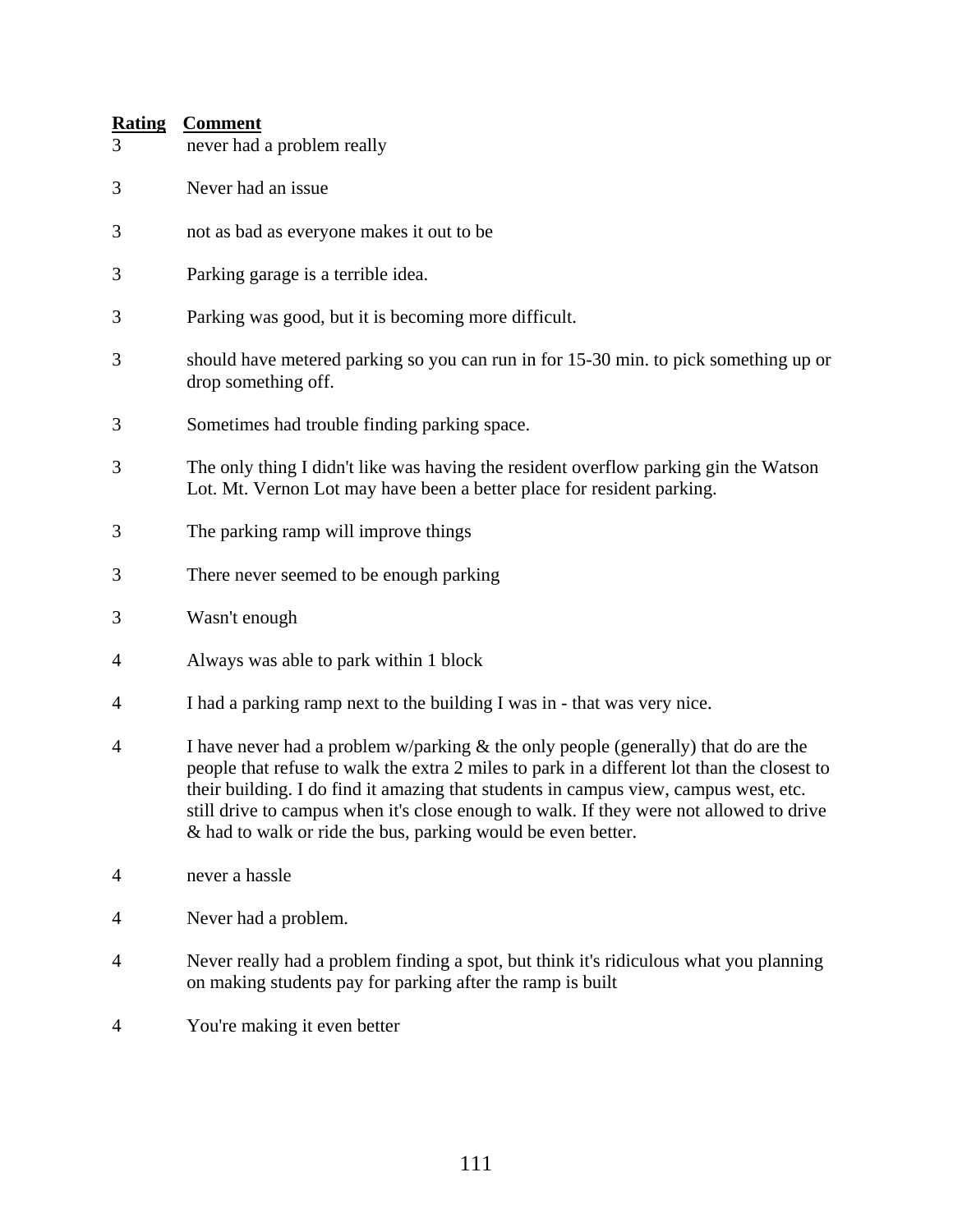| Rating | Comment |
|---|---|
| 3 | never had a problem really |
| 3 | Never had an issue |
| 3 | not as bad as everyone makes it out to be |
| 3 | Parking garage is a terrible idea. |
| 3 | Parking was good, but it is becoming more difficult. |
| 3 | should have metered parking so you can run in for 15-30 min. to pick something up or drop something off. |
| 3 | Sometimes had trouble finding parking space. |
| 3 | The only thing I didn't like was having the resident overflow parking gin the Watson Lot. Mt. Vernon Lot may have been a better place for resident parking. |
| 3 | The parking ramp will improve things |
| 3 | There never seemed to be enough parking |
| 3 | Wasn't enough |
| 4 | Always was able to park within 1 block |
| 4 | I had a parking ramp next to the building I was in - that was very nice. |
| 4 | I have never had a problem w/parking & the only people (generally) that do are the people that refuse to walk the extra 2 miles to park in a different lot than the closest to their building. I do find it amazing that students in campus view, campus west, etc. still drive to campus when it's close enough to walk. If they were not allowed to drive & had to walk or ride the bus, parking would be even better. |
| 4 | never a hassle |
| 4 | Never had a problem. |
| 4 | Never really had a problem finding a spot, but think it's ridiculous what you planning on making students pay for parking after the ramp is built |
| 4 | You're making it even better |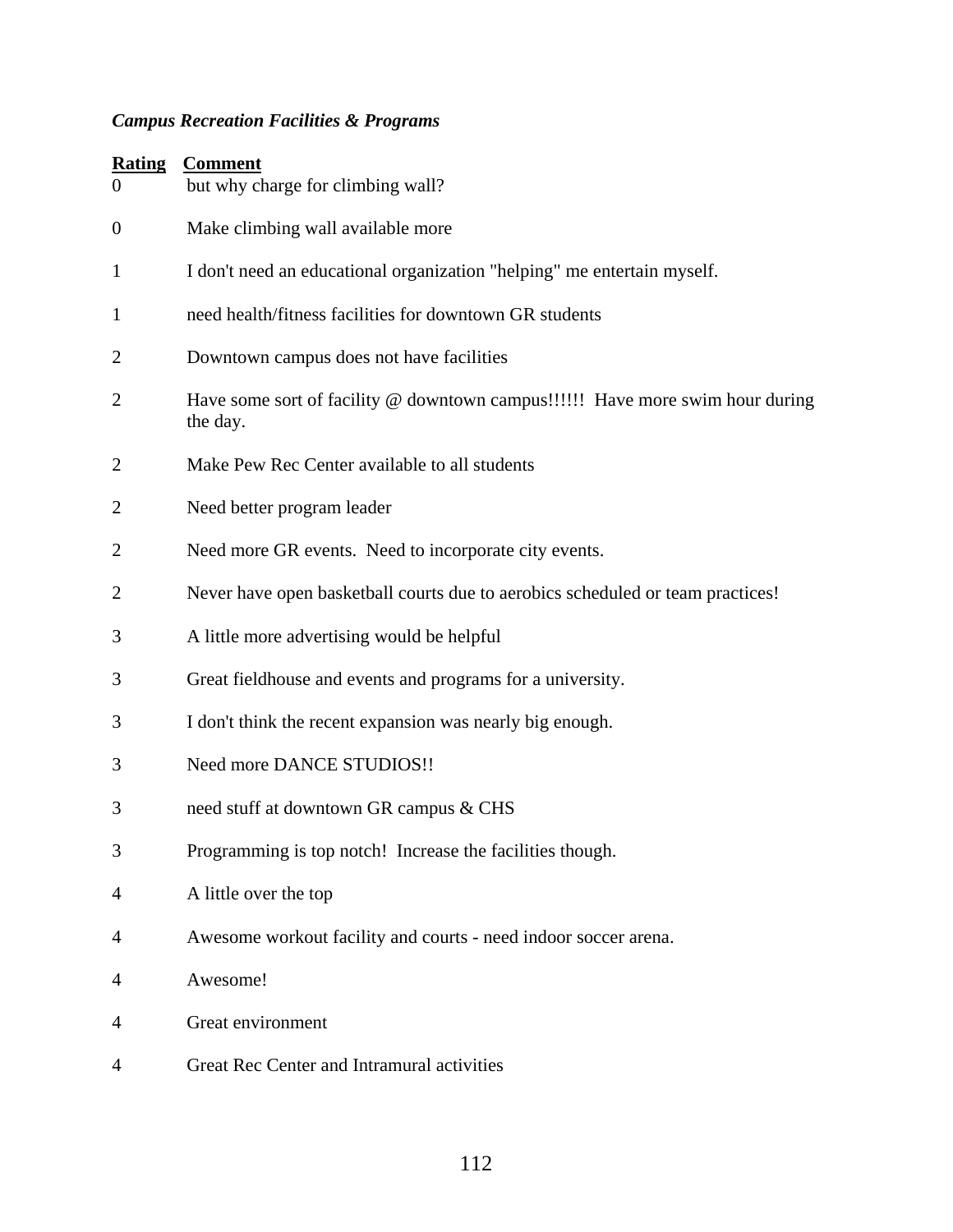*Campus Recreation Facilities & Programs*

| Rating | Comment |
|---|---|
| 0 | but why charge for climbing wall? |
| 0 | Make climbing wall available more |
| 1 | I don't need an educational organization "helping" me entertain myself. |
| 1 | need health/fitness facilities for downtown GR students |
| 2 | Downtown campus does not have facilities |
| 2 | Have some sort of facility @ downtown campus!!!!!! Have more swim hour during the day. |
| 2 | Make Pew Rec Center available to all students |
| 2 | Need better program leader |
| 2 | Need more GR events. Need to incorporate city events. |
| 2 | Never have open basketball courts due to aerobics scheduled or team practices! |
| 3 | A little more advertising would be helpful |
| 3 | Great fieldhouse and events and programs for a university. |
| 3 | I don't think the recent expansion was nearly big enough. |
| 3 | Need more DANCE STUDIOS!! |
| 3 | need stuff at downtown GR campus & CHS |
| 3 | Programming is top notch! Increase the facilities though. |
| 4 | A little over the top |
| 4 | Awesome workout facility and courts - need indoor soccer arena. |
| 4 | Awesome! |
| 4 | Great environment |
| 4 | Great Rec Center and Intramural activities |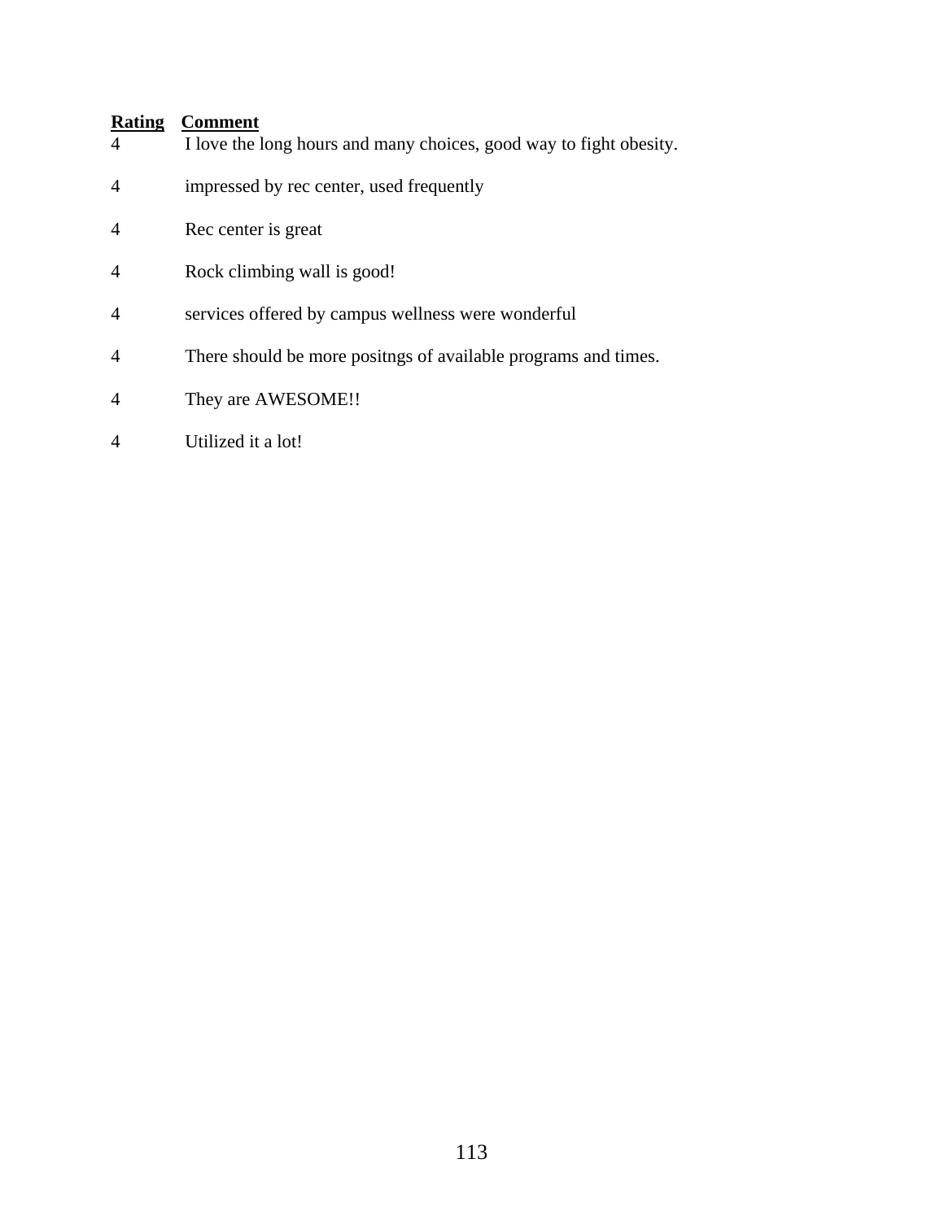| Rating | Comment |
| --- | --- |
| 4 | I love the long hours and many choices, good way to fight obesity. |
| 4 | impressed by rec center, used frequently |
| 4 | Rec center is great |
| 4 | Rock climbing wall is good! |
| 4 | services offered by campus wellness were wonderful |
| 4 | There should be more positngs of available programs and times. |
| 4 | They are AWESOME!! |
| 4 | Utilized it a lot! |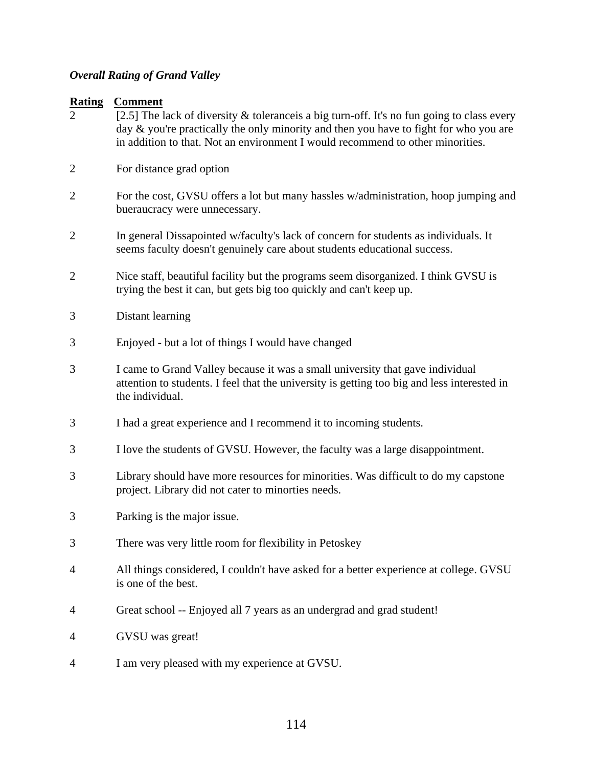### *Overall Rating of Grand Valley*

| Rating | Comment |
|---|---|
| 2 | [2.5] The lack of diversity & toleranceis a big turn-off. It's no fun going to class every day & you're practically the only minority and then you have to fight for who you are in addition to that. Not an environment I would recommend to other minorities. |
| 2 | For distance grad option |
| 2 | For the cost, GVSU offers a lot but many hassles w/administration, hoop jumping and bueraucracy were unnecessary. |
| 2 | In general Dissapointed w/faculty's lack of concern for students as individuals. It seems faculty doesn't genuinely care about students educational success. |
| 2 | Nice staff, beautiful facility but the programs seem disorganized. I think GVSU is trying the best it can, but gets big too quickly and can't keep up. |
| 3 | Distant learning |
| 3 | Enjoyed - but a lot of things I would have changed |
| 3 | I came to Grand Valley because it was a small university that gave individual attention to students. I feel that the university is getting too big and less interested in the individual. |
| 3 | I had a great experience and I recommend it to incoming students. |
| 3 | I love the students of GVSU. However, the faculty was a large disappointment. |
| 3 | Library should have more resources for minorities. Was difficult to do my capstone project. Library did not cater to minorties needs. |
| 3 | Parking is the major issue. |
| 3 | There was very little room for flexibility in Petoskey |
| 4 | All things considered, I couldn't have asked for a better experience at college. GVSU is one of the best. |
| 4 | Great school -- Enjoyed all 7 years as an undergrad and grad student! |
| 4 | GVSU was great! |
| 4 | I am very pleased with my experience at GVSU. |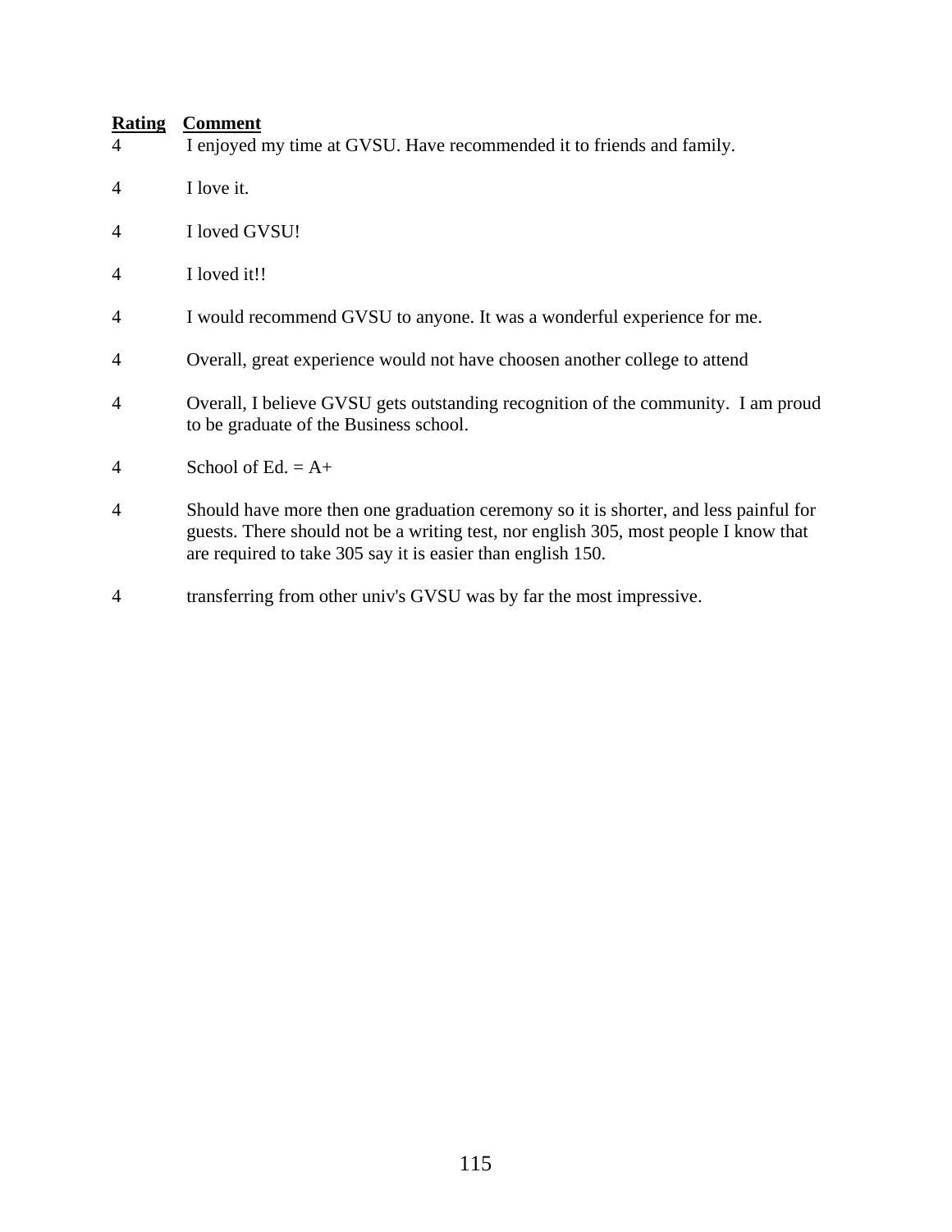| Rating | Comment |
|---|---|
| 4 | I enjoyed my time at GVSU. Have recommended it to friends and family. |
| 4 | I love it. |
| 4 | I loved GVSU! |
| 4 | I loved it!! |
| 4 | I would recommend GVSU to anyone. It was a wonderful experience for me. |
| 4 | Overall, great experience would not have choosen another college to attend |
| 4 | Overall, I believe GVSU gets outstanding recognition of the community.  I am proud to be graduate of the Business school. |
| 4 | School of Ed. = A+ |
| 4 | Should have more then one graduation ceremony so it is shorter, and less painful for guests. There should not be a writing test, nor english 305, most people I know that are required to take 305 say it is easier than english 150. |
| 4 | transferring from other univ's GVSU was by far the most impressive. |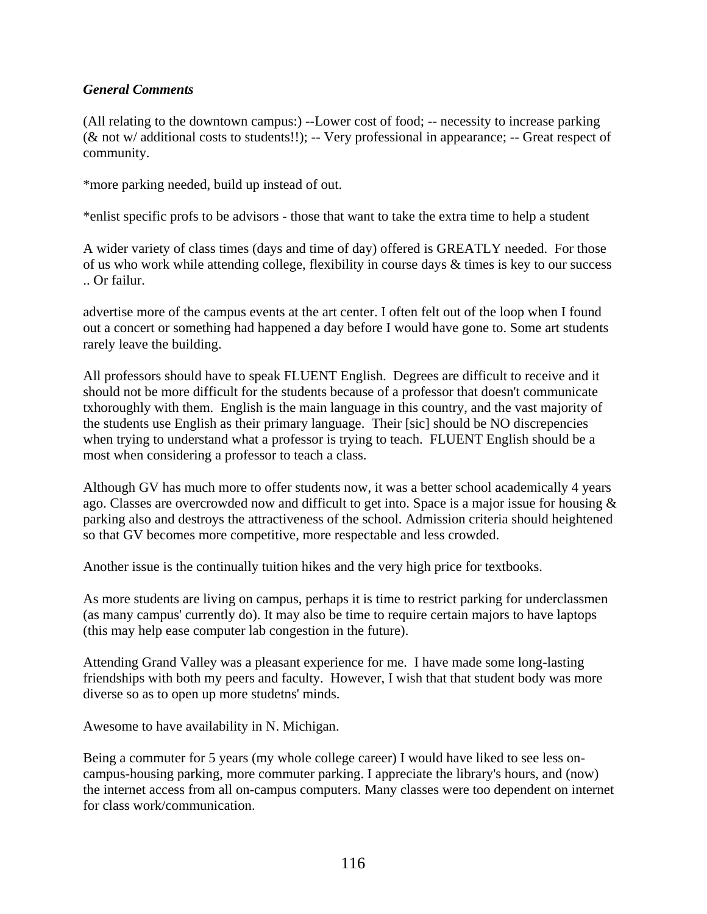***General Comments***

(All relating to the downtown campus:) --Lower cost of food; -- necessity to increase parking (& not w/ additional costs to students!!); -- Very professional in appearance; -- Great respect of community.

*more parking needed, build up instead of out.

*enlist specific profs to be advisors - those that want to take the extra time to help a student

A wider variety of class times (days and time of day) offered is GREATLY needed. For those of us who work while attending college, flexibility in course days & times is key to our success .. Or failur.

advertise more of the campus events at the art center. I often felt out of the loop when I found out a concert or something had happened a day before I would have gone to. Some art students rarely leave the building.

All professors should have to speak FLUENT English. Degrees are difficult to receive and it should not be more difficult for the students because of a professor that doesn't communicate txhoroughly with them. English is the main language in this country, and the vast majority of the students use English as their primary language. Their [sic] should be NO discrepencies when trying to understand what a professor is trying to teach. FLUENT English should be a most when considering a professor to teach a class.

Although GV has much more to offer students now, it was a better school academically 4 years ago. Classes are overcrowded now and difficult to get into. Space is a major issue for housing & parking also and destroys the attractiveness of the school. Admission criteria should heightened so that GV becomes more competitive, more respectable and less crowded.

Another issue is the continually tuition hikes and the very high price for textbooks.

As more students are living on campus, perhaps it is time to restrict parking for underclassmen (as many campus' currently do). It may also be time to require certain majors to have laptops (this may help ease computer lab congestion in the future).

Attending Grand Valley was a pleasant experience for me. I have made some long-lasting friendships with both my peers and faculty. However, I wish that that student body was more diverse so as to open up more studetns' minds.

Awesome to have availability in N. Michigan.

Being a commuter for 5 years (my whole college career) I would have liked to see less on-campus-housing parking, more commuter parking. I appreciate the library's hours, and (now) the internet access from all on-campus computers. Many classes were too dependent on internet for class work/communication.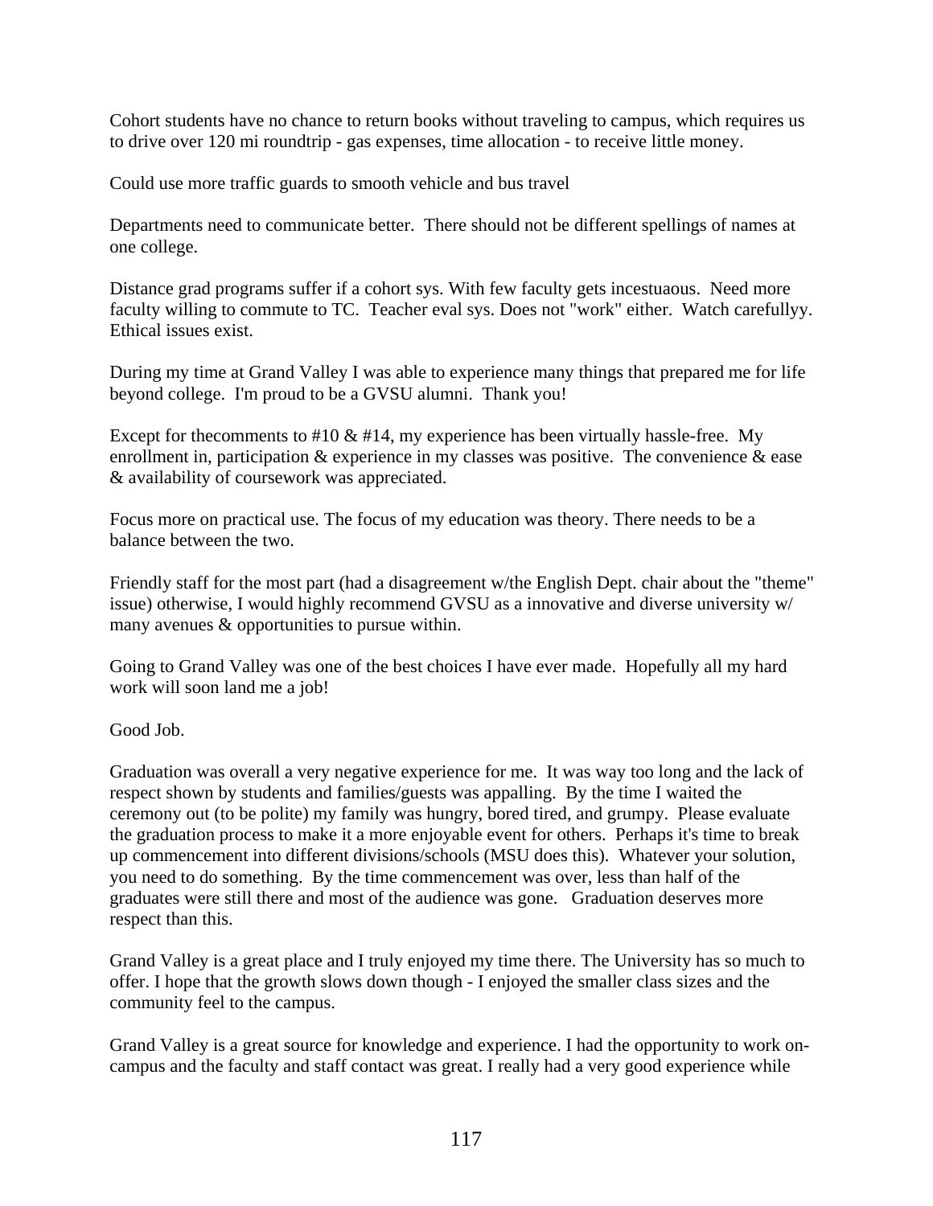Cohort students have no chance to return books without traveling to campus, which requires us to drive over 120 mi roundtrip - gas expenses, time allocation - to receive little money.

Could use more traffic guards to smooth vehicle and bus travel

Departments need to communicate better. There should not be different spellings of names at one college.

Distance grad programs suffer if a cohort sys. With few faculty gets incestuaous. Need more faculty willing to commute to TC. Teacher eval sys. Does not "work" either. Watch carefullyy. Ethical issues exist.

During my time at Grand Valley I was able to experience many things that prepared me for life beyond college. I'm proud to be a GVSU alumni. Thank you!

Except for thecomments to #10 & #14, my experience has been virtually hassle-free. My enrollment in, participation & experience in my classes was positive. The convenience & ease & availability of coursework was appreciated.

Focus more on practical use. The focus of my education was theory. There needs to be a balance between the two.

Friendly staff for the most part (had a disagreement w/the English Dept. chair about the "theme" issue) otherwise, I would highly recommend GVSU as a innovative and diverse university w/ many avenues & opportunities to pursue within.

Going to Grand Valley was one of the best choices I have ever made. Hopefully all my hard work will soon land me a job!

Good Job.

Graduation was overall a very negative experience for me. It was way too long and the lack of respect shown by students and families/guests was appalling. By the time I waited the ceremony out (to be polite) my family was hungry, bored tired, and grumpy. Please evaluate the graduation process to make it a more enjoyable event for others. Perhaps it's time to break up commencement into different divisions/schools (MSU does this). Whatever your solution, you need to do something. By the time commencement was over, less than half of the graduates were still there and most of the audience was gone. Graduation deserves more respect than this.

Grand Valley is a great place and I truly enjoyed my time there. The University has so much to offer. I hope that the growth slows down though - I enjoyed the smaller class sizes and the community feel to the campus.

Grand Valley is a great source for knowledge and experience. I had the opportunity to work on-campus and the faculty and staff contact was great. I really had a very good experience while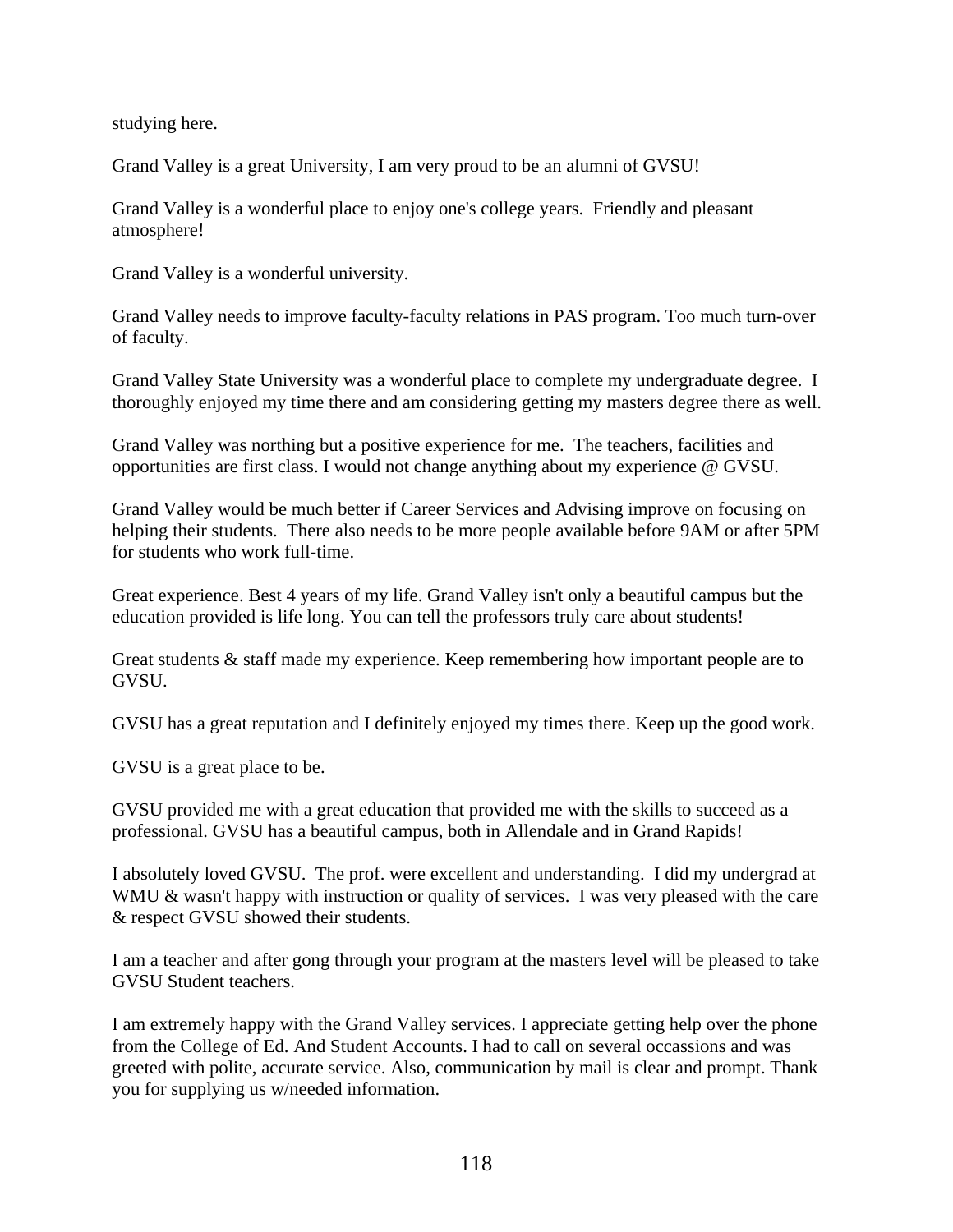studying here.

Grand Valley is a great University, I am very proud to be an alumni of GVSU!

Grand Valley is a wonderful place to enjoy one's college years.  Friendly and pleasant atmosphere!

Grand Valley is a wonderful university.

Grand Valley needs to improve faculty-faculty relations in PAS program. Too much turn-over of faculty.

Grand Valley State University was a wonderful place to complete my undergraduate degree.  I thoroughly enjoyed my time there and am considering getting my masters degree there as well.

Grand Valley was northing but a positive experience for me.  The teachers, facilities and opportunities are first class. I would not change anything about my experience @ GVSU.

Grand Valley would be much better if Career Services and Advising improve on focusing on helping their students.  There also needs to be more people available before 9AM or after 5PM for students who work full-time.

Great experience. Best 4 years of my life. Grand Valley isn't only a beautiful campus but the education provided is life long. You can tell the professors truly care about students!

Great students & staff made my experience. Keep remembering how important people are to GVSU.

GVSU has a great reputation and I definitely enjoyed my times there. Keep up the good work.

GVSU is a great place to be.

GVSU provided me with a great education that provided me with the skills to succeed as a professional. GVSU has a beautiful campus, both in Allendale and in Grand Rapids!

I absolutely loved GVSU.  The prof. were excellent and understanding.  I did my undergrad at WMU & wasn't happy with instruction or quality of services.  I was very pleased with the care & respect GVSU showed their students.

I am a teacher and after gong through your program at the masters level will be pleased to take GVSU Student teachers.

I am extremely happy with the Grand Valley services. I appreciate getting help over the phone from the College of Ed. And Student Accounts. I had to call on several occassions and was greeted with polite, accurate service. Also, communication by mail is clear and prompt. Thank you for supplying us w/needed information.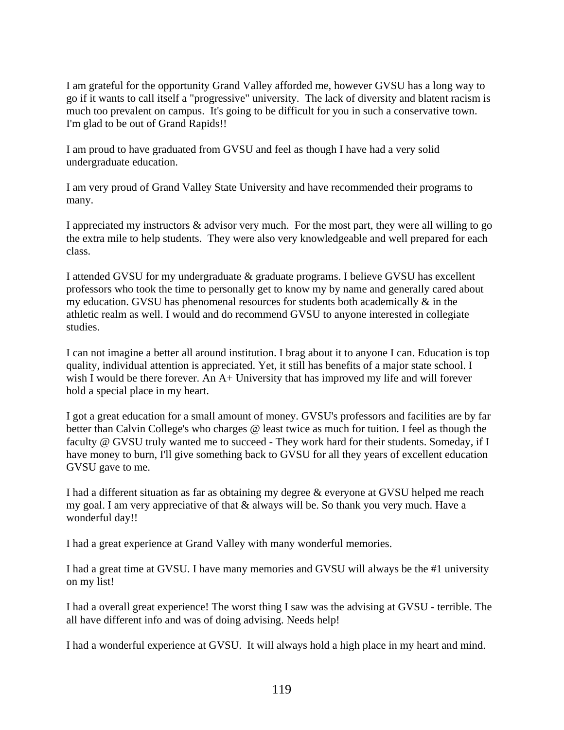I am grateful for the opportunity Grand Valley afforded me, however GVSU has a long way to go if it wants to call itself a "progressive" university.  The lack of diversity and blatent racism is much too prevalent on campus.  It's going to be difficult for you in such a conservative town.  I'm glad to be out of Grand Rapids!!

I am proud to have graduated from GVSU and feel as though I have had a very solid undergraduate education.

I am very proud of Grand Valley State University and have recommended their programs to many.

I appreciated my instructors & advisor very much.  For the most part, they were all willing to go the extra mile to help students.  They were also very knowledgeable and well prepared for each class.

I attended GVSU for my undergraduate & graduate programs. I believe GVSU has excellent professors who took the time to personally get to know my by name and generally cared about my education. GVSU has phenomenal resources for students both academically & in the athletic realm as well. I would and do recommend GVSU to anyone interested in collegiate studies.

I can not imagine a better all around institution. I brag about it to anyone I can. Education is top quality, individual attention is appreciated. Yet, it still has benefits of a major state school. I wish I would be there forever. An A+ University that has improved my life and will forever hold a special place in my heart.

I got a great education for a small amount of money. GVSU's professors and facilities are by far better than Calvin College's who charges @ least twice as much for tuition. I feel as though the faculty @ GVSU truly wanted me to succeed - They work hard for their students. Someday, if I have money to burn, I'll give something back to GVSU for all they years of excellent education GVSU gave to me.

I had a different situation as far as obtaining my degree & everyone at GVSU helped me reach my goal. I am very appreciative of that & always will be. So thank you very much. Have a wonderful day!!

I had a great experience at Grand Valley with many wonderful memories.

I had a great time at GVSU. I have many memories and GVSU will always be the #1 university on my list!

I had a overall great experience! The worst thing I saw was the advising at GVSU - terrible. The all have different info and was of doing advising. Needs help!

I had a wonderful experience at GVSU.  It will always hold a high place in my heart and mind.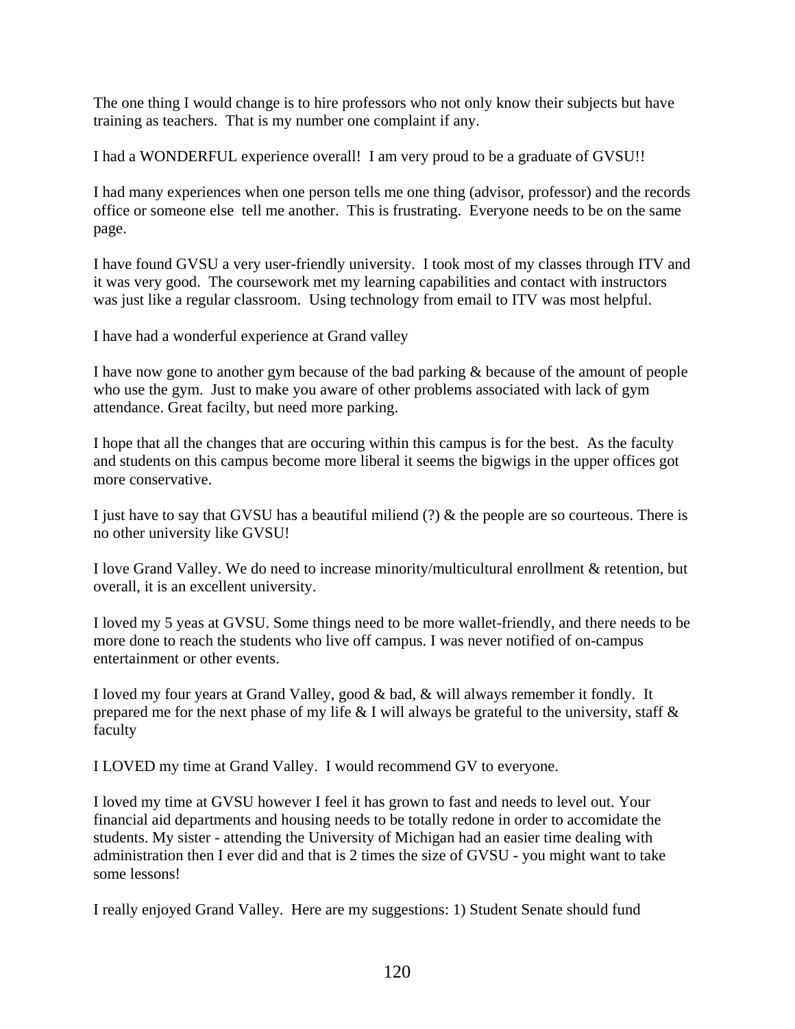The one thing I would change is to hire professors who not only know their subjects but have training as teachers.  That is my number one complaint if any.

I had a WONDERFUL experience overall!  I am very proud to be a graduate of GVSU!!

I had many experiences when one person tells me one thing (advisor, professor) and the records office or someone else  tell me another.  This is frustrating.  Everyone needs to be on the same page.

I have found GVSU a very user-friendly university.  I took most of my classes through ITV and it was very good.  The coursework met my learning capabilities and contact with instructors was just like a regular classroom.  Using technology from email to ITV was most helpful.

I have had a wonderful experience at Grand valley

I have now gone to another gym because of the bad parking & because of the amount of people who use the gym.  Just to make you aware of other problems associated with lack of gym attendance. Great facilty, but need more parking.

I hope that all the changes that are occuring within this campus is for the best.  As the faculty and students on this campus become more liberal it seems the bigwigs in the upper offices got more conservative.

I just have to say that GVSU has a beautiful miliend (?) & the people are so courteous. There is no other university like GVSU!

I love Grand Valley. We do need to increase minority/multicultural enrollment & retention, but overall, it is an excellent university.

I loved my 5 yeas at GVSU. Some things need to be more wallet-friendly, and there needs to be more done to reach the students who live off campus. I was never notified of on-campus entertainment or other events.

I loved my four years at Grand Valley, good & bad, & will always remember it fondly.  It prepared me for the next phase of my life & I will always be grateful to the university, staff & faculty

I LOVED my time at Grand Valley.  I would recommend GV to everyone.

I loved my time at GVSU however I feel it has grown to fast and needs to level out. Your financial aid departments and housing needs to be totally redone in order to accomidate the students. My sister - attending the University of Michigan had an easier time dealing with administration then I ever did and that is 2 times the size of GVSU - you might want to take some lessons!

I really enjoyed Grand Valley.  Here are my suggestions: 1) Student Senate should fund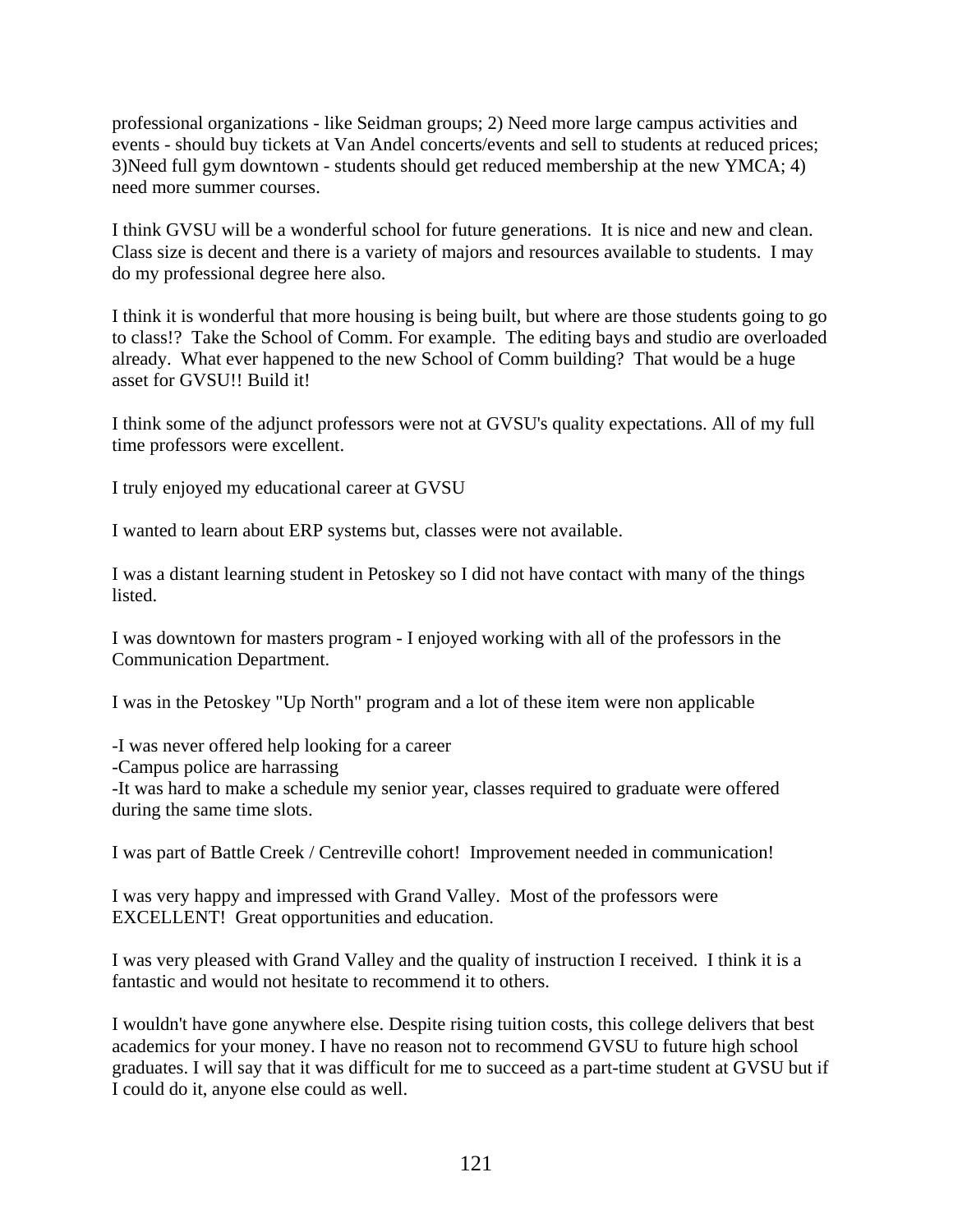professional organizations - like Seidman groups; 2) Need more large campus activities and events - should buy tickets at Van Andel concerts/events and sell to students at reduced prices; 3)Need full gym downtown - students should get reduced membership at the new YMCA; 4) need more summer courses.

I think GVSU will be a wonderful school for future generations. It is nice and new and clean. Class size is decent and there is a variety of majors and resources available to students. I may do my professional degree here also.

I think it is wonderful that more housing is being built, but where are those students going to go to class!? Take the School of Comm. For example. The editing bays and studio are overloaded already. What ever happened to the new School of Comm building? That would be a huge asset for GVSU!! Build it!

I think some of the adjunct professors were not at GVSU's quality expectations. All of my full time professors were excellent.

I truly enjoyed my educational career at GVSU

I wanted to learn about ERP systems but, classes were not available.

I was a distant learning student in Petoskey so I did not have contact with many of the things listed.

I was downtown for masters program - I enjoyed working with all of the professors in the Communication Department.

I was in the Petoskey "Up North" program and a lot of these item were non applicable

-I was never offered help looking for a career
-Campus police are harrassing
-It was hard to make a schedule my senior year, classes required to graduate were offered during the same time slots.

I was part of Battle Creek / Centreville cohort! Improvement needed in communication!

I was very happy and impressed with Grand Valley. Most of the professors were EXCELLENT! Great opportunities and education.

I was very pleased with Grand Valley and the quality of instruction I received. I think it is a fantastic and would not hesitate to recommend it to others.

I wouldn't have gone anywhere else. Despite rising tuition costs, this college delivers that best academics for your money. I have no reason not to recommend GVSU to future high school graduates. I will say that it was difficult for me to succeed as a part-time student at GVSU but if I could do it, anyone else could as well.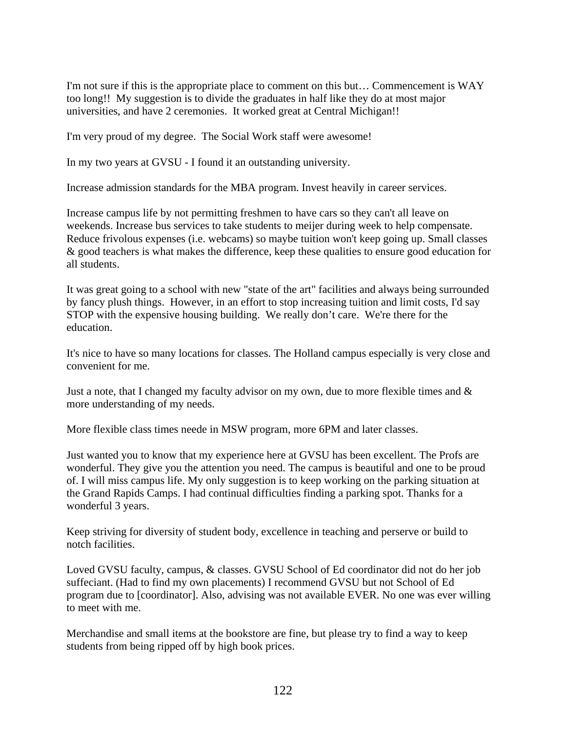I'm not sure if this is the appropriate place to comment on this but… Commencement is WAY too long!! My suggestion is to divide the graduates in half like they do at most major universities, and have 2 ceremonies. It worked great at Central Michigan!!

I'm very proud of my degree. The Social Work staff were awesome!

In my two years at GVSU - I found it an outstanding university.

Increase admission standards for the MBA program. Invest heavily in career services.

Increase campus life by not permitting freshmen to have cars so they can't all leave on weekends. Increase bus services to take students to meijer during week to help compensate. Reduce frivolous expenses (i.e. webcams) so maybe tuition won't keep going up. Small classes & good teachers is what makes the difference, keep these qualities to ensure good education for all students.

It was great going to a school with new "state of the art" facilities and always being surrounded by fancy plush things. However, in an effort to stop increasing tuition and limit costs, I'd say STOP with the expensive housing building. We really don't care. We're there for the education.

It's nice to have so many locations for classes. The Holland campus especially is very close and convenient for me.

Just a note, that I changed my faculty advisor on my own, due to more flexible times and & more understanding of my needs.

More flexible class times neede in MSW program, more 6PM and later classes.

Just wanted you to know that my experience here at GVSU has been excellent. The Profs are wonderful. They give you the attention you need. The campus is beautiful and one to be proud of. I will miss campus life. My only suggestion is to keep working on the parking situation at the Grand Rapids Camps. I had continual difficulties finding a parking spot. Thanks for a wonderful 3 years.

Keep striving for diversity of student body, excellence in teaching and perserve or build to notch facilities.

Loved GVSU faculty, campus, & classes. GVSU School of Ed coordinator did not do her job suffeciant. (Had to find my own placements) I recommend GVSU but not School of Ed program due to [coordinator]. Also, advising was not available EVER. No one was ever willing to meet with me.

Merchandise and small items at the bookstore are fine, but please try to find a way to keep students from being ripped off by high book prices.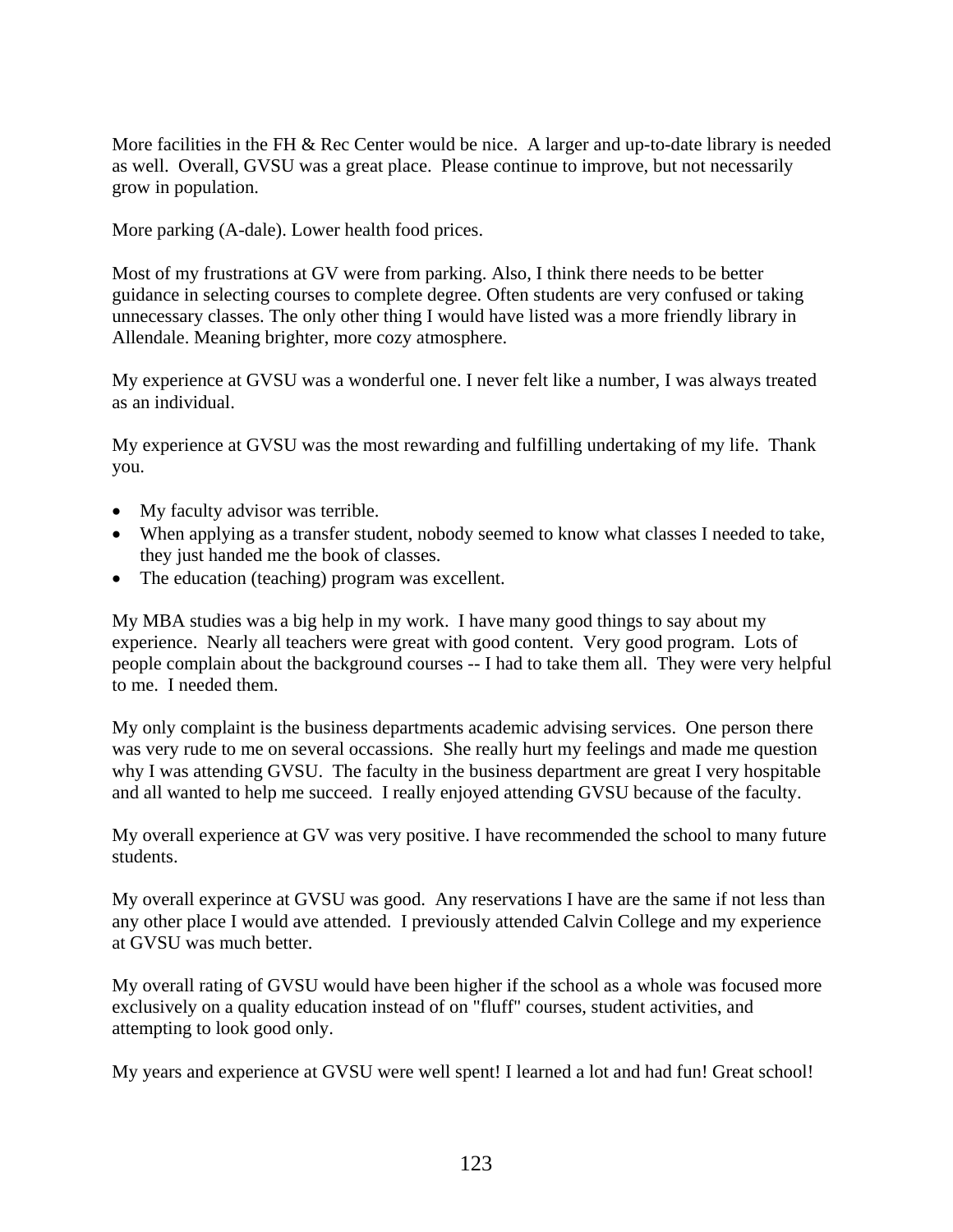More facilities in the FH & Rec Center would be nice.  A larger and up-to-date library is needed as well.  Overall, GVSU was a great place.  Please continue to improve, but not necessarily grow in population.

More parking (A-dale). Lower health food prices.

Most of my frustrations at GV were from parking. Also, I think there needs to be better guidance in selecting courses to complete degree. Often students are very confused or taking unnecessary classes. The only other thing I would have listed was a more friendly library in Allendale. Meaning brighter, more cozy atmosphere.

My experience at GVSU was a wonderful one. I never felt like a number, I was always treated as an individual.

My experience at GVSU was the most rewarding and fulfilling undertaking of my life.  Thank you.

- My faculty advisor was terrible.
- When applying as a transfer student, nobody seemed to know what classes I needed to take, they just handed me the book of classes.
- The education (teaching) program was excellent.

My MBA studies was a big help in my work.  I have many good things to say about my experience.  Nearly all teachers were great with good content.  Very good program.  Lots of people complain about the background courses -- I had to take them all.  They were very helpful to me.  I needed them.

My only complaint is the business departments academic advising services.  One person there was very rude to me on several occassions.  She really hurt my feelings and made me question why I was attending GVSU.  The faculty in the business department are great I very hospitable and all wanted to help me succeed.  I really enjoyed attending GVSU because of the faculty.

My overall experience at GV was very positive. I have recommended the school to many future students.

My overall experince at GVSU was good.  Any reservations I have are the same if not less than any other place I would ave attended.  I previously attended Calvin College and my experience at GVSU was much better.

My overall rating of GVSU would have been higher if the school as a whole was focused more exclusively on a quality education instead of on "fluff" courses, student activities, and attempting to look good only.

My years and experience at GVSU were well spent! I learned a lot and had fun! Great school!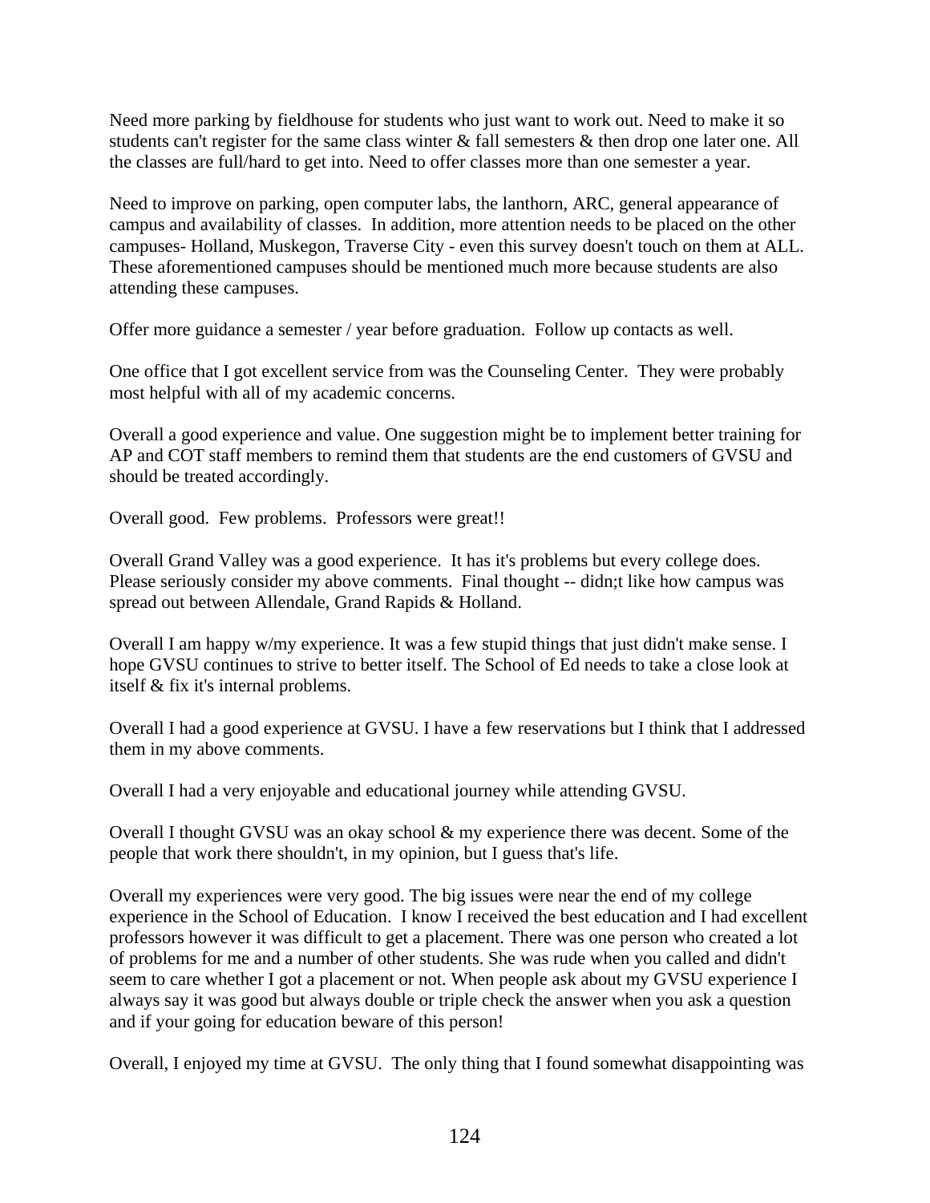Need more parking by fieldhouse for students who just want to work out. Need to make it so students can't register for the same class winter & fall semesters & then drop one later one. All the classes are full/hard to get into. Need to offer classes more than one semester a year.

Need to improve on parking, open computer labs, the lanthorn, ARC, general appearance of campus and availability of classes. In addition, more attention needs to be placed on the other campuses- Holland, Muskegon, Traverse City - even this survey doesn't touch on them at ALL. These aforementioned campuses should be mentioned much more because students are also attending these campuses.

Offer more guidance a semester / year before graduation. Follow up contacts as well.

One office that I got excellent service from was the Counseling Center. They were probably most helpful with all of my academic concerns.

Overall a good experience and value. One suggestion might be to implement better training for AP and COT staff members to remind them that students are the end customers of GVSU and should be treated accordingly.

Overall good. Few problems. Professors were great!!

Overall Grand Valley was a good experience. It has it's problems but every college does. Please seriously consider my above comments. Final thought -- didn;t like how campus was spread out between Allendale, Grand Rapids & Holland.

Overall I am happy w/my experience. It was a few stupid things that just didn't make sense. I hope GVSU continues to strive to better itself. The School of Ed needs to take a close look at itself & fix it's internal problems.

Overall I had a good experience at GVSU. I have a few reservations but I think that I addressed them in my above comments.

Overall I had a very enjoyable and educational journey while attending GVSU.

Overall I thought GVSU was an okay school & my experience there was decent. Some of the people that work there shouldn't, in my opinion, but I guess that's life.

Overall my experiences were very good. The big issues were near the end of my college experience in the School of Education. I know I received the best education and I had excellent professors however it was difficult to get a placement. There was one person who created a lot of problems for me and a number of other students. She was rude when you called and didn't seem to care whether I got a placement or not. When people ask about my GVSU experience I always say it was good but always double or triple check the answer when you ask a question and if your going for education beware of this person!

Overall, I enjoyed my time at GVSU. The only thing that I found somewhat disappointing was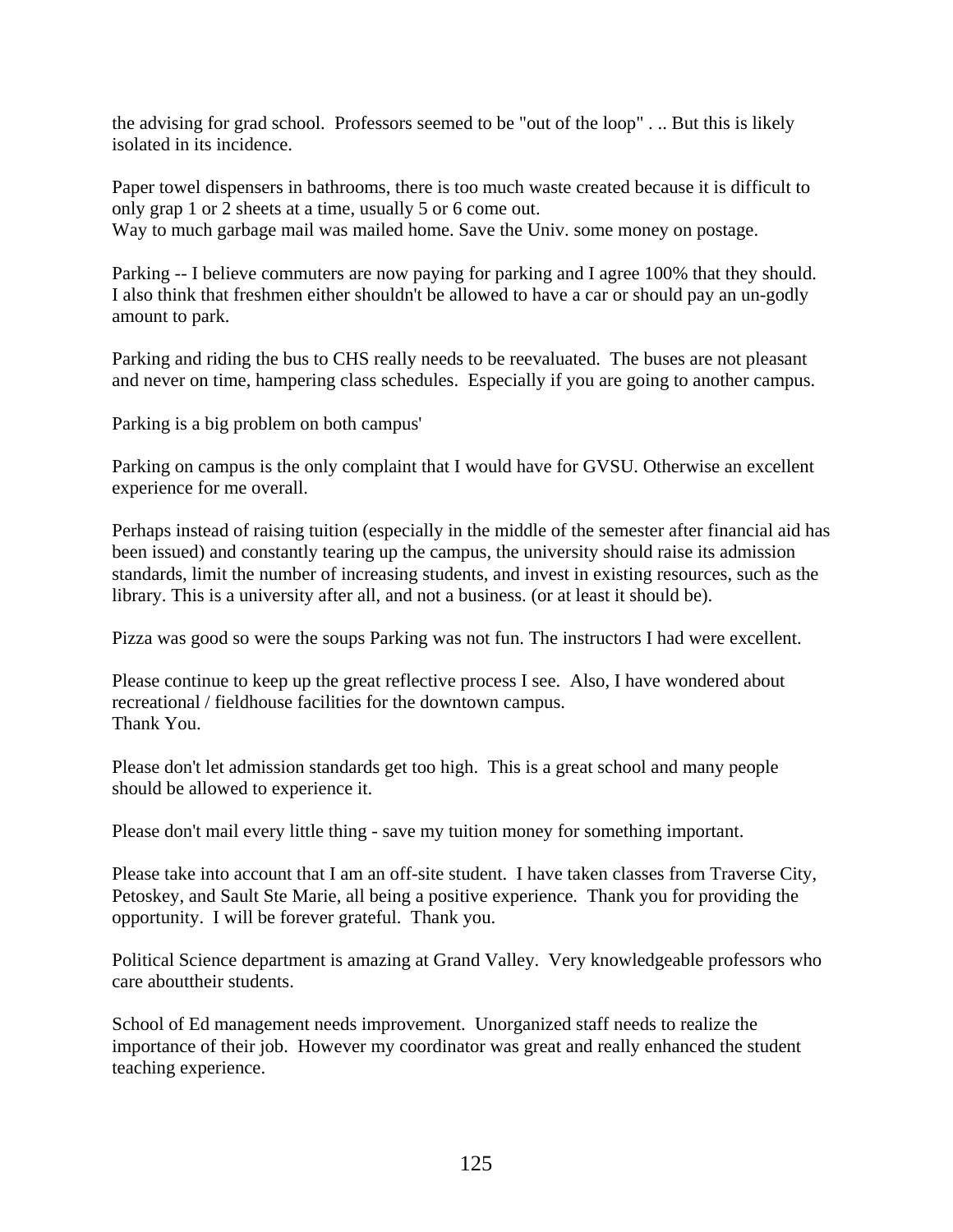the advising for grad school. Professors seemed to be "out of the loop" . .. But this is likely isolated in its incidence.

Paper towel dispensers in bathrooms, there is too much waste created because it is difficult to only grap 1 or 2 sheets at a time, usually 5 or 6 come out.
Way to much garbage mail was mailed home. Save the Univ. some money on postage.

Parking -- I believe commuters are now paying for parking and I agree 100% that they should. I also think that freshmen either shouldn't be allowed to have a car or should pay an un-godly amount to park.

Parking and riding the bus to CHS really needs to be reevaluated. The buses are not pleasant and never on time, hampering class schedules. Especially if you are going to another campus.

Parking is a big problem on both campus'

Parking on campus is the only complaint that I would have for GVSU. Otherwise an excellent experience for me overall.

Perhaps instead of raising tuition (especially in the middle of the semester after financial aid has been issued) and constantly tearing up the campus, the university should raise its admission standards, limit the number of increasing students, and invest in existing resources, such as the library. This is a university after all, and not a business. (or at least it should be).

Pizza was good so were the soups Parking was not fun. The instructors I had were excellent.

Please continue to keep up the great reflective process I see. Also, I have wondered about recreational / fieldhouse facilities for the downtown campus.
Thank You.

Please don't let admission standards get too high. This is a great school and many people should be allowed to experience it.

Please don't mail every little thing - save my tuition money for something important.

Please take into account that I am an off-site student. I have taken classes from Traverse City, Petoskey, and Sault Ste Marie, all being a positive experience. Thank you for providing the opportunity. I will be forever grateful. Thank you.

Political Science department is amazing at Grand Valley. Very knowledgeable professors who care abouttheir students.

School of Ed management needs improvement. Unorganized staff needs to realize the importance of their job. However my coordinator was great and really enhanced the student teaching experience.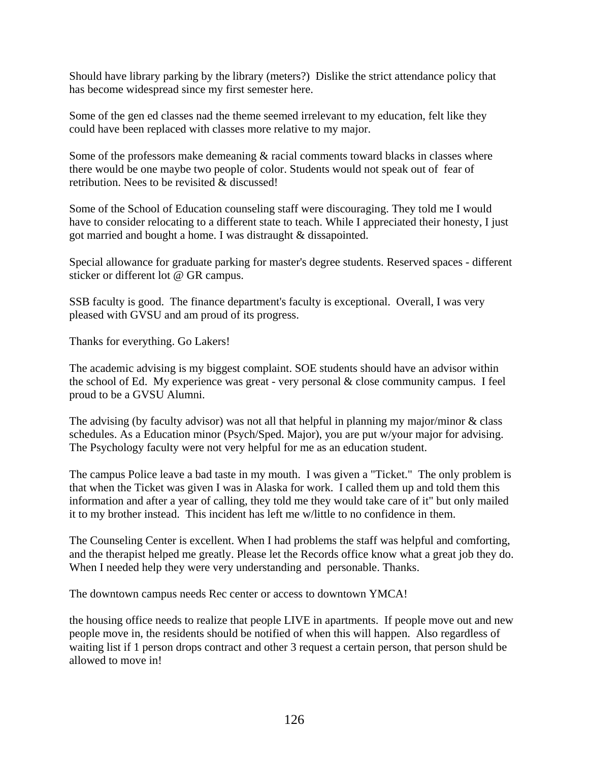Should have library parking by the library (meters?)  Dislike the strict attendance policy that has become widespread since my first semester here.

Some of the gen ed classes nad the theme seemed irrelevant to my education, felt like they could have been replaced with classes more relative to my major.

Some of the professors make demeaning & racial comments toward blacks in classes where there would be one maybe two people of color. Students would not speak out of  fear of retribution. Nees to be revisited & discussed!

Some of the School of Education counseling staff were discouraging. They told me I would have to consider relocating to a different state to teach. While I appreciated their honesty, I just got married and bought a home. I was distraught & dissapointed.

Special allowance for graduate parking for master's degree students. Reserved spaces - different sticker or different lot @ GR campus.

SSB faculty is good.  The finance department's faculty is exceptional.  Overall, I was very pleased with GVSU and am proud of its progress.

Thanks for everything. Go Lakers!

The academic advising is my biggest complaint. SOE students should have an advisor within the school of Ed.  My experience was great - very personal & close community campus.  I feel proud to be a GVSU Alumni.

The advising (by faculty advisor) was not all that helpful in planning my major/minor & class schedules. As a Education minor (Psych/Sped. Major), you are put w/your major for advising. The Psychology faculty were not very helpful for me as an education student.

The campus Police leave a bad taste in my mouth.  I was given a "Ticket."  The only problem is that when the Ticket was given I was in Alaska for work.  I called them up and told them this information and after a year of calling, they told me they would take care of it" but only mailed it to my brother instead.  This incident has left me w/little to no confidence in them.

The Counseling Center is excellent. When I had problems the staff was helpful and comforting, and the therapist helped me greatly. Please let the Records office know what a great job they do. When I needed help they were very understanding and  personable. Thanks.

The downtown campus needs Rec center or access to downtown YMCA!

the housing office needs to realize that people LIVE in apartments.  If people move out and new people move in, the residents should be notified of when this will happen.  Also regardless of waiting list if 1 person drops contract and other 3 request a certain person, that person shuld be allowed to move in!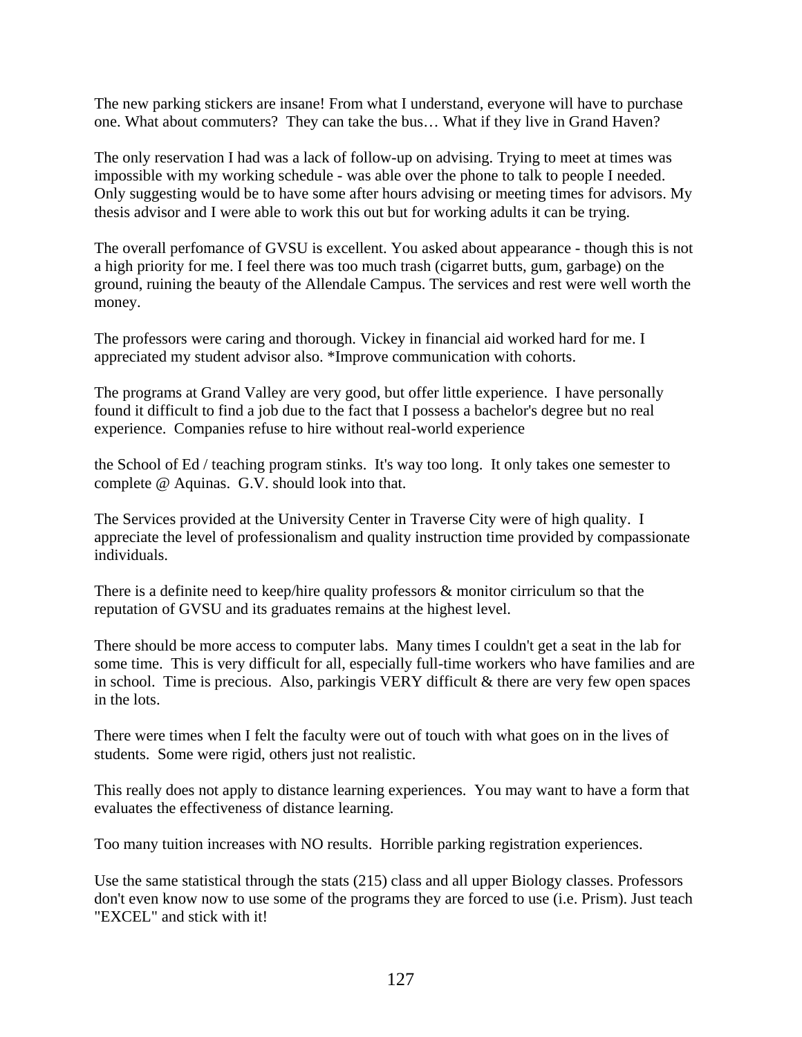The new parking stickers are insane! From what I understand, everyone will have to purchase one. What about commuters? They can take the bus… What if they live in Grand Haven?

The only reservation I had was a lack of follow-up on advising. Trying to meet at times was impossible with my working schedule - was able over the phone to talk to people I needed. Only suggesting would be to have some after hours advising or meeting times for advisors. My thesis advisor and I were able to work this out but for working adults it can be trying.

The overall perfomance of GVSU is excellent. You asked about appearance - though this is not a high priority for me. I feel there was too much trash (cigarret butts, gum, garbage) on the ground, ruining the beauty of the Allendale Campus. The services and rest were well worth the money.

The professors were caring and thorough. Vickey in financial aid worked hard for me. I appreciated my student advisor also. *Improve communication with cohorts.

The programs at Grand Valley are very good, but offer little experience. I have personally found it difficult to find a job due to the fact that I possess a bachelor's degree but no real experience. Companies refuse to hire without real-world experience

the School of Ed / teaching program stinks. It's way too long. It only takes one semester to complete @ Aquinas. G.V. should look into that.

The Services provided at the University Center in Traverse City were of high quality. I appreciate the level of professionalism and quality instruction time provided by compassionate individuals.

There is a definite need to keep/hire quality professors & monitor cirriculum so that the reputation of GVSU and its graduates remains at the highest level.

There should be more access to computer labs. Many times I couldn't get a seat in the lab for some time. This is very difficult for all, especially full-time workers who have families and are in school. Time is precious. Also, parkingis VERY difficult & there are very few open spaces in the lots.

There were times when I felt the faculty were out of touch with what goes on in the lives of students. Some were rigid, others just not realistic.

This really does not apply to distance learning experiences. You may want to have a form that evaluates the effectiveness of distance learning.

Too many tuition increases with NO results. Horrible parking registration experiences.

Use the same statistical through the stats (215) class and all upper Biology classes. Professors don't even know now to use some of the programs they are forced to use (i.e. Prism). Just teach "EXCEL" and stick with it!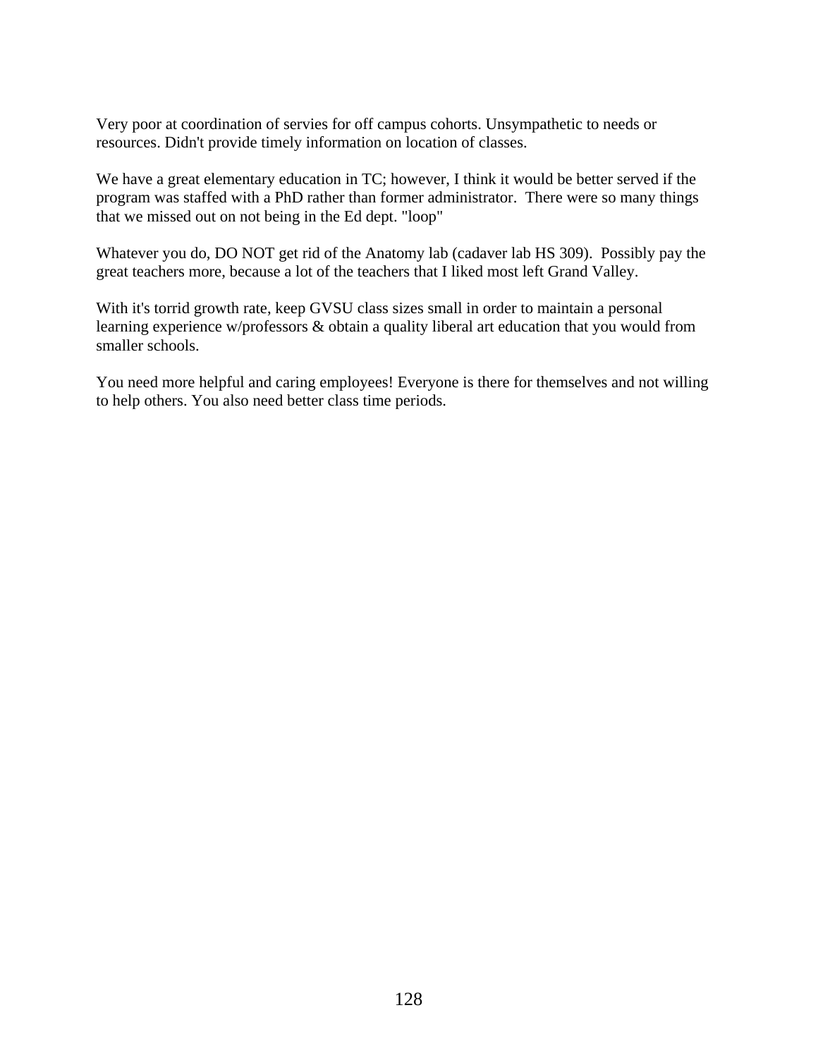Very poor at coordination of servies for off campus cohorts. Unsympathetic to needs or resources. Didn't provide timely information on location of classes.

We have a great elementary education in TC; however, I think it would be better served if the program was staffed with a PhD rather than former administrator. There were so many things that we missed out on not being in the Ed dept. "loop"

Whatever you do, DO NOT get rid of the Anatomy lab (cadaver lab HS 309). Possibly pay the great teachers more, because a lot of the teachers that I liked most left Grand Valley.

With it's torrid growth rate, keep GVSU class sizes small in order to maintain a personal learning experience w/professors & obtain a quality liberal art education that you would from smaller schools.

You need more helpful and caring employees! Everyone is there for themselves and not willing to help others. You also need better class time periods.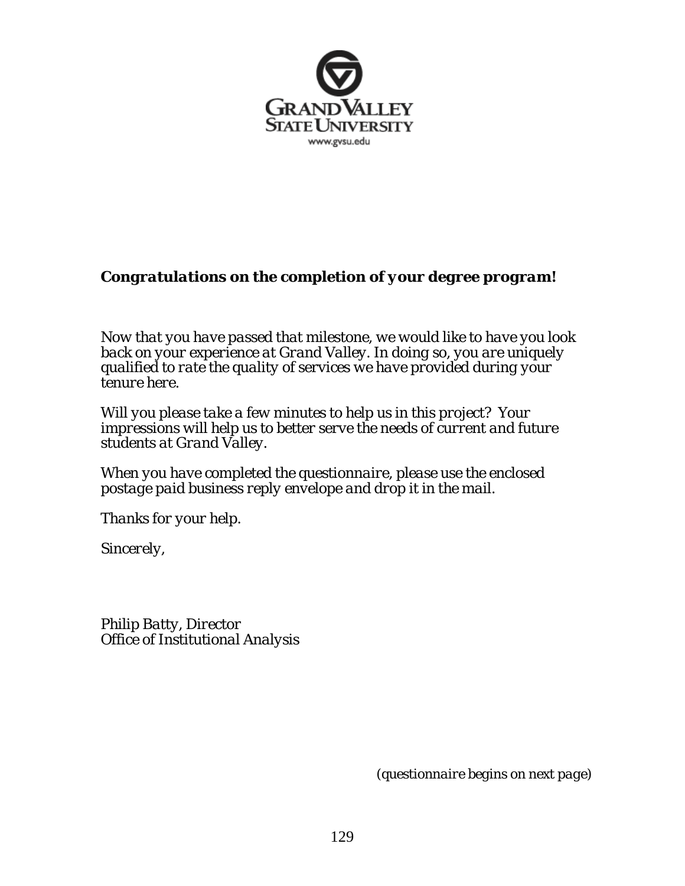GRAND VALLEY
STATE UNIVERSITY
www.gvsu.edu

***Congratulations on the completion of your degree program!***

*Now that you have passed that milestone, we would like to have you look back on your experience at Grand Valley. In doing so, you are uniquely qualified to rate the quality of services we have provided during your tenure here.*

*Will you please take a few minutes to help us in this project? Your impressions will help us to better serve the needs of current and future students at Grand Valley.*

*When you have completed the questionnaire, please use the enclosed postage paid business reply envelope and drop it in the mail.*

*Thanks for your help.*

*Sincerely,*

*Philip Batty, Director*
*Office of Institutional Analysis*

*(questionnaire begins on next page)*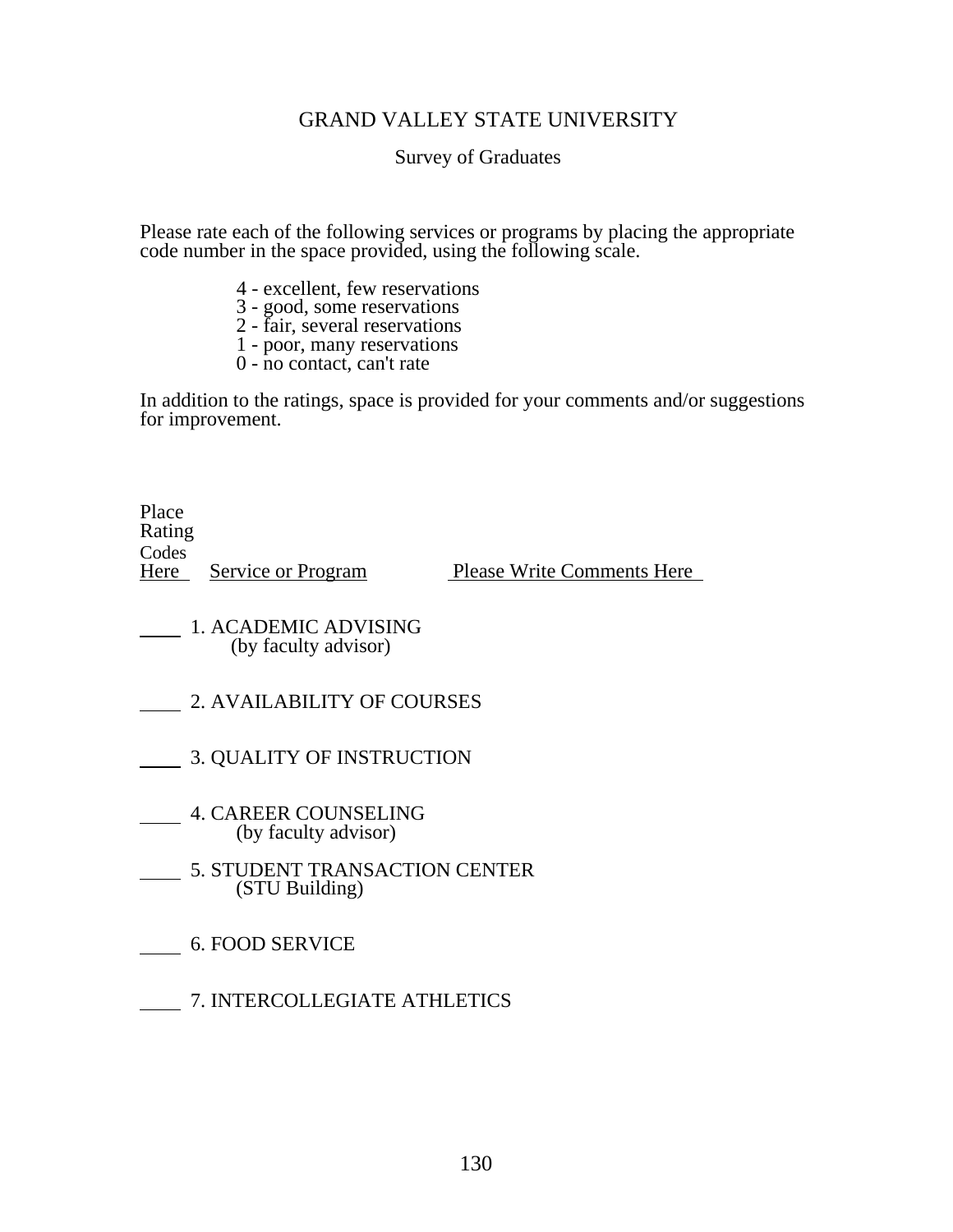# GRAND VALLEY STATE UNIVERSITY

## Survey of Graduates

Please rate each of the following services or programs by placing the appropriate code number in the space provided, using the following scale.

4 - excellent, few reservations
3 - good, some reservations
2 - fair, several reservations
1 - poor, many reservations
0 - no contact, can't rate

In addition to the ratings, space is provided for your comments and/or suggestions for improvement.

| Place Rating Codes Here | Service or Program | Please Write Comments Here |
|---|---|---|
| ____ | 1. ACADEMIC ADVISING (by faculty advisor) | |
| ____ | 2. AVAILABILITY OF COURSES | |
| ____ | 3. QUALITY OF INSTRUCTION | |
| ____ | 4. CAREER COUNSELING (by faculty advisor) | |
| ____ | 5. STUDENT TRANSACTION CENTER (STU Building) | |
| ____ | 6. FOOD SERVICE | |
| ____ | 7. INTERCOLLEGIATE ATHLETICS | |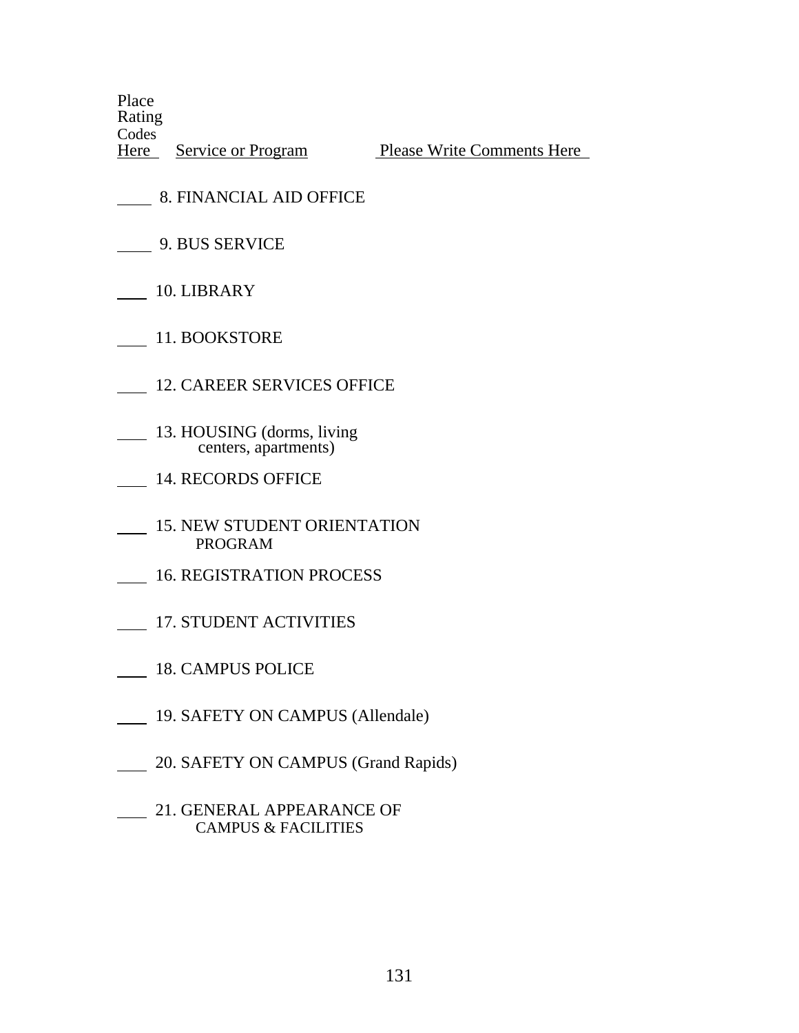| Place Rating Codes Here | Service or Program | Please Write Comments Here |
|---|---|---|
| ____ | 8. FINANCIAL AID OFFICE | |
| ____ | 9. BUS SERVICE | |
| ____ | 10. LIBRARY | |
| ____ | 11. BOOKSTORE | |
| ____ | 12. CAREER SERVICES OFFICE | |
| ____ | 13. HOUSING (dorms, living centers, apartments) | |
| ____ | 14. RECORDS OFFICE | |
| ____ | 15. NEW STUDENT ORIENTATION PROGRAM | |
| ____ | 16. REGISTRATION PROCESS | |
| ____ | 17. STUDENT ACTIVITIES | |
| ____ | 18. CAMPUS POLICE | |
| ____ | 19. SAFETY ON CAMPUS (Allendale) | |
| ____ | 20. SAFETY ON CAMPUS (Grand Rapids) | |
| ____ | 21. GENERAL APPEARANCE OF CAMPUS & FACILITIES | |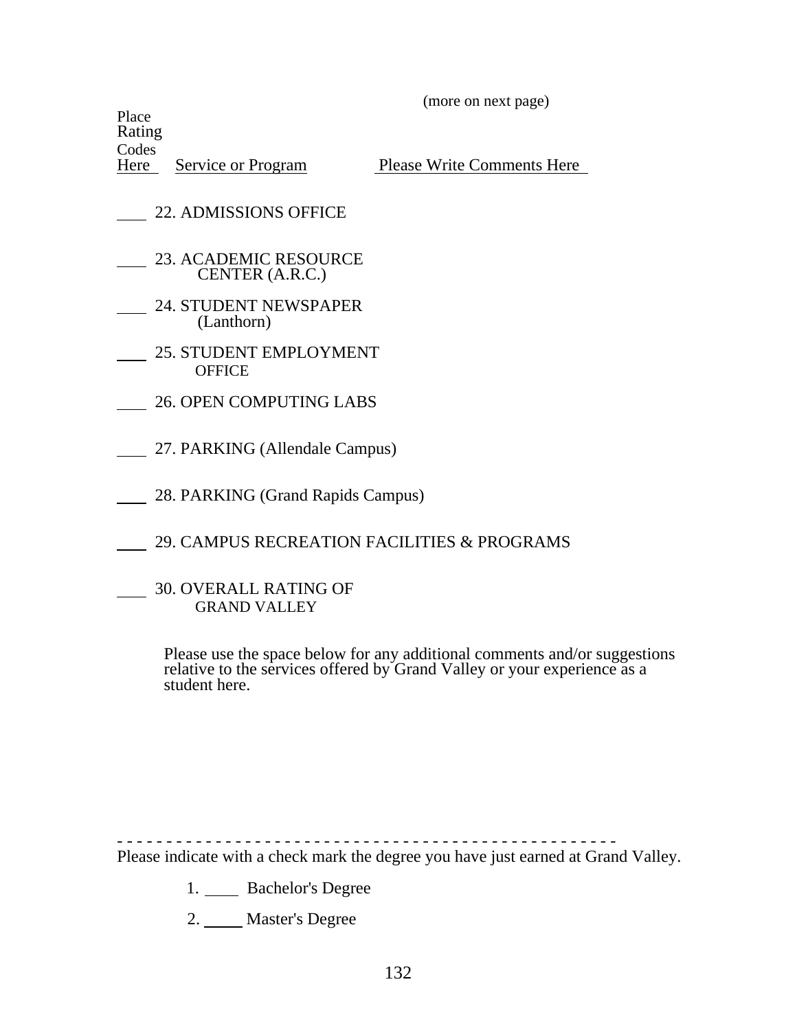(more on next page)

| Place Rating Codes Here | Service or Program | Please Write Comments Here |
|---|---|---|
| ___ | 22. ADMISSIONS OFFICE | |
| ___ | 23. ACADEMIC RESOURCE CENTER (A.R.C.) | |
| ___ | 24. STUDENT NEWSPAPER (Lanthorn) | |
| ___ | 25. STUDENT EMPLOYMENT OFFICE | |
| ___ | 26. OPEN COMPUTING LABS | |
| ___ | 27. PARKING (Allendale Campus) | |
| ___ | 28. PARKING (Grand Rapids Campus) | |
| ___ | 29. CAMPUS RECREATION FACILITIES & PROGRAMS | |
| ___ | 30. OVERALL RATING OF GRAND VALLEY | |

Please use the space below for any additional comments and/or suggestions relative to the services offered by Grand Valley or your experience as a student here.

- - - - - - - - - - - - - - - - - - - - - - - - - - - - - - - - - - - - - - - - - - - - - - - - - -

Please indicate with a check mark the degree you have just earned at Grand Valley.

1. ____ Bachelor's Degree
2. ____ Master's Degree